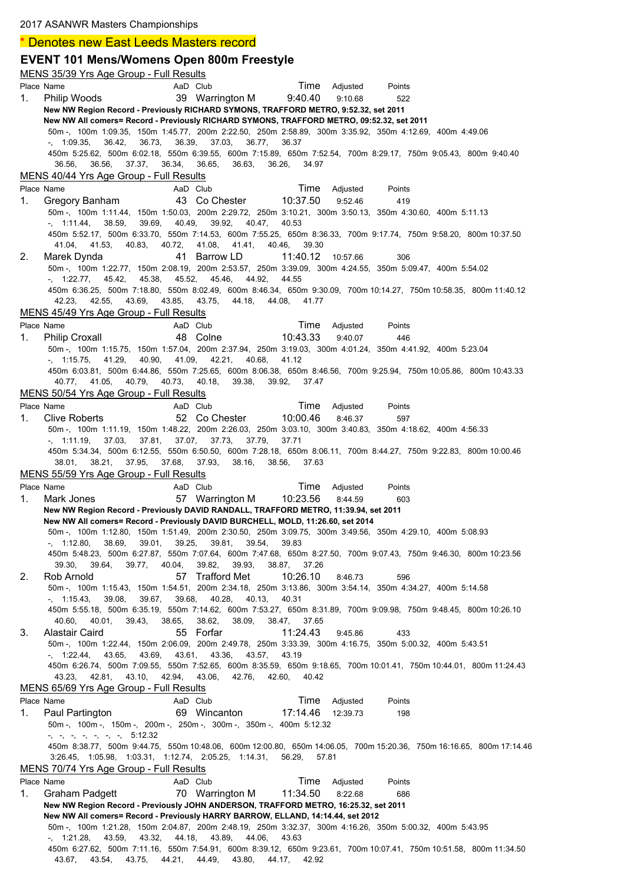2017 ASANWR Masters Championships

\* Denotes new East Leeds Masters record

## EVENT 101 Mens/Womens Open 800m Freestyle

### MENS 35/39 Yrs Age Group - Full Results

| Place | Name | AaD | Club | Time | Adjusted | Points |
|---|---|---|---|---|---|---|
| 1. | Philip Woods | 39 | Warrington M | 9:40.40 | 9:10.68 | 522 |

**New NW Region Record - Previously RICHARD SYMONS, TRAFFORD METRO, 9:52.32, set 2011**
**New NW All comers= Record - Previously RICHARD SYMONS, TRAFFORD METRO, 09:52.32, set 2011**

50m -, 100m 1:09.35, 150m 1:45.77, 200m 2:22.50, 250m 2:58.89, 300m 3:35.92, 350m 4:12.69, 400m 4:49.06
-, 1:09.35, 36.42, 36.73, 36.39, 37.03, 36.77, 36.37
450m 5:25.62, 500m 6:02.18, 550m 6:39.55, 600m 7:15.89, 650m 7:52.54, 700m 8:29.17, 750m 9:05.43, 800m 9:40.40
36.56, 36.56, 37.37, 36.34, 36.65, 36.63, 36.26, 34.97

### MENS 40/44 Yrs Age Group - Full Results

| Place | Name | AaD | Club | Time | Adjusted | Points |
|---|---|---|---|---|---|---|
| 1. | Gregory Banham | 43 | Co Chester | 10:37.50 | 9:52.46 | 419 |

50m -, 100m 1:11.44, 150m 1:50.03, 200m 2:29.72, 250m 3:10.21, 300m 3:50.13, 350m 4:30.60, 400m 5:11.13
-, 1:11.44, 38.59, 39.69, 40.49, 39.92, 40.47, 40.53
450m 5:52.17, 500m 6:33.70, 550m 7:14.53, 600m 7:55.25, 650m 8:36.33, 700m 9:17.74, 750m 9:58.20, 800m 10:37.50
41.04, 41.53, 40.83, 40.72, 41.08, 41.41, 40.46, 39.30

| Place | Name | AaD | Club | Time | Adjusted | Points |
|---|---|---|---|---|---|---|
| 2. | Marek Dynda | 41 | Barrow LD | 11:40.12 | 10:57.66 | 306 |

50m -, 100m 1:22.77, 150m 2:08.19, 200m 2:53.57, 250m 3:39.09, 300m 4:24.55, 350m 5:09.47, 400m 5:54.02
-, 1:22.77, 45.42, 45.38, 45.52, 45.46, 44.92, 44.55
450m 6:36.25, 500m 7:18.80, 550m 8:02.49, 600m 8:46.34, 650m 9:30.09, 700m 10:14.27, 750m 10:58.35, 800m 11:40.12
42.23, 42.55, 43.69, 43.85, 43.75, 44.18, 44.08, 41.77

### MENS 45/49 Yrs Age Group - Full Results

| Place | Name | AaD | Club | Time | Adjusted | Points |
|---|---|---|---|---|---|---|
| 1. | Philip Croxall | 48 | Colne | 10:43.33 | 9:40.07 | 446 |

50m -, 100m 1:15.75, 150m 1:57.04, 200m 2:37.94, 250m 3:19.03, 300m 4:01.24, 350m 4:41.92, 400m 5:23.04
-, 1:15.75, 41.29, 40.90, 41.09, 42.21, 40.68, 41.12
450m 6:03.81, 500m 6:44.86, 550m 7:25.65, 600m 8:06.38, 650m 8:46.56, 700m 9:25.94, 750m 10:05.86, 800m 10:43.33
40.77, 41.05, 40.79, 40.73, 40.18, 39.38, 39.92, 37.47

### MENS 50/54 Yrs Age Group - Full Results

| Place | Name | AaD | Club | Time | Adjusted | Points |
|---|---|---|---|---|---|---|
| 1. | Clive Roberts | 52 | Co Chester | 10:00.46 | 8:46.37 | 597 |

50m -, 100m 1:11.19, 150m 1:48.22, 200m 2:26.03, 250m 3:03.10, 300m 3:40.83, 350m 4:18.62, 400m 4:56.33
-, 1:11.19, 37.03, 37.81, 37.07, 37.73, 37.79, 37.71
450m 5:34.34, 500m 6:12.55, 550m 6:50.50, 600m 7:28.18, 650m 8:06.11, 700m 8:44.27, 750m 9:22.83, 800m 10:00.46
38.01, 38.21, 37.95, 37.68, 37.93, 38.16, 38.56, 37.63

### MENS 55/59 Yrs Age Group - Full Results

| Place | Name | AaD | Club | Time | Adjusted | Points |
|---|---|---|---|---|---|---|
| 1. | Mark Jones | 57 | Warrington M | 10:23.56 | 8:44.59 | 603 |

**New NW Region Record - Previously DAVID RANDALL, TRAFFORD METRO, 11:39.94, set 2011**
**New NW All comers= Record - Previously DAVID BURCHELL, MOLD, 11:26.60, set 2014**

50m -, 100m 1:12.80, 150m 1:51.49, 200m 2:30.50, 250m 3:09.75, 300m 3:49.56, 350m 4:29.10, 400m 5:08.93
-, 1:12.80, 38.69, 39.01, 39.25, 39.81, 39.54, 39.83
450m 5:48.23, 500m 6:27.87, 550m 7:07.64, 600m 7:47.68, 650m 8:27.50, 700m 9:07.43, 750m 9:46.30, 800m 10:23.56
39.30, 39.64, 39.77, 40.04, 39.82, 39.93, 38.87, 37.26

| Place | Name | AaD | Club | Time | Adjusted | Points |
|---|---|---|---|---|---|---|
| 2. | Rob Arnold | 57 | Trafford Met | 10:26.10 | 8:46.73 | 596 |

50m -, 100m 1:15.43, 150m 1:54.51, 200m 2:34.18, 250m 3:13.86, 300m 3:54.14, 350m 4:34.27, 400m 5:14.58
-, 1:15.43, 39.08, 39.67, 39.68, 40.28, 40.13, 40.31
450m 5:55.18, 500m 6:35.19, 550m 7:14.62, 600m 7:53.27, 650m 8:31.89, 700m 9:09.98, 750m 9:48.45, 800m 10:26.10
40.60, 40.01, 39.43, 38.65, 38.62, 38.09, 38.47, 37.65

| Place | Name | AaD | Club | Time | Adjusted | Points |
|---|---|---|---|---|---|---|
| 3. | Alastair Caird | 55 | Forfar | 11:24.43 | 9:45.86 | 433 |

50m -, 100m 1:22.44, 150m 2:06.09, 200m 2:49.78, 250m 3:33.39, 300m 4:16.75, 350m 5:00.32, 400m 5:43.51
-, 1:22.44, 43.65, 43.69, 43.61, 43.36, 43.57, 43.19
450m 6:26.74, 500m 7:09.55, 550m 7:52.65, 600m 8:35.59, 650m 9:18.65, 700m 10:01.41, 750m 10:44.01, 800m 11:24.43
43.23, 42.81, 43.10, 42.94, 43.06, 42.76, 42.60, 40.42

### MENS 65/69 Yrs Age Group - Full Results

| Place | Name | AaD | Club | Time | Adjusted | Points |
|---|---|---|---|---|---|---|
| 1. | Paul Partington | 69 | Wincanton | 17:14.46 | 12:39.73 | 198 |

50m -, 100m -, 150m -, 200m -, 250m -, 300m -, 350m -, 400m 5:12.32
-, -, -, -, -, -, -, 5:12.32
450m 8:38.77, 500m 9:44.75, 550m 10:48.06, 600m 12:00.80, 650m 14:06.05, 700m 15:20.36, 750m 16:16.65, 800m 17:14.46
3:26.45, 1:05.98, 1:03.31, 1:12.74, 2:05.25, 1:14.31, 56.29, 57.81

### MENS 70/74 Yrs Age Group - Full Results

| Place | Name | AaD | Club | Time | Adjusted | Points |
|---|---|---|---|---|---|---|
| 1. | Graham Padgett | 70 | Warrington M | 11:34.50 | 8:22.68 | 686 |

**New NW Region Record - Previously JOHN ANDERSON, TRAFFORD METRO, 16:25.32, set 2011**
**New NW All comers= Record - Previously HARRY BARROW, ELLAND, 14:14.44, set 2012**

50m -, 100m 1:21.28, 150m 2:04.87, 200m 2:48.19, 250m 3:32.37, 300m 4:16.26, 350m 5:00.32, 400m 5:43.95
-, 1:21.28, 43.59, 43.32, 44.18, 43.89, 44.06, 43.63
450m 6:27.62, 500m 7:11.16, 550m 7:54.91, 600m 8:39.12, 650m 9:23.61, 700m 10:07.41, 750m 10:51.58, 800m 11:34.50
43.67, 43.54, 43.75, 44.21, 44.49, 43.80, 44.17, 42.92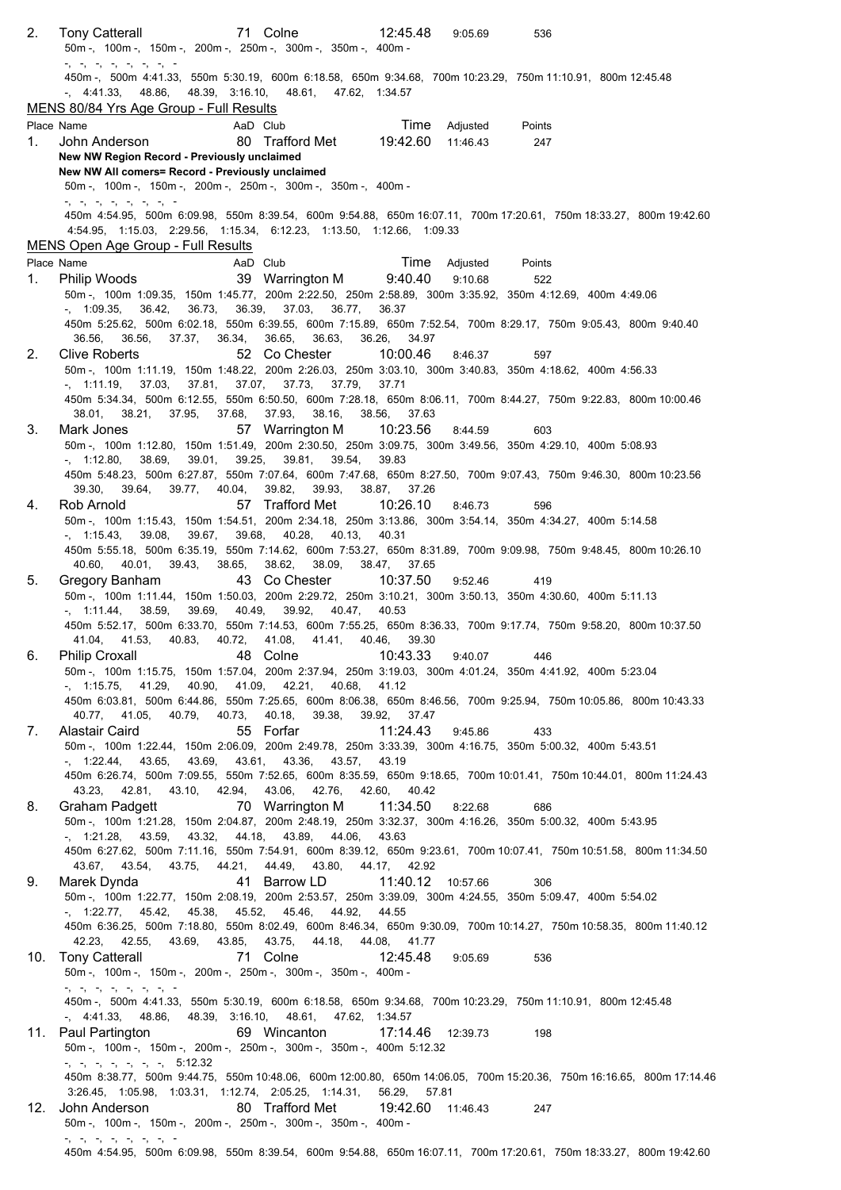2. Tony Catterall 71 Colne 12:45.48 9:05.69 536

50m -, 100m -, 150m -, 200m -, 250m -, 300m -, 350m -, 400m -

-, -, -, -, -, -, -, -

450m -, 500m 4:41.33, 550m 5:30.19, 600m 6:18.58, 650m 9:34.68, 700m 10:23.29, 750m 11:10.91, 800m 12:45.48

-, 4:41.33, 48.86, 48.39, 3:16.10, 48.61, 47.62, 1:34.57

## MENS 80/84 Yrs Age Group - Full Results

| Place | Name | AaD | Club | Time | Adjusted | Points |
|---|---|---|---|---|---|---|
| 1. | John Anderson | 80 | Trafford Met | 19:42.60 | 11:46.43 | 247 |

**New NW Region Record - Previously unclaimed**

**New NW All comers= Record - Previously unclaimed**

50m -, 100m -, 150m -, 200m -, 250m -, 300m -, 350m -, 400m -

-, -, -, -, -, -, -, -

450m 4:54.95, 500m 6:09.98, 550m 8:39.54, 600m 9:54.88, 650m 16:07.11, 700m 17:20.61, 750m 18:33.27, 800m 19:42.60

4:54.95, 1:15.03, 2:29.56, 1:15.34, 6:12.23, 1:13.50, 1:12.66, 1:09.33

## MENS Open Age Group - Full Results

| Place | Name | AaD | Club | Time | Adjusted | Points |
|---|---|---|---|---|---|---|
| 1. | Philip Woods | 39 | Warrington M | 9:40.40 | 9:10.68 | 522 |

50m -, 100m 1:09.35, 150m 1:45.77, 200m 2:22.50, 250m 2:58.89, 300m 3:35.92, 350m 4:12.69, 400m 4:49.06

-, 1:09.35, 36.42, 36.73, 36.39, 37.03, 36.77, 36.37

450m 5:25.62, 500m 6:02.18, 550m 6:39.55, 600m 7:15.89, 650m 7:52.54, 700m 8:29.17, 750m 9:05.43, 800m 9:40.40

36.56, 36.56, 37.37, 36.34, 36.65, 36.63, 36.26, 34.97

| Place | Name | AaD | Club | Time | Adjusted | Points |
|---|---|---|---|---|---|---|
| 2. | Clive Roberts | 52 | Co Chester | 10:00.46 | 8:46.37 | 597 |

50m -, 100m 1:11.19, 150m 1:48.22, 200m 2:26.03, 250m 3:03.10, 300m 3:40.83, 350m 4:18.62, 400m 4:56.33

-, 1:11.19, 37.03, 37.81, 37.07, 37.73, 37.79, 37.71

450m 5:34.34, 500m 6:12.55, 550m 6:50.50, 600m 7:28.18, 650m 8:06.11, 700m 8:44.27, 750m 9:22.83, 800m 10:00.46

38.01, 38.21, 37.95, 37.68, 37.93, 38.16, 38.56, 37.63

| Place | Name | AaD | Club | Time | Adjusted | Points |
|---|---|---|---|---|---|---|
| 3. | Mark Jones | 57 | Warrington M | 10:23.56 | 8:44.59 | 603 |

50m -, 100m 1:12.80, 150m 1:51.49, 200m 2:30.50, 250m 3:09.75, 300m 3:49.56, 350m 4:29.10, 400m 5:08.93

-, 1:12.80, 38.69, 39.01, 39.25, 39.81, 39.54, 39.83

450m 5:48.23, 500m 6:27.87, 550m 7:07.64, 600m 7:47.68, 650m 8:27.50, 700m 9:07.43, 750m 9:46.30, 800m 10:23.56

39.30, 39.64, 39.77, 40.04, 39.82, 39.93, 38.87, 37.26

| Place | Name | AaD | Club | Time | Adjusted | Points |
|---|---|---|---|---|---|---|
| 4. | Rob Arnold | 57 | Trafford Met | 10:26.10 | 8:46.73 | 596 |

50m -, 100m 1:15.43, 150m 1:54.51, 200m 2:34.18, 250m 3:13.86, 300m 3:54.14, 350m 4:34.27, 400m 5:14.58

-, 1:15.43, 39.08, 39.67, 39.68, 40.28, 40.13, 40.31

450m 5:55.18, 500m 6:35.19, 550m 7:14.62, 600m 7:53.27, 650m 8:31.89, 700m 9:09.98, 750m 9:48.45, 800m 10:26.10

40.60, 40.01, 39.43, 38.65, 38.62, 38.09, 38.47, 37.65

| Place | Name | AaD | Club | Time | Adjusted | Points |
|---|---|---|---|---|---|---|
| 5. | Gregory Banham | 43 | Co Chester | 10:37.50 | 9:52.46 | 419 |

50m -, 100m 1:11.44, 150m 1:50.03, 200m 2:29.72, 250m 3:10.21, 300m 3:50.13, 350m 4:30.60, 400m 5:11.13

-, 1:11.44, 38.59, 39.69, 40.49, 39.92, 40.47, 40.53

450m 5:52.17, 500m 6:33.70, 550m 7:14.53, 600m 7:55.25, 650m 8:36.33, 700m 9:17.74, 750m 9:58.20, 800m 10:37.50

41.04, 41.53, 40.83, 40.72, 41.08, 41.41, 40.46, 39.30

| Place | Name | AaD | Club | Time | Adjusted | Points |
|---|---|---|---|---|---|---|
| 6. | Philip Croxall | 48 | Colne | 10:43.33 | 9:40.07 | 446 |

50m -, 100m 1:15.75, 150m 1:57.04, 200m 2:37.94, 250m 3:19.03, 300m 4:01.24, 350m 4:41.92, 400m 5:23.04

-, 1:15.75, 41.29, 40.90, 41.09, 42.21, 40.68, 41.12

450m 6:03.81, 500m 6:44.86, 550m 7:25.65, 600m 8:06.38, 650m 8:46.56, 700m 9:25.94, 750m 10:05.86, 800m 10:43.33

40.77, 41.05, 40.79, 40.73, 40.18, 39.38, 39.92, 37.47

| Place | Name | AaD | Club | Time | Adjusted | Points |
|---|---|---|---|---|---|---|
| 7. | Alastair Caird | 55 | Forfar | 11:24.43 | 9:45.86 | 433 |

50m -, 100m 1:22.44, 150m 2:06.09, 200m 2:49.78, 250m 3:33.39, 300m 4:16.75, 350m 5:00.32, 400m 5:43.51

-, 1:22.44, 43.65, 43.69, 43.61, 43.36, 43.57, 43.19

450m 6:26.74, 500m 7:09.55, 550m 7:52.65, 600m 8:35.59, 650m 9:18.65, 700m 10:01.41, 750m 10:44.01, 800m 11:24.43

43.23, 42.81, 43.10, 42.94, 43.06, 42.76, 42.60, 40.42

| Place | Name | AaD | Club | Time | Adjusted | Points |
|---|---|---|---|---|---|---|
| 8. | Graham Padgett | 70 | Warrington M | 11:34.50 | 8:22.68 | 686 |

50m -, 100m 1:21.28, 150m 2:04.87, 200m 2:48.19, 250m 3:32.37, 300m 4:16.26, 350m 5:00.32, 400m 5:43.95

-, 1:21.28, 43.59, 43.32, 44.18, 43.89, 44.06, 43.63

450m 6:27.62, 500m 7:11.16, 550m 7:54.91, 600m 8:39.12, 650m 9:23.61, 700m 10:07.41, 750m 10:51.58, 800m 11:34.50

43.67, 43.54, 43.75, 44.21, 44.49, 43.80, 44.17, 42.92

| Place | Name | AaD | Club | Time | Adjusted | Points |
|---|---|---|---|---|---|---|
| 9. | Marek Dynda | 41 | Barrow LD | 11:40.12 | 10:57.66 | 306 |

50m -, 100m 1:22.77, 150m 2:08.19, 200m 2:53.57, 250m 3:39.09, 300m 4:24.55, 350m 5:09.47, 400m 5:54.02

-, 1:22.77, 45.42, 45.38, 45.52, 45.46, 44.92, 44.55

450m 6:36.25, 500m 7:18.80, 550m 8:02.49, 600m 8:46.34, 650m 9:30.09, 700m 10:14.27, 750m 10:58.35, 800m 11:40.12

42.23, 42.55, 43.69, 43.85, 43.75, 44.18, 44.08, 41.77

| Place | Name | AaD | Club | Time | Adjusted | Points |
|---|---|---|---|---|---|---|
| 10. | Tony Catterall | 71 | Colne | 12:45.48 | 9:05.69 | 536 |

50m -, 100m -, 150m -, 200m -, 250m -, 300m -, 350m -, 400m -

-, -, -, -, -, -, -, -

450m -, 500m 4:41.33, 550m 5:30.19, 600m 6:18.58, 650m 9:34.68, 700m 10:23.29, 750m 11:10.91, 800m 12:45.48

-, 4:41.33, 48.86, 48.39, 3:16.10, 48.61, 47.62, 1:34.57

| Place | Name | AaD | Club | Time | Adjusted | Points |
|---|---|---|---|---|---|---|
| 11. | Paul Partington | 69 | Wincanton | 17:14.46 | 12:39.73 | 198 |

50m -, 100m -, 150m -, 200m -, 250m -, 300m -, 350m -, 400m 5:12.32

-, -, -, -, -, -, -, 5:12.32

450m 8:38.77, 500m 9:44.75, 550m 10:48.06, 600m 12:00.80, 650m 14:06.05, 700m 15:20.36, 750m 16:16.65, 800m 17:14.46

3:26.45, 1:05.98, 1:03.31, 1:12.74, 2:05.25, 1:14.31, 56.29, 57.81

| Place | Name | AaD | Club | Time | Adjusted | Points |
|---|---|---|---|---|---|---|
| 12. | John Anderson | 80 | Trafford Met | 19:42.60 | 11:46.43 | 247 |

50m -, 100m -, 150m -, 200m -, 250m -, 300m -, 350m -, 400m -

-, -, -, -, -, -, -, -

450m 4:54.95, 500m 6:09.98, 550m 8:39.54, 600m 9:54.88, 650m 16:07.11, 700m 17:20.61, 750m 18:33.27, 800m 19:42.60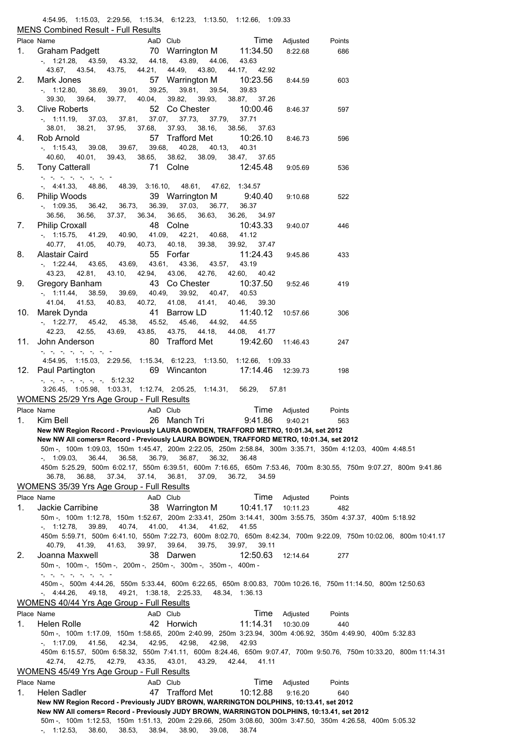4:54.95, 1:15.03, 2:29.56, 1:15.34, 6:12.23, 1:13.50, 1:12.66, 1:09.33

## MENS Combined Result - Full Results

| Place | Name | AaD | Club | Time | Adjusted | Points |
|---|---|---|---|---|---|---|
| 1. | Graham Padgett | 70 | Warrington M | 11:34.50 | 8:22.68 | 686 |
| | -, 1:21.28, 43.59, 43.32, 44.18, 43.89, 44.06, 43.63 | | | | | |
| | 43.67, 43.54, 43.75, 44.21, 44.49, 43.80, 44.17, 42.92 | | | | | |
| 2. | Mark Jones | 57 | Warrington M | 10:23.56 | 8:44.59 | 603 |
| | -, 1:12.80, 38.69, 39.01, 39.25, 39.81, 39.54, 39.83 | | | | | |
| | 39.30, 39.64, 39.77, 40.04, 39.82, 39.93, 38.87, 37.26 | | | | | |
| 3. | Clive Roberts | 52 | Co Chester | 10:00.46 | 8:46.37 | 597 |
| | -, 1:11.19, 37.03, 37.81, 37.07, 37.73, 37.79, 37.71 | | | | | |
| | 38.01, 38.21, 37.95, 37.68, 37.93, 38.16, 38.56, 37.63 | | | | | |
| 4. | Rob Arnold | 57 | Trafford Met | 10:26.10 | 8:46.73 | 596 |
| | -, 1:15.43, 39.08, 39.67, 39.68, 40.28, 40.13, 40.31 | | | | | |
| | 40.60, 40.01, 39.43, 38.65, 38.62, 38.09, 38.47, 37.65 | | | | | |
| 5. | Tony Catterall | 71 | Colne | 12:45.48 | 9:05.69 | 536 |
| | -, -, -, -, -, -, -, - | | | | | |
| | -, 4:41.33, 48.86, 48.39, 3:16.10, 48.61, 47.62, 1:34.57 | | | | | |
| 6. | Philip Woods | 39 | Warrington M | 9:40.40 | 9:10.68 | 522 |
| | -, 1:09.35, 36.42, 36.73, 36.39, 37.03, 36.77, 36.37 | | | | | |
| | 36.56, 36.56, 37.37, 36.34, 36.65, 36.63, 36.26, 34.97 | | | | | |
| 7. | Philip Croxall | 48 | Colne | 10:43.33 | 9:40.07 | 446 |
| | -, 1:15.75, 41.29, 40.90, 41.09, 42.21, 40.68, 41.12 | | | | | |
| | 40.77, 41.05, 40.79, 40.73, 40.18, 39.38, 39.92, 37.47 | | | | | |
| 8. | Alastair Caird | 55 | Forfar | 11:24.43 | 9:45.86 | 433 |
| | -, 1:22.44, 43.65, 43.69, 43.61, 43.36, 43.57, 43.19 | | | | | |
| | 43.23, 42.81, 43.10, 42.94, 43.06, 42.76, 42.60, 40.42 | | | | | |
| 9. | Gregory Banham | 43 | Co Chester | 10:37.50 | 9:52.46 | 419 |
| | -, 1:11.44, 38.59, 39.69, 40.49, 39.92, 40.47, 40.53 | | | | | |
| | 41.04, 41.53, 40.83, 40.72, 41.08, 41.41, 40.46, 39.30 | | | | | |
| 10. | Marek Dynda | 41 | Barrow LD | 11:40.12 | 10:57.66 | 306 |
| | -, 1:22.77, 45.42, 45.38, 45.52, 45.46, 44.92, 44.55 | | | | | |
| | 42.23, 42.55, 43.69, 43.85, 43.75, 44.18, 44.08, 41.77 | | | | | |
| 11. | John Anderson | 80 | Trafford Met | 19:42.60 | 11:46.43 | 247 |
| | -, -, -, -, -, -, -, - | | | | | |
| | 4:54.95, 1:15.03, 2:29.56, 1:15.34, 6:12.23, 1:13.50, 1:12.66, 1:09.33 | | | | | |
| 12. | Paul Partington | 69 | Wincanton | 17:14.46 | 12:39.73 | 198 |
| | -, -, -, -, -, -, -, 5:12.32 | | | | | |
| | 3:26.45, 1:05.98, 1:03.31, 1:12.74, 2:05.25, 1:14.31, 56.29, 57.81 | | | | | |

## WOMENS 25/29 Yrs Age Group - Full Results

| Place | Name | AaD | Club | Time | Adjusted | Points |
|---|---|---|---|---|---|---|
| 1. | Kim Bell | 26 | Manch Tri | 9:41.86 | 9:40.21 | 563 |

**New NW Region Record - Previously LAURA BOWDEN, TRAFFORD METRO, 10:01.34, set 2012**
**New NW All comers= Record - Previously LAURA BOWDEN, TRAFFORD METRO, 10:01.34, set 2012**

50m -, 100m 1:09.03, 150m 1:45.47, 200m 2:22.05, 250m 2:58.84, 300m 3:35.71, 350m 4:12.03, 400m 4:48.51
-, 1:09.03, 36.44, 36.58, 36.79, 36.87, 36.32, 36.48
450m 5:25.29, 500m 6:02.17, 550m 6:39.51, 600m 7:16.65, 650m 7:53.46, 700m 8:30.55, 750m 9:07.27, 800m 9:41.86
36.78, 36.88, 37.34, 37.14, 36.81, 37.09, 36.72, 34.59

## WOMENS 35/39 Yrs Age Group - Full Results

| Place | Name | AaD | Club | Time | Adjusted | Points |
|---|---|---|---|---|---|---|
| 1. | Jackie Carribine | 38 | Warrington M | 10:41.17 | 10:11.23 | 482 |
| 2. | Joanna Maxwell | 38 | Darwen | 12:50.63 | 12:14.64 | 277 |

Jackie Carribine:
50m -, 100m 1:12.78, 150m 1:52.67, 200m 2:33.41, 250m 3:14.41, 300m 3:55.75, 350m 4:37.37, 400m 5:18.92
-, 1:12.78, 39.89, 40.74, 41.00, 41.34, 41.62, 41.55
450m 5:59.71, 500m 6:41.10, 550m 7:22.73, 600m 8:02.70, 650m 8:42.34, 700m 9:22.09, 750m 10:02.06, 800m 10:41.17
40.79, 41.39, 41.63, 39.97, 39.64, 39.75, 39.97, 39.11

Joanna Maxwell:
50m -, 100m -, 150m -, 200m -, 250m -, 300m -, 350m -, 400m -
-, -, -, -, -, -, -, -
450m -, 500m 4:44.26, 550m 5:33.44, 600m 6:22.65, 650m 8:00.83, 700m 10:26.16, 750m 11:14.50, 800m 12:50.63
-, 4:44.26, 49.18, 49.21, 1:38.18, 2:25.33, 48.34, 1:36.13

## WOMENS 40/44 Yrs Age Group - Full Results

| Place | Name | AaD | Club | Time | Adjusted | Points |
|---|---|---|---|---|---|---|
| 1. | Helen Rolle | 42 | Horwich | 11:14.31 | 10:30.09 | 440 |

50m -, 100m 1:17.09, 150m 1:58.65, 200m 2:40.99, 250m 3:23.94, 300m 4:06.92, 350m 4:49.90, 400m 5:32.83
-, 1:17.09, 41.56, 42.34, 42.95, 42.98, 42.98, 42.93
450m 6:15.57, 500m 6:58.32, 550m 7:41.11, 600m 8:24.46, 650m 9:07.47, 700m 9:50.76, 750m 10:33.20, 800m 11:14.31
42.74, 42.75, 42.79, 43.35, 43.01, 43.29, 42.44, 41.11

## WOMENS 45/49 Yrs Age Group - Full Results

| Place | Name | AaD | Club | Time | Adjusted | Points |
|---|---|---|---|---|---|---|
| 1. | Helen Sadler | 47 | Trafford Met | 10:12.88 | 9:16.20 | 640 |

**New NW Region Record - Previously JUDY BROWN, WARRINGTON DOLPHINS, 10:13.41, set 2012**
**New NW All comers= Record - Previously JUDY BROWN, WARRINGTON DOLPHINS, 10:13.41, set 2012**

50m -, 100m 1:12.53, 150m 1:51.13, 200m 2:29.66, 250m 3:08.60, 300m 3:47.50, 350m 4:26.58, 400m 5:05.32
-, 1:12.53, 38.60, 38.53, 38.94, 38.90, 39.08, 38.74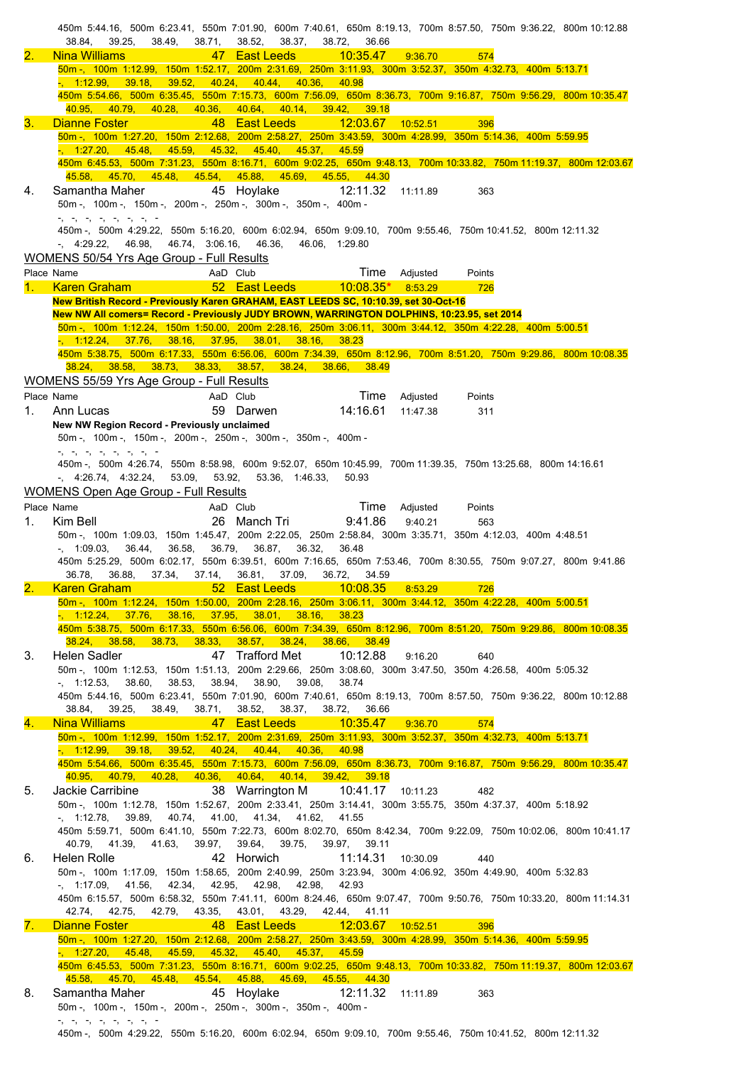450m 5:44.16, 500m 6:23.41, 550m 7:01.90, 600m 7:40.61, 650m 8:19.13, 700m 8:57.50, 750m 9:36.22, 800m 10:12.88
38.84, 39.25, 38.49, 38.71, 38.52, 38.37, 38.72, 36.66

| Place | Name | AaD | Club | Time | Adjusted | Points |
|---|---|---|---|---|---|---|
| 2. | Nina Williams | 47 | East Leeds | 10:35.47 | 9:36.70 | 574 |

50m -, 100m 1:12.99, 150m 1:52.17, 200m 2:31.69, 250m 3:11.93, 300m 3:52.37, 350m 4:32.73, 400m 5:13.71
-, 1:12.99, 39.18, 39.52, 40.24, 40.44, 40.36, 40.98
450m 5:54.66, 500m 6:35.45, 550m 7:15.73, 600m 7:56.09, 650m 8:36.73, 700m 9:16.87, 750m 9:56.29, 800m 10:35.47
40.95, 40.79, 40.28, 40.36, 40.64, 40.14, 39.42, 39.18

| Place | Name | AaD | Club | Time | Adjusted | Points |
|---|---|---|---|---|---|---|
| 3. | Dianne Foster | 48 | East Leeds | 12:03.67 | 10:52.51 | 396 |

50m -, 100m 1:27.20, 150m 2:12.68, 200m 2:58.27, 250m 3:43.59, 300m 4:28.99, 350m 5:14.36, 400m 5:59.95
-, 1:27.20, 45.48, 45.59, 45.32, 45.40, 45.37, 45.59
450m 6:45.53, 500m 7:31.23, 550m 8:16.71, 600m 9:02.25, 650m 9:48.13, 700m 10:33.82, 750m 11:19.37, 800m 12:03.67
45.58, 45.70, 45.48, 45.54, 45.88, 45.69, 45.55, 44.30

| Place | Name | AaD | Club | Time | Adjusted | Points |
|---|---|---|---|---|---|---|
| 4. | Samantha Maher | 45 | Hoylake | 12:11.32 | 11:11.89 | 363 |

50m -, 100m -, 150m -, 200m -, 250m -, 300m -, 350m -, 400m -
-, -, -, -, -, -, -, -
450m -, 500m 4:29.22, 550m 5:16.20, 600m 6:02.94, 650m 9:09.10, 700m 9:55.46, 750m 10:41.52, 800m 12:11.32
-, 4:29.22, 46.98, 46.74, 3:06.16, 46.36, 46.06, 1:29.80

## WOMENS 50/54 Yrs Age Group - Full Results

| Place | Name | AaD | Club | Time | Adjusted | Points |
|---|---|---|---|---|---|---|
| 1. | Karen Graham | 52 | East Leeds | 10:08.35* | 8:53.29 | 726 |

**New British Record - Previously Karen GRAHAM, EAST LEEDS SC, 10:10.39, set 30-Oct-16**
**New NW All comers= Record - Previously JUDY BROWN, WARRINGTON DOLPHINS, 10:23.95, set 2014**
50m -, 100m 1:12.24, 150m 1:50.00, 200m 2:28.16, 250m 3:06.11, 300m 3:44.12, 350m 4:22.28, 400m 5:00.51
-, 1:12.24, 37.76, 38.16, 37.95, 38.01, 38.16, 38.23
450m 5:38.75, 500m 6:17.33, 550m 6:56.06, 600m 7:34.39, 650m 8:12.96, 700m 8:51.20, 750m 9:29.86, 800m 10:08.35
38.24, 38.58, 38.73, 38.33, 38.57, 38.24, 38.66, 38.49

## WOMENS 55/59 Yrs Age Group - Full Results

| Place | Name | AaD | Club | Time | Adjusted | Points |
|---|---|---|---|---|---|---|
| 1. | Ann Lucas | 59 | Darwen | 14:16.61 | 11:47.38 | 311 |

**New NW Region Record - Previously unclaimed**
50m -, 100m -, 150m -, 200m -, 250m -, 300m -, 350m -, 400m -
-, -, -, -, -, -, -, -
450m -, 500m 4:26.74, 550m 8:58.98, 600m 9:52.07, 650m 10:45.99, 700m 11:39.35, 750m 13:25.68, 800m 14:16.61
-, 4:26.74, 4:32.24, 53.09, 53.92, 53.36, 1:46.33, 50.93

## WOMENS Open Age Group - Full Results

| Place | Name | AaD | Club | Time | Adjusted | Points |
|---|---|---|---|---|---|---|
| 1. | Kim Bell | 26 | Manch Tri | 9:41.86 | 9:40.21 | 563 |

50m -, 100m 1:09.03, 150m 1:45.47, 200m 2:22.05, 250m 2:58.84, 300m 3:35.71, 350m 4:12.03, 400m 4:48.51
-, 1:09.03, 36.44, 36.58, 36.79, 36.87, 36.32, 36.48
450m 5:25.29, 500m 6:02.17, 550m 6:39.51, 600m 7:16.65, 650m 7:53.46, 700m 8:30.55, 750m 9:07.27, 800m 9:41.86
36.78, 36.88, 37.34, 37.14, 36.81, 37.09, 36.72, 34.59

| Place | Name | AaD | Club | Time | Adjusted | Points |
|---|---|---|---|---|---|---|
| 2. | Karen Graham | 52 | East Leeds | 10:08.35 | 8:53.29 | 726 |

50m -, 100m 1:12.24, 150m 1:50.00, 200m 2:28.16, 250m 3:06.11, 300m 3:44.12, 350m 4:22.28, 400m 5:00.51
-, 1:12.24, 37.76, 38.16, 37.95, 38.01, 38.16, 38.23
450m 5:38.75, 500m 6:17.33, 550m 6:56.06, 600m 7:34.39, 650m 8:12.96, 700m 8:51.20, 750m 9:29.86, 800m 10:08.35
38.24, 38.58, 38.73, 38.33, 38.57, 38.24, 38.66, 38.49

| Place | Name | AaD | Club | Time | Adjusted | Points |
|---|---|---|---|---|---|---|
| 3. | Helen Sadler | 47 | Trafford Met | 10:12.88 | 9:16.20 | 640 |

50m -, 100m 1:12.53, 150m 1:51.13, 200m 2:29.66, 250m 3:08.60, 300m 3:47.50, 350m 4:26.58, 400m 5:05.32
-, 1:12.53, 38.60, 38.53, 38.94, 38.90, 39.08, 38.74
450m 5:44.16, 500m 6:23.41, 550m 7:01.90, 600m 7:40.61, 650m 8:19.13, 700m 8:57.50, 750m 9:36.22, 800m 10:12.88
38.84, 39.25, 38.49, 38.71, 38.52, 38.37, 38.72, 36.66

| Place | Name | AaD | Club | Time | Adjusted | Points |
|---|---|---|---|---|---|---|
| 4. | Nina Williams | 47 | East Leeds | 10:35.47 | 9:36.70 | 574 |

50m -, 100m 1:12.99, 150m 1:52.17, 200m 2:31.69, 250m 3:11.93, 300m 3:52.37, 350m 4:32.73, 400m 5:13.71
-, 1:12.99, 39.18, 39.52, 40.24, 40.44, 40.36, 40.98
450m 5:54.66, 500m 6:35.45, 550m 7:15.73, 600m 7:56.09, 650m 8:36.73, 700m 9:16.87, 750m 9:56.29, 800m 10:35.47
40.95, 40.79, 40.28, 40.36, 40.64, 40.14, 39.42, 39.18

| Place | Name | AaD | Club | Time | Adjusted | Points |
|---|---|---|---|---|---|---|
| 5. | Jackie Carribine | 38 | Warrington M | 10:41.17 | 10:11.23 | 482 |

50m -, 100m 1:12.78, 150m 1:52.67, 200m 2:33.41, 250m 3:14.41, 300m 3:55.75, 350m 4:37.37, 400m 5:18.92
-, 1:12.78, 39.89, 40.74, 41.00, 41.34, 41.62, 41.55
450m 5:59.71, 500m 6:41.10, 550m 7:22.73, 600m 8:02.70, 650m 8:42.34, 700m 9:22.09, 750m 10:02.06, 800m 10:41.17
40.79, 41.39, 41.63, 39.97, 39.64, 39.75, 39.97, 39.11

| Place | Name | AaD | Club | Time | Adjusted | Points |
|---|---|---|---|---|---|---|
| 6. | Helen Rolle | 42 | Horwich | 11:14.31 | 10:30.09 | 440 |

50m -, 100m 1:17.09, 150m 1:58.65, 200m 2:40.99, 250m 3:23.94, 300m 4:06.92, 350m 4:49.90, 400m 5:32.83
-, 1:17.09, 41.56, 42.34, 42.95, 42.98, 42.98, 42.93
450m 6:15.57, 500m 6:58.32, 550m 7:41.11, 600m 8:24.46, 650m 9:07.47, 700m 9:50.76, 750m 10:33.20, 800m 11:14.31
42.74, 42.75, 42.79, 43.35, 43.01, 43.29, 42.44, 41.11

| Place | Name | AaD | Club | Time | Adjusted | Points |
|---|---|---|---|---|---|---|
| 7. | Dianne Foster | 48 | East Leeds | 12:03.67 | 10:52.51 | 396 |

50m -, 100m 1:27.20, 150m 2:12.68, 200m 2:58.27, 250m 3:43.59, 300m 4:28.99, 350m 5:14.36, 400m 5:59.95
-, 1:27.20, 45.48, 45.59, 45.32, 45.40, 45.37, 45.59
450m 6:45.53, 500m 7:31.23, 550m 8:16.71, 600m 9:02.25, 650m 9:48.13, 700m 10:33.82, 750m 11:19.37, 800m 12:03.67
45.58, 45.70, 45.48, 45.54, 45.88, 45.69, 45.55, 44.30

| Place | Name | AaD | Club | Time | Adjusted | Points |
|---|---|---|---|---|---|---|
| 8. | Samantha Maher | 45 | Hoylake | 12:11.32 | 11:11.89 | 363 |

50m -, 100m -, 150m -, 200m -, 250m -, 300m -, 350m -, 400m -
-, -, -, -, -, -, -, -
450m -, 500m 4:29.22, 550m 5:16.20, 600m 6:02.94, 650m 9:09.10, 700m 9:55.46, 750m 10:41.52, 800m 12:11.32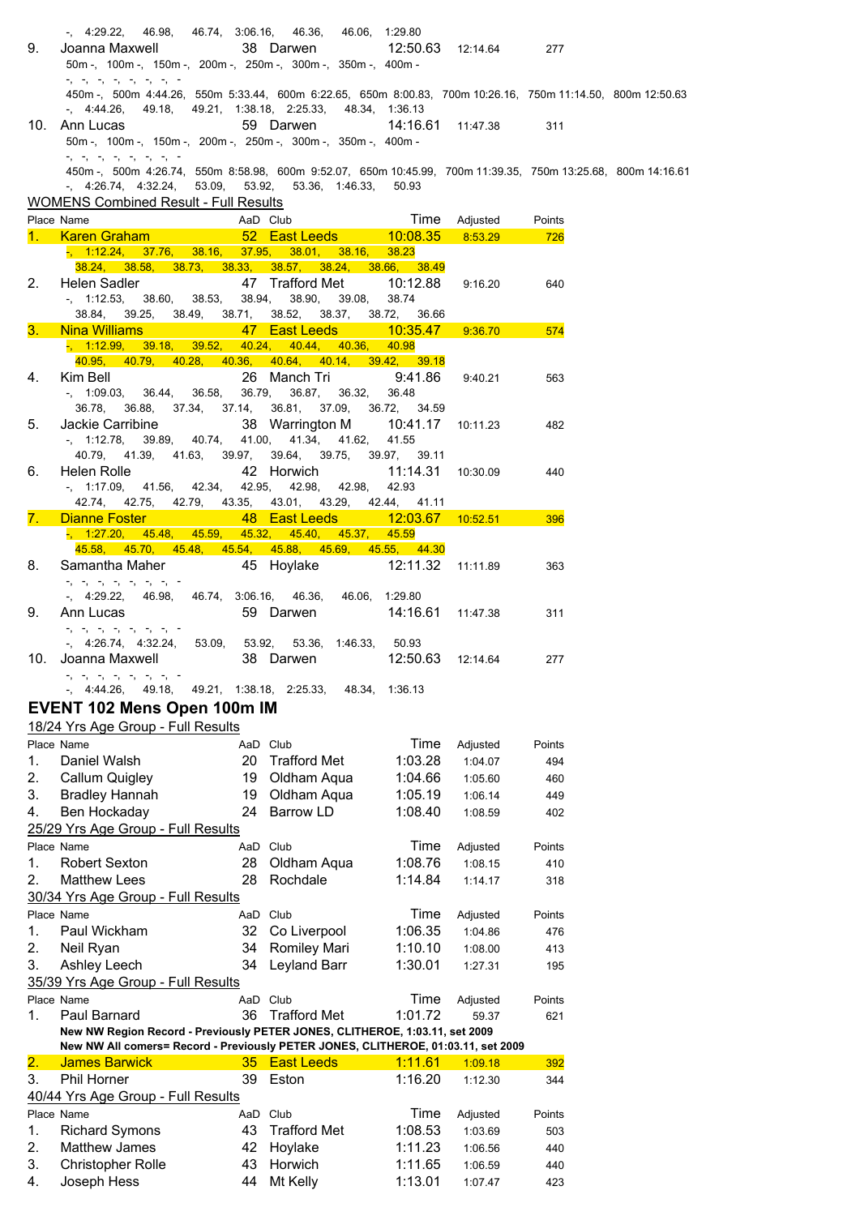-, 4:29.22, 46.98, 46.74, 3:06.16, 46.36, 46.06, 1:29.80

| Place | Name | AaD | Club | Time | Adjusted | Points |
|---|---|---|---|---|---|---|
| 9. | Joanna Maxwell | 38 | Darwen | 12:50.63 | 12:14.64 | 277 |

50m -, 100m -, 150m -, 200m -, 250m -, 300m -, 350m -, 400m -
-, -, -, -, -, -, -, -
450m -, 500m 4:44.26, 550m 5:33.44, 600m 6:22.65, 650m 8:00.83, 700m 10:26.16, 750m 11:14.50, 800m 12:50.63
-, 4:44.26, 49.18, 49.21, 1:38.18, 2:25.33, 48.34, 1:36.13

| Place | Name | AaD | Club | Time | Adjusted | Points |
|---|---|---|---|---|---|---|
| 10. | Ann Lucas | 59 | Darwen | 14:16.61 | 11:47.38 | 311 |

50m -, 100m -, 150m -, 200m -, 250m -, 300m -, 350m -, 400m -
-, -, -, -, -, -, -, -
450m -, 500m 4:26.74, 550m 8:58.98, 600m 9:52.07, 650m 10:45.99, 700m 11:39.35, 750m 13:25.68, 800m 14:16.61
-, 4:26.74, 4:32.24, 53.09, 53.92, 53.36, 1:46.33, 50.93

WOMENS Combined Result - Full Results

| Place | Name | AaD | Club | Time | Adjusted | Points |
|---|---|---|---|---|---|---|
| 1. | Karen Graham | 52 | East Leeds | 10:08.35 | 8:53.29 | 726 |
| | -, 1:12.24, 37.76, 38.16, 37.95, 38.01, 38.16, 38.23 | | | | | |
| | 38.24, 38.58, 38.73, 38.33, 38.57, 38.24, 38.66, 38.49 | | | | | |
| 2. | Helen Sadler | 47 | Trafford Met | 10:12.88 | 9:16.20 | 640 |
| | -, 1:12.53, 38.60, 38.53, 38.94, 38.90, 39.08, 38.74 | | | | | |
| | 38.84, 39.25, 38.49, 38.71, 38.52, 38.37, 38.72, 36.66 | | | | | |
| 3. | Nina Williams | 47 | East Leeds | 10:35.47 | 9:36.70 | 574 |
| | -, 1:12.99, 39.18, 39.52, 40.24, 40.44, 40.36, 40.98 | | | | | |
| | 40.95, 40.79, 40.28, 40.36, 40.64, 40.14, 39.42, 39.18 | | | | | |
| 4. | Kim Bell | 26 | Manch Tri | 9:41.86 | 9:40.21 | 563 |
| | -, 1:09.03, 36.44, 36.58, 36.79, 36.87, 36.32, 36.48 | | | | | |
| | 36.78, 36.88, 37.34, 37.14, 36.81, 37.09, 36.72, 34.59 | | | | | |
| 5. | Jackie Carribine | 38 | Warrington M | 10:41.17 | 10:11.23 | 482 |
| | -, 1:12.78, 39.89, 40.74, 41.00, 41.34, 41.62, 41.55 | | | | | |
| | 40.79, 41.39, 41.63, 39.97, 39.64, 39.75, 39.97, 39.11 | | | | | |
| 6. | Helen Rolle | 42 | Horwich | 11:14.31 | 10:30.09 | 440 |
| | -, 1:17.09, 41.56, 42.34, 42.95, 42.98, 42.98, 42.93 | | | | | |
| | 42.74, 42.75, 42.79, 43.35, 43.01, 43.29, 42.44, 41.11 | | | | | |
| 7. | Dianne Foster | 48 | East Leeds | 12:03.67 | 10:52.51 | 396 |
| | -, 1:27.20, 45.48, 45.59, 45.32, 45.40, 45.37, 45.59 | | | | | |
| | 45.58, 45.70, 45.48, 45.54, 45.88, 45.69, 45.55, 44.30 | | | | | |
| 8. | Samantha Maher | 45 | Hoylake | 12:11.32 | 11:11.89 | 363 |
| | -, -, -, -, -, -, -, - | | | | | |
| | -, 4:29.22, 46.98, 46.74, 3:06.16, 46.36, 46.06, 1:29.80 | | | | | |
| 9. | Ann Lucas | 59 | Darwen | 14:16.61 | 11:47.38 | 311 |
| | -, -, -, -, -, -, -, - | | | | | |
| | -, 4:26.74, 4:32.24, 53.09, 53.92, 53.36, 1:46.33, 50.93 | | | | | |
| 10. | Joanna Maxwell | 38 | Darwen | 12:50.63 | 12:14.64 | 277 |
| | -, -, -, -, -, -, -, - | | | | | |
| | -, 4:44.26, 49.18, 49.21, 1:38.18, 2:25.33, 48.34, 1:36.13 | | | | | |

## EVENT 102 Mens Open 100m IM

18/24 Yrs Age Group - Full Results

| Place | Name | AaD | Club | Time | Adjusted | Points |
|---|---|---|---|---|---|---|
| 1. | Daniel Walsh | 20 | Trafford Met | 1:03.28 | 1:04.07 | 494 |
| 2. | Callum Quigley | 19 | Oldham Aqua | 1:04.66 | 1:05.60 | 460 |
| 3. | Bradley Hannah | 19 | Oldham Aqua | 1:05.19 | 1:06.14 | 449 |
| 4. | Ben Hockaday | 24 | Barrow LD | 1:08.40 | 1:08.59 | 402 |

25/29 Yrs Age Group - Full Results

| Place | Name | AaD | Club | Time | Adjusted | Points |
|---|---|---|---|---|---|---|
| 1. | Robert Sexton | 28 | Oldham Aqua | 1:08.76 | 1:08.15 | 410 |
| 2. | Matthew Lees | 28 | Rochdale | 1:14.84 | 1:14.17 | 318 |

30/34 Yrs Age Group - Full Results

| Place | Name | AaD | Club | Time | Adjusted | Points |
|---|---|---|---|---|---|---|
| 1. | Paul Wickham | 32 | Co Liverpool | 1:06.35 | 1:04.86 | 476 |
| 2. | Neil Ryan | 34 | Romiley Mari | 1:10.10 | 1:08.00 | 413 |
| 3. | Ashley Leech | 34 | Leyland Barr | 1:30.01 | 1:27.31 | 195 |

35/39 Yrs Age Group - Full Results

| Place | Name | AaD | Club | Time | Adjusted | Points |
|---|---|---|---|---|---|---|
| 1. | Paul Barnard | 36 | Trafford Met | 1:01.72 | 59.37 | 621 |
| | **New NW Region Record - Previously PETER JONES, CLITHEROE, 1:03.11, set 2009** | | | | | |
| | **New NW All comers= Record - Previously PETER JONES, CLITHEROE, 01:03.11, set 2009** | | | | | |
| 2. | James Barwick | 35 | East Leeds | 1:11.61 | 1:09.18 | 392 |
| 3. | Phil Horner | 39 | Eston | 1:16.20 | 1:12.30 | 344 |

40/44 Yrs Age Group - Full Results

| Place | Name | AaD | Club | Time | Adjusted | Points |
|---|---|---|---|---|---|---|
| 1. | Richard Symons | 43 | Trafford Met | 1:08.53 | 1:03.69 | 503 |
| 2. | Matthew James | 42 | Hoylake | 1:11.23 | 1:06.56 | 440 |
| 3. | Christopher Rolle | 43 | Horwich | 1:11.65 | 1:06.59 | 440 |
| 4. | Joseph Hess | 44 | Mt Kelly | 1:13.01 | 1:07.47 | 423 |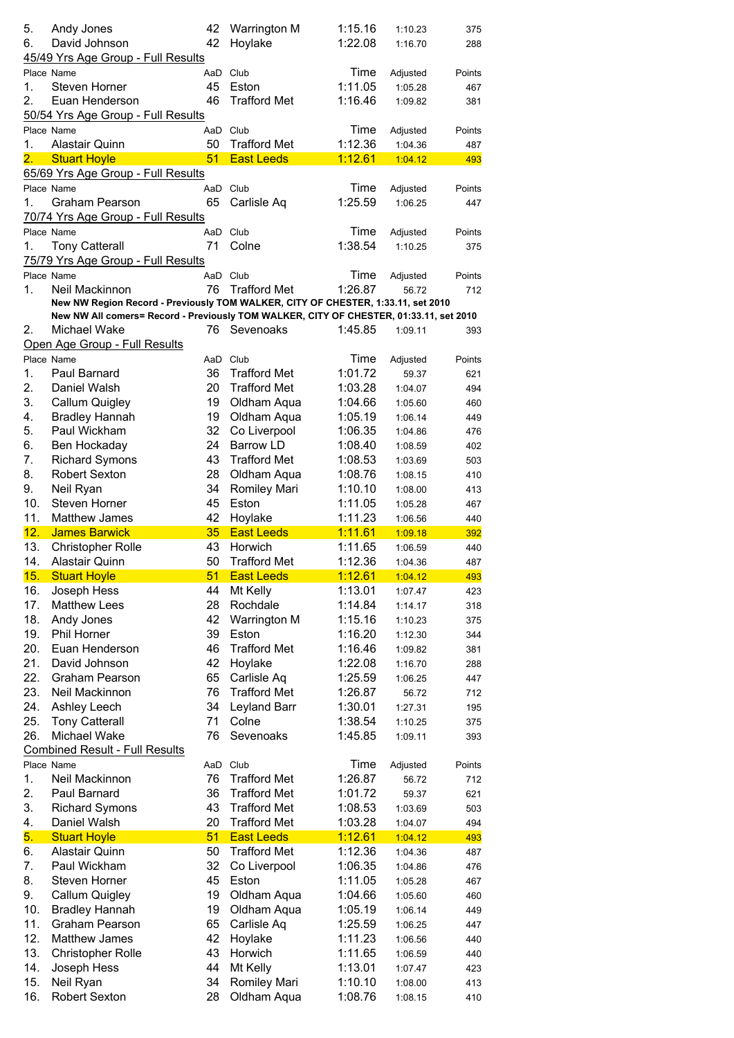| Place | Name | AaD | Club | Time | Adjusted | Points |
|---|---|---|---|---|---|---|
| 5. | Andy Jones | 42 | Warrington M | 1:15.16 | 1:10.23 | 375 |
| 6. | David Johnson | 42 | Hoylake | 1:22.08 | 1:16.70 | 288 |

45/49 Yrs Age Group - Full Results

| Place | Name | AaD | Club | Time | Adjusted | Points |
|---|---|---|---|---|---|---|
| 1. | Steven Horner | 45 | Eston | 1:11.05 | 1:05.28 | 467 |
| 2. | Euan Henderson | 46 | Trafford Met | 1:16.46 | 1:09.82 | 381 |

50/54 Yrs Age Group - Full Results

| Place | Name | AaD | Club | Time | Adjusted | Points |
|---|---|---|---|---|---|---|
| 1. | Alastair Quinn | 50 | Trafford Met | 1:12.36 | 1:04.36 | 487 |
| 2. | Stuart Hoyle | 51 | East Leeds | 1:12.61 | 1:04.12 | 493 |

65/69 Yrs Age Group - Full Results

| Place | Name | AaD | Club | Time | Adjusted | Points |
|---|---|---|---|---|---|---|
| 1. | Graham Pearson | 65 | Carlisle Aq | 1:25.59 | 1:06.25 | 447 |

70/74 Yrs Age Group - Full Results

| Place | Name | AaD | Club | Time | Adjusted | Points |
|---|---|---|---|---|---|---|
| 1. | Tony Catterall | 71 | Colne | 1:38.54 | 1:10.25 | 375 |

75/79 Yrs Age Group - Full Results

| Place | Name | AaD | Club | Time | Adjusted | Points |
|---|---|---|---|---|---|---|
| 1. | Neil Mackinnon | 76 | Trafford Met | 1:26.87 | 56.72 | 712 |
| | **New NW Region Record - Previously TOM WALKER, CITY OF CHESTER, 1:33.11, set 2010** | | | | | |
| | **New NW All comers= Record - Previously TOM WALKER, CITY OF CHESTER, 01:33.11, set 2010** | | | | | |
| 2. | Michael Wake | 76 | Sevenoaks | 1:45.85 | 1:09.11 | 393 |

Open Age Group - Full Results

| Place | Name | AaD | Club | Time | Adjusted | Points |
|---|---|---|---|---|---|---|
| 1. | Paul Barnard | 36 | Trafford Met | 1:01.72 | 59.37 | 621 |
| 2. | Daniel Walsh | 20 | Trafford Met | 1:03.28 | 1:04.07 | 494 |
| 3. | Callum Quigley | 19 | Oldham Aqua | 1:04.66 | 1:05.60 | 460 |
| 4. | Bradley Hannah | 19 | Oldham Aqua | 1:05.19 | 1:06.14 | 449 |
| 5. | Paul Wickham | 32 | Co Liverpool | 1:06.35 | 1:04.86 | 476 |
| 6. | Ben Hockaday | 24 | Barrow LD | 1:08.40 | 1:08.59 | 402 |
| 7. | Richard Symons | 43 | Trafford Met | 1:08.53 | 1:03.69 | 503 |
| 8. | Robert Sexton | 28 | Oldham Aqua | 1:08.76 | 1:08.15 | 410 |
| 9. | Neil Ryan | 34 | Romiley Mari | 1:10.10 | 1:08.00 | 413 |
| 10. | Steven Horner | 45 | Eston | 1:11.05 | 1:05.28 | 467 |
| 11. | Matthew James | 42 | Hoylake | 1:11.23 | 1:06.56 | 440 |
| 12. | James Barwick | 35 | East Leeds | 1:11.61 | 1:09.18 | 392 |
| 13. | Christopher Rolle | 43 | Horwich | 1:11.65 | 1:06.59 | 440 |
| 14. | Alastair Quinn | 50 | Trafford Met | 1:12.36 | 1:04.36 | 487 |
| 15. | Stuart Hoyle | 51 | East Leeds | 1:12.61 | 1:04.12 | 493 |
| 16. | Joseph Hess | 44 | Mt Kelly | 1:13.01 | 1:07.47 | 423 |
| 17. | Matthew Lees | 28 | Rochdale | 1:14.84 | 1:14.17 | 318 |
| 18. | Andy Jones | 42 | Warrington M | 1:15.16 | 1:10.23 | 375 |
| 19. | Phil Horner | 39 | Eston | 1:16.20 | 1:12.30 | 344 |
| 20. | Euan Henderson | 46 | Trafford Met | 1:16.46 | 1:09.82 | 381 |
| 21. | David Johnson | 42 | Hoylake | 1:22.08 | 1:16.70 | 288 |
| 22. | Graham Pearson | 65 | Carlisle Aq | 1:25.59 | 1:06.25 | 447 |
| 23. | Neil Mackinnon | 76 | Trafford Met | 1:26.87 | 56.72 | 712 |
| 24. | Ashley Leech | 34 | Leyland Barr | 1:30.01 | 1:27.31 | 195 |
| 25. | Tony Catterall | 71 | Colne | 1:38.54 | 1:10.25 | 375 |
| 26. | Michael Wake | 76 | Sevenoaks | 1:45.85 | 1:09.11 | 393 |

Combined Result - Full Results

| Place | Name | AaD | Club | Time | Adjusted | Points |
|---|---|---|---|---|---|---|
| 1. | Neil Mackinnon | 76 | Trafford Met | 1:26.87 | 56.72 | 712 |
| 2. | Paul Barnard | 36 | Trafford Met | 1:01.72 | 59.37 | 621 |
| 3. | Richard Symons | 43 | Trafford Met | 1:08.53 | 1:03.69 | 503 |
| 4. | Daniel Walsh | 20 | Trafford Met | 1:03.28 | 1:04.07 | 494 |
| 5. | Stuart Hoyle | 51 | East Leeds | 1:12.61 | 1:04.12 | 493 |
| 6. | Alastair Quinn | 50 | Trafford Met | 1:12.36 | 1:04.36 | 487 |
| 7. | Paul Wickham | 32 | Co Liverpool | 1:06.35 | 1:04.86 | 476 |
| 8. | Steven Horner | 45 | Eston | 1:11.05 | 1:05.28 | 467 |
| 9. | Callum Quigley | 19 | Oldham Aqua | 1:04.66 | 1:05.60 | 460 |
| 10. | Bradley Hannah | 19 | Oldham Aqua | 1:05.19 | 1:06.14 | 449 |
| 11. | Graham Pearson | 65 | Carlisle Aq | 1:25.59 | 1:06.25 | 447 |
| 12. | Matthew James | 42 | Hoylake | 1:11.23 | 1:06.56 | 440 |
| 13. | Christopher Rolle | 43 | Horwich | 1:11.65 | 1:06.59 | 440 |
| 14. | Joseph Hess | 44 | Mt Kelly | 1:13.01 | 1:07.47 | 423 |
| 15. | Neil Ryan | 34 | Romiley Mari | 1:10.10 | 1:08.00 | 413 |
| 16. | Robert Sexton | 28 | Oldham Aqua | 1:08.76 | 1:08.15 | 410 |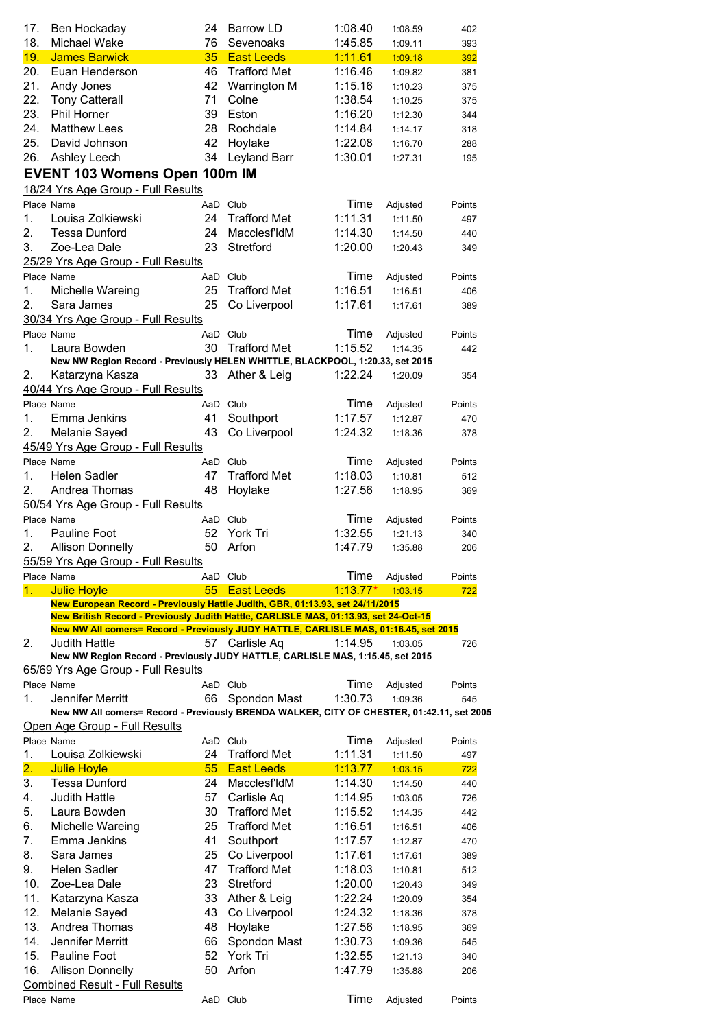| Place | Name | AaD | Club | Time | Adjusted | Points |
|---|---|---|---|---|---|---|
| 17. | Ben Hockaday | 24 | Barrow LD | 1:08.40 | 1:08.59 | 402 |
| 18. | Michael Wake | 76 | Sevenoaks | 1:45.85 | 1:09.11 | 393 |
| 19. | James Barwick | 35 | East Leeds | 1:11.61 | 1:09.18 | 392 |
| 20. | Euan Henderson | 46 | Trafford Met | 1:16.46 | 1:09.82 | 381 |
| 21. | Andy Jones | 42 | Warrington M | 1:15.16 | 1:10.23 | 375 |
| 22. | Tony Catterall | 71 | Colne | 1:38.54 | 1:10.25 | 375 |
| 23. | Phil Horner | 39 | Eston | 1:16.20 | 1:12.30 | 344 |
| 24. | Matthew Lees | 28 | Rochdale | 1:14.84 | 1:14.17 | 318 |
| 25. | David Johnson | 42 | Hoylake | 1:22.08 | 1:16.70 | 288 |
| 26. | Ashley Leech | 34 | Leyland Barr | 1:30.01 | 1:27.31 | 195 |

## EVENT 103 Womens Open 100m IM

18/24 Yrs Age Group - Full Results

| Place | Name | AaD | Club | Time | Adjusted | Points |
|---|---|---|---|---|---|---|
| 1. | Louisa Zolkiewski | 24 | Trafford Met | 1:11.31 | 1:11.50 | 497 |
| 2. | Tessa Dunford | 24 | Macclesf'ldM | 1:14.30 | 1:14.50 | 440 |
| 3. | Zoe-Lea Dale | 23 | Stretford | 1:20.00 | 1:20.43 | 349 |

25/29 Yrs Age Group - Full Results

| Place | Name | AaD | Club | Time | Adjusted | Points |
|---|---|---|---|---|---|---|
| 1. | Michelle Wareing | 25 | Trafford Met | 1:16.51 | 1:16.51 | 406 |
| 2. | Sara James | 25 | Co Liverpool | 1:17.61 | 1:17.61 | 389 |

30/34 Yrs Age Group - Full Results

| Place | Name | AaD | Club | Time | Adjusted | Points |
|---|---|---|---|---|---|---|
| 1. | Laura Bowden | 30 | Trafford Met | 1:15.52 | 1:14.35 | 442 |
| | **New NW Region Record - Previously HELEN WHITTLE, BLACKPOOL, 1:20.33, set 2015** | | | | | |
| 2. | Katarzyna Kasza | 33 | Ather & Leig | 1:22.24 | 1:20.09 | 354 |

40/44 Yrs Age Group - Full Results

| Place | Name | AaD | Club | Time | Adjusted | Points |
|---|---|---|---|---|---|---|
| 1. | Emma Jenkins | 41 | Southport | 1:17.57 | 1:12.87 | 470 |
| 2. | Melanie Sayed | 43 | Co Liverpool | 1:24.32 | 1:18.36 | 378 |

45/49 Yrs Age Group - Full Results

| Place | Name | AaD | Club | Time | Adjusted | Points |
|---|---|---|---|---|---|---|
| 1. | Helen Sadler | 47 | Trafford Met | 1:18.03 | 1:10.81 | 512 |
| 2. | Andrea Thomas | 48 | Hoylake | 1:27.56 | 1:18.95 | 369 |

50/54 Yrs Age Group - Full Results

| Place | Name | AaD | Club | Time | Adjusted | Points |
|---|---|---|---|---|---|---|
| 1. | Pauline Foot | 52 | York Tri | 1:32.55 | 1:21.13 | 340 |
| 2. | Allison Donnelly | 50 | Arfon | 1:47.79 | 1:35.88 | 206 |

55/59 Yrs Age Group - Full Results

| Place | Name | AaD | Club | Time | Adjusted | Points |
|---|---|---|---|---|---|---|
| 1. | Julie Hoyle | 55 | East Leeds | 1:13.77* | 1:03.15 | 722 |
| | **New European Record - Previously Hattle Judith, GBR, 01:13.93, set 24/11/2015** | | | | | |
| | **New British Record - Previously Judith Hattle, CARLISLE MAS, 01:13.93, set 24-Oct-15** | | | | | |
| | **New NW All comers= Record - Previously JUDY HATTLE, CARLISLE MAS, 01:16.45, set 2015** | | | | | |
| 2. | Judith Hattle | 57 | Carlisle Aq | 1:14.95 | 1:03.05 | 726 |
| | **New NW Region Record - Previously JUDY HATTLE, CARLISLE MAS, 1:15.45, set 2015** | | | | | |

65/69 Yrs Age Group - Full Results

| Place | Name | AaD | Club | Time | Adjusted | Points |
|---|---|---|---|---|---|---|
| 1. | Jennifer Merritt | 66 | Spondon Mast | 1:30.73 | 1:09.36 | 545 |
| | **New NW All comers= Record - Previously BRENDA WALKER, CITY OF CHESTER, 01:42.11, set 2005** | | | | | |

Open Age Group - Full Results

| Place | Name | AaD | Club | Time | Adjusted | Points |
|---|---|---|---|---|---|---|
| 1. | Louisa Zolkiewski | 24 | Trafford Met | 1:11.31 | 1:11.50 | 497 |
| 2. | Julie Hoyle | 55 | East Leeds | 1:13.77 | 1:03.15 | 722 |
| 3. | Tessa Dunford | 24 | Macclesf'ldM | 1:14.30 | 1:14.50 | 440 |
| 4. | Judith Hattle | 57 | Carlisle Aq | 1:14.95 | 1:03.05 | 726 |
| 5. | Laura Bowden | 30 | Trafford Met | 1:15.52 | 1:14.35 | 442 |
| 6. | Michelle Wareing | 25 | Trafford Met | 1:16.51 | 1:16.51 | 406 |
| 7. | Emma Jenkins | 41 | Southport | 1:17.57 | 1:12.87 | 470 |
| 8. | Sara James | 25 | Co Liverpool | 1:17.61 | 1:17.61 | 389 |
| 9. | Helen Sadler | 47 | Trafford Met | 1:18.03 | 1:10.81 | 512 |
| 10. | Zoe-Lea Dale | 23 | Stretford | 1:20.00 | 1:20.43 | 349 |
| 11. | Katarzyna Kasza | 33 | Ather & Leig | 1:22.24 | 1:20.09 | 354 |
| 12. | Melanie Sayed | 43 | Co Liverpool | 1:24.32 | 1:18.36 | 378 |
| 13. | Andrea Thomas | 48 | Hoylake | 1:27.56 | 1:18.95 | 369 |
| 14. | Jennifer Merritt | 66 | Spondon Mast | 1:30.73 | 1:09.36 | 545 |
| 15. | Pauline Foot | 52 | York Tri | 1:32.55 | 1:21.13 | 340 |
| 16. | Allison Donnelly | 50 | Arfon | 1:47.79 | 1:35.88 | 206 |

Combined Result - Full Results

| Place | Name | AaD | Club | Time | Adjusted | Points |
|---|---|---|---|---|---|---|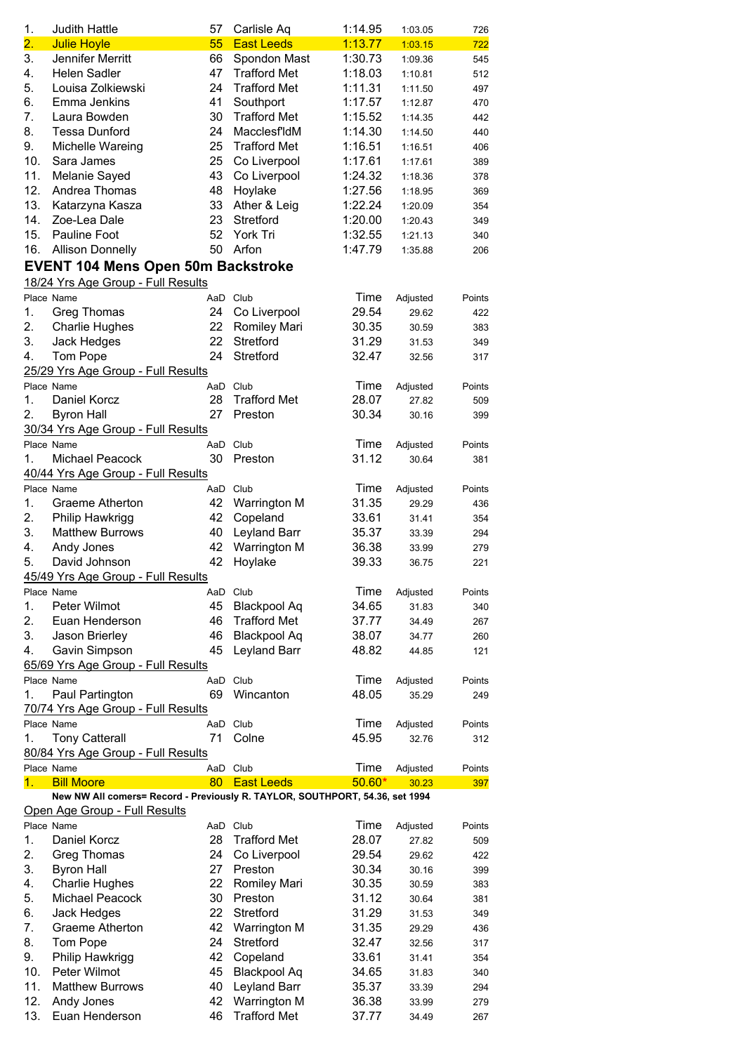| | | | | | | |
|---|---|---|---|---|---|---|
| 1. | Judith Hattle | 57 | Carlisle Aq | 1:14.95 | 1:03.05 | 726 |
| 2. | Julie Hoyle | 55 | East Leeds | 1:13.77 | 1:03.15 | 722 |
| 3. | Jennifer Merritt | 66 | Spondon Mast | 1:30.73 | 1:09.36 | 545 |
| 4. | Helen Sadler | 47 | Trafford Met | 1:18.03 | 1:10.81 | 512 |
| 5. | Louisa Zolkiewski | 24 | Trafford Met | 1:11.31 | 1:11.50 | 497 |
| 6. | Emma Jenkins | 41 | Southport | 1:17.57 | 1:12.87 | 470 |
| 7. | Laura Bowden | 30 | Trafford Met | 1:15.52 | 1:14.35 | 442 |
| 8. | Tessa Dunford | 24 | Macclesf'ldM | 1:14.30 | 1:14.50 | 440 |
| 9. | Michelle Wareing | 25 | Trafford Met | 1:16.51 | 1:16.51 | 406 |
| 10. | Sara James | 25 | Co Liverpool | 1:17.61 | 1:17.61 | 389 |
| 11. | Melanie Sayed | 43 | Co Liverpool | 1:24.32 | 1:18.36 | 378 |
| 12. | Andrea Thomas | 48 | Hoylake | 1:27.56 | 1:18.95 | 369 |
| 13. | Katarzyna Kasza | 33 | Ather & Leig | 1:22.24 | 1:20.09 | 354 |
| 14. | Zoe-Lea Dale | 23 | Stretford | 1:20.00 | 1:20.43 | 349 |
| 15. | Pauline Foot | 52 | York Tri | 1:32.55 | 1:21.13 | 340 |
| 16. | Allison Donnelly | 50 | Arfon | 1:47.79 | 1:35.88 | 206 |

## EVENT 104 Mens Open 50m Backstroke

18/24 Yrs Age Group - Full Results

| Place | Name | AaD | Club | Time | Adjusted | Points |
|---|---|---|---|---|---|---|
| 1. | Greg Thomas | 24 | Co Liverpool | 29.54 | 29.62 | 422 |
| 2. | Charlie Hughes | 22 | Romiley Mari | 30.35 | 30.59 | 383 |
| 3. | Jack Hedges | 22 | Stretford | 31.29 | 31.53 | 349 |
| 4. | Tom Pope | 24 | Stretford | 32.47 | 32.56 | 317 |

25/29 Yrs Age Group - Full Results

| Place | Name | AaD | Club | Time | Adjusted | Points |
|---|---|---|---|---|---|---|
| 1. | Daniel Korcz | 28 | Trafford Met | 28.07 | 27.82 | 509 |
| 2. | Byron Hall | 27 | Preston | 30.34 | 30.16 | 399 |

30/34 Yrs Age Group - Full Results

| Place | Name | AaD | Club | Time | Adjusted | Points |
|---|---|---|---|---|---|---|
| 1. | Michael Peacock | 30 | Preston | 31.12 | 30.64 | 381 |

40/44 Yrs Age Group - Full Results

| Place | Name | AaD | Club | Time | Adjusted | Points |
|---|---|---|---|---|---|---|
| 1. | Graeme Atherton | 42 | Warrington M | 31.35 | 29.29 | 436 |
| 2. | Philip Hawkrigg | 42 | Copeland | 33.61 | 31.41 | 354 |
| 3. | Matthew Burrows | 40 | Leyland Barr | 35.37 | 33.39 | 294 |
| 4. | Andy Jones | 42 | Warrington M | 36.38 | 33.99 | 279 |
| 5. | David Johnson | 42 | Hoylake | 39.33 | 36.75 | 221 |

45/49 Yrs Age Group - Full Results

| Place | Name | AaD | Club | Time | Adjusted | Points |
|---|---|---|---|---|---|---|
| 1. | Peter Wilmot | 45 | Blackpool Aq | 34.65 | 31.83 | 340 |
| 2. | Euan Henderson | 46 | Trafford Met | 37.77 | 34.49 | 267 |
| 3. | Jason Brierley | 46 | Blackpool Aq | 38.07 | 34.77 | 260 |
| 4. | Gavin Simpson | 45 | Leyland Barr | 48.82 | 44.85 | 121 |

65/69 Yrs Age Group - Full Results

| Place | Name | AaD | Club | Time | Adjusted | Points |
|---|---|---|---|---|---|---|
| 1. | Paul Partington | 69 | Wincanton | 48.05 | 35.29 | 249 |

70/74 Yrs Age Group - Full Results

| Place | Name | AaD | Club | Time | Adjusted | Points |
|---|---|---|---|---|---|---|
| 1. | Tony Catterall | 71 | Colne | 45.95 | 32.76 | 312 |

80/84 Yrs Age Group - Full Results

| Place | Name | AaD | Club | Time | Adjusted | Points |
|---|---|---|---|---|---|---|
| 1. | Bill Moore | 80 | East Leeds | 50.60* | 30.23 | 397 |

**New NW All comers= Record - Previously R. TAYLOR, SOUTHPORT, 54.36, set 1994**

Open Age Group - Full Results

| Place | Name | AaD | Club | Time | Adjusted | Points |
|---|---|---|---|---|---|---|
| 1. | Daniel Korcz | 28 | Trafford Met | 28.07 | 27.82 | 509 |
| 2. | Greg Thomas | 24 | Co Liverpool | 29.54 | 29.62 | 422 |
| 3. | Byron Hall | 27 | Preston | 30.34 | 30.16 | 399 |
| 4. | Charlie Hughes | 22 | Romiley Mari | 30.35 | 30.59 | 383 |
| 5. | Michael Peacock | 30 | Preston | 31.12 | 30.64 | 381 |
| 6. | Jack Hedges | 22 | Stretford | 31.29 | 31.53 | 349 |
| 7. | Graeme Atherton | 42 | Warrington M | 31.35 | 29.29 | 436 |
| 8. | Tom Pope | 24 | Stretford | 32.47 | 32.56 | 317 |
| 9. | Philip Hawkrigg | 42 | Copeland | 33.61 | 31.41 | 354 |
| 10. | Peter Wilmot | 45 | Blackpool Aq | 34.65 | 31.83 | 340 |
| 11. | Matthew Burrows | 40 | Leyland Barr | 35.37 | 33.39 | 294 |
| 12. | Andy Jones | 42 | Warrington M | 36.38 | 33.99 | 279 |
| 13. | Euan Henderson | 46 | Trafford Met | 37.77 | 34.49 | 267 |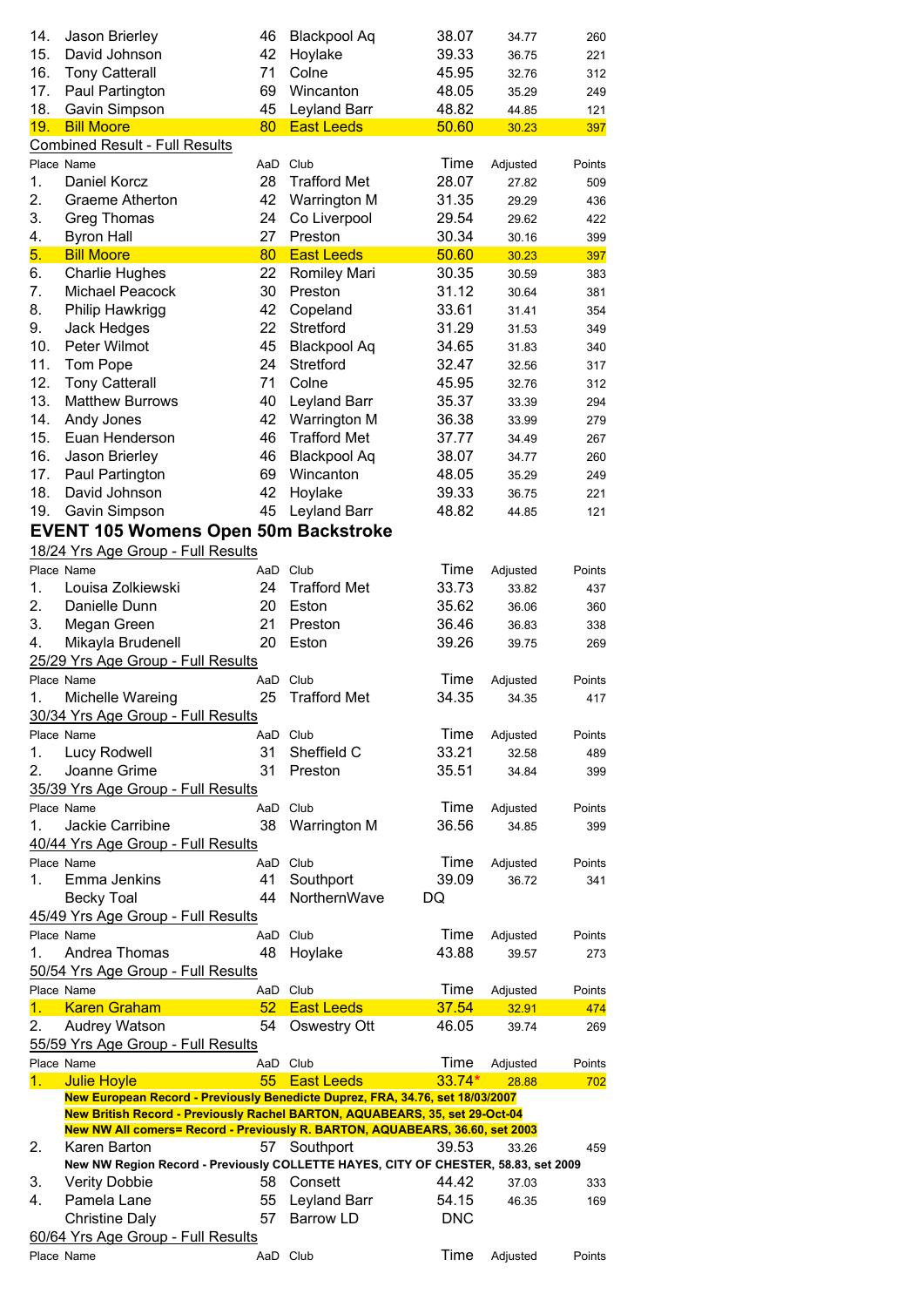| Place | Name | AaD | Club | Time | Adjusted | Points |
|---|---|---|---|---|---|---|
| 14. | Jason Brierley | 46 | Blackpool Aq | 38.07 | 34.77 | 260 |
| 15. | David Johnson | 42 | Hoylake | 39.33 | 36.75 | 221 |
| 16. | Tony Catterall | 71 | Colne | 45.95 | 32.76 | 312 |
| 17. | Paul Partington | 69 | Wincanton | 48.05 | 35.29 | 249 |
| 18. | Gavin Simpson | 45 | Leyland Barr | 48.82 | 44.85 | 121 |
| 19. | Bill Moore | 80 | East Leeds | 50.60 | 30.23 | 397 |

Combined Result - Full Results

| Place | Name | AaD | Club | Time | Adjusted | Points |
|---|---|---|---|---|---|---|
| 1. | Daniel Korcz | 28 | Trafford Met | 28.07 | 27.82 | 509 |
| 2. | Graeme Atherton | 42 | Warrington M | 31.35 | 29.29 | 436 |
| 3. | Greg Thomas | 24 | Co Liverpool | 29.54 | 29.62 | 422 |
| 4. | Byron Hall | 27 | Preston | 30.34 | 30.16 | 399 |
| 5. | Bill Moore | 80 | East Leeds | 50.60 | 30.23 | 397 |
| 6. | Charlie Hughes | 22 | Romiley Mari | 30.35 | 30.59 | 383 |
| 7. | Michael Peacock | 30 | Preston | 31.12 | 30.64 | 381 |
| 8. | Philip Hawkrigg | 42 | Copeland | 33.61 | 31.41 | 354 |
| 9. | Jack Hedges | 22 | Stretford | 31.29 | 31.53 | 349 |
| 10. | Peter Wilmot | 45 | Blackpool Aq | 34.65 | 31.83 | 340 |
| 11. | Tom Pope | 24 | Stretford | 32.47 | 32.56 | 317 |
| 12. | Tony Catterall | 71 | Colne | 45.95 | 32.76 | 312 |
| 13. | Matthew Burrows | 40 | Leyland Barr | 35.37 | 33.39 | 294 |
| 14. | Andy Jones | 42 | Warrington M | 36.38 | 33.99 | 279 |
| 15. | Euan Henderson | 46 | Trafford Met | 37.77 | 34.49 | 267 |
| 16. | Jason Brierley | 46 | Blackpool Aq | 38.07 | 34.77 | 260 |
| 17. | Paul Partington | 69 | Wincanton | 48.05 | 35.29 | 249 |
| 18. | David Johnson | 42 | Hoylake | 39.33 | 36.75 | 221 |
| 19. | Gavin Simpson | 45 | Leyland Barr | 48.82 | 44.85 | 121 |

## EVENT 105 Womens Open 50m Backstroke

18/24 Yrs Age Group - Full Results

| Place | Name | AaD | Club | Time | Adjusted | Points |
|---|---|---|---|---|---|---|
| 1. | Louisa Zolkiewski | 24 | Trafford Met | 33.73 | 33.82 | 437 |
| 2. | Danielle Dunn | 20 | Eston | 35.62 | 36.06 | 360 |
| 3. | Megan Green | 21 | Preston | 36.46 | 36.83 | 338 |
| 4. | Mikayla Brudenell | 20 | Eston | 39.26 | 39.75 | 269 |

25/29 Yrs Age Group - Full Results

| Place | Name | AaD | Club | Time | Adjusted | Points |
|---|---|---|---|---|---|---|
| 1. | Michelle Wareing | 25 | Trafford Met | 34.35 | 34.35 | 417 |

30/34 Yrs Age Group - Full Results

| Place | Name | AaD | Club | Time | Adjusted | Points |
|---|---|---|---|---|---|---|
| 1. | Lucy Rodwell | 31 | Sheffield C | 33.21 | 32.58 | 489 |
| 2. | Joanne Grime | 31 | Preston | 35.51 | 34.84 | 399 |

35/39 Yrs Age Group - Full Results

| Place | Name | AaD | Club | Time | Adjusted | Points |
|---|---|---|---|---|---|---|
| 1. | Jackie Carribine | 38 | Warrington M | 36.56 | 34.85 | 399 |

40/44 Yrs Age Group - Full Results

| Place | Name | AaD | Club | Time | Adjusted | Points |
|---|---|---|---|---|---|---|
| 1. | Emma Jenkins | 41 | Southport | 39.09 | 36.72 | 341 |
| | Becky Toal | 44 | NorthernWave | DQ | | |

45/49 Yrs Age Group - Full Results

| Place | Name | AaD | Club | Time | Adjusted | Points |
|---|---|---|---|---|---|---|
| 1. | Andrea Thomas | 48 | Hoylake | 43.88 | 39.57 | 273 |

50/54 Yrs Age Group - Full Results

| Place | Name | AaD | Club | Time | Adjusted | Points |
|---|---|---|---|---|---|---|
| 1. | Karen Graham | 52 | East Leeds | 37.54 | 32.91 | 474 |
| 2. | Audrey Watson | 54 | Oswestry Ott | 46.05 | 39.74 | 269 |

55/59 Yrs Age Group - Full Results

| Place | Name | AaD | Club | Time | Adjusted | Points |
|---|---|---|---|---|---|---|
| 1. | Julie Hoyle | 55 | East Leeds | 33.74* | 28.88 | 702 |
| | **New European Record - Previously Benedicte Duprez, FRA, 34.76, set 18/03/2007** | | | | | |
| | **New British Record - Previously Rachel BARTON, AQUABEARS, 35, set 29-Oct-04** | | | | | |
| | **New NW All comers= Record - Previously R. BARTON, AQUABEARS, 36.60, set 2003** | | | | | |
| 2. | Karen Barton | 57 | Southport | 39.53 | 33.26 | 459 |
| | **New NW Region Record - Previously COLLETTE HAYES, CITY OF CHESTER, 58.83, set 2009** | | | | | |
| 3. | Verity Dobbie | 58 | Consett | 44.42 | 37.03 | 333 |
| 4. | Pamela Lane | 55 | Leyland Barr | 54.15 | 46.35 | 169 |
| | Christine Daly | 57 | Barrow LD | DNC | | |

60/64 Yrs Age Group - Full Results

| Place | Name | AaD | Club | Time | Adjusted | Points |
|---|---|---|---|---|---|---|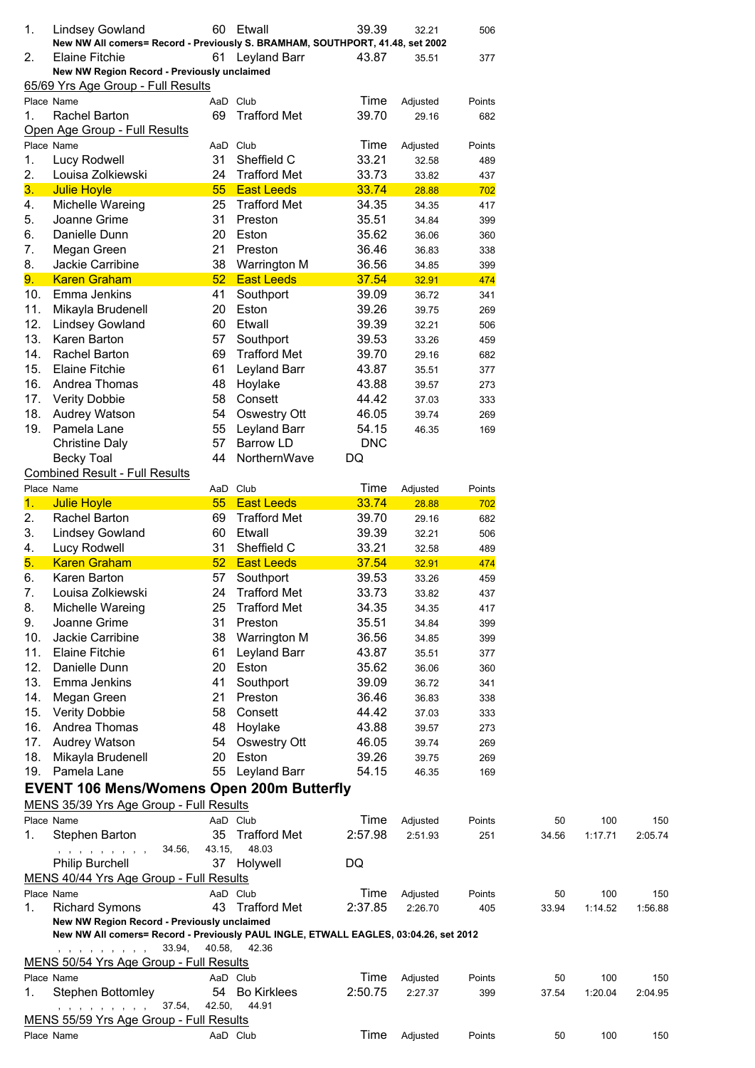| Place | Name | AaD | Club | Time | Adjusted | Points |
|---|---|---|---|---|---|---|
| 1. | Lindsey Gowland | 60 | Etwall | 39.39 | 32.21 | 506 |

New NW All comers= Record - Previously S. BRAMHAM, SOUTHPORT, 41.48, set 2002

| Place | Name | AaD | Club | Time | Adjusted | Points |
|---|---|---|---|---|---|---|
| 2. | Elaine Fitchie | 61 | Leyland Barr | 43.87 | 35.51 | 377 |

New NW Region Record - Previously unclaimed

65/69 Yrs Age Group - Full Results

| Place | Name | AaD | Club | Time | Adjusted | Points |
|---|---|---|---|---|---|---|
| 1. | Rachel Barton | 69 | Trafford Met | 39.70 | 29.16 | 682 |

Open Age Group - Full Results

| Place | Name | AaD | Club | Time | Adjusted | Points |
|---|---|---|---|---|---|---|
| 1. | Lucy Rodwell | 31 | Sheffield C | 33.21 | 32.58 | 489 |
| 2. | Louisa Zolkiewski | 24 | Trafford Met | 33.73 | 33.82 | 437 |
| 3. | Julie Hoyle | 55 | East Leeds | 33.74 | 28.88 | 702 |
| 4. | Michelle Wareing | 25 | Trafford Met | 34.35 | 34.35 | 417 |
| 5. | Joanne Grime | 31 | Preston | 35.51 | 34.84 | 399 |
| 6. | Danielle Dunn | 20 | Eston | 35.62 | 36.06 | 360 |
| 7. | Megan Green | 21 | Preston | 36.46 | 36.83 | 338 |
| 8. | Jackie Carribine | 38 | Warrington M | 36.56 | 34.85 | 399 |
| 9. | Karen Graham | 52 | East Leeds | 37.54 | 32.91 | 474 |
| 10. | Emma Jenkins | 41 | Southport | 39.09 | 36.72 | 341 |
| 11. | Mikayla Brudenell | 20 | Eston | 39.26 | 39.75 | 269 |
| 12. | Lindsey Gowland | 60 | Etwall | 39.39 | 32.21 | 506 |
| 13. | Karen Barton | 57 | Southport | 39.53 | 33.26 | 459 |
| 14. | Rachel Barton | 69 | Trafford Met | 39.70 | 29.16 | 682 |
| 15. | Elaine Fitchie | 61 | Leyland Barr | 43.87 | 35.51 | 377 |
| 16. | Andrea Thomas | 48 | Hoylake | 43.88 | 39.57 | 273 |
| 17. | Verity Dobbie | 58 | Consett | 44.42 | 37.03 | 333 |
| 18. | Audrey Watson | 54 | Oswestry Ott | 46.05 | 39.74 | 269 |
| 19. | Pamela Lane | 55 | Leyland Barr | 54.15 | 46.35 | 169 |
| | Christine Daly | 57 | Barrow LD | DNC | | |
| | Becky Toal | 44 | NorthernWave | DQ | | |

Combined Result - Full Results

| Place | Name | AaD | Club | Time | Adjusted | Points |
|---|---|---|---|---|---|---|
| 1. | Julie Hoyle | 55 | East Leeds | 33.74 | 28.88 | 702 |
| 2. | Rachel Barton | 69 | Trafford Met | 39.70 | 29.16 | 682 |
| 3. | Lindsey Gowland | 60 | Etwall | 39.39 | 32.21 | 506 |
| 4. | Lucy Rodwell | 31 | Sheffield C | 33.21 | 32.58 | 489 |
| 5. | Karen Graham | 52 | East Leeds | 37.54 | 32.91 | 474 |
| 6. | Karen Barton | 57 | Southport | 39.53 | 33.26 | 459 |
| 7. | Louisa Zolkiewski | 24 | Trafford Met | 33.73 | 33.82 | 437 |
| 8. | Michelle Wareing | 25 | Trafford Met | 34.35 | 34.35 | 417 |
| 9. | Joanne Grime | 31 | Preston | 35.51 | 34.84 | 399 |
| 10. | Jackie Carribine | 38 | Warrington M | 36.56 | 34.85 | 399 |
| 11. | Elaine Fitchie | 61 | Leyland Barr | 43.87 | 35.51 | 377 |
| 12. | Danielle Dunn | 20 | Eston | 35.62 | 36.06 | 360 |
| 13. | Emma Jenkins | 41 | Southport | 39.09 | 36.72 | 341 |
| 14. | Megan Green | 21 | Preston | 36.46 | 36.83 | 338 |
| 15. | Verity Dobbie | 58 | Consett | 44.42 | 37.03 | 333 |
| 16. | Andrea Thomas | 48 | Hoylake | 43.88 | 39.57 | 273 |
| 17. | Audrey Watson | 54 | Oswestry Ott | 46.05 | 39.74 | 269 |
| 18. | Mikayla Brudenell | 20 | Eston | 39.26 | 39.75 | 269 |
| 19. | Pamela Lane | 55 | Leyland Barr | 54.15 | 46.35 | 169 |

## EVENT 106 Mens/Womens Open 200m Butterfly

MENS 35/39 Yrs Age Group - Full Results

| Place | Name | AaD | Club | Time | Adjusted | Points | 50 | 100 | 150 |
|---|---|---|---|---|---|---|---|---|---|
| 1. | Stephen Barton | 35 | Trafford Met | 2:57.98 | 2:51.93 | 251 | 34.56 | 1:17.71 | 2:05.74 |
| | , , , , , , , , , 34.56, 43.15, 48.03 | | | | | | | | |
| | Philip Burchell | 37 | Holywell | DQ | | | | | |

MENS 40/44 Yrs Age Group - Full Results

| Place | Name | AaD | Club | Time | Adjusted | Points | 50 | 100 | 150 |
|---|---|---|---|---|---|---|---|---|---|
| 1. | Richard Symons | 43 | Trafford Met | 2:37.85 | 2:26.70 | 405 | 33.94 | 1:14.52 | 1:56.88 |

New NW Region Record - Previously unclaimed

New NW All comers= Record - Previously PAUL INGLE, ETWALL EAGLES, 03:04.26, set 2012

, , , , , , , , , 33.94, 40.58, 42.36

MENS 50/54 Yrs Age Group - Full Results

| Place | Name | AaD | Club | Time | Adjusted | Points | 50 | 100 | 150 |
|---|---|---|---|---|---|---|---|---|---|
| 1. | Stephen Bottomley | 54 | Bo Kirklees | 2:50.75 | 2:27.37 | 399 | 37.54 | 1:20.04 | 2:04.95 |
| | , , , , , , , , , 37.54, 42.50, 44.91 | | | | | | | | |

MENS 55/59 Yrs Age Group - Full Results

| Place | Name | AaD | Club | Time | Adjusted | Points | 50 | 100 | 150 |
|---|---|---|---|---|---|---|---|---|---|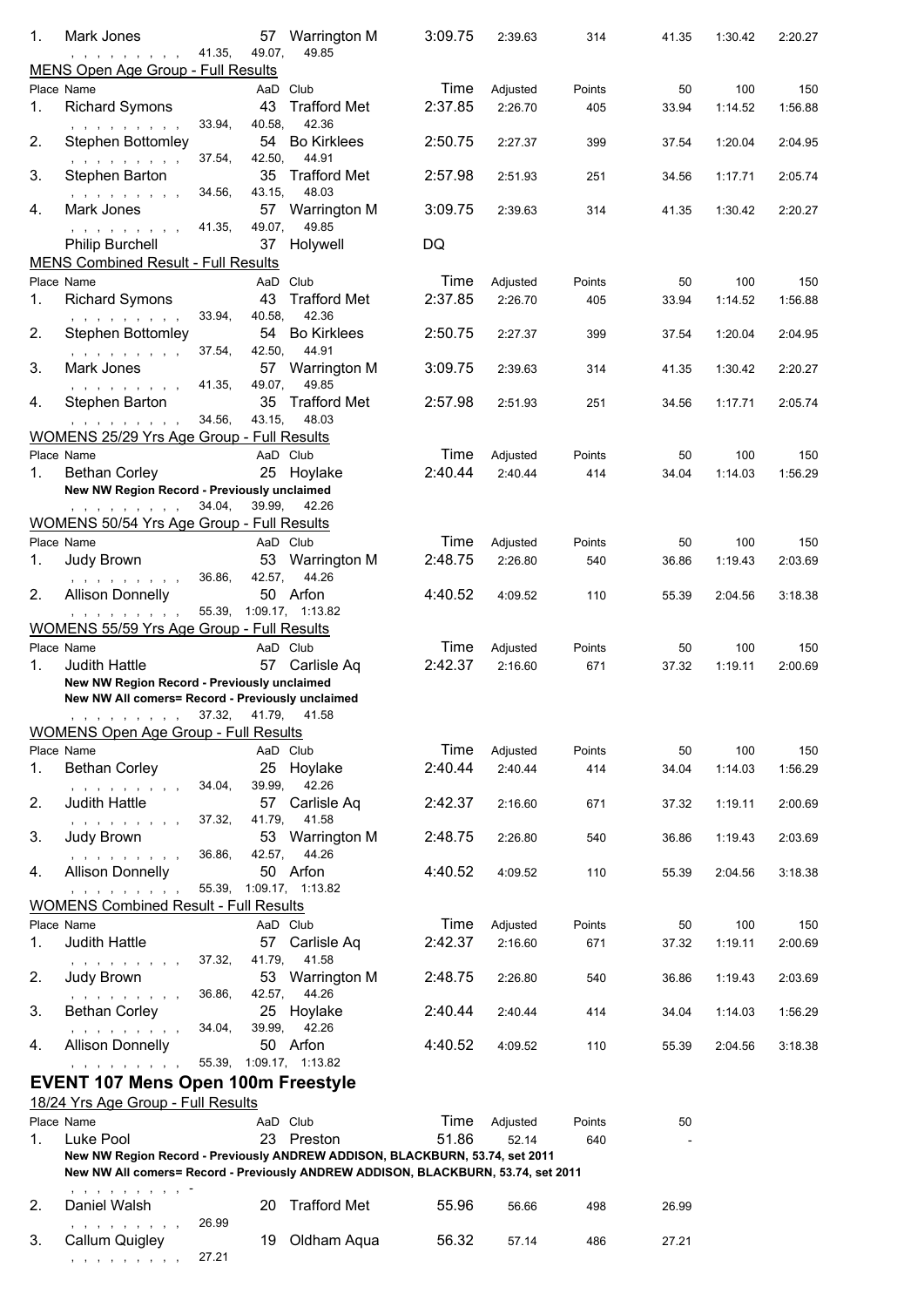| Place | Name | AaD | Club | Time | Adjusted | Points | 50 | 100 | 150 |
|---|---|---|---|---|---|---|---|---|---|
| 1. | Mark Jones | 57 | Warrington M | 3:09.75 | 2:39.63 | 314 | 41.35 | 1:30.42 | 2:20.27 |
| | , , , , , , , , , , 41.35, 49.07, 49.85 | | | | | | | | |

**MENS Open Age Group - Full Results**

| Place | Name | AaD | Club | Time | Adjusted | Points | 50 | 100 | 150 |
|---|---|---|---|---|---|---|---|---|---|
| 1. | Richard Symons | 43 | Trafford Met | 2:37.85 | 2:26.70 | 405 | 33.94 | 1:14.52 | 1:56.88 |
| | , , , , , , , , , , 33.94, 40.58, 42.36 | | | | | | | | |
| 2. | Stephen Bottomley | 54 | Bo Kirklees | 2:50.75 | 2:27.37 | 399 | 37.54 | 1:20.04 | 2:04.95 |
| | , , , , , , , , , , 37.54, 42.50, 44.91 | | | | | | | | |
| 3. | Stephen Barton | 35 | Trafford Met | 2:57.98 | 2:51.93 | 251 | 34.56 | 1:17.71 | 2:05.74 |
| | , , , , , , , , , , 34.56, 43.15, 48.03 | | | | | | | | |
| 4. | Mark Jones | 57 | Warrington M | 3:09.75 | 2:39.63 | 314 | 41.35 | 1:30.42 | 2:20.27 |
| | , , , , , , , , , , 41.35, 49.07, 49.85 | | | | | | | | |
| | Philip Burchell | 37 | Holywell | DQ | | | | | |

**MENS Combined Result - Full Results**

| Place | Name | AaD | Club | Time | Adjusted | Points | 50 | 100 | 150 |
|---|---|---|---|---|---|---|---|---|---|
| 1. | Richard Symons | 43 | Trafford Met | 2:37.85 | 2:26.70 | 405 | 33.94 | 1:14.52 | 1:56.88 |
| | , , , , , , , , , , 33.94, 40.58, 42.36 | | | | | | | | |
| 2. | Stephen Bottomley | 54 | Bo Kirklees | 2:50.75 | 2:27.37 | 399 | 37.54 | 1:20.04 | 2:04.95 |
| | , , , , , , , , , , 37.54, 42.50, 44.91 | | | | | | | | |
| 3. | Mark Jones | 57 | Warrington M | 3:09.75 | 2:39.63 | 314 | 41.35 | 1:30.42 | 2:20.27 |
| | , , , , , , , , , , 41.35, 49.07, 49.85 | | | | | | | | |
| 4. | Stephen Barton | 35 | Trafford Met | 2:57.98 | 2:51.93 | 251 | 34.56 | 1:17.71 | 2:05.74 |
| | , , , , , , , , , , 34.56, 43.15, 48.03 | | | | | | | | |

**WOMENS 25/29 Yrs Age Group - Full Results**

| Place | Name | AaD | Club | Time | Adjusted | Points | 50 | 100 | 150 |
|---|---|---|---|---|---|---|---|---|---|
| 1. | Bethan Corley | 25 | Hoylake | 2:40.44 | 2:40.44 | 414 | 34.04 | 1:14.03 | 1:56.29 |
| | **New NW Region Record - Previously unclaimed** | | | | | | | | |
| | , , , , , , , , , , 34.04, 39.99, 42.26 | | | | | | | | |

**WOMENS 50/54 Yrs Age Group - Full Results**

| Place | Name | AaD | Club | Time | Adjusted | Points | 50 | 100 | 150 |
|---|---|---|---|---|---|---|---|---|---|
| 1. | Judy Brown | 53 | Warrington M | 2:48.75 | 2:26.80 | 540 | 36.86 | 1:19.43 | 2:03.69 |
| | , , , , , , , , , , 36.86, 42.57, 44.26 | | | | | | | | |
| 2. | Allison Donnelly | 50 | Arfon | 4:40.52 | 4:09.52 | 110 | 55.39 | 2:04.56 | 3:18.38 |
| | , , , , , , , , , , 55.39, 1:09.17, 1:13.82 | | | | | | | | |

**WOMENS 55/59 Yrs Age Group - Full Results**

| Place | Name | AaD | Club | Time | Adjusted | Points | 50 | 100 | 150 |
|---|---|---|---|---|---|---|---|---|---|
| 1. | Judith Hattle | 57 | Carlisle Aq | 2:42.37 | 2:16.60 | 671 | 37.32 | 1:19.11 | 2:00.69 |
| | **New NW Region Record - Previously unclaimed** | | | | | | | | |
| | **New NW All comers= Record - Previously unclaimed** | | | | | | | | |
| | , , , , , , , , , , 37.32, 41.79, 41.58 | | | | | | | | |

**WOMENS Open Age Group - Full Results**

| Place | Name | AaD | Club | Time | Adjusted | Points | 50 | 100 | 150 |
|---|---|---|---|---|---|---|---|---|---|
| 1. | Bethan Corley | 25 | Hoylake | 2:40.44 | 2:40.44 | 414 | 34.04 | 1:14.03 | 1:56.29 |
| | , , , , , , , , , , 34.04, 39.99, 42.26 | | | | | | | | |
| 2. | Judith Hattle | 57 | Carlisle Aq | 2:42.37 | 2:16.60 | 671 | 37.32 | 1:19.11 | 2:00.69 |
| | , , , , , , , , , , 37.32, 41.79, 41.58 | | | | | | | | |
| 3. | Judy Brown | 53 | Warrington M | 2:48.75 | 2:26.80 | 540 | 36.86 | 1:19.43 | 2:03.69 |
| | , , , , , , , , , , 36.86, 42.57, 44.26 | | | | | | | | |
| 4. | Allison Donnelly | 50 | Arfon | 4:40.52 | 4:09.52 | 110 | 55.39 | 2:04.56 | 3:18.38 |
| | , , , , , , , , , , 55.39, 1:09.17, 1:13.82 | | | | | | | | |

**WOMENS Combined Result - Full Results**

| Place | Name | AaD | Club | Time | Adjusted | Points | 50 | 100 | 150 |
|---|---|---|---|---|---|---|---|---|---|
| 1. | Judith Hattle | 57 | Carlisle Aq | 2:42.37 | 2:16.60 | 671 | 37.32 | 1:19.11 | 2:00.69 |
| | , , , , , , , , , , 37.32, 41.79, 41.58 | | | | | | | | |
| 2. | Judy Brown | 53 | Warrington M | 2:48.75 | 2:26.80 | 540 | 36.86 | 1:19.43 | 2:03.69 |
| | , , , , , , , , , , 36.86, 42.57, 44.26 | | | | | | | | |
| 3. | Bethan Corley | 25 | Hoylake | 2:40.44 | 2:40.44 | 414 | 34.04 | 1:14.03 | 1:56.29 |
| | , , , , , , , , , , 34.04, 39.99, 42.26 | | | | | | | | |
| 4. | Allison Donnelly | 50 | Arfon | 4:40.52 | 4:09.52 | 110 | 55.39 | 2:04.56 | 3:18.38 |
| | , , , , , , , , , , 55.39, 1:09.17, 1:13.82 | | | | | | | | |

## EVENT 107 Mens Open 100m Freestyle

**18/24 Yrs Age Group - Full Results**

| Place | Name | AaD | Club | Time | Adjusted | Points | 50 |
|---|---|---|---|---|---|---|---|
| 1. | Luke Pool | 23 | Preston | 51.86 | 52.14 | 640 | - |
| | **New NW Region Record - Previously ANDREW ADDISON, BLACKBURN, 53.74, set 2011** | | | | | | |
| | **New NW All comers= Record - Previously ANDREW ADDISON, BLACKBURN, 53.74, set 2011** | | | | | | |
| | , , , , , , , , , , - | | | | | | |
| 2. | Daniel Walsh | 20 | Trafford Met | 55.96 | 56.66 | 498 | 26.99 |
| | , , , , , , , , , , 26.99 | | | | | | |
| 3. | Callum Quigley | 19 | Oldham Aqua | 56.32 | 57.14 | 486 | 27.21 |
| | , , , , , , , , , , 27.21 | | | | | | |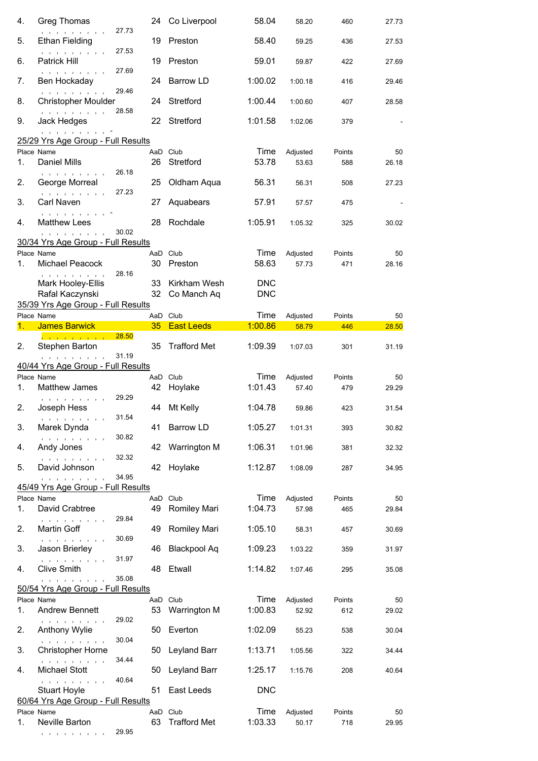| Place | Name | AaD | Club | Time | Adjusted | Points | 50 |
|---|---|---|---|---|---|---|---|
| 4. | Greg Thomas | 24 | Co Liverpool | 58.04 | 58.20 | 460 | 27.73 |
| 5. | Ethan Fielding | 19 | Preston | 58.40 | 59.25 | 436 | 27.53 |
| 6. | Patrick Hill | 19 | Preston | 59.01 | 59.87 | 422 | 27.69 |
| 7. | Ben Hockaday | 24 | Barrow LD | 1:00.02 | 1:00.18 | 416 | 29.46 |
| 8. | Christopher Moulder | 24 | Stretford | 1:00.44 | 1:00.60 | 407 | 28.58 |
| 9. | Jack Hedges | 22 | Stretford | 1:01.58 | 1:02.06 | 379 | - |

25/29 Yrs Age Group - Full Results

| Place | Name | AaD | Club | Time | Adjusted | Points | 50 |
|---|---|---|---|---|---|---|---|
| 1. | Daniel Mills | 26 | Stretford | 53.78 | 53.63 | 588 | 26.18 |
| 2. | George Morreal | 25 | Oldham Aqua | 56.31 | 56.31 | 508 | 27.23 |
| 3. | Carl Naven | 27 | Aquabears | 57.91 | 57.57 | 475 | - |
| 4. | Matthew Lees | 28 | Rochdale | 1:05.91 | 1:05.32 | 325 | 30.02 |

30/34 Yrs Age Group - Full Results

| Place | Name | AaD | Club | Time | Adjusted | Points | 50 |
|---|---|---|---|---|---|---|---|
| 1. | Michael Peacock | 30 | Preston | 58.63 | 57.73 | 471 | 28.16 |
| | Mark Hooley-Ellis | 33 | Kirkham Wesh | DNC | | | |
| | Rafal Kaczynski | 32 | Co Manch Aq | DNC | | | |

35/39 Yrs Age Group - Full Results

| Place | Name | AaD | Club | Time | Adjusted | Points | 50 |
|---|---|---|---|---|---|---|---|
| 1. | James Barwick | 35 | East Leeds | 1:00.86 | 58.79 | 446 | 28.50 |
| 2. | Stephen Barton | 35 | Trafford Met | 1:09.39 | 1:07.03 | 301 | 31.19 |

40/44 Yrs Age Group - Full Results

| Place | Name | AaD | Club | Time | Adjusted | Points | 50 |
|---|---|---|---|---|---|---|---|
| 1. | Matthew James | 42 | Hoylake | 1:01.43 | 57.40 | 479 | 29.29 |
| 2. | Joseph Hess | 44 | Mt Kelly | 1:04.78 | 59.86 | 423 | 31.54 |
| 3. | Marek Dynda | 41 | Barrow LD | 1:05.27 | 1:01.31 | 393 | 30.82 |
| 4. | Andy Jones | 42 | Warrington M | 1:06.31 | 1:01.96 | 381 | 32.32 |
| 5. | David Johnson | 42 | Hoylake | 1:12.87 | 1:08.09 | 287 | 34.95 |

45/49 Yrs Age Group - Full Results

| Place | Name | AaD | Club | Time | Adjusted | Points | 50 |
|---|---|---|---|---|---|---|---|
| 1. | David Crabtree | 49 | Romiley Mari | 1:04.73 | 57.98 | 465 | 29.84 |
| 2. | Martin Goff | 49 | Romiley Mari | 1:05.10 | 58.31 | 457 | 30.69 |
| 3. | Jason Brierley | 46 | Blackpool Aq | 1:09.23 | 1:03.22 | 359 | 31.97 |
| 4. | Clive Smith | 48 | Etwall | 1:14.82 | 1:07.46 | 295 | 35.08 |

50/54 Yrs Age Group - Full Results

| Place | Name | AaD | Club | Time | Adjusted | Points | 50 |
|---|---|---|---|---|---|---|---|
| 1. | Andrew Bennett | 53 | Warrington M | 1:00.83 | 52.92 | 612 | 29.02 |
| 2. | Anthony Wylie | 50 | Everton | 1:02.09 | 55.23 | 538 | 30.04 |
| 3. | Christopher Horne | 50 | Leyland Barr | 1:13.71 | 1:05.56 | 322 | 34.44 |
| 4. | Michael Stott | 50 | Leyland Barr | 1:25.17 | 1:15.76 | 208 | 40.64 |
| | Stuart Hoyle | 51 | East Leeds | DNC | | | |

60/64 Yrs Age Group - Full Results

| Place | Name | AaD | Club | Time | Adjusted | Points | 50 |
|---|---|---|---|---|---|---|---|
| 1. | Neville Barton | 63 | Trafford Met | 1:03.33 | 50.17 | 718 | 29.95 |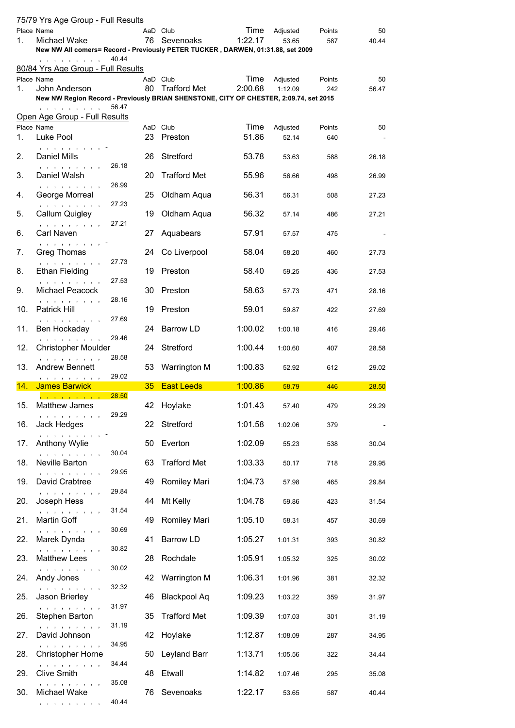## 75/79 Yrs Age Group - Full Results

| Place | Name | AaD | Club | Time | Adjusted | Points | 50 |
|---|---|---|---|---|---|---|---|
| 1. | Michael Wake | 76 | Sevenoaks | 1:22.17 | 53.65 | 587 | 40.44 |

**New NW All comers= Record - Previously PETER TUCKER , DARWEN, 01:31.88, set 2009**

, , , , , , , , , 40.44

## 80/84 Yrs Age Group - Full Results

| Place | Name | AaD | Club | Time | Adjusted | Points | 50 |
|---|---|---|---|---|---|---|---|
| 1. | John Anderson | 80 | Trafford Met | 2:00.68 | 1:12.09 | 242 | 56.47 |

**New NW Region Record - Previously BRIAN SHENSTONE, CITY OF CHESTER, 2:09.74, set 2015**

, , , , , , , , , 56.47

## Open Age Group - Full Results

| Place | Name | AaD | Club | Time | Adjusted | Points | 50 |
|---|---|---|---|---|---|---|---|
| 1. | Luke Pool | 23 | Preston | 51.86 | 52.14 | 640 | - |
| 2. | Daniel Mills | 26 | Stretford | 53.78 | 53.63 | 588 | 26.18 |
| 3. | Daniel Walsh | 20 | Trafford Met | 55.96 | 56.66 | 498 | 26.99 |
| 4. | George Morreal | 25 | Oldham Aqua | 56.31 | 56.31 | 508 | 27.23 |
| 5. | Callum Quigley | 19 | Oldham Aqua | 56.32 | 57.14 | 486 | 27.21 |
| 6. | Carl Naven | 27 | Aquabears | 57.91 | 57.57 | 475 | - |
| 7. | Greg Thomas | 24 | Co Liverpool | 58.04 | 58.20 | 460 | 27.73 |
| 8. | Ethan Fielding | 19 | Preston | 58.40 | 59.25 | 436 | 27.53 |
| 9. | Michael Peacock | 30 | Preston | 58.63 | 57.73 | 471 | 28.16 |
| 10. | Patrick Hill | 19 | Preston | 59.01 | 59.87 | 422 | 27.69 |
| 11. | Ben Hockaday | 24 | Barrow LD | 1:00.02 | 1:00.18 | 416 | 29.46 |
| 12. | Christopher Moulder | 24 | Stretford | 1:00.44 | 1:00.60 | 407 | 28.58 |
| 13. | Andrew Bennett | 53 | Warrington M | 1:00.83 | 52.92 | 612 | 29.02 |
| 14. | James Barwick | 35 | East Leeds | 1:00.86 | 58.79 | 446 | 28.50 |
| 15. | Matthew James | 42 | Hoylake | 1:01.43 | 57.40 | 479 | 29.29 |
| 16. | Jack Hedges | 22 | Stretford | 1:01.58 | 1:02.06 | 379 | - |
| 17. | Anthony Wylie | 50 | Everton | 1:02.09 | 55.23 | 538 | 30.04 |
| 18. | Neville Barton | 63 | Trafford Met | 1:03.33 | 50.17 | 718 | 29.95 |
| 19. | David Crabtree | 49 | Romiley Mari | 1:04.73 | 57.98 | 465 | 29.84 |
| 20. | Joseph Hess | 44 | Mt Kelly | 1:04.78 | 59.86 | 423 | 31.54 |
| 21. | Martin Goff | 49 | Romiley Mari | 1:05.10 | 58.31 | 457 | 30.69 |
| 22. | Marek Dynda | 41 | Barrow LD | 1:05.27 | 1:01.31 | 393 | 30.82 |
| 23. | Matthew Lees | 28 | Rochdale | 1:05.91 | 1:05.32 | 325 | 30.02 |
| 24. | Andy Jones | 42 | Warrington M | 1:06.31 | 1:01.96 | 381 | 32.32 |
| 25. | Jason Brierley | 46 | Blackpool Aq | 1:09.23 | 1:03.22 | 359 | 31.97 |
| 26. | Stephen Barton | 35 | Trafford Met | 1:09.39 | 1:07.03 | 301 | 31.19 |
| 27. | David Johnson | 42 | Hoylake | 1:12.87 | 1:08.09 | 287 | 34.95 |
| 28. | Christopher Horne | 50 | Leyland Barr | 1:13.71 | 1:05.56 | 322 | 34.44 |
| 29. | Clive Smith | 48 | Etwall | 1:14.82 | 1:07.46 | 295 | 35.08 |
| 30. | Michael Wake | 76 | Sevenoaks | 1:22.17 | 53.65 | 587 | 40.44 |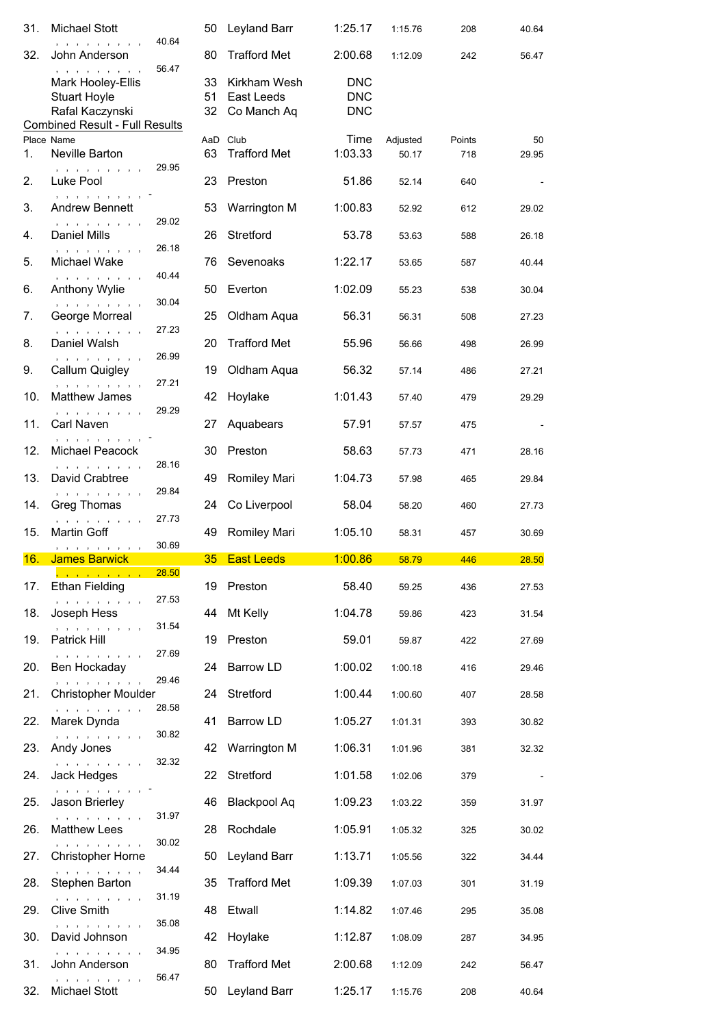| Place | Name | AaD | Club | Time | Adjusted | Points | 50 |
|---|---|---|---|---|---|---|---|
| 31. | Michael Stott | 50 | Leyland Barr | 1:25.17 | 1:15.76 | 208 | 40.64 |
| | , , , , , , , , , 40.64 | | | | | | |
| 32. | John Anderson | 80 | Trafford Met | 2:00.68 | 1:12.09 | 242 | 56.47 |
| | , , , , , , , , , 56.47 | | | | | | |
| | Mark Hooley-Ellis | 33 | Kirkham Wesh | DNC | | | |
| | Stuart Hoyle | 51 | East Leeds | DNC | | | |
| | Rafal Kaczynski | 32 | Co Manch Aq | DNC | | | |

## Combined Result - Full Results

| Place | Name | AaD | Club | Time | Adjusted | Points | 50 |
|---|---|---|---|---|---|---|---|
| 1. | Neville Barton | 63 | Trafford Met | 1:03.33 | 50.17 | 718 | 29.95 |
| | , , , , , , , , , 29.95 | | | | | | |
| 2. | Luke Pool | 23 | Preston | 51.86 | 52.14 | 640 | - |
| | , , , , , , , , , - | | | | | | |
| 3. | Andrew Bennett | 53 | Warrington M | 1:00.83 | 52.92 | 612 | 29.02 |
| | , , , , , , , , , 29.02 | | | | | | |
| 4. | Daniel Mills | 26 | Stretford | 53.78 | 53.63 | 588 | 26.18 |
| | , , , , , , , , , 26.18 | | | | | | |
| 5. | Michael Wake | 76 | Sevenoaks | 1:22.17 | 53.65 | 587 | 40.44 |
| | , , , , , , , , , 40.44 | | | | | | |
| 6. | Anthony Wylie | 50 | Everton | 1:02.09 | 55.23 | 538 | 30.04 |
| | , , , , , , , , , 30.04 | | | | | | |
| 7. | George Morreal | 25 | Oldham Aqua | 56.31 | 56.31 | 508 | 27.23 |
| | , , , , , , , , , 27.23 | | | | | | |
| 8. | Daniel Walsh | 20 | Trafford Met | 55.96 | 56.66 | 498 | 26.99 |
| | , , , , , , , , , 26.99 | | | | | | |
| 9. | Callum Quigley | 19 | Oldham Aqua | 56.32 | 57.14 | 486 | 27.21 |
| | , , , , , , , , , 27.21 | | | | | | |
| 10. | Matthew James | 42 | Hoylake | 1:01.43 | 57.40 | 479 | 29.29 |
| | , , , , , , , , , 29.29 | | | | | | |
| 11. | Carl Naven | 27 | Aquabears | 57.91 | 57.57 | 475 | - |
| | , , , , , , , , , - | | | | | | |
| 12. | Michael Peacock | 30 | Preston | 58.63 | 57.73 | 471 | 28.16 |
| | , , , , , , , , , 28.16 | | | | | | |
| 13. | David Crabtree | 49 | Romiley Mari | 1:04.73 | 57.98 | 465 | 29.84 |
| | , , , , , , , , , 29.84 | | | | | | |
| 14. | Greg Thomas | 24 | Co Liverpool | 58.04 | 58.20 | 460 | 27.73 |
| | , , , , , , , , , 27.73 | | | | | | |
| 15. | Martin Goff | 49 | Romiley Mari | 1:05.10 | 58.31 | 457 | 30.69 |
| | , , , , , , , , , 30.69 | | | | | | |
| 16. | James Barwick | 35 | East Leeds | 1:00.86 | 58.79 | 446 | 28.50 |
| | , , , , , , , , , 28.50 | | | | | | |
| 17. | Ethan Fielding | 19 | Preston | 58.40 | 59.25 | 436 | 27.53 |
| | , , , , , , , , , 27.53 | | | | | | |
| 18. | Joseph Hess | 44 | Mt Kelly | 1:04.78 | 59.86 | 423 | 31.54 |
| | , , , , , , , , , 31.54 | | | | | | |
| 19. | Patrick Hill | 19 | Preston | 59.01 | 59.87 | 422 | 27.69 |
| | , , , , , , , , , 27.69 | | | | | | |
| 20. | Ben Hockaday | 24 | Barrow LD | 1:00.02 | 1:00.18 | 416 | 29.46 |
| | , , , , , , , , , 29.46 | | | | | | |
| 21. | Christopher Moulder | 24 | Stretford | 1:00.44 | 1:00.60 | 407 | 28.58 |
| | , , , , , , , , , 28.58 | | | | | | |
| 22. | Marek Dynda | 41 | Barrow LD | 1:05.27 | 1:01.31 | 393 | 30.82 |
| | , , , , , , , , , 30.82 | | | | | | |
| 23. | Andy Jones | 42 | Warrington M | 1:06.31 | 1:01.96 | 381 | 32.32 |
| | , , , , , , , , , 32.32 | | | | | | |
| 24. | Jack Hedges | 22 | Stretford | 1:01.58 | 1:02.06 | 379 | - |
| | , , , , , , , , , - | | | | | | |
| 25. | Jason Brierley | 46 | Blackpool Aq | 1:09.23 | 1:03.22 | 359 | 31.97 |
| | , , , , , , , , , 31.97 | | | | | | |
| 26. | Matthew Lees | 28 | Rochdale | 1:05.91 | 1:05.32 | 325 | 30.02 |
| | , , , , , , , , , 30.02 | | | | | | |
| 27. | Christopher Horne | 50 | Leyland Barr | 1:13.71 | 1:05.56 | 322 | 34.44 |
| | , , , , , , , , , 34.44 | | | | | | |
| 28. | Stephen Barton | 35 | Trafford Met | 1:09.39 | 1:07.03 | 301 | 31.19 |
| | , , , , , , , , , 31.19 | | | | | | |
| 29. | Clive Smith | 48 | Etwall | 1:14.82 | 1:07.46 | 295 | 35.08 |
| | , , , , , , , , , 35.08 | | | | | | |
| 30. | David Johnson | 42 | Hoylake | 1:12.87 | 1:08.09 | 287 | 34.95 |
| | , , , , , , , , , 34.95 | | | | | | |
| 31. | John Anderson | 80 | Trafford Met | 2:00.68 | 1:12.09 | 242 | 56.47 |
| | , , , , , , , , , 56.47 | | | | | | |
| 32. | Michael Stott | 50 | Leyland Barr | 1:25.17 | 1:15.76 | 208 | 40.64 |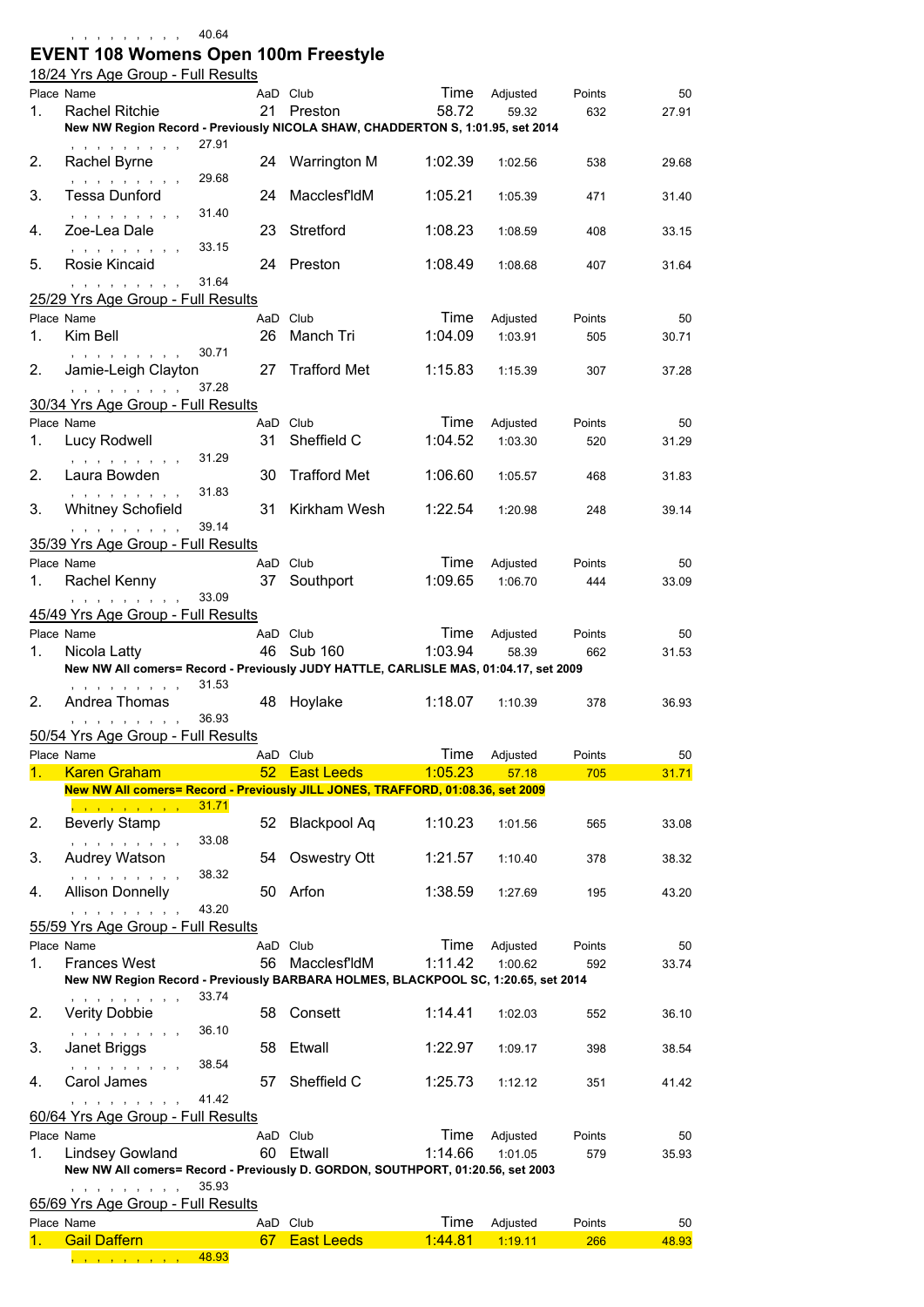, , , , , , , , , 40.64

## EVENT 108 Womens Open 100m Freestyle

### 18/24 Yrs Age Group - Full Results

| Place | Name | AaD | Club | Time | Adjusted | Points | 50 |
|---|---|---|---|---|---|---|---|
| 1. | Rachel Ritchie | 21 | Preston | 58.72 | 59.32 | 632 | 27.91 |

**New NW Region Record - Previously NICOLA SHAW, CHADDERTON S, 1:01.95, set 2014**

, , , , , , , , , 27.91

| Place | Name | AaD | Club | Time | Adjusted | Points | 50 |
|---|---|---|---|---|---|---|---|
| 2. | Rachel Byrne | 24 | Warrington M | 1:02.39 | 1:02.56 | 538 | 29.68 |
| 3. | Tessa Dunford | 24 | Macclesf'ldM | 1:05.21 | 1:05.39 | 471 | 31.40 |
| 4. | Zoe-Lea Dale | 23 | Stretford | 1:08.23 | 1:08.59 | 408 | 33.15 |
| 5. | Rosie Kincaid | 24 | Preston | 1:08.49 | 1:08.68 | 407 | 31.64 |

### 25/29 Yrs Age Group - Full Results

| Place | Name | AaD | Club | Time | Adjusted | Points | 50 |
|---|---|---|---|---|---|---|---|
| 1. | Kim Bell | 26 | Manch Tri | 1:04.09 | 1:03.91 | 505 | 30.71 |
| 2. | Jamie-Leigh Clayton | 27 | Trafford Met | 1:15.83 | 1:15.39 | 307 | 37.28 |

### 30/34 Yrs Age Group - Full Results

| Place | Name | AaD | Club | Time | Adjusted | Points | 50 |
|---|---|---|---|---|---|---|---|
| 1. | Lucy Rodwell | 31 | Sheffield C | 1:04.52 | 1:03.30 | 520 | 31.29 |
| 2. | Laura Bowden | 30 | Trafford Met | 1:06.60 | 1:05.57 | 468 | 31.83 |
| 3. | Whitney Schofield | 31 | Kirkham Wesh | 1:22.54 | 1:20.98 | 248 | 39.14 |

### 35/39 Yrs Age Group - Full Results

| Place | Name | AaD | Club | Time | Adjusted | Points | 50 |
|---|---|---|---|---|---|---|---|
| 1. | Rachel Kenny | 37 | Southport | 1:09.65 | 1:06.70 | 444 | 33.09 |

### 45/49 Yrs Age Group - Full Results

| Place | Name | AaD | Club | Time | Adjusted | Points | 50 |
|---|---|---|---|---|---|---|---|
| 1. | Nicola Latty | 46 | Sub 160 | 1:03.94 | 58.39 | 662 | 31.53 |

**New NW All comers= Record - Previously JUDY HATTLE, CARLISLE MAS, 01:04.17, set 2009**

, , , , , , , , , 31.53

| Place | Name | AaD | Club | Time | Adjusted | Points | 50 |
|---|---|---|---|---|---|---|---|
| 2. | Andrea Thomas | 48 | Hoylake | 1:18.07 | 1:10.39 | 378 | 36.93 |

### 50/54 Yrs Age Group - Full Results

| Place | Name | AaD | Club | Time | Adjusted | Points | 50 |
|---|---|---|---|---|---|---|---|
| 1. | Karen Graham | 52 | East Leeds | 1:05.23 | 57.18 | 705 | 31.71 |

**New NW All comers= Record - Previously JILL JONES, TRAFFORD, 01:08.36, set 2009**

, , , , , , , , , 31.71

| Place | Name | AaD | Club | Time | Adjusted | Points | 50 |
|---|---|---|---|---|---|---|---|
| 2. | Beverly Stamp | 52 | Blackpool Aq | 1:10.23 | 1:01.56 | 565 | 33.08 |
| 3. | Audrey Watson | 54 | Oswestry Ott | 1:21.57 | 1:10.40 | 378 | 38.32 |
| 4. | Allison Donnelly | 50 | Arfon | 1:38.59 | 1:27.69 | 195 | 43.20 |

### 55/59 Yrs Age Group - Full Results

| Place | Name | AaD | Club | Time | Adjusted | Points | 50 |
|---|---|---|---|---|---|---|---|
| 1. | Frances West | 56 | Macclesf'ldM | 1:11.42 | 1:00.62 | 592 | 33.74 |

**New NW Region Record - Previously BARBARA HOLMES, BLACKPOOL SC, 1:20.65, set 2014**

, , , , , , , , , 33.74

| Place | Name | AaD | Club | Time | Adjusted | Points | 50 |
|---|---|---|---|---|---|---|---|
| 2. | Verity Dobbie | 58 | Consett | 1:14.41 | 1:02.03 | 552 | 36.10 |
| 3. | Janet Briggs | 58 | Etwall | 1:22.97 | 1:09.17 | 398 | 38.54 |
| 4. | Carol James | 57 | Sheffield C | 1:25.73 | 1:12.12 | 351 | 41.42 |

### 60/64 Yrs Age Group - Full Results

| Place | Name | AaD | Club | Time | Adjusted | Points | 50 |
|---|---|---|---|---|---|---|---|
| 1. | Lindsey Gowland | 60 | Etwall | 1:14.66 | 1:01.05 | 579 | 35.93 |

**New NW All comers= Record - Previously D. GORDON, SOUTHPORT, 01:20.56, set 2003**

, , , , , , , , , 35.93

### 65/69 Yrs Age Group - Full Results

| Place | Name | AaD | Club | Time | Adjusted | Points | 50 |
|---|---|---|---|---|---|---|---|
| 1. | Gail Daffern | 67 | East Leeds | 1:44.81 | 1:19.11 | 266 | 48.93 |

, , , , , , , , , 48.93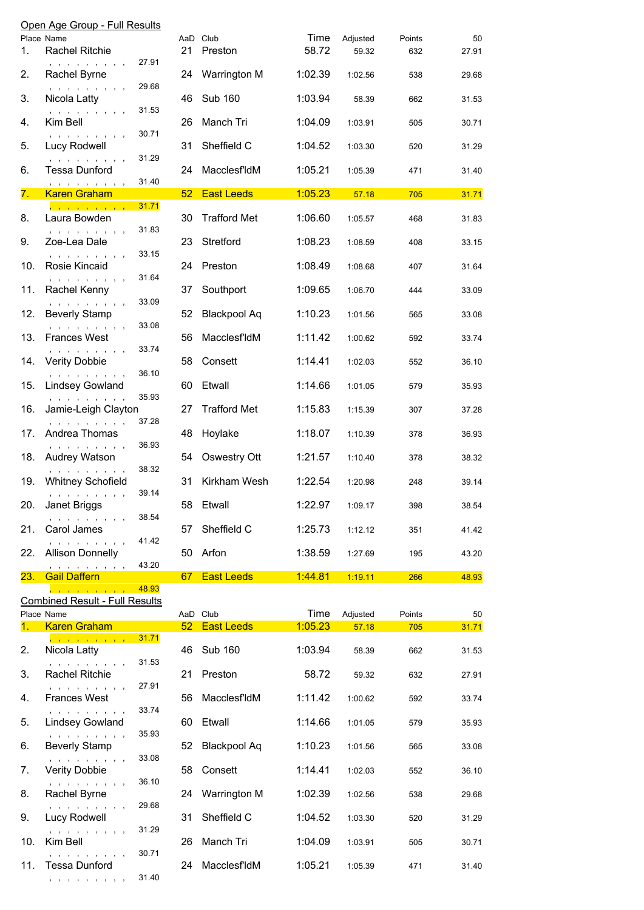## Open Age Group - Full Results

| Place | Name | AaD | Club | Time | Adjusted | Points | 50 |
|---|---|---|---|---|---|---|---|
| 1. | Rachel Ritchie | 21 | Preston | 58.72 | 59.32 | 632 | 27.91 |
| 2. | Rachel Byrne | 24 | Warrington M | 1:02.39 | 1:02.56 | 538 | 29.68 |
| 3. | Nicola Latty | 46 | Sub 160 | 1:03.94 | 58.39 | 662 | 31.53 |
| 4. | Kim Bell | 26 | Manch Tri | 1:04.09 | 1:03.91 | 505 | 30.71 |
| 5. | Lucy Rodwell | 31 | Sheffield C | 1:04.52 | 1:03.30 | 520 | 31.29 |
| 6. | Tessa Dunford | 24 | Macclesf'ldM | 1:05.21 | 1:05.39 | 471 | 31.40 |
| 7. | Karen Graham | 52 | East Leeds | 1:05.23 | 57.18 | 705 | 31.71 |
| 8. | Laura Bowden | 30 | Trafford Met | 1:06.60 | 1:05.57 | 468 | 31.83 |
| 9. | Zoe-Lea Dale | 23 | Stretford | 1:08.23 | 1:08.59 | 408 | 33.15 |
| 10. | Rosie Kincaid | 24 | Preston | 1:08.49 | 1:08.68 | 407 | 31.64 |
| 11. | Rachel Kenny | 37 | Southport | 1:09.65 | 1:06.70 | 444 | 33.09 |
| 12. | Beverly Stamp | 52 | Blackpool Aq | 1:10.23 | 1:01.56 | 565 | 33.08 |
| 13. | Frances West | 56 | Macclesf'ldM | 1:11.42 | 1:00.62 | 592 | 33.74 |
| 14. | Verity Dobbie | 58 | Consett | 1:14.41 | 1:02.03 | 552 | 36.10 |
| 15. | Lindsey Gowland | 60 | Etwall | 1:14.66 | 1:01.05 | 579 | 35.93 |
| 16. | Jamie-Leigh Clayton | 27 | Trafford Met | 1:15.83 | 1:15.39 | 307 | 37.28 |
| 17. | Andrea Thomas | 48 | Hoylake | 1:18.07 | 1:10.39 | 378 | 36.93 |
| 18. | Audrey Watson | 54 | Oswestry Ott | 1:21.57 | 1:10.40 | 378 | 38.32 |
| 19. | Whitney Schofield | 31 | Kirkham Wesh | 1:22.54 | 1:20.98 | 248 | 39.14 |
| 20. | Janet Briggs | 58 | Etwall | 1:22.97 | 1:09.17 | 398 | 38.54 |
| 21. | Carol James | 57 | Sheffield C | 1:25.73 | 1:12.12 | 351 | 41.42 |
| 22. | Allison Donnelly | 50 | Arfon | 1:38.59 | 1:27.69 | 195 | 43.20 |
| 23. | Gail Daffern | 67 | East Leeds | 1:44.81 | 1:19.11 | 266 | 48.93 |

## Combined Result - Full Results

| Place | Name | AaD | Club | Time | Adjusted | Points | 50 |
|---|---|---|---|---|---|---|---|
| 1. | Karen Graham | 52 | East Leeds | 1:05.23 | 57.18 | 705 | 31.71 |
| 2. | Nicola Latty | 46 | Sub 160 | 1:03.94 | 58.39 | 662 | 31.53 |
| 3. | Rachel Ritchie | 21 | Preston | 58.72 | 59.32 | 632 | 27.91 |
| 4. | Frances West | 56 | Macclesf'ldM | 1:11.42 | 1:00.62 | 592 | 33.74 |
| 5. | Lindsey Gowland | 60 | Etwall | 1:14.66 | 1:01.05 | 579 | 35.93 |
| 6. | Beverly Stamp | 52 | Blackpool Aq | 1:10.23 | 1:01.56 | 565 | 33.08 |
| 7. | Verity Dobbie | 58 | Consett | 1:14.41 | 1:02.03 | 552 | 36.10 |
| 8. | Rachel Byrne | 24 | Warrington M | 1:02.39 | 1:02.56 | 538 | 29.68 |
| 9. | Lucy Rodwell | 31 | Sheffield C | 1:04.52 | 1:03.30 | 520 | 31.29 |
| 10. | Kim Bell | 26 | Manch Tri | 1:04.09 | 1:03.91 | 505 | 30.71 |
| 11. | Tessa Dunford | 24 | Macclesf'ldM | 1:05.21 | 1:05.39 | 471 | 31.40 |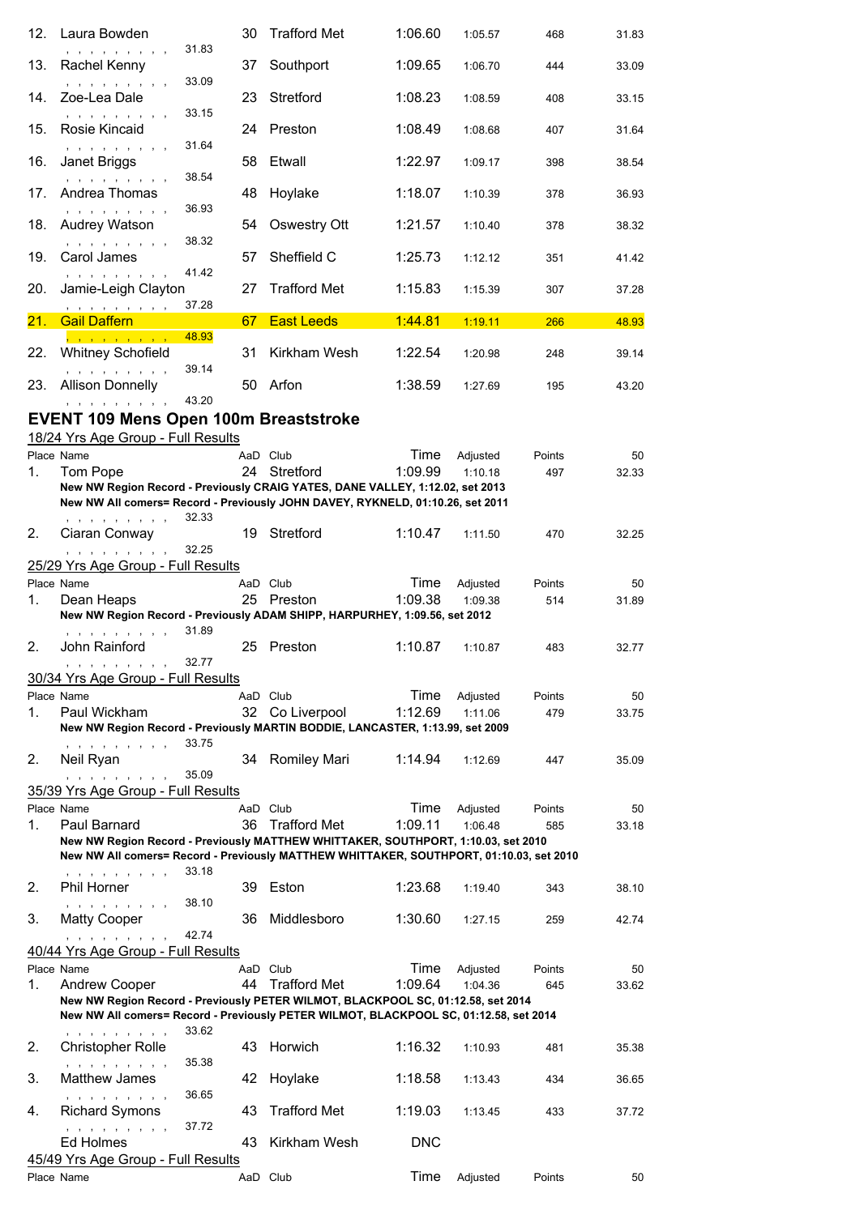| Place | Name | AaD | Club | Time | Adjusted | Points | 50 |
|---|---|---|---|---|---|---|---|
| 12. | Laura Bowden | 30 | Trafford Met | 1:06.60 | 1:05.57 | 468 | 31.83 |
| | , , , , , , , , , 31.83 | | | | | | |
| 13. | Rachel Kenny | 37 | Southport | 1:09.65 | 1:06.70 | 444 | 33.09 |
| | , , , , , , , , , 33.09 | | | | | | |
| 14. | Zoe-Lea Dale | 23 | Stretford | 1:08.23 | 1:08.59 | 408 | 33.15 |
| | , , , , , , , , , 33.15 | | | | | | |
| 15. | Rosie Kincaid | 24 | Preston | 1:08.49 | 1:08.68 | 407 | 31.64 |
| | , , , , , , , , , 31.64 | | | | | | |
| 16. | Janet Briggs | 58 | Etwall | 1:22.97 | 1:09.17 | 398 | 38.54 |
| | , , , , , , , , , 38.54 | | | | | | |
| 17. | Andrea Thomas | 48 | Hoylake | 1:18.07 | 1:10.39 | 378 | 36.93 |
| | , , , , , , , , , 36.93 | | | | | | |
| 18. | Audrey Watson | 54 | Oswestry Ott | 1:21.57 | 1:10.40 | 378 | 38.32 |
| | , , , , , , , , , 38.32 | | | | | | |
| 19. | Carol James | 57 | Sheffield C | 1:25.73 | 1:12.12 | 351 | 41.42 |
| | , , , , , , , , , 41.42 | | | | | | |
| 20. | Jamie-Leigh Clayton | 27 | Trafford Met | 1:15.83 | 1:15.39 | 307 | 37.28 |
| | , , , , , , , , , 37.28 | | | | | | |
| 21. | Gail Daffern | 67 | East Leeds | 1:44.81 | 1:19.11 | 266 | 48.93 |
| | , , , , , , , , , 48.93 | | | | | | |
| 22. | Whitney Schofield | 31 | Kirkham Wesh | 1:22.54 | 1:20.98 | 248 | 39.14 |
| | , , , , , , , , , 39.14 | | | | | | |
| 23. | Allison Donnelly | 50 | Arfon | 1:38.59 | 1:27.69 | 195 | 43.20 |
| | , , , , , , , , , 43.20 | | | | | | |

## EVENT 109 Mens Open 100m Breaststroke

18/24 Yrs Age Group - Full Results

| Place | Name | AaD | Club | Time | Adjusted | Points | 50 |
|---|---|---|---|---|---|---|---|
| 1. | Tom Pope | 24 | Stretford | 1:09.99 | 1:10.18 | 497 | 32.33 |
| | **New NW Region Record - Previously CRAIG YATES, DANE VALLEY, 1:12.02, set 2013** | | | | | | |
| | **New NW All comers= Record - Previously JOHN DAVEY, RYKNELD, 01:10.26, set 2011** | | | | | | |
| | , , , , , , , , , 32.33 | | | | | | |
| 2. | Ciaran Conway | 19 | Stretford | 1:10.47 | 1:11.50 | 470 | 32.25 |
| | , , , , , , , , , 32.25 | | | | | | |

25/29 Yrs Age Group - Full Results

| Place | Name | AaD | Club | Time | Adjusted | Points | 50 |
|---|---|---|---|---|---|---|---|
| 1. | Dean Heaps | 25 | Preston | 1:09.38 | 1:09.38 | 514 | 31.89 |
| | **New NW Region Record - Previously ADAM SHIPP, HARPURHEY, 1:09.56, set 2012** | | | | | | |
| | , , , , , , , , , 31.89 | | | | | | |
| 2. | John Rainford | 25 | Preston | 1:10.87 | 1:10.87 | 483 | 32.77 |
| | , , , , , , , , , 32.77 | | | | | | |

30/34 Yrs Age Group - Full Results

| Place | Name | AaD | Club | Time | Adjusted | Points | 50 |
|---|---|---|---|---|---|---|---|
| 1. | Paul Wickham | 32 | Co Liverpool | 1:12.69 | 1:11.06 | 479 | 33.75 |
| | **New NW Region Record - Previously MARTIN BODDIE, LANCASTER, 1:13.99, set 2009** | | | | | | |
| | , , , , , , , , , 33.75 | | | | | | |
| 2. | Neil Ryan | 34 | Romiley Mari | 1:14.94 | 1:12.69 | 447 | 35.09 |
| | , , , , , , , , , 35.09 | | | | | | |

35/39 Yrs Age Group - Full Results

| Place | Name | AaD | Club | Time | Adjusted | Points | 50 |
|---|---|---|---|---|---|---|---|
| 1. | Paul Barnard | 36 | Trafford Met | 1:09.11 | 1:06.48 | 585 | 33.18 |
| | **New NW Region Record - Previously MATTHEW WHITTAKER, SOUTHPORT, 1:10.03, set 2010** | | | | | | |
| | **New NW All comers= Record - Previously MATTHEW WHITTAKER, SOUTHPORT, 01:10.03, set 2010** | | | | | | |
| | , , , , , , , , , 33.18 | | | | | | |
| 2. | Phil Horner | 39 | Eston | 1:23.68 | 1:19.40 | 343 | 38.10 |
| | , , , , , , , , , 38.10 | | | | | | |
| 3. | Matty Cooper | 36 | Middlesboro | 1:30.60 | 1:27.15 | 259 | 42.74 |
| | , , , , , , , , , 42.74 | | | | | | |

40/44 Yrs Age Group - Full Results

| Place | Name | AaD | Club | Time | Adjusted | Points | 50 |
|---|---|---|---|---|---|---|---|
| 1. | Andrew Cooper | 44 | Trafford Met | 1:09.64 | 1:04.36 | 645 | 33.62 |
| | **New NW Region Record - Previously PETER WILMOT, BLACKPOOL SC, 01:12.58, set 2014** | | | | | | |
| | **New NW All comers= Record - Previously PETER WILMOT, BLACKPOOL SC, 01:12.58, set 2014** | | | | | | |
| | , , , , , , , , , 33.62 | | | | | | |
| 2. | Christopher Rolle | 43 | Horwich | 1:16.32 | 1:10.93 | 481 | 35.38 |
| | , , , , , , , , , 35.38 | | | | | | |
| 3. | Matthew James | 42 | Hoylake | 1:18.58 | 1:13.43 | 434 | 36.65 |
| | , , , , , , , , , 36.65 | | | | | | |
| 4. | Richard Symons | 43 | Trafford Met | 1:19.03 | 1:13.45 | 433 | 37.72 |
| | , , , , , , , , , 37.72 | | | | | | |
| | Ed Holmes | 43 | Kirkham Wesh | DNC | | | |

45/49 Yrs Age Group - Full Results

| Place | Name | AaD | Club | Time | Adjusted | Points | 50 |
|---|---|---|---|---|---|---|---|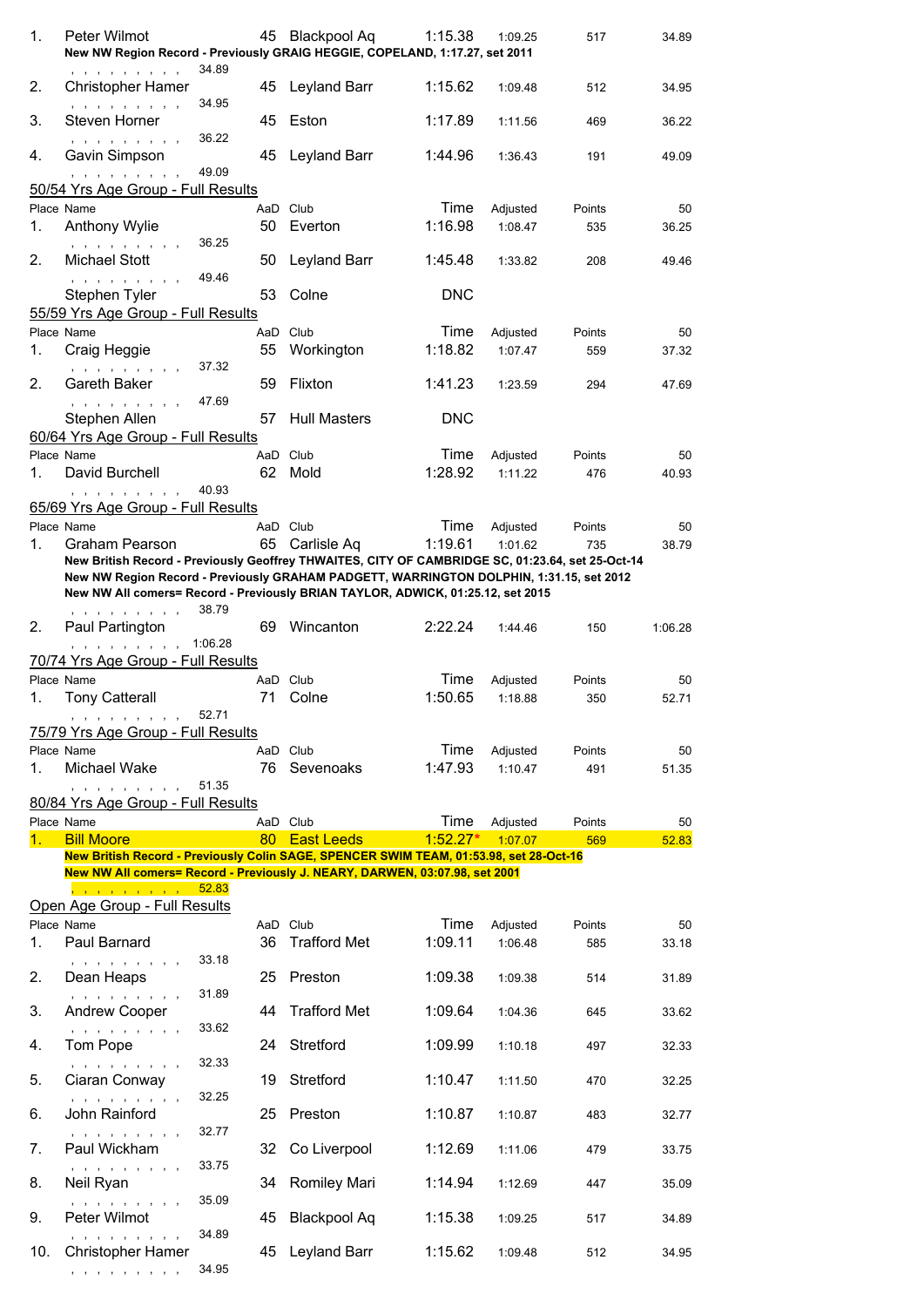| Place | Name | AaD | Club | Time | Adjusted | Points | 50 |
|---|---|---|---|---|---|---|---|
| 1. | Peter Wilmot | 45 | Blackpool Aq | 1:15.38 | 1:09.25 | 517 | 34.89 |

**New NW Region Record - Previously GRAIG HEGGIE, COPELAND, 1:17.27, set 2011**

, , , , , , , , , 34.89

| Place | Name | AaD | Club | Time | Adjusted | Points | 50 |
|---|---|---|---|---|---|---|---|
| 2. | Christopher Hamer | 45 | Leyland Barr | 1:15.62 | 1:09.48 | 512 | 34.95 |
| | , , , , , , , , , 34.95 | | | | | | |
| 3. | Steven Horner | 45 | Eston | 1:17.89 | 1:11.56 | 469 | 36.22 |
| | , , , , , , , , , 36.22 | | | | | | |
| 4. | Gavin Simpson | 45 | Leyland Barr | 1:44.96 | 1:36.43 | 191 | 49.09 |
| | , , , , , , , , , 49.09 | | | | | | |

## 50/54 Yrs Age Group - Full Results

| Place | Name | AaD | Club | Time | Adjusted | Points | 50 |
|---|---|---|---|---|---|---|---|
| 1. | Anthony Wylie | 50 | Everton | 1:16.98 | 1:08.47 | 535 | 36.25 |
| | , , , , , , , , , 36.25 | | | | | | |
| 2. | Michael Stott | 50 | Leyland Barr | 1:45.48 | 1:33.82 | 208 | 49.46 |
| | , , , , , , , , , 49.46 | | | | | | |
| | Stephen Tyler | 53 | Colne | DNC | | | |

## 55/59 Yrs Age Group - Full Results

| Place | Name | AaD | Club | Time | Adjusted | Points | 50 |
|---|---|---|---|---|---|---|---|
| 1. | Craig Heggie | 55 | Workington | 1:18.82 | 1:07.47 | 559 | 37.32 |
| | , , , , , , , , , 37.32 | | | | | | |
| 2. | Gareth Baker | 59 | Flixton | 1:41.23 | 1:23.59 | 294 | 47.69 |
| | , , , , , , , , , 47.69 | | | | | | |
| | Stephen Allen | 57 | Hull Masters | DNC | | | |

## 60/64 Yrs Age Group - Full Results

| Place | Name | AaD | Club | Time | Adjusted | Points | 50 |
|---|---|---|---|---|---|---|---|
| 1. | David Burchell | 62 | Mold | 1:28.92 | 1:11.22 | 476 | 40.93 |
| | , , , , , , , , , 40.93 | | | | | | |

## 65/69 Yrs Age Group - Full Results

| Place | Name | AaD | Club | Time | Adjusted | Points | 50 |
|---|---|---|---|---|---|---|---|
| 1. | Graham Pearson | 65 | Carlisle Aq | 1:19.61 | 1:01.62 | 735 | 38.79 |

**New British Record - Previously Geoffrey THWAITES, CITY OF CAMBRIDGE SC, 01:23.64, set 25-Oct-14**
**New NW Region Record - Previously GRAHAM PADGETT, WARRINGTON DOLPHIN, 1:31.15, set 2012**
**New NW All comers= Record - Previously BRIAN TAYLOR, ADWICK, 01:25.12, set 2015**

, , , , , , , , , 38.79

| Place | Name | AaD | Club | Time | Adjusted | Points | 50 |
|---|---|---|---|---|---|---|---|
| 2. | Paul Partington | 69 | Wincanton | 2:22.24 | 1:44.46 | 150 | 1:06.28 |
| | , , , , , , , , , 1:06.28 | | | | | | |

## 70/74 Yrs Age Group - Full Results

| Place | Name | AaD | Club | Time | Adjusted | Points | 50 |
|---|---|---|---|---|---|---|---|
| 1. | Tony Catterall | 71 | Colne | 1:50.65 | 1:18.88 | 350 | 52.71 |
| | , , , , , , , , , 52.71 | | | | | | |

## 75/79 Yrs Age Group - Full Results

| Place | Name | AaD | Club | Time | Adjusted | Points | 50 |
|---|---|---|---|---|---|---|---|
| 1. | Michael Wake | 76 | Sevenoaks | 1:47.93 | 1:10.47 | 491 | 51.35 |
| | , , , , , , , , , 51.35 | | | | | | |

## 80/84 Yrs Age Group - Full Results

| Place | Name | AaD | Club | Time | Adjusted | Points | 50 |
|---|---|---|---|---|---|---|---|
| 1. | Bill Moore | 80 | East Leeds | 1:52.27* | 1:07.07 | 569 | 52.83 |

**New British Record - Previously Colin SAGE, SPENCER SWIM TEAM, 01:53.98, set 28-Oct-16**
**New NW All comers= Record - Previously J. NEARY, DARWEN, 03:07.98, set 2001**

, , , , , , , , , 52.83

## Open Age Group - Full Results

| Place | Name | AaD | Club | Time | Adjusted | Points | 50 |
|---|---|---|---|---|---|---|---|
| 1. | Paul Barnard | 36 | Trafford Met | 1:09.11 | 1:06.48 | 585 | 33.18 |
| | , , , , , , , , , 33.18 | | | | | | |
| 2. | Dean Heaps | 25 | Preston | 1:09.38 | 1:09.38 | 514 | 31.89 |
| | , , , , , , , , , 31.89 | | | | | | |
| 3. | Andrew Cooper | 44 | Trafford Met | 1:09.64 | 1:04.36 | 645 | 33.62 |
| | , , , , , , , , , 33.62 | | | | | | |
| 4. | Tom Pope | 24 | Stretford | 1:09.99 | 1:10.18 | 497 | 32.33 |
| | , , , , , , , , , 32.33 | | | | | | |
| 5. | Ciaran Conway | 19 | Stretford | 1:10.47 | 1:11.50 | 470 | 32.25 |
| | , , , , , , , , , 32.25 | | | | | | |
| 6. | John Rainford | 25 | Preston | 1:10.87 | 1:10.87 | 483 | 32.77 |
| | , , , , , , , , , 32.77 | | | | | | |
| 7. | Paul Wickham | 32 | Co Liverpool | 1:12.69 | 1:11.06 | 479 | 33.75 |
| | , , , , , , , , , 33.75 | | | | | | |
| 8. | Neil Ryan | 34 | Romiley Mari | 1:14.94 | 1:12.69 | 447 | 35.09 |
| | , , , , , , , , , 35.09 | | | | | | |
| 9. | Peter Wilmot | 45 | Blackpool Aq | 1:15.38 | 1:09.25 | 517 | 34.89 |
| | , , , , , , , , , 34.89 | | | | | | |
| 10. | Christopher Hamer | 45 | Leyland Barr | 1:15.62 | 1:09.48 | 512 | 34.95 |
| | , , , , , , , , , 34.95 | | | | | | |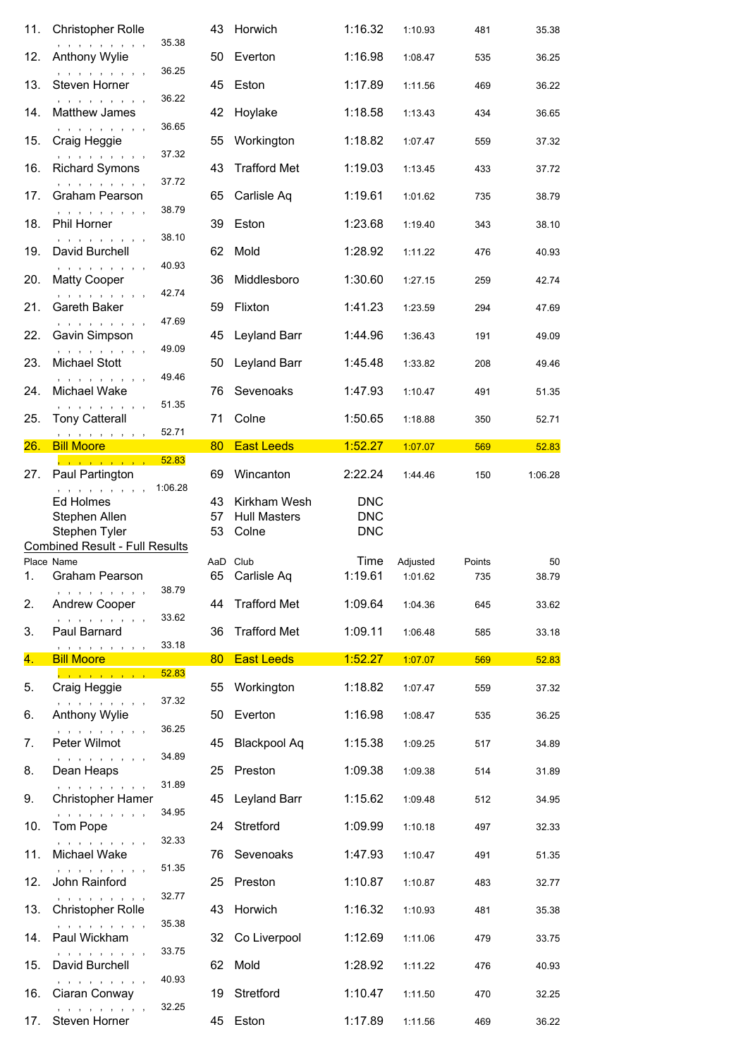| Place | Name | AaD | Club | Time | Adjusted | Points | 50 |
|---|---|---|---|---|---|---|---|
| 11. | Christopher Rolle | 43 | Horwich | 1:16.32 | 1:10.93 | 481 | 35.38 |
| 12. | Anthony Wylie | 50 | Everton | 1:16.98 | 1:08.47 | 535 | 36.25 |
| 13. | Steven Horner | 45 | Eston | 1:17.89 | 1:11.56 | 469 | 36.22 |
| 14. | Matthew James | 42 | Hoylake | 1:18.58 | 1:13.43 | 434 | 36.65 |
| 15. | Craig Heggie | 55 | Workington | 1:18.82 | 1:07.47 | 559 | 37.32 |
| 16. | Richard Symons | 43 | Trafford Met | 1:19.03 | 1:13.45 | 433 | 37.72 |
| 17. | Graham Pearson | 65 | Carlisle Aq | 1:19.61 | 1:01.62 | 735 | 38.79 |
| 18. | Phil Horner | 39 | Eston | 1:23.68 | 1:19.40 | 343 | 38.10 |
| 19. | David Burchell | 62 | Mold | 1:28.92 | 1:11.22 | 476 | 40.93 |
| 20. | Matty Cooper | 36 | Middlesboro | 1:30.60 | 1:27.15 | 259 | 42.74 |
| 21. | Gareth Baker | 59 | Flixton | 1:41.23 | 1:23.59 | 294 | 47.69 |
| 22. | Gavin Simpson | 45 | Leyland Barr | 1:44.96 | 1:36.43 | 191 | 49.09 |
| 23. | Michael Stott | 50 | Leyland Barr | 1:45.48 | 1:33.82 | 208 | 49.46 |
| 24. | Michael Wake | 76 | Sevenoaks | 1:47.93 | 1:10.47 | 491 | 51.35 |
| 25. | Tony Catterall | 71 | Colne | 1:50.65 | 1:18.88 | 350 | 52.71 |
| 26. | Bill Moore | 80 | East Leeds | 1:52.27 | 1:07.07 | 569 | 52.83 |
| 27. | Paul Partington | 69 | Wincanton | 2:22.24 | 1:44.46 | 150 | 1:06.28 |
| | Ed Holmes | 43 | Kirkham Wesh | DNC | | | |
| | Stephen Allen | 57 | Hull Masters | DNC | | | |
| | Stephen Tyler | 53 | Colne | DNC | | | |

Combined Result - Full Results

| Place | Name | AaD | Club | Time | Adjusted | Points | 50 |
|---|---|---|---|---|---|---|---|
| 1. | Graham Pearson | 65 | Carlisle Aq | 1:19.61 | 1:01.62 | 735 | 38.79 |
| 2. | Andrew Cooper | 44 | Trafford Met | 1:09.64 | 1:04.36 | 645 | 33.62 |
| 3. | Paul Barnard | 36 | Trafford Met | 1:09.11 | 1:06.48 | 585 | 33.18 |
| 4. | Bill Moore | 80 | East Leeds | 1:52.27 | 1:07.07 | 569 | 52.83 |
| 5. | Craig Heggie | 55 | Workington | 1:18.82 | 1:07.47 | 559 | 37.32 |
| 6. | Anthony Wylie | 50 | Everton | 1:16.98 | 1:08.47 | 535 | 36.25 |
| 7. | Peter Wilmot | 45 | Blackpool Aq | 1:15.38 | 1:09.25 | 517 | 34.89 |
| 8. | Dean Heaps | 25 | Preston | 1:09.38 | 1:09.38 | 514 | 31.89 |
| 9. | Christopher Hamer | 45 | Leyland Barr | 1:15.62 | 1:09.48 | 512 | 34.95 |
| 10. | Tom Pope | 24 | Stretford | 1:09.99 | 1:10.18 | 497 | 32.33 |
| 11. | Michael Wake | 76 | Sevenoaks | 1:47.93 | 1:10.47 | 491 | 51.35 |
| 12. | John Rainford | 25 | Preston | 1:10.87 | 1:10.87 | 483 | 32.77 |
| 13. | Christopher Rolle | 43 | Horwich | 1:16.32 | 1:10.93 | 481 | 35.38 |
| 14. | Paul Wickham | 32 | Co Liverpool | 1:12.69 | 1:11.06 | 479 | 33.75 |
| 15. | David Burchell | 62 | Mold | 1:28.92 | 1:11.22 | 476 | 40.93 |
| 16. | Ciaran Conway | 19 | Stretford | 1:10.47 | 1:11.50 | 470 | 32.25 |
| 17. | Steven Horner | 45 | Eston | 1:17.89 | 1:11.56 | 469 | 36.22 |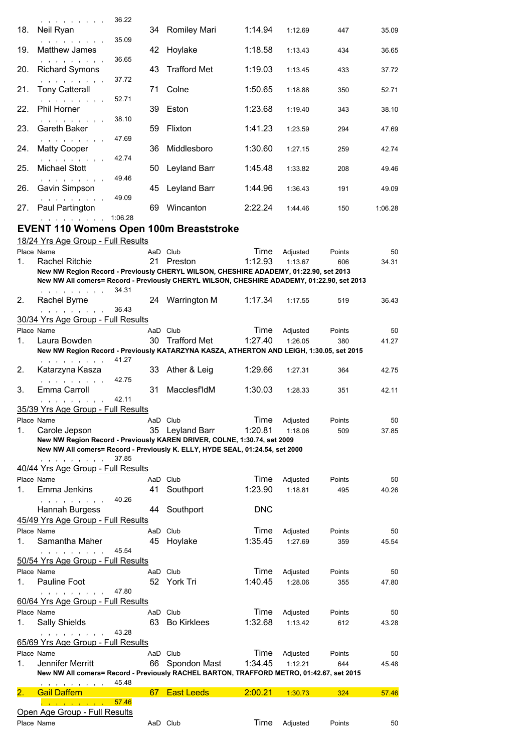| | | | | | | | |
|---|---|---|---|---|---|---|---|
| | , , , , , , , , , 36.22 | | | | | | |
| 18. | Neil Ryan | 34 | Romiley Mari | 1:14.94 | 1:12.69 | 447 | 35.09 |
| | , , , , , , , , , 35.09 | | | | | | |
| 19. | Matthew James | 42 | Hoylake | 1:18.58 | 1:13.43 | 434 | 36.65 |
| | , , , , , , , , , 36.65 | | | | | | |
| 20. | Richard Symons | 43 | Trafford Met | 1:19.03 | 1:13.45 | 433 | 37.72 |
| | , , , , , , , , , 37.72 | | | | | | |
| 21. | Tony Catterall | 71 | Colne | 1:50.65 | 1:18.88 | 350 | 52.71 |
| | , , , , , , , , , 52.71 | | | | | | |
| 22. | Phil Horner | 39 | Eston | 1:23.68 | 1:19.40 | 343 | 38.10 |
| | , , , , , , , , , 38.10 | | | | | | |
| 23. | Gareth Baker | 59 | Flixton | 1:41.23 | 1:23.59 | 294 | 47.69 |
| | , , , , , , , , , 47.69 | | | | | | |
| 24. | Matty Cooper | 36 | Middlesboro | 1:30.60 | 1:27.15 | 259 | 42.74 |
| | , , , , , , , , , 42.74 | | | | | | |
| 25. | Michael Stott | 50 | Leyland Barr | 1:45.48 | 1:33.82 | 208 | 49.46 |
| | , , , , , , , , , 49.46 | | | | | | |
| 26. | Gavin Simpson | 45 | Leyland Barr | 1:44.96 | 1:36.43 | 191 | 49.09 |
| | , , , , , , , , , 49.09 | | | | | | |
| 27. | Paul Partington | 69 | Wincanton | 2:22.24 | 1:44.46 | 150 | 1:06.28 |
| | , , , , , , , , , 1:06.28 | | | | | | |

## EVENT 110 Womens Open 100m Breaststroke

### 18/24 Yrs Age Group - Full Results

| Place | Name | AaD | Club | Time | Adjusted | Points | 50 |
|---|---|---|---|---|---|---|---|
| 1. | Rachel Ritchie | 21 | Preston | 1:12.93 | 1:13.67 | 606 | 34.31 |

**New NW Region Record - Previously CHERYL WILSON, CHESHIRE ADADEMY, 01:22.90, set 2013**
**New NW All comers= Record - Previously CHERYL WILSON, CHESHIRE ADADEMY, 01:22.90, set 2013**

| Place | Name | AaD | Club | Time | Adjusted | Points | 50 |
|---|---|---|---|---|---|---|---|
| | , , , , , , , , , 34.31 | | | | | | |
| 2. | Rachel Byrne | 24 | Warrington M | 1:17.34 | 1:17.55 | 519 | 36.43 |
| | , , , , , , , , , 36.43 | | | | | | |

### 30/34 Yrs Age Group - Full Results

| Place | Name | AaD | Club | Time | Adjusted | Points | 50 |
|---|---|---|---|---|---|---|---|
| 1. | Laura Bowden | 30 | Trafford Met | 1:27.40 | 1:26.05 | 380 | 41.27 |

**New NW Region Record - Previously KATARZYNA KASZA, ATHERTON AND LEIGH, 1:30.05, set 2015**

| Place | Name | AaD | Club | Time | Adjusted | Points | 50 |
|---|---|---|---|---|---|---|---|
| | , , , , , , , , , 41.27 | | | | | | |
| 2. | Katarzyna Kasza | 33 | Ather & Leig | 1:29.66 | 1:27.31 | 364 | 42.75 |
| | , , , , , , , , , 42.75 | | | | | | |
| 3. | Emma Carroll | 31 | Macclesf'ldM | 1:30.03 | 1:28.33 | 351 | 42.11 |
| | , , , , , , , , , 42.11 | | | | | | |

### 35/39 Yrs Age Group - Full Results

| Place | Name | AaD | Club | Time | Adjusted | Points | 50 |
|---|---|---|---|---|---|---|---|
| 1. | Carole Jepson | 35 | Leyland Barr | 1:20.81 | 1:18.06 | 509 | 37.85 |

**New NW Region Record - Previously KAREN DRIVER, COLNE, 1:30.74, set 2009**
**New NW All comers= Record - Previously K. ELLY, HYDE SEAL, 01:24.54, set 2000**

, , , , , , , , , 37.85

### 40/44 Yrs Age Group - Full Results

| Place | Name | AaD | Club | Time | Adjusted | Points | 50 |
|---|---|---|---|---|---|---|---|
| 1. | Emma Jenkins | 41 | Southport | 1:23.90 | 1:18.81 | 495 | 40.26 |
| | , , , , , , , , , 40.26 | | | | | | |
| | Hannah Burgess | 44 | Southport | DNC | | | |

### 45/49 Yrs Age Group - Full Results

| Place | Name | AaD | Club | Time | Adjusted | Points | 50 |
|---|---|---|---|---|---|---|---|
| 1. | Samantha Maher | 45 | Hoylake | 1:35.45 | 1:27.69 | 359 | 45.54 |
| | , , , , , , , , , 45.54 | | | | | | |

### 50/54 Yrs Age Group - Full Results

| Place | Name | AaD | Club | Time | Adjusted | Points | 50 |
|---|---|---|---|---|---|---|---|
| 1. | Pauline Foot | 52 | York Tri | 1:40.45 | 1:28.06 | 355 | 47.80 |
| | , , , , , , , , , 47.80 | | | | | | |

### 60/64 Yrs Age Group - Full Results

| Place | Name | AaD | Club | Time | Adjusted | Points | 50 |
|---|---|---|---|---|---|---|---|
| 1. | Sally Shields | 63 | Bo Kirklees | 1:32.68 | 1:13.42 | 612 | 43.28 |
| | , , , , , , , , , 43.28 | | | | | | |

### 65/69 Yrs Age Group - Full Results

| Place | Name | AaD | Club | Time | Adjusted | Points | 50 |
|---|---|---|---|---|---|---|---|
| 1. | Jennifer Merritt | 66 | Spondon Mast | 1:34.45 | 1:12.21 | 644 | 45.48 |

**New NW All comers= Record - Previously RACHEL BARTON, TRAFFORD METRO, 01:42.67, set 2015**

| Place | Name | AaD | Club | Time | Adjusted | Points | 50 |
|---|---|---|---|---|---|---|---|
| | , , , , , , , , , 45.48 | | | | | | |
| 2. | Gail Daffern | 67 | East Leeds | 2:00.21 | 1:30.73 | 324 | 57.46 |
| | , , , , , , , , , 57.46 | | | | | | |

### Open Age Group - Full Results

| Place | Name | AaD | Club | Time | Adjusted | Points | 50 |
|---|---|---|---|---|---|---|---|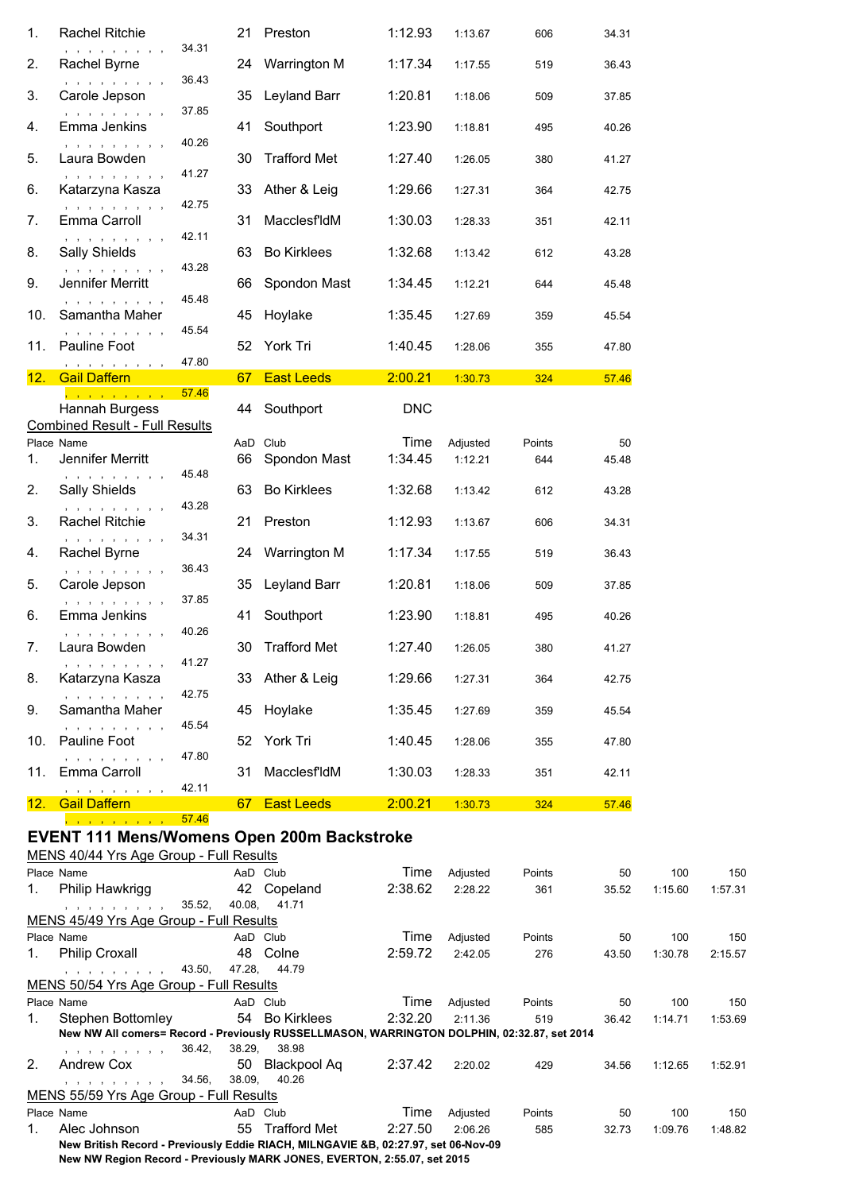| Place | Name | AaD | Club | Time | Adjusted | Points | 50 |
|---|---|---|---|---|---|---|---|
| 1. | Rachel Ritchie | 21 | Preston | 1:12.93 | 1:13.67 | 606 | 34.31 |
| | , , , , , , , , , 34.31 | | | | | | |
| 2. | Rachel Byrne | 24 | Warrington M | 1:17.34 | 1:17.55 | 519 | 36.43 |
| | , , , , , , , , , 36.43 | | | | | | |
| 3. | Carole Jepson | 35 | Leyland Barr | 1:20.81 | 1:18.06 | 509 | 37.85 |
| | , , , , , , , , , 37.85 | | | | | | |
| 4. | Emma Jenkins | 41 | Southport | 1:23.90 | 1:18.81 | 495 | 40.26 |
| | , , , , , , , , , 40.26 | | | | | | |
| 5. | Laura Bowden | 30 | Trafford Met | 1:27.40 | 1:26.05 | 380 | 41.27 |
| | , , , , , , , , , 41.27 | | | | | | |
| 6. | Katarzyna Kasza | 33 | Ather & Leig | 1:29.66 | 1:27.31 | 364 | 42.75 |
| | , , , , , , , , , 42.75 | | | | | | |
| 7. | Emma Carroll | 31 | Macclesf'ldM | 1:30.03 | 1:28.33 | 351 | 42.11 |
| | , , , , , , , , , 42.11 | | | | | | |
| 8. | Sally Shields | 63 | Bo Kirklees | 1:32.68 | 1:13.42 | 612 | 43.28 |
| | , , , , , , , , , 43.28 | | | | | | |
| 9. | Jennifer Merritt | 66 | Spondon Mast | 1:34.45 | 1:12.21 | 644 | 45.48 |
| | , , , , , , , , , 45.48 | | | | | | |
| 10. | Samantha Maher | 45 | Hoylake | 1:35.45 | 1:27.69 | 359 | 45.54 |
| | , , , , , , , , , 45.54 | | | | | | |
| 11. | Pauline Foot | 52 | York Tri | 1:40.45 | 1:28.06 | 355 | 47.80 |
| | , , , , , , , , , 47.80 | | | | | | |
| 12. | Gail Daffern | 67 | East Leeds | 2:00.21 | 1:30.73 | 324 | 57.46 |
| | , , , , , , , , , 57.46 | | | | | | |
| | Hannah Burgess | 44 | Southport | DNC | | | |

Combined Result - Full Results

| Place | Name | AaD | Club | Time | Adjusted | Points | 50 |
|---|---|---|---|---|---|---|---|
| 1. | Jennifer Merritt | 66 | Spondon Mast | 1:34.45 | 1:12.21 | 644 | 45.48 |
| | , , , , , , , , , 45.48 | | | | | | |
| 2. | Sally Shields | 63 | Bo Kirklees | 1:32.68 | 1:13.42 | 612 | 43.28 |
| | , , , , , , , , , 43.28 | | | | | | |
| 3. | Rachel Ritchie | 21 | Preston | 1:12.93 | 1:13.67 | 606 | 34.31 |
| | , , , , , , , , , 34.31 | | | | | | |
| 4. | Rachel Byrne | 24 | Warrington M | 1:17.34 | 1:17.55 | 519 | 36.43 |
| | , , , , , , , , , 36.43 | | | | | | |
| 5. | Carole Jepson | 35 | Leyland Barr | 1:20.81 | 1:18.06 | 509 | 37.85 |
| | , , , , , , , , , 37.85 | | | | | | |
| 6. | Emma Jenkins | 41 | Southport | 1:23.90 | 1:18.81 | 495 | 40.26 |
| | , , , , , , , , , 40.26 | | | | | | |
| 7. | Laura Bowden | 30 | Trafford Met | 1:27.40 | 1:26.05 | 380 | 41.27 |
| | , , , , , , , , , 41.27 | | | | | | |
| 8. | Katarzyna Kasza | 33 | Ather & Leig | 1:29.66 | 1:27.31 | 364 | 42.75 |
| | , , , , , , , , , 42.75 | | | | | | |
| 9. | Samantha Maher | 45 | Hoylake | 1:35.45 | 1:27.69 | 359 | 45.54 |
| | , , , , , , , , , 45.54 | | | | | | |
| 10. | Pauline Foot | 52 | York Tri | 1:40.45 | 1:28.06 | 355 | 47.80 |
| | , , , , , , , , , 47.80 | | | | | | |
| 11. | Emma Carroll | 31 | Macclesf'ldM | 1:30.03 | 1:28.33 | 351 | 42.11 |
| | , , , , , , , , , 42.11 | | | | | | |
| 12. | Gail Daffern | 67 | East Leeds | 2:00.21 | 1:30.73 | 324 | 57.46 |
| | , , , , , , , , , 57.46 | | | | | | |

## EVENT 111 Mens/Womens Open 200m Backstroke

MENS 40/44 Yrs Age Group - Full Results

| Place | Name | AaD | Club | Time | Adjusted | Points | 50 | 100 | 150 |
|---|---|---|---|---|---|---|---|---|---|
| 1. | Philip Hawkrigg | 42 | Copeland | 2:38.62 | 2:28.22 | 361 | 35.52 | 1:15.60 | 1:57.31 |
| | , , , , , , , , , 35.52, 40.08, 41.71 | | | | | | | | |

MENS 45/49 Yrs Age Group - Full Results

| Place | Name | AaD | Club | Time | Adjusted | Points | 50 | 100 | 150 |
|---|---|---|---|---|---|---|---|---|---|
| 1. | Philip Croxall | 48 | Colne | 2:59.72 | 2:42.05 | 276 | 43.50 | 1:30.78 | 2:15.57 |
| | , , , , , , , , , 43.50, 47.28, 44.79 | | | | | | | | |

MENS 50/54 Yrs Age Group - Full Results

| Place | Name | AaD | Club | Time | Adjusted | Points | 50 | 100 | 150 |
|---|---|---|---|---|---|---|---|---|---|
| 1. | Stephen Bottomley | 54 | Bo Kirklees | 2:32.20 | 2:11.36 | 519 | 36.42 | 1:14.71 | 1:53.69 |
| | **New NW All comers= Record - Previously RUSSELLMASON, WARRINGTON DOLPHIN, 02:32.87, set 2014** | | | | | | | | |
| | , , , , , , , , , 36.42, 38.29, 38.98 | | | | | | | | |
| 2. | Andrew Cox | 50 | Blackpool Aq | 2:37.42 | 2:20.02 | 429 | 34.56 | 1:12.65 | 1:52.91 |
| | , , , , , , , , , 34.56, 38.09, 40.26 | | | | | | | | |

MENS 55/59 Yrs Age Group - Full Results

| Place | Name | AaD | Club | Time | Adjusted | Points | 50 | 100 | 150 |
|---|---|---|---|---|---|---|---|---|---|
| 1. | Alec Johnson | 55 | Trafford Met | 2:27.50 | 2:06.26 | 585 | 32.73 | 1:09.76 | 1:48.82 |
| | **New British Record - Previously Eddie RIACH, MILNGAVIE &B, 02:27.97, set 06-Nov-09** | | | | | | | | |
| | **New NW Region Record - Previously MARK JONES, EVERTON, 2:55.07, set 2015** | | | | | | | | |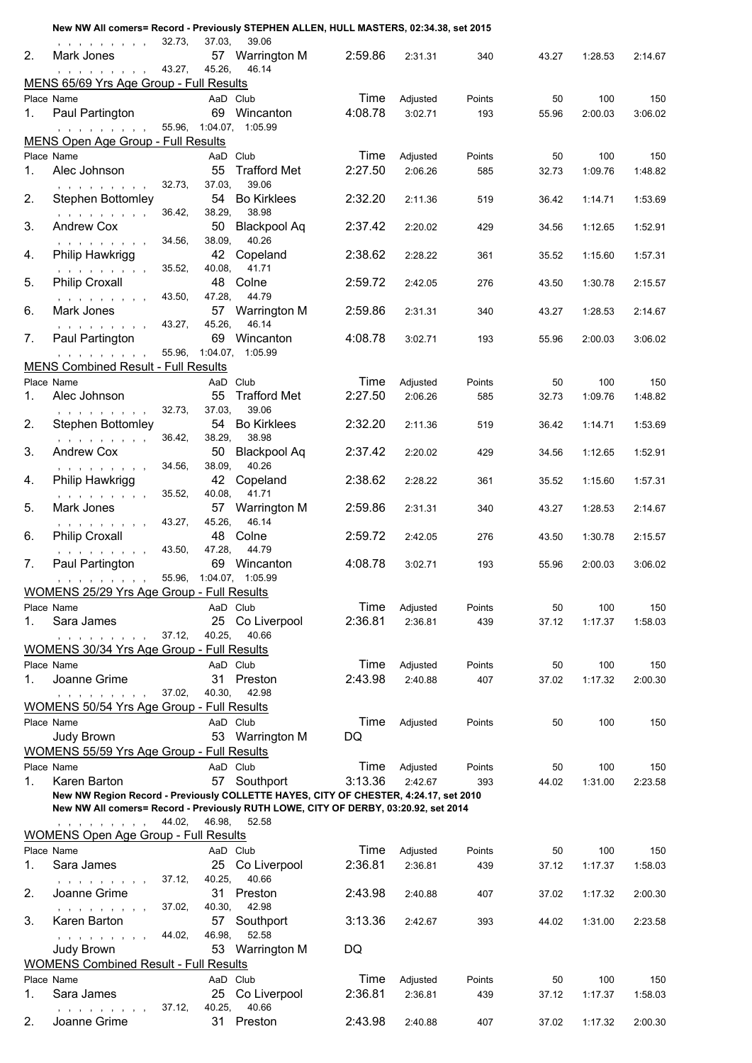New NW All comers= Record - Previously STEPHEN ALLEN, HULL MASTERS, 02:34.38, set 2015

, , , , , , , , , , 32.73, 37.03, 39.06

| Place | Name | AaD | Club | Time | Adjusted | Points | 50 | 100 | 150 |
|---|---|---|---|---|---|---|---|---|---|
| 2. | Mark Jones | 57 | Warrington M | 2:59.86 | 2:31.31 | 340 | 43.27 | 1:28.53 | 2:14.67 |

, , , , , , , , , , 43.27, 45.26, 46.14

## MENS 65/69 Yrs Age Group - Full Results

| Place | Name | AaD | Club | Time | Adjusted | Points | 50 | 100 | 150 |
|---|---|---|---|---|---|---|---|---|---|
| 1. | Paul Partington | 69 | Wincanton | 4:08.78 | 3:02.71 | 193 | 55.96 | 2:00.03 | 3:06.02 |

, , , , , , , , , , 55.96, 1:04.07, 1:05.99

## MENS Open Age Group - Full Results

| Place | Name | AaD | Club | Time | Adjusted | Points | 50 | 100 | 150 |
|---|---|---|---|---|---|---|---|---|---|
| 1. | Alec Johnson | 55 | Trafford Met | 2:27.50 | 2:06.26 | 585 | 32.73 | 1:09.76 | 1:48.82 |
| | , , , , , , , , , , 32.73, 37.03, 39.06 | | | | | | | | |
| 2. | Stephen Bottomley | 54 | Bo Kirklees | 2:32.20 | 2:11.36 | 519 | 36.42 | 1:14.71 | 1:53.69 |
| | , , , , , , , , , , 36.42, 38.29, 38.98 | | | | | | | | |
| 3. | Andrew Cox | 50 | Blackpool Aq | 2:37.42 | 2:20.02 | 429 | 34.56 | 1:12.65 | 1:52.91 |
| | , , , , , , , , , , 34.56, 38.09, 40.26 | | | | | | | | |
| 4. | Philip Hawkrigg | 42 | Copeland | 2:38.62 | 2:28.22 | 361 | 35.52 | 1:15.60 | 1:57.31 |
| | , , , , , , , , , , 35.52, 40.08, 41.71 | | | | | | | | |
| 5. | Philip Croxall | 48 | Colne | 2:59.72 | 2:42.05 | 276 | 43.50 | 1:30.78 | 2:15.57 |
| | , , , , , , , , , , 43.50, 47.28, 44.79 | | | | | | | | |
| 6. | Mark Jones | 57 | Warrington M | 2:59.86 | 2:31.31 | 340 | 43.27 | 1:28.53 | 2:14.67 |
| | , , , , , , , , , , 43.27, 45.26, 46.14 | | | | | | | | |
| 7. | Paul Partington | 69 | Wincanton | 4:08.78 | 3:02.71 | 193 | 55.96 | 2:00.03 | 3:06.02 |
| | , , , , , , , , , , 55.96, 1:04.07, 1:05.99 | | | | | | | | |

## MENS Combined Result - Full Results

| Place | Name | AaD | Club | Time | Adjusted | Points | 50 | 100 | 150 |
|---|---|---|---|---|---|---|---|---|---|
| 1. | Alec Johnson | 55 | Trafford Met | 2:27.50 | 2:06.26 | 585 | 32.73 | 1:09.76 | 1:48.82 |
| | , , , , , , , , , , 32.73, 37.03, 39.06 | | | | | | | | |
| 2. | Stephen Bottomley | 54 | Bo Kirklees | 2:32.20 | 2:11.36 | 519 | 36.42 | 1:14.71 | 1:53.69 |
| | , , , , , , , , , , 36.42, 38.29, 38.98 | | | | | | | | |
| 3. | Andrew Cox | 50 | Blackpool Aq | 2:37.42 | 2:20.02 | 429 | 34.56 | 1:12.65 | 1:52.91 |
| | , , , , , , , , , , 34.56, 38.09, 40.26 | | | | | | | | |
| 4. | Philip Hawkrigg | 42 | Copeland | 2:38.62 | 2:28.22 | 361 | 35.52 | 1:15.60 | 1:57.31 |
| | , , , , , , , , , , 35.52, 40.08, 41.71 | | | | | | | | |
| 5. | Mark Jones | 57 | Warrington M | 2:59.86 | 2:31.31 | 340 | 43.27 | 1:28.53 | 2:14.67 |
| | , , , , , , , , , , 43.27, 45.26, 46.14 | | | | | | | | |
| 6. | Philip Croxall | 48 | Colne | 2:59.72 | 2:42.05 | 276 | 43.50 | 1:30.78 | 2:15.57 |
| | , , , , , , , , , , 43.50, 47.28, 44.79 | | | | | | | | |
| 7. | Paul Partington | 69 | Wincanton | 4:08.78 | 3:02.71 | 193 | 55.96 | 2:00.03 | 3:06.02 |
| | , , , , , , , , , , 55.96, 1:04.07, 1:05.99 | | | | | | | | |

## WOMENS 25/29 Yrs Age Group - Full Results

| Place | Name | AaD | Club | Time | Adjusted | Points | 50 | 100 | 150 |
|---|---|---|---|---|---|---|---|---|---|
| 1. | Sara James | 25 | Co Liverpool | 2:36.81 | 2:36.81 | 439 | 37.12 | 1:17.37 | 1:58.03 |

, , , , , , , , , , 37.12, 40.25, 40.66

## WOMENS 30/34 Yrs Age Group - Full Results

| Place | Name | AaD | Club | Time | Adjusted | Points | 50 | 100 | 150 |
|---|---|---|---|---|---|---|---|---|---|
| 1. | Joanne Grime | 31 | Preston | 2:43.98 | 2:40.88 | 407 | 37.02 | 1:17.32 | 2:00.30 |

, , , , , , , , , , 37.02, 40.30, 42.98

## WOMENS 50/54 Yrs Age Group - Full Results

| Place | Name | AaD | Club | Time | Adjusted | Points | 50 | 100 | 150 |
|---|---|---|---|---|---|---|---|---|---|
| | Judy Brown | 53 | Warrington M | DQ | | | | | |

## WOMENS 55/59 Yrs Age Group - Full Results

| Place | Name | AaD | Club | Time | Adjusted | Points | 50 | 100 | 150 |
|---|---|---|---|---|---|---|---|---|---|
| 1. | Karen Barton | 57 | Southport | 3:13.36 | 2:42.67 | 393 | 44.02 | 1:31.00 | 2:23.58 |

**New NW Region Record - Previously COLLETTE HAYES, CITY OF CHESTER, 4:24.17, set 2010**
**New NW All comers= Record - Previously RUTH LOWE, CITY OF DERBY, 03:20.92, set 2014**

, , , , , , , , , , 44.02, 46.98, 52.58

## WOMENS Open Age Group - Full Results

| Place | Name | AaD | Club | Time | Adjusted | Points | 50 | 100 | 150 |
|---|---|---|---|---|---|---|---|---|---|
| 1. | Sara James | 25 | Co Liverpool | 2:36.81 | 2:36.81 | 439 | 37.12 | 1:17.37 | 1:58.03 |
| | , , , , , , , , , , 37.12, 40.25, 40.66 | | | | | | | | |
| 2. | Joanne Grime | 31 | Preston | 2:43.98 | 2:40.88 | 407 | 37.02 | 1:17.32 | 2:00.30 |
| | , , , , , , , , , , 37.02, 40.30, 42.98 | | | | | | | | |
| 3. | Karen Barton | 57 | Southport | 3:13.36 | 2:42.67 | 393 | 44.02 | 1:31.00 | 2:23.58 |
| | , , , , , , , , , , 44.02, 46.98, 52.58 | | | | | | | | |
| | Judy Brown | 53 | Warrington M | DQ | | | | | |

## WOMENS Combined Result - Full Results

| Place | Name | AaD | Club | Time | Adjusted | Points | 50 | 100 | 150 |
|---|---|---|---|---|---|---|---|---|---|
| 1. | Sara James | 25 | Co Liverpool | 2:36.81 | 2:36.81 | 439 | 37.12 | 1:17.37 | 1:58.03 |
| | , , , , , , , , , , 37.12, 40.25, 40.66 | | | | | | | | |
| 2. | Joanne Grime | 31 | Preston | 2:43.98 | 2:40.88 | 407 | 37.02 | 1:17.32 | 2:00.30 |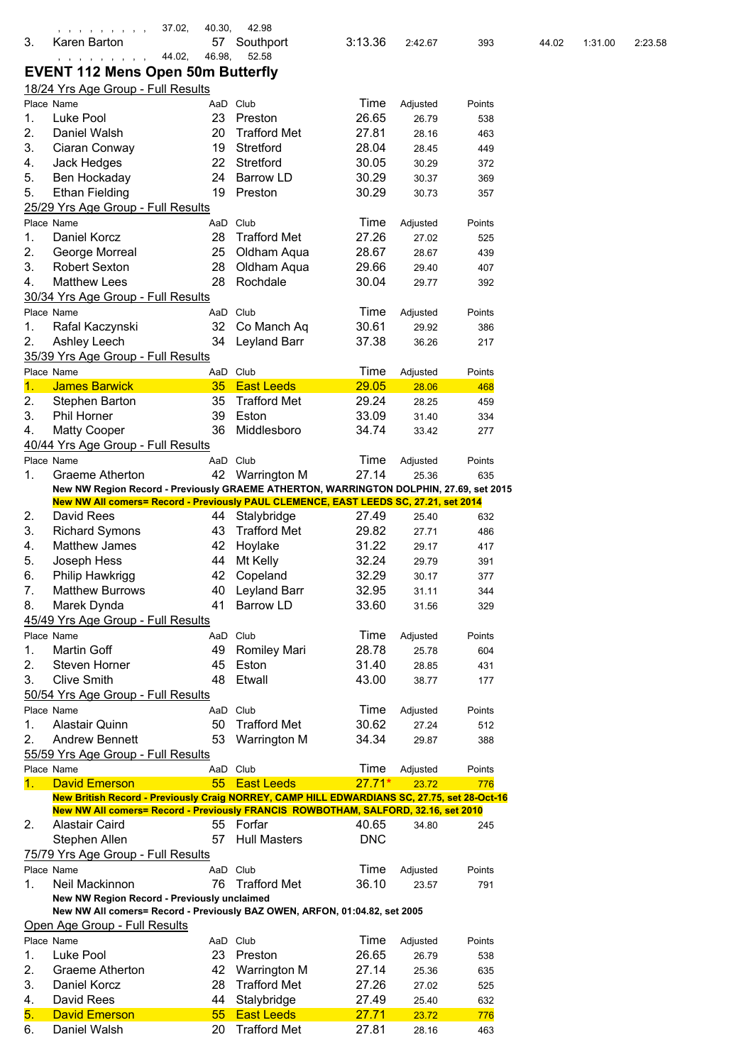| | | | | | | | | | |
|---|---|---|---|---|---|---|---|---|---|
| , , , , , , , , , , | 37.02, | 40.30, | 42.98 | | | | | | |
| 3. | Karen Barton | 57 | Southport | 3:13.36 | 2:42.67 | 393 | 44.02 | 1:31.00 | 2:23.58 |
| , , , , , , , , , , | 44.02, | 46.98, | 52.58 | | | | | | |

## EVENT 112 Mens Open 50m Butterfly

18/24 Yrs Age Group - Full Results

| Place | Name | AaD | Club | Time | Adjusted | Points |
|---|---|---|---|---|---|---|
| 1. | Luke Pool | 23 | Preston | 26.65 | 26.79 | 538 |
| 2. | Daniel Walsh | 20 | Trafford Met | 27.81 | 28.16 | 463 |
| 3. | Ciaran Conway | 19 | Stretford | 28.04 | 28.45 | 449 |
| 4. | Jack Hedges | 22 | Stretford | 30.05 | 30.29 | 372 |
| 5. | Ben Hockaday | 24 | Barrow LD | 30.29 | 30.37 | 369 |
| 5. | Ethan Fielding | 19 | Preston | 30.29 | 30.73 | 357 |

25/29 Yrs Age Group - Full Results

| Place | Name | AaD | Club | Time | Adjusted | Points |
|---|---|---|---|---|---|---|
| 1. | Daniel Korcz | 28 | Trafford Met | 27.26 | 27.02 | 525 |
| 2. | George Morreal | 25 | Oldham Aqua | 28.67 | 28.67 | 439 |
| 3. | Robert Sexton | 28 | Oldham Aqua | 29.66 | 29.40 | 407 |
| 4. | Matthew Lees | 28 | Rochdale | 30.04 | 29.77 | 392 |

30/34 Yrs Age Group - Full Results

| Place | Name | AaD | Club | Time | Adjusted | Points |
|---|---|---|---|---|---|---|
| 1. | Rafal Kaczynski | 32 | Co Manch Aq | 30.61 | 29.92 | 386 |
| 2. | Ashley Leech | 34 | Leyland Barr | 37.38 | 36.26 | 217 |

35/39 Yrs Age Group - Full Results

| Place | Name | AaD | Club | Time | Adjusted | Points |
|---|---|---|---|---|---|---|
| 1. | James Barwick | 35 | East Leeds | 29.05 | 28.06 | 468 |
| 2. | Stephen Barton | 35 | Trafford Met | 29.24 | 28.25 | 459 |
| 3. | Phil Horner | 39 | Eston | 33.09 | 31.40 | 334 |
| 4. | Matty Cooper | 36 | Middlesboro | 34.74 | 33.42 | 277 |

40/44 Yrs Age Group - Full Results

| Place | Name | AaD | Club | Time | Adjusted | Points |
|---|---|---|---|---|---|---|
| 1. | Graeme Atherton | 42 | Warrington M | 27.14 | 25.36 | 635 |
| | **New NW Region Record - Previously GRAEME ATHERTON, WARRINGTON DOLPHIN, 27.69, set 2015** | | | | | |
| | **New NW All comers= Record - Previously PAUL CLEMENCE, EAST LEEDS SC, 27.21, set 2014** | | | | | |
| 2. | David Rees | 44 | Stalybridge | 27.49 | 25.40 | 632 |
| 3. | Richard Symons | 43 | Trafford Met | 29.82 | 27.71 | 486 |
| 4. | Matthew James | 42 | Hoylake | 31.22 | 29.17 | 417 |
| 5. | Joseph Hess | 44 | Mt Kelly | 32.24 | 29.79 | 391 |
| 6. | Philip Hawkrigg | 42 | Copeland | 32.29 | 30.17 | 377 |
| 7. | Matthew Burrows | 40 | Leyland Barr | 32.95 | 31.11 | 344 |
| 8. | Marek Dynda | 41 | Barrow LD | 33.60 | 31.56 | 329 |

45/49 Yrs Age Group - Full Results

| Place | Name | AaD | Club | Time | Adjusted | Points |
|---|---|---|---|---|---|---|
| 1. | Martin Goff | 49 | Romiley Mari | 28.78 | 25.78 | 604 |
| 2. | Steven Horner | 45 | Eston | 31.40 | 28.85 | 431 |
| 3. | Clive Smith | 48 | Etwall | 43.00 | 38.77 | 177 |

50/54 Yrs Age Group - Full Results

| Place | Name | AaD | Club | Time | Adjusted | Points |
|---|---|---|---|---|---|---|
| 1. | Alastair Quinn | 50 | Trafford Met | 30.62 | 27.24 | 512 |
| 2. | Andrew Bennett | 53 | Warrington M | 34.34 | 29.87 | 388 |

55/59 Yrs Age Group - Full Results

| Place | Name | AaD | Club | Time | Adjusted | Points |
|---|---|---|---|---|---|---|
| 1. | David Emerson | 55 | East Leeds | 27.71* | 23.72 | 776 |
| | **New British Record - Previously Craig NORREY, CAMP HILL EDWARDIANS SC, 27.75, set 28-Oct-16** | | | | | |
| | **New NW All comers= Record - Previously FRANCIS ROWBOTHAM, SALFORD, 32.16, set 2010** | | | | | |
| 2. | Alastair Caird | 55 | Forfar | 40.65 | 34.80 | 245 |
| | Stephen Allen | 57 | Hull Masters | DNC | | |

75/79 Yrs Age Group - Full Results

| Place | Name | AaD | Club | Time | Adjusted | Points |
|---|---|---|---|---|---|---|
| 1. | Neil Mackinnon | 76 | Trafford Met | 36.10 | 23.57 | 791 |
| | **New NW Region Record - Previously unclaimed** | | | | | |
| | **New NW All comers= Record - Previously BAZ OWEN, ARFON, 01:04.82, set 2005** | | | | | |

Open Age Group - Full Results

| Place | Name | AaD | Club | Time | Adjusted | Points |
|---|---|---|---|---|---|---|
| 1. | Luke Pool | 23 | Preston | 26.65 | 26.79 | 538 |
| 2. | Graeme Atherton | 42 | Warrington M | 27.14 | 25.36 | 635 |
| 3. | Daniel Korcz | 28 | Trafford Met | 27.26 | 27.02 | 525 |
| 4. | David Rees | 44 | Stalybridge | 27.49 | 25.40 | 632 |
| 5. | David Emerson | 55 | East Leeds | 27.71 | 23.72 | 776 |
| 6. | Daniel Walsh | 20 | Trafford Met | 27.81 | 28.16 | 463 |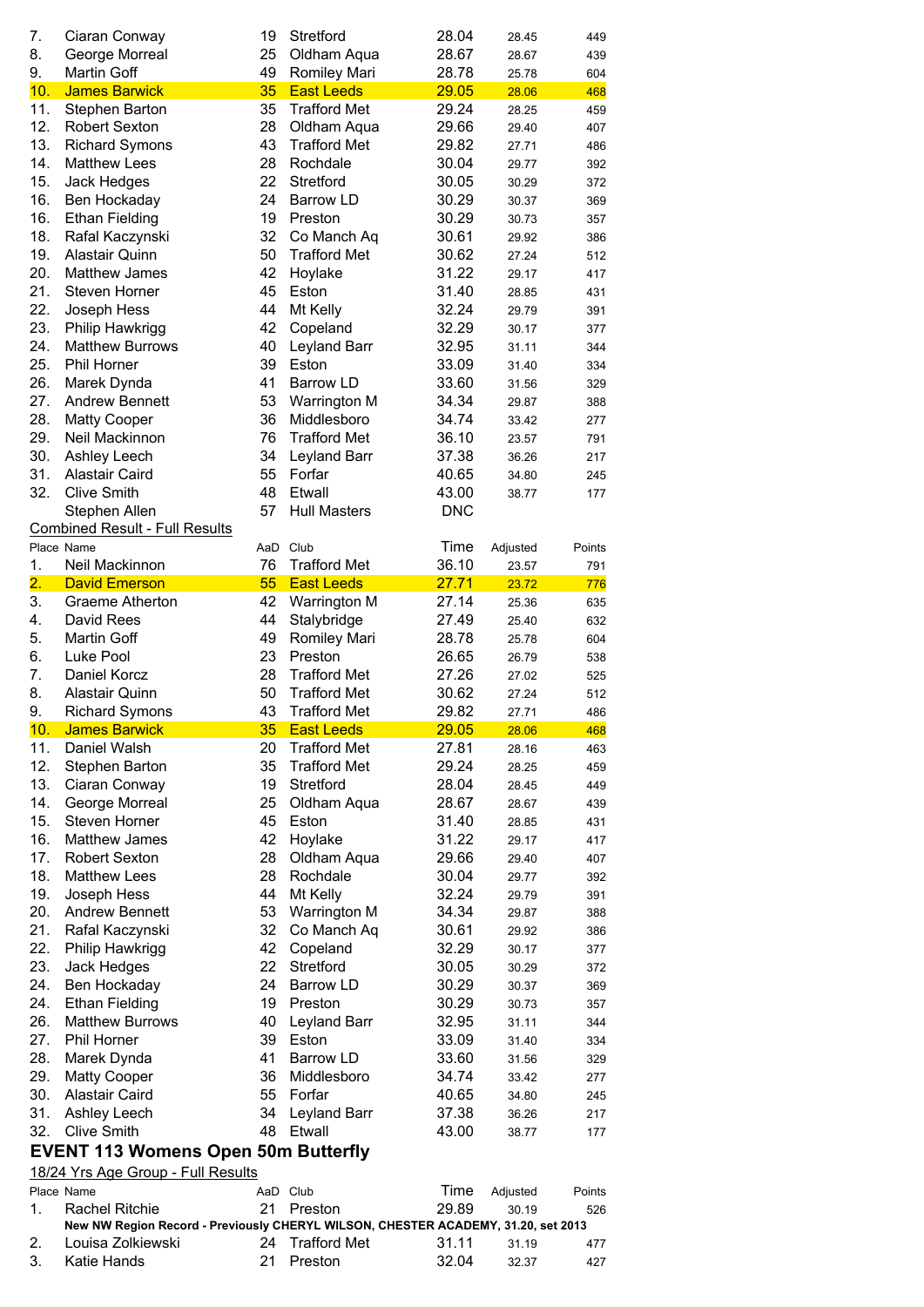| Place | Name | AaD | Club | Time | Adjusted | Points |
|---|---|---|---|---|---|---|
| 7. | Ciaran Conway | 19 | Stretford | 28.04 | 28.45 | 449 |
| 8. | George Morreal | 25 | Oldham Aqua | 28.67 | 28.67 | 439 |
| 9. | Martin Goff | 49 | Romiley Mari | 28.78 | 25.78 | 604 |
| 10. | James Barwick | 35 | East Leeds | 29.05 | 28.06 | 468 |
| 11. | Stephen Barton | 35 | Trafford Met | 29.24 | 28.25 | 459 |
| 12. | Robert Sexton | 28 | Oldham Aqua | 29.66 | 29.40 | 407 |
| 13. | Richard Symons | 43 | Trafford Met | 29.82 | 27.71 | 486 |
| 14. | Matthew Lees | 28 | Rochdale | 30.04 | 29.77 | 392 |
| 15. | Jack Hedges | 22 | Stretford | 30.05 | 30.29 | 372 |
| 16. | Ben Hockaday | 24 | Barrow LD | 30.29 | 30.37 | 369 |
| 16. | Ethan Fielding | 19 | Preston | 30.29 | 30.73 | 357 |
| 18. | Rafal Kaczynski | 32 | Co Manch Aq | 30.61 | 29.92 | 386 |
| 19. | Alastair Quinn | 50 | Trafford Met | 30.62 | 27.24 | 512 |
| 20. | Matthew James | 42 | Hoylake | 31.22 | 29.17 | 417 |
| 21. | Steven Horner | 45 | Eston | 31.40 | 28.85 | 431 |
| 22. | Joseph Hess | 44 | Mt Kelly | 32.24 | 29.79 | 391 |
| 23. | Philip Hawkrigg | 42 | Copeland | 32.29 | 30.17 | 377 |
| 24. | Matthew Burrows | 40 | Leyland Barr | 32.95 | 31.11 | 344 |
| 25. | Phil Horner | 39 | Eston | 33.09 | 31.40 | 334 |
| 26. | Marek Dynda | 41 | Barrow LD | 33.60 | 31.56 | 329 |
| 27. | Andrew Bennett | 53 | Warrington M | 34.34 | 29.87 | 388 |
| 28. | Matty Cooper | 36 | Middlesboro | 34.74 | 33.42 | 277 |
| 29. | Neil Mackinnon | 76 | Trafford Met | 36.10 | 23.57 | 791 |
| 30. | Ashley Leech | 34 | Leyland Barr | 37.38 | 36.26 | 217 |
| 31. | Alastair Caird | 55 | Forfar | 40.65 | 34.80 | 245 |
| 32. | Clive Smith | 48 | Etwall | 43.00 | 38.77 | 177 |
| | Stephen Allen | 57 | Hull Masters | DNC | | |

Combined Result - Full Results

| Place | Name | AaD | Club | Time | Adjusted | Points |
|---|---|---|---|---|---|---|
| 1. | Neil Mackinnon | 76 | Trafford Met | 36.10 | 23.57 | 791 |
| 2. | David Emerson | 55 | East Leeds | 27.71 | 23.72 | 776 |
| 3. | Graeme Atherton | 42 | Warrington M | 27.14 | 25.36 | 635 |
| 4. | David Rees | 44 | Stalybridge | 27.49 | 25.40 | 632 |
| 5. | Martin Goff | 49 | Romiley Mari | 28.78 | 25.78 | 604 |
| 6. | Luke Pool | 23 | Preston | 26.65 | 26.79 | 538 |
| 7. | Daniel Korcz | 28 | Trafford Met | 27.26 | 27.02 | 525 |
| 8. | Alastair Quinn | 50 | Trafford Met | 30.62 | 27.24 | 512 |
| 9. | Richard Symons | 43 | Trafford Met | 29.82 | 27.71 | 486 |
| 10. | James Barwick | 35 | East Leeds | 29.05 | 28.06 | 468 |
| 11. | Daniel Walsh | 20 | Trafford Met | 27.81 | 28.16 | 463 |
| 12. | Stephen Barton | 35 | Trafford Met | 29.24 | 28.25 | 459 |
| 13. | Ciaran Conway | 19 | Stretford | 28.04 | 28.45 | 449 |
| 14. | George Morreal | 25 | Oldham Aqua | 28.67 | 28.67 | 439 |
| 15. | Steven Horner | 45 | Eston | 31.40 | 28.85 | 431 |
| 16. | Matthew James | 42 | Hoylake | 31.22 | 29.17 | 417 |
| 17. | Robert Sexton | 28 | Oldham Aqua | 29.66 | 29.40 | 407 |
| 18. | Matthew Lees | 28 | Rochdale | 30.04 | 29.77 | 392 |
| 19. | Joseph Hess | 44 | Mt Kelly | 32.24 | 29.79 | 391 |
| 20. | Andrew Bennett | 53 | Warrington M | 34.34 | 29.87 | 388 |
| 21. | Rafal Kaczynski | 32 | Co Manch Aq | 30.61 | 29.92 | 386 |
| 22. | Philip Hawkrigg | 42 | Copeland | 32.29 | 30.17 | 377 |
| 23. | Jack Hedges | 22 | Stretford | 30.05 | 30.29 | 372 |
| 24. | Ben Hockaday | 24 | Barrow LD | 30.29 | 30.37 | 369 |
| 24. | Ethan Fielding | 19 | Preston | 30.29 | 30.73 | 357 |
| 26. | Matthew Burrows | 40 | Leyland Barr | 32.95 | 31.11 | 344 |
| 27. | Phil Horner | 39 | Eston | 33.09 | 31.40 | 334 |
| 28. | Marek Dynda | 41 | Barrow LD | 33.60 | 31.56 | 329 |
| 29. | Matty Cooper | 36 | Middlesboro | 34.74 | 33.42 | 277 |
| 30. | Alastair Caird | 55 | Forfar | 40.65 | 34.80 | 245 |
| 31. | Ashley Leech | 34 | Leyland Barr | 37.38 | 36.26 | 217 |
| 32. | Clive Smith | 48 | Etwall | 43.00 | 38.77 | 177 |

## EVENT 113 Womens Open 50m Butterfly

18/24 Yrs Age Group - Full Results

| Place | Name | AaD | Club | Time | Adjusted | Points |
|---|---|---|---|---|---|---|
| 1. | Rachel Ritchie | 21 | Preston | 29.89 | 30.19 | 526 |
| | New NW Region Record - Previously CHERYL WILSON, CHESTER ACADEMY, 31.20, set 2013 | | | | | |
| 2. | Louisa Zolkiewski | 24 | Trafford Met | 31.11 | 31.19 | 477 |
| 3. | Katie Hands | 21 | Preston | 32.04 | 32.37 | 427 |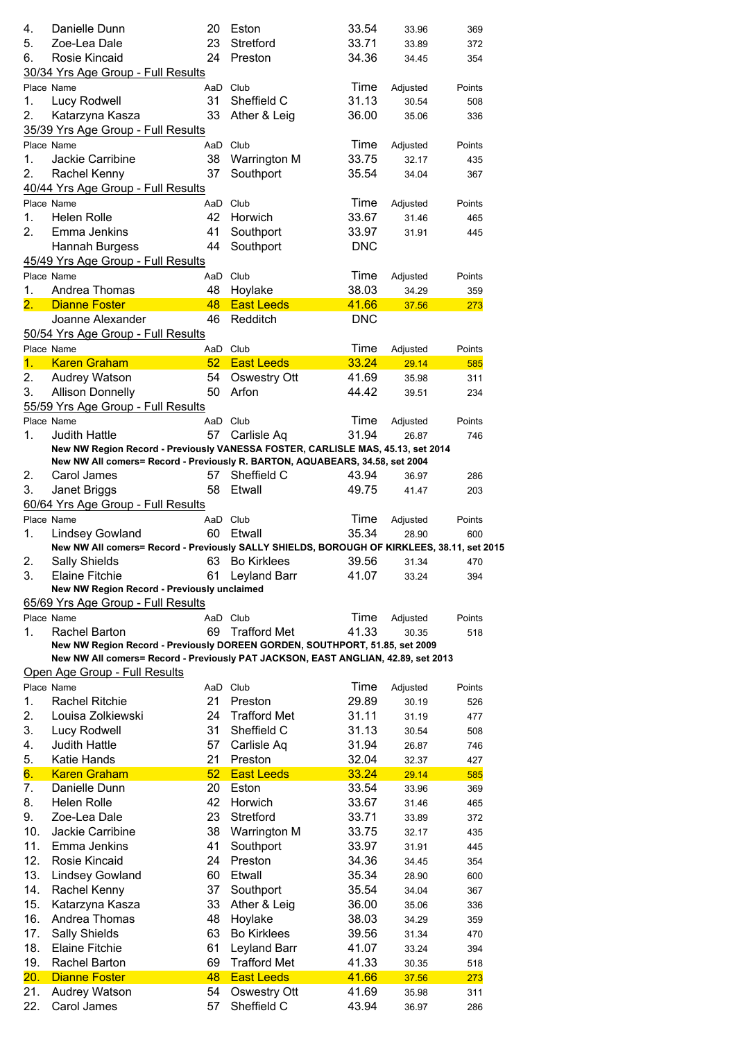| Place | Name | AaD | Club | Time | Adjusted | Points |
|---|---|---|---|---|---|---|
| 4. | Danielle Dunn | 20 | Eston | 33.54 | 33.96 | 369 |
| 5. | Zoe-Lea Dale | 23 | Stretford | 33.71 | 33.89 | 372 |
| 6. | Rosie Kincaid | 24 | Preston | 34.36 | 34.45 | 354 |

30/34 Yrs Age Group - Full Results

| Place | Name | AaD | Club | Time | Adjusted | Points |
|---|---|---|---|---|---|---|
| 1. | Lucy Rodwell | 31 | Sheffield C | 31.13 | 30.54 | 508 |
| 2. | Katarzyna Kasza | 33 | Ather & Leig | 36.00 | 35.06 | 336 |

35/39 Yrs Age Group - Full Results

| Place | Name | AaD | Club | Time | Adjusted | Points |
|---|---|---|---|---|---|---|
| 1. | Jackie Carribine | 38 | Warrington M | 33.75 | 32.17 | 435 |
| 2. | Rachel Kenny | 37 | Southport | 35.54 | 34.04 | 367 |

40/44 Yrs Age Group - Full Results

| Place | Name | AaD | Club | Time | Adjusted | Points |
|---|---|---|---|---|---|---|
| 1. | Helen Rolle | 42 | Horwich | 33.67 | 31.46 | 465 |
| 2. | Emma Jenkins | 41 | Southport | 33.97 | 31.91 | 445 |
| | Hannah Burgess | 44 | Southport | DNC | | |

45/49 Yrs Age Group - Full Results

| Place | Name | AaD | Club | Time | Adjusted | Points |
|---|---|---|---|---|---|---|
| 1. | Andrea Thomas | 48 | Hoylake | 38.03 | 34.29 | 359 |
| 2. | Dianne Foster | 48 | East Leeds | 41.66 | 37.56 | 273 |
| | Joanne Alexander | 46 | Redditch | DNC | | |

50/54 Yrs Age Group - Full Results

| Place | Name | AaD | Club | Time | Adjusted | Points |
|---|---|---|---|---|---|---|
| 1. | Karen Graham | 52 | East Leeds | 33.24 | 29.14 | 585 |
| 2. | Audrey Watson | 54 | Oswestry Ott | 41.69 | 35.98 | 311 |
| 3. | Allison Donnelly | 50 | Arfon | 44.42 | 39.51 | 234 |

55/59 Yrs Age Group - Full Results

| Place | Name | AaD | Club | Time | Adjusted | Points |
|---|---|---|---|---|---|---|
| 1. | Judith Hattle | 57 | Carlisle Aq | 31.94 | 26.87 | 746 |

**New NW Region Record - Previously VANESSA FOSTER, CARLISLE MAS, 45.13, set 2014**
**New NW All comers= Record - Previously R. BARTON, AQUABEARS, 34.58, set 2004**

| Place | Name | AaD | Club | Time | Adjusted | Points |
|---|---|---|---|---|---|---|
| 2. | Carol James | 57 | Sheffield C | 43.94 | 36.97 | 286 |
| 3. | Janet Briggs | 58 | Etwall | 49.75 | 41.47 | 203 |

60/64 Yrs Age Group - Full Results

| Place | Name | AaD | Club | Time | Adjusted | Points |
|---|---|---|---|---|---|---|
| 1. | Lindsey Gowland | 60 | Etwall | 35.34 | 28.90 | 600 |

**New NW All comers= Record - Previously SALLY SHIELDS, BOROUGH OF KIRKLEES, 38.11, set 2015**

| Place | Name | AaD | Club | Time | Adjusted | Points |
|---|---|---|---|---|---|---|
| 2. | Sally Shields | 63 | Bo Kirklees | 39.56 | 31.34 | 470 |
| 3. | Elaine Fitchie | 61 | Leyland Barr | 41.07 | 33.24 | 394 |

**New NW Region Record - Previously unclaimed**

65/69 Yrs Age Group - Full Results

| Place | Name | AaD | Club | Time | Adjusted | Points |
|---|---|---|---|---|---|---|
| 1. | Rachel Barton | 69 | Trafford Met | 41.33 | 30.35 | 518 |

**New NW Region Record - Previously DOREEN GORDEN, SOUTHPORT, 51.85, set 2009**
**New NW All comers= Record - Previously PAT JACKSON, EAST ANGLIAN, 42.89, set 2013**

Open Age Group - Full Results

| Place | Name | AaD | Club | Time | Adjusted | Points |
|---|---|---|---|---|---|---|
| 1. | Rachel Ritchie | 21 | Preston | 29.89 | 30.19 | 526 |
| 2. | Louisa Zolkiewski | 24 | Trafford Met | 31.11 | 31.19 | 477 |
| 3. | Lucy Rodwell | 31 | Sheffield C | 31.13 | 30.54 | 508 |
| 4. | Judith Hattle | 57 | Carlisle Aq | 31.94 | 26.87 | 746 |
| 5. | Katie Hands | 21 | Preston | 32.04 | 32.37 | 427 |
| 6. | Karen Graham | 52 | East Leeds | 33.24 | 29.14 | 585 |
| 7. | Danielle Dunn | 20 | Eston | 33.54 | 33.96 | 369 |
| 8. | Helen Rolle | 42 | Horwich | 33.67 | 31.46 | 465 |
| 9. | Zoe-Lea Dale | 23 | Stretford | 33.71 | 33.89 | 372 |
| 10. | Jackie Carribine | 38 | Warrington M | 33.75 | 32.17 | 435 |
| 11. | Emma Jenkins | 41 | Southport | 33.97 | 31.91 | 445 |
| 12. | Rosie Kincaid | 24 | Preston | 34.36 | 34.45 | 354 |
| 13. | Lindsey Gowland | 60 | Etwall | 35.34 | 28.90 | 600 |
| 14. | Rachel Kenny | 37 | Southport | 35.54 | 34.04 | 367 |
| 15. | Katarzyna Kasza | 33 | Ather & Leig | 36.00 | 35.06 | 336 |
| 16. | Andrea Thomas | 48 | Hoylake | 38.03 | 34.29 | 359 |
| 17. | Sally Shields | 63 | Bo Kirklees | 39.56 | 31.34 | 470 |
| 18. | Elaine Fitchie | 61 | Leyland Barr | 41.07 | 33.24 | 394 |
| 19. | Rachel Barton | 69 | Trafford Met | 41.33 | 30.35 | 518 |
| 20. | Dianne Foster | 48 | East Leeds | 41.66 | 37.56 | 273 |
| 21. | Audrey Watson | 54 | Oswestry Ott | 41.69 | 35.98 | 311 |
| 22. | Carol James | 57 | Sheffield C | 43.94 | 36.97 | 286 |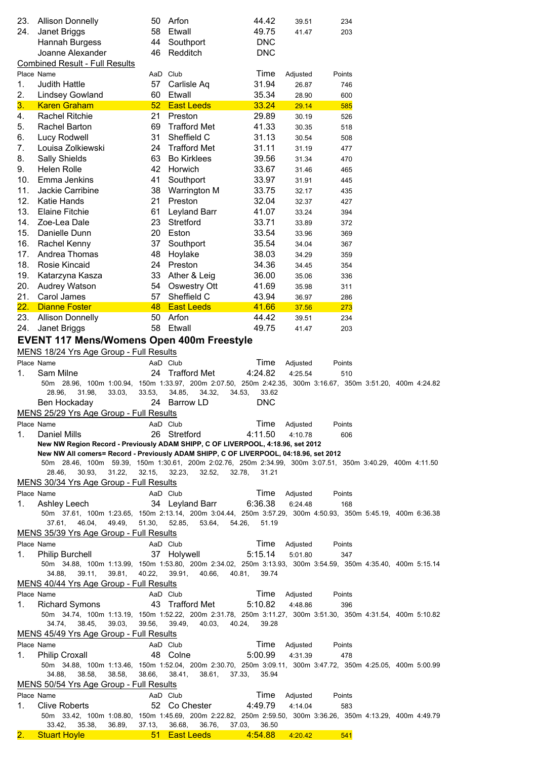| Place | Name | AaD | Club | Time | Adjusted | Points |
|---|---|---|---|---|---|---|
| 23. | Allison Donnelly | 50 | Arfon | 44.42 | 39.51 | 234 |
| 24. | Janet Briggs | 58 | Etwall | 49.75 | 41.47 | 203 |
| | Hannah Burgess | 44 | Southport | DNC | | |
| | Joanne Alexander | 46 | Redditch | DNC | | |

Combined Result - Full Results

| Place | Name | AaD | Club | Time | Adjusted | Points |
|---|---|---|---|---|---|---|
| 1. | Judith Hattle | 57 | Carlisle Aq | 31.94 | 26.87 | 746 |
| 2. | Lindsey Gowland | 60 | Etwall | 35.34 | 28.90 | 600 |
| 3. | Karen Graham | 52 | East Leeds | 33.24 | 29.14 | 585 |
| 4. | Rachel Ritchie | 21 | Preston | 29.89 | 30.19 | 526 |
| 5. | Rachel Barton | 69 | Trafford Met | 41.33 | 30.35 | 518 |
| 6. | Lucy Rodwell | 31 | Sheffield C | 31.13 | 30.54 | 508 |
| 7. | Louisa Zolkiewski | 24 | Trafford Met | 31.11 | 31.19 | 477 |
| 8. | Sally Shields | 63 | Bo Kirklees | 39.56 | 31.34 | 470 |
| 9. | Helen Rolle | 42 | Horwich | 33.67 | 31.46 | 465 |
| 10. | Emma Jenkins | 41 | Southport | 33.97 | 31.91 | 445 |
| 11. | Jackie Carribine | 38 | Warrington M | 33.75 | 32.17 | 435 |
| 12. | Katie Hands | 21 | Preston | 32.04 | 32.37 | 427 |
| 13. | Elaine Fitchie | 61 | Leyland Barr | 41.07 | 33.24 | 394 |
| 14. | Zoe-Lea Dale | 23 | Stretford | 33.71 | 33.89 | 372 |
| 15. | Danielle Dunn | 20 | Eston | 33.54 | 33.96 | 369 |
| 16. | Rachel Kenny | 37 | Southport | 35.54 | 34.04 | 367 |
| 17. | Andrea Thomas | 48 | Hoylake | 38.03 | 34.29 | 359 |
| 18. | Rosie Kincaid | 24 | Preston | 34.36 | 34.45 | 354 |
| 19. | Katarzyna Kasza | 33 | Ather & Leig | 36.00 | 35.06 | 336 |
| 20. | Audrey Watson | 54 | Oswestry Ott | 41.69 | 35.98 | 311 |
| 21. | Carol James | 57 | Sheffield C | 43.94 | 36.97 | 286 |
| 22. | Dianne Foster | 48 | East Leeds | 41.66 | 37.56 | 273 |
| 23. | Allison Donnelly | 50 | Arfon | 44.42 | 39.51 | 234 |
| 24. | Janet Briggs | 58 | Etwall | 49.75 | 41.47 | 203 |

## EVENT 117 Mens/Womens Open 400m Freestyle

MENS 18/24 Yrs Age Group - Full Results

| Place | Name | AaD | Club | Time | Adjusted | Points |
|---|---|---|---|---|---|---|
| 1. | Sam Milne | 24 | Trafford Met | 4:24.82 | 4:25.54 | 510 |

50m 28.96, 100m 1:00.94, 150m 1:33.97, 200m 2:07.50, 250m 2:42.35, 300m 3:16.67, 350m 3:51.20, 400m 4:24.82
28.96, 31.98, 33.03, 33.53, 34.85, 34.32, 34.53, 33.62

| Place | Name | AaD | Club | Time | Adjusted | Points |
|---|---|---|---|---|---|---|
| | Ben Hockaday | 24 | Barrow LD | DNC | | |

MENS 25/29 Yrs Age Group - Full Results

| Place | Name | AaD | Club | Time | Adjusted | Points |
|---|---|---|---|---|---|---|
| 1. | Daniel Mills | 26 | Stretford | 4:11.50 | 4:10.78 | 606 |

**New NW Region Record - Previously ADAM SHIPP, C OF LIVERPOOL, 4:18.96, set 2012**
**New NW All comers= Record - Previously ADAM SHIPP, C OF LIVERPOOL, 04:18.96, set 2012**
50m 28.46, 100m 59.39, 150m 1:30.61, 200m 2:02.76, 250m 2:34.99, 300m 3:07.51, 350m 3:40.29, 400m 4:11.50
28.46, 30.93, 31.22, 32.15, 32.23, 32.52, 32.78, 31.21

MENS 30/34 Yrs Age Group - Full Results

| Place | Name | AaD | Club | Time | Adjusted | Points |
|---|---|---|---|---|---|---|
| 1. | Ashley Leech | 34 | Leyland Barr | 6:36.38 | 6:24.48 | 168 |

50m 37.61, 100m 1:23.65, 150m 2:13.14, 200m 3:04.44, 250m 3:57.29, 300m 4:50.93, 350m 5:45.19, 400m 6:36.38
37.61, 46.04, 49.49, 51.30, 52.85, 53.64, 54.26, 51.19

MENS 35/39 Yrs Age Group - Full Results

| Place | Name | AaD | Club | Time | Adjusted | Points |
|---|---|---|---|---|---|---|
| 1. | Philip Burchell | 37 | Holywell | 5:15.14 | 5:01.80 | 347 |

50m 34.88, 100m 1:13.99, 150m 1:53.80, 200m 2:34.02, 250m 3:13.93, 300m 3:54.59, 350m 4:35.40, 400m 5:15.14
34.88, 39.11, 39.81, 40.22, 39.91, 40.66, 40.81, 39.74

MENS 40/44 Yrs Age Group - Full Results

| Place | Name | AaD | Club | Time | Adjusted | Points |
|---|---|---|---|---|---|---|
| 1. | Richard Symons | 43 | Trafford Met | 5:10.82 | 4:48.86 | 396 |

50m 34.74, 100m 1:13.19, 150m 1:52.22, 200m 2:31.78, 250m 3:11.27, 300m 3:51.30, 350m 4:31.54, 400m 5:10.82
34.74, 38.45, 39.03, 39.56, 39.49, 40.03, 40.24, 39.28

MENS 45/49 Yrs Age Group - Full Results

| Place | Name | AaD | Club | Time | Adjusted | Points |
|---|---|---|---|---|---|---|
| 1. | Philip Croxall | 48 | Colne | 5:00.99 | 4:31.39 | 478 |

50m 34.88, 100m 1:13.46, 150m 1:52.04, 200m 2:30.70, 250m 3:09.11, 300m 3:47.72, 350m 4:25.05, 400m 5:00.99
34.88, 38.58, 38.58, 38.66, 38.41, 38.61, 37.33, 35.94

MENS 50/54 Yrs Age Group - Full Results

| Place | Name | AaD | Club | Time | Adjusted | Points |
|---|---|---|---|---|---|---|
| 1. | Clive Roberts | 52 | Co Chester | 4:49.79 | 4:14.04 | 583 |

50m 33.42, 100m 1:08.80, 150m 1:45.69, 200m 2:22.82, 250m 2:59.50, 300m 3:36.26, 350m 4:13.29, 400m 4:49.79
33.42, 35.38, 36.89, 37.13, 36.68, 36.76, 37.03, 36.50

| Place | Name | AaD | Club | Time | Adjusted | Points |
|---|---|---|---|---|---|---|
| 2. | Stuart Hoyle | 51 | East Leeds | 4:54.88 | 4:20.42 | 541 |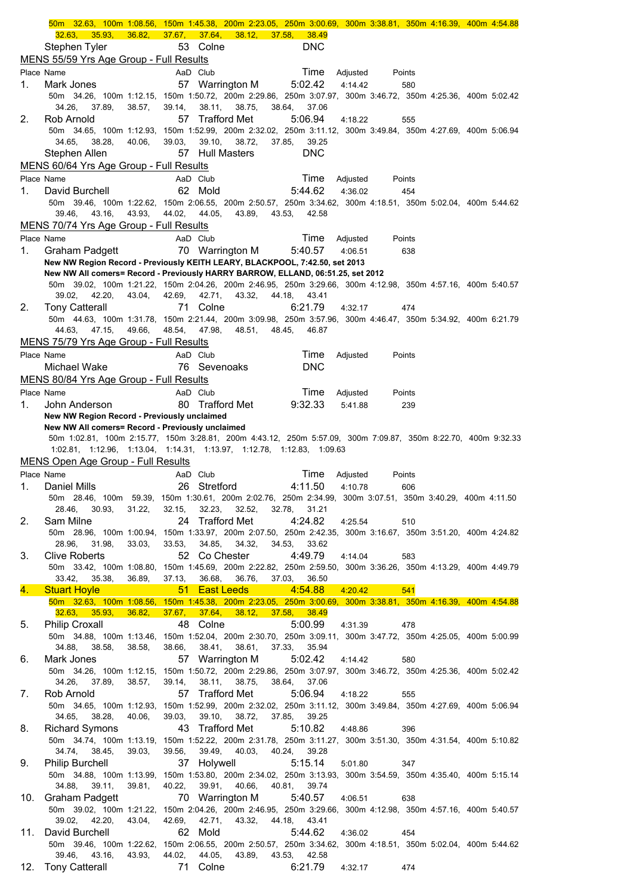50m 32.63, 100m 1:08.56, 150m 1:45.38, 200m 2:23.05, 250m 3:00.69, 300m 3:38.81, 350m 4:16.39, 400m 4:54.88
32.63, 35.93, 36.82, 37.67, 37.64, 38.12, 37.58, 38.49

Stephen Tyler 53 Colne DNC

## MENS 55/59 Yrs Age Group - Full Results

| Place | Name | AaD | Club | Time | Adjusted | Points |
|---|---|---|---|---|---|---|
| 1. | Mark Jones | 57 | Warrington M | 5:02.42 | 4:14.42 | 580 |

50m 34.26, 100m 1:12.15, 150m 1:50.72, 200m 2:29.86, 250m 3:07.97, 300m 3:46.72, 350m 4:25.36, 400m 5:02.42
34.26, 37.89, 38.57, 39.14, 38.11, 38.75, 38.64, 37.06

| Place | Name | AaD | Club | Time | Adjusted | Points |
|---|---|---|---|---|---|---|
| 2. | Rob Arnold | 57 | Trafford Met | 5:06.94 | 4:18.22 | 555 |

50m 34.65, 100m 1:12.93, 150m 1:52.99, 200m 2:32.02, 250m 3:11.12, 300m 3:49.84, 350m 4:27.69, 400m 5:06.94
34.65, 38.28, 40.06, 39.03, 39.10, 38.72, 37.85, 39.25

Stephen Allen 57 Hull Masters DNC

## MENS 60/64 Yrs Age Group - Full Results

| Place | Name | AaD | Club | Time | Adjusted | Points |
|---|---|---|---|---|---|---|
| 1. | David Burchell | 62 | Mold | 5:44.62 | 4:36.02 | 454 |

50m 39.46, 100m 1:22.62, 150m 2:06.55, 200m 2:50.57, 250m 3:34.62, 300m 4:18.51, 350m 5:02.04, 400m 5:44.62
39.46, 43.16, 43.93, 44.02, 44.05, 43.89, 43.53, 42.58

## MENS 70/74 Yrs Age Group - Full Results

| Place | Name | AaD | Club | Time | Adjusted | Points |
|---|---|---|---|---|---|---|
| 1. | Graham Padgett | 70 | Warrington M | 5:40.57 | 4:06.51 | 638 |

**New NW Region Record - Previously KEITH LEARY, BLACKPOOL, 7:42.50, set 2013**
**New NW All comers= Record - Previously HARRY BARROW, ELLAND, 06:51.25, set 2012**

50m 39.02, 100m 1:21.22, 150m 2:04.26, 200m 2:46.95, 250m 3:29.66, 300m 4:12.98, 350m 4:57.16, 400m 5:40.57
39.02, 42.20, 43.04, 42.69, 42.71, 43.32, 44.18, 43.41

| Place | Name | AaD | Club | Time | Adjusted | Points |
|---|---|---|---|---|---|---|
| 2. | Tony Catterall | 71 | Colne | 6:21.79 | 4:32.17 | 474 |

50m 44.63, 100m 1:31.78, 150m 2:21.44, 200m 3:09.98, 250m 3:57.96, 300m 4:46.47, 350m 5:34.92, 400m 6:21.79
44.63, 47.15, 49.66, 48.54, 47.98, 48.51, 48.45, 46.87

## MENS 75/79 Yrs Age Group - Full Results

| Place | Name | AaD | Club | Time | Adjusted | Points |
|---|---|---|---|---|---|---|
| | Michael Wake | 76 | Sevenoaks | DNC | | |

## MENS 80/84 Yrs Age Group - Full Results

| Place | Name | AaD | Club | Time | Adjusted | Points |
|---|---|---|---|---|---|---|
| 1. | John Anderson | 80 | Trafford Met | 9:32.33 | 5:41.88 | 239 |

**New NW Region Record - Previously unclaimed**
**New NW All comers= Record - Previously unclaimed**

50m 1:02.81, 100m 2:15.77, 150m 3:28.81, 200m 4:43.12, 250m 5:57.09, 300m 7:09.87, 350m 8:22.70, 400m 9:32.33
1:02.81, 1:12.96, 1:13.04, 1:14.31, 1:13.97, 1:12.78, 1:12.83, 1:09.63

## MENS Open Age Group - Full Results

| Place | Name | AaD | Club | Time | Adjusted | Points |
|---|---|---|---|---|---|---|
| 1. | Daniel Mills | 26 | Stretford | 4:11.50 | 4:10.78 | 606 |

50m 28.46, 100m 59.39, 150m 1:30.61, 200m 2:02.76, 250m 2:34.99, 300m 3:07.51, 350m 3:40.29, 400m 4:11.50
28.46, 30.93, 31.22, 32.15, 32.23, 32.52, 32.78, 31.21

| Place | Name | AaD | Club | Time | Adjusted | Points |
|---|---|---|---|---|---|---|
| 2. | Sam Milne | 24 | Trafford Met | 4:24.82 | 4:25.54 | 510 |

50m 28.96, 100m 1:00.94, 150m 1:33.97, 200m 2:07.50, 250m 2:42.35, 300m 3:16.67, 350m 3:51.20, 400m 4:24.82
28.96, 31.98, 33.03, 33.53, 34.85, 34.32, 34.53, 33.62

| Place | Name | AaD | Club | Time | Adjusted | Points |
|---|---|---|---|---|---|---|
| 3. | Clive Roberts | 52 | Co Chester | 4:49.79 | 4:14.04 | 583 |

50m 33.42, 100m 1:08.80, 150m 1:45.69, 200m 2:22.82, 250m 2:59.50, 300m 3:36.26, 350m 4:13.29, 400m 4:49.79
33.42, 35.38, 36.89, 37.13, 36.68, 36.76, 37.03, 36.50

| Place | Name | AaD | Club | Time | Adjusted | Points |
|---|---|---|---|---|---|---|
| 4. | Stuart Hoyle | 51 | East Leeds | 4:54.88 | 4:20.42 | 541 |

50m 32.63, 100m 1:08.56, 150m 1:45.38, 200m 2:23.05, 250m 3:00.69, 300m 3:38.81, 350m 4:16.39, 400m 4:54.88
32.63, 35.93, 36.82, 37.67, 37.64, 38.12, 37.58, 38.49

| Place | Name | AaD | Club | Time | Adjusted | Points |
|---|---|---|---|---|---|---|
| 5. | Philip Croxall | 48 | Colne | 5:00.99 | 4:31.39 | 478 |

50m 34.88, 100m 1:13.46, 150m 1:52.04, 200m 2:30.70, 250m 3:09.11, 300m 3:47.72, 350m 4:25.05, 400m 5:00.99
34.88, 38.58, 38.58, 38.66, 38.41, 38.61, 37.33, 35.94

| Place | Name | AaD | Club | Time | Adjusted | Points |
|---|---|---|---|---|---|---|
| 6. | Mark Jones | 57 | Warrington M | 5:02.42 | 4:14.42 | 580 |

50m 34.26, 100m 1:12.15, 150m 1:50.72, 200m 2:29.86, 250m 3:07.97, 300m 3:46.72, 350m 4:25.36, 400m 5:02.42
34.26, 37.89, 38.57, 39.14, 38.11, 38.75, 38.64, 37.06

| Place | Name | AaD | Club | Time | Adjusted | Points |
|---|---|---|---|---|---|---|
| 7. | Rob Arnold | 57 | Trafford Met | 5:06.94 | 4:18.22 | 555 |

50m 34.65, 100m 1:12.93, 150m 1:52.99, 200m 2:32.02, 250m 3:11.12, 300m 3:49.84, 350m 4:27.69, 400m 5:06.94
34.65, 38.28, 40.06, 39.03, 39.10, 38.72, 37.85, 39.25

| Place | Name | AaD | Club | Time | Adjusted | Points |
|---|---|---|---|---|---|---|
| 8. | Richard Symons | 43 | Trafford Met | 5:10.82 | 4:48.86 | 396 |

50m 34.74, 100m 1:13.19, 150m 1:52.22, 200m 2:31.78, 250m 3:11.27, 300m 3:51.30, 350m 4:31.54, 400m 5:10.82
34.74, 38.45, 39.03, 39.56, 39.49, 40.03, 40.24, 39.28

| Place | Name | AaD | Club | Time | Adjusted | Points |
|---|---|---|---|---|---|---|
| 9. | Philip Burchell | 37 | Holywell | 5:15.14 | 5:01.80 | 347 |

50m 34.88, 100m 1:13.99, 150m 1:53.80, 200m 2:34.02, 250m 3:13.93, 300m 3:54.59, 350m 4:35.40, 400m 5:15.14
34.88, 39.11, 39.81, 40.22, 39.91, 40.66, 40.81, 39.74

| Place | Name | AaD | Club | Time | Adjusted | Points |
|---|---|---|---|---|---|---|
| 10. | Graham Padgett | 70 | Warrington M | 5:40.57 | 4:06.51 | 638 |

50m 39.02, 100m 1:21.22, 150m 2:04.26, 200m 2:46.95, 250m 3:29.66, 300m 4:12.98, 350m 4:57.16, 400m 5:40.57
39.02, 42.20, 43.04, 42.69, 42.71, 43.32, 44.18, 43.41

| Place | Name | AaD | Club | Time | Adjusted | Points |
|---|---|---|---|---|---|---|
| 11. | David Burchell | 62 | Mold | 5:44.62 | 4:36.02 | 454 |

50m 39.46, 100m 1:22.62, 150m 2:06.55, 200m 2:50.57, 250m 3:34.62, 300m 4:18.51, 350m 5:02.04, 400m 5:44.62
39.46, 43.16, 43.93, 44.02, 44.05, 43.89, 43.53, 42.58

| Place | Name | AaD | Club | Time | Adjusted | Points |
|---|---|---|---|---|---|---|
| 12. | Tony Catterall | 71 | Colne | 6:21.79 | 4:32.17 | 474 |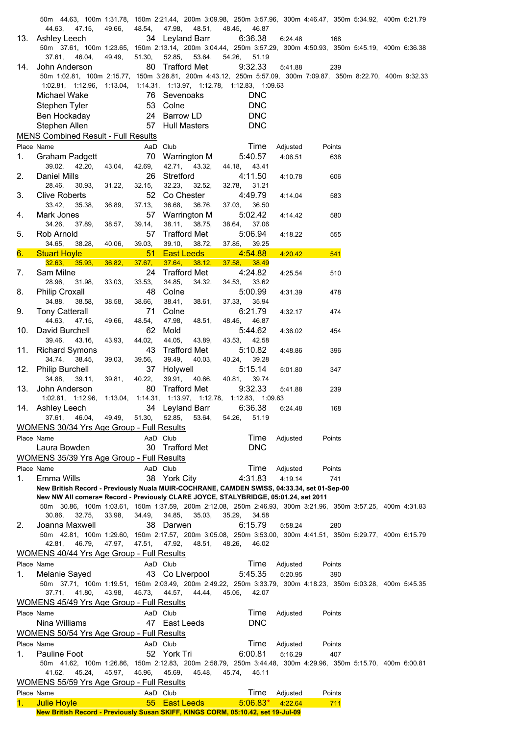50m 44.63, 100m 1:31.78, 150m 2:21.44, 200m 3:09.98, 250m 3:57.96, 300m 4:46.47, 350m 5:34.92, 400m 6:21.79
44.63, 47.15, 49.66, 48.54, 47.98, 48.51, 48.45, 46.87

| Place | Name | AaD | Club | Time | Adjusted | Points |
|---|---|---|---|---|---|---|
| 13. | Ashley Leech | 34 | Leyland Barr | 6:36.38 | 6:24.48 | 168 |
| | 50m 37.61, 100m 1:23.65, 150m 2:13.14, 200m 3:04.44, 250m 3:57.29, 300m 4:50.93, 350m 5:45.19, 400m 6:36.38 | | | | | |
| | 37.61, 46.04, 49.49, 51.30, 52.85, 53.64, 54.26, 51.19 | | | | | |
| 14. | John Anderson | 80 | Trafford Met | 9:32.33 | 5:41.88 | 239 |
| | 50m 1:02.81, 100m 2:15.77, 150m 3:28.81, 200m 4:43.12, 250m 5:57.09, 300m 7:09.87, 350m 8:22.70, 400m 9:32.33 | | | | | |
| | 1:02.81, 1:12.96, 1:13.04, 1:14.31, 1:13.97, 1:12.78, 1:12.83, 1:09.63 | | | | | |
| | Michael Wake | 76 | Sevenoaks | DNC | | |
| | Stephen Tyler | 53 | Colne | DNC | | |
| | Ben Hockaday | 24 | Barrow LD | DNC | | |
| | Stephen Allen | 57 | Hull Masters | DNC | | |

## MENS Combined Result - Full Results

| Place | Name | AaD | Club | Time | Adjusted | Points |
|---|---|---|---|---|---|---|
| 1. | Graham Padgett | 70 | Warrington M | 5:40.57 | 4:06.51 | 638 |
| | 39.02, 42.20, 43.04, 42.69, 42.71, 43.32, 44.18, 43.41 | | | | | |
| 2. | Daniel Mills | 26 | Stretford | 4:11.50 | 4:10.78 | 606 |
| | 28.46, 30.93, 31.22, 32.15, 32.23, 32.52, 32.78, 31.21 | | | | | |
| 3. | Clive Roberts | 52 | Co Chester | 4:49.79 | 4:14.04 | 583 |
| | 33.42, 35.38, 36.89, 37.13, 36.68, 36.76, 37.03, 36.50 | | | | | |
| 4. | Mark Jones | 57 | Warrington M | 5:02.42 | 4:14.42 | 580 |
| | 34.26, 37.89, 38.57, 39.14, 38.11, 38.75, 38.64, 37.06 | | | | | |
| 5. | Rob Arnold | 57 | Trafford Met | 5:06.94 | 4:18.22 | 555 |
| | 34.65, 38.28, 40.06, 39.03, 39.10, 38.72, 37.85, 39.25 | | | | | |
| 6. | Stuart Hoyle | 51 | East Leeds | 4:54.88 | 4:20.42 | 541 |
| | 32.63, 35.93, 36.82, 37.67, 37.64, 38.12, 37.58, 38.49 | | | | | |
| 7. | Sam Milne | 24 | Trafford Met | 4:24.82 | 4:25.54 | 510 |
| | 28.96, 31.98, 33.03, 33.53, 34.85, 34.32, 34.53, 33.62 | | | | | |
| 8. | Philip Croxall | 48 | Colne | 5:00.99 | 4:31.39 | 478 |
| | 34.88, 38.58, 38.58, 38.66, 38.41, 38.61, 37.33, 35.94 | | | | | |
| 9. | Tony Catterall | 71 | Colne | 6:21.79 | 4:32.17 | 474 |
| | 44.63, 47.15, 49.66, 48.54, 47.98, 48.51, 48.45, 46.87 | | | | | |
| 10. | David Burchell | 62 | Mold | 5:44.62 | 4:36.02 | 454 |
| | 39.46, 43.16, 43.93, 44.02, 44.05, 43.89, 43.53, 42.58 | | | | | |
| 11. | Richard Symons | 43 | Trafford Met | 5:10.82 | 4:48.86 | 396 |
| | 34.74, 38.45, 39.03, 39.56, 39.49, 40.03, 40.24, 39.28 | | | | | |
| 12. | Philip Burchell | 37 | Holywell | 5:15.14 | 5:01.80 | 347 |
| | 34.88, 39.11, 39.81, 40.22, 39.91, 40.66, 40.81, 39.74 | | | | | |
| 13. | John Anderson | 80 | Trafford Met | 9:32.33 | 5:41.88 | 239 |
| | 1:02.81, 1:12.96, 1:13.04, 1:14.31, 1:13.97, 1:12.78, 1:12.83, 1:09.63 | | | | | |
| 14. | Ashley Leech | 34 | Leyland Barr | 6:36.38 | 6:24.48 | 168 |
| | 37.61, 46.04, 49.49, 51.30, 52.85, 53.64, 54.26, 51.19 | | | | | |

## WOMENS 30/34 Yrs Age Group - Full Results

| Place | Name | AaD | Club | Time | Adjusted | Points |
|---|---|---|---|---|---|---|
| | Laura Bowden | 30 | Trafford Met | DNC | | |

## WOMENS 35/39 Yrs Age Group - Full Results

| Place | Name | AaD | Club | Time | Adjusted | Points |
|---|---|---|---|---|---|---|
| 1. | Emma Wills | 38 | York City | 4:31.83 | 4:19.14 | 741 |
| | **New British Record - Previously Nuala MUIR-COCHRANE, CAMDEN SWISS, 04:33.34, set 01-Sep-00** | | | | | |
| | **New NW All comers= Record - Previously CLARE JOYCE, STALYBRIDGE, 05:01.24, set 2011** | | | | | |
| | 50m 30.86, 100m 1:03.61, 150m 1:37.59, 200m 2:12.08, 250m 2:46.93, 300m 3:21.96, 350m 3:57.25, 400m 4:31.83 | | | | | |
| | 30.86, 32.75, 33.98, 34.49, 34.85, 35.03, 35.29, 34.58 | | | | | |
| 2. | Joanna Maxwell | 38 | Darwen | 6:15.79 | 5:58.24 | 280 |
| | 50m 42.81, 100m 1:29.60, 150m 2:17.57, 200m 3:05.08, 250m 3:53.00, 300m 4:41.51, 350m 5:29.77, 400m 6:15.79 | | | | | |
| | 42.81, 46.79, 47.97, 47.51, 47.92, 48.51, 48.26, 46.02 | | | | | |

## WOMENS 40/44 Yrs Age Group - Full Results

| Place | Name | AaD | Club | Time | Adjusted | Points |
|---|---|---|---|---|---|---|
| 1. | Melanie Sayed | 43 | Co Liverpool | 5:45.35 | 5:20.95 | 390 |
| | 50m 37.71, 100m 1:19.51, 150m 2:03.49, 200m 2:49.22, 250m 3:33.79, 300m 4:18.23, 350m 5:03.28, 400m 5:45.35 | | | | | |
| | 37.71, 41.80, 43.98, 45.73, 44.57, 44.44, 45.05, 42.07 | | | | | |

## WOMENS 45/49 Yrs Age Group - Full Results

| Place | Name | AaD | Club | Time | Adjusted | Points |
|---|---|---|---|---|---|---|
| | Nina Williams | 47 | East Leeds | DNC | | |

## WOMENS 50/54 Yrs Age Group - Full Results

| Place | Name | AaD | Club | Time | Adjusted | Points |
|---|---|---|---|---|---|---|
| 1. | Pauline Foot | 52 | York Tri | 6:00.81 | 5:16.29 | 407 |
| | 50m 41.62, 100m 1:26.86, 150m 2:12.83, 200m 2:58.79, 250m 3:44.48, 300m 4:29.96, 350m 5:15.70, 400m 6:00.81 | | | | | |
| | 41.62, 45.24, 45.97, 45.96, 45.69, 45.48, 45.74, 45.11 | | | | | |

## WOMENS 55/59 Yrs Age Group - Full Results

| Place | Name | AaD | Club | Time | Adjusted | Points |
|---|---|---|---|---|---|---|
| 1. | Julie Hoyle | 55 | East Leeds | 5:06.83* | 4:22.64 | 711 |
| | **New British Record - Previously Susan SKIFF, KINGS CORM, 05:10.42, set 19-Jul-09** | | | | | |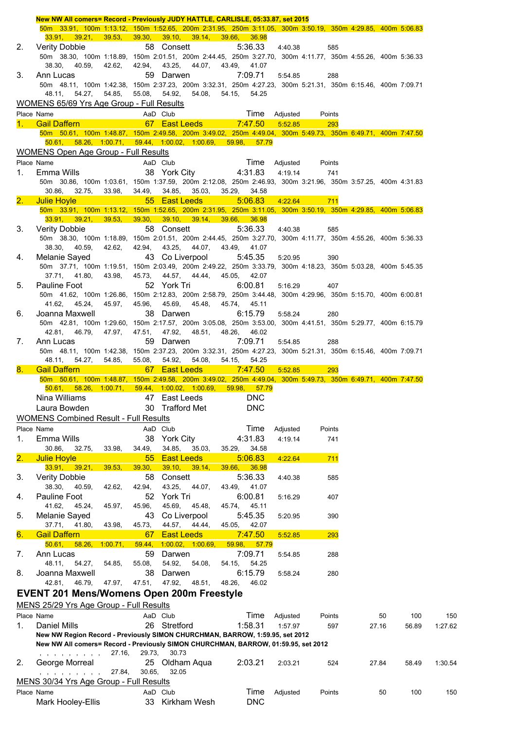New NW All comers= Record - Previously JUDY HATTLE, CARLISLE, 05:33.87, set 2015

50m 33.91, 100m 1:13.12, 150m 1:52.65, 200m 2:31.95, 250m 3:11.05, 300m 3:50.19, 350m 4:29.85, 400m 5:06.83
33.91, 39.21, 39.53, 39.30, 39.10, 39.14, 39.66, 36.98

2. Verity Dobbie 58 Consett 5:36.33 4:40.38 585
50m 38.30, 100m 1:18.89, 150m 2:01.51, 200m 2:44.45, 250m 3:27.70, 300m 4:11.77, 350m 4:55.26, 400m 5:36.33
38.30, 40.59, 42.62, 42.94, 43.25, 44.07, 43.49, 41.07

3. Ann Lucas 59 Darwen 7:09.71 5:54.85 288
50m 48.11, 100m 1:42.38, 150m 2:37.23, 200m 3:32.31, 250m 4:27.23, 300m 5:21.31, 350m 6:15.46, 400m 7:09.71
48.11, 54.27, 54.85, 55.08, 54.92, 54.08, 54.15, 54.25

## WOMENS 65/69 Yrs Age Group - Full Results

| Place | Name | AaD | Club | Time | Adjusted | Points |
|---|---|---|---|---|---|---|
| 1. | Gail Daffern | 67 | East Leeds | 7:47.50 | 5:52.85 | 293 |

50m 50.61, 100m 1:48.87, 150m 2:49.58, 200m 3:49.02, 250m 4:49.04, 300m 5:49.73, 350m 6:49.71, 400m 7:47.50
50.61, 58.26, 1:00.71, 59.44, 1:00.02, 1:00.69, 59.98, 57.79

## WOMENS Open Age Group - Full Results

| Place | Name | AaD | Club | Time | Adjusted | Points |
|---|---|---|---|---|---|---|
| 1. | Emma Wills | 38 | York City | 4:31.83 | 4:19.14 | 741 |

50m 30.86, 100m 1:03.61, 150m 1:37.59, 200m 2:12.08, 250m 2:46.93, 300m 3:21.96, 350m 3:57.25, 400m 4:31.83
30.86, 32.75, 33.98, 34.49, 34.85, 35.03, 35.29, 34.58

2. Julie Hoyle 55 East Leeds 5:06.83 4:22.64 711
50m 33.91, 100m 1:13.12, 150m 1:52.65, 200m 2:31.95, 250m 3:11.05, 300m 3:50.19, 350m 4:29.85, 400m 5:06.83
33.91, 39.21, 39.53, 39.30, 39.10, 39.14, 39.66, 36.98

3. Verity Dobbie 58 Consett 5:36.33 4:40.38 585
50m 38.30, 100m 1:18.89, 150m 2:01.51, 200m 2:44.45, 250m 3:27.70, 300m 4:11.77, 350m 4:55.26, 400m 5:36.33
38.30, 40.59, 42.62, 42.94, 43.25, 44.07, 43.49, 41.07

4. Melanie Sayed 43 Co Liverpool 5:45.35 5:20.95 390
50m 37.71, 100m 1:19.51, 150m 2:03.49, 200m 2:49.22, 250m 3:33.79, 300m 4:18.23, 350m 5:03.28, 400m 5:45.35
37.71, 41.80, 43.98, 45.73, 44.57, 44.44, 45.05, 42.07

5. Pauline Foot 52 York Tri 6:00.81 5:16.29 407
50m 41.62, 100m 1:26.86, 150m 2:12.83, 200m 2:58.79, 250m 3:44.48, 300m 4:29.96, 350m 5:15.70, 400m 6:00.81
41.62, 45.24, 45.97, 45.96, 45.69, 45.48, 45.74, 45.11

6. Joanna Maxwell 38 Darwen 6:15.79 5:58.24 280
50m 42.81, 100m 1:29.60, 150m 2:17.57, 200m 3:05.08, 250m 3:53.00, 300m 4:41.51, 350m 5:29.77, 400m 6:15.79
42.81, 46.79, 47.97, 47.51, 47.92, 48.51, 48.26, 46.02

7. Ann Lucas 59 Darwen 7:09.71 5:54.85 288
50m 48.11, 100m 1:42.38, 150m 2:37.23, 200m 3:32.31, 250m 4:27.23, 300m 5:21.31, 350m 6:15.46, 400m 7:09.71
48.11, 54.27, 54.85, 55.08, 54.92, 54.08, 54.15, 54.25

8. Gail Daffern 67 East Leeds 7:47.50 5:52.85 293
50m 50.61, 100m 1:48.87, 150m 2:49.58, 200m 3:49.02, 250m 4:49.04, 300m 5:49.73, 350m 6:49.71, 400m 7:47.50
50.61, 58.26, 1:00.71, 59.44, 1:00.02, 1:00.69, 59.98, 57.79

Nina Williams 47 East Leeds DNC
Laura Bowden 30 Trafford Met DNC

## WOMENS Combined Result - Full Results

| Place | Name | AaD | Club | Time | Adjusted | Points |
|---|---|---|---|---|---|---|
| 1. | Emma Wills | 38 | York City | 4:31.83 | 4:19.14 | 741 |
| | 30.86, 32.75, 33.98, 34.49, 34.85, 35.03, 35.29, 34.58 | | | | | |
| 2. | Julie Hoyle | 55 | East Leeds | 5:06.83 | 4:22.64 | 711 |
| | 33.91, 39.21, 39.53, 39.30, 39.10, 39.14, 39.66, 36.98 | | | | | |
| 3. | Verity Dobbie | 58 | Consett | 5:36.33 | 4:40.38 | 585 |
| | 38.30, 40.59, 42.62, 42.94, 43.25, 44.07, 43.49, 41.07 | | | | | |
| 4. | Pauline Foot | 52 | York Tri | 6:00.81 | 5:16.29 | 407 |
| | 41.62, 45.24, 45.97, 45.96, 45.69, 45.48, 45.74, 45.11 | | | | | |
| 5. | Melanie Sayed | 43 | Co Liverpool | 5:45.35 | 5:20.95 | 390 |
| | 37.71, 41.80, 43.98, 45.73, 44.57, 44.44, 45.05, 42.07 | | | | | |
| 6. | Gail Daffern | 67 | East Leeds | 7:47.50 | 5:52.85 | 293 |
| | 50.61, 58.26, 1:00.71, 59.44, 1:00.02, 1:00.69, 59.98, 57.79 | | | | | |
| 7. | Ann Lucas | 59 | Darwen | 7:09.71 | 5:54.85 | 288 |
| | 48.11, 54.27, 54.85, 55.08, 54.92, 54.08, 54.15, 54.25 | | | | | |
| 8. | Joanna Maxwell | 38 | Darwen | 6:15.79 | 5:58.24 | 280 |
| | 42.81, 46.79, 47.97, 47.51, 47.92, 48.51, 48.26, 46.02 | | | | | |

# EVENT 201 Mens/Womens Open 200m Freestyle

## MENS 25/29 Yrs Age Group - Full Results

| Place | Name | AaD | Club | Time | Adjusted | Points | 50 | 100 | 150 |
|---|---|---|---|---|---|---|---|---|---|
| 1. | Daniel Mills | 26 | Stretford | 1:58.31 | 1:57.97 | 597 | 27.16 | 56.89 | 1:27.62 |

New NW Region Record - Previously SIMON CHURCHMAN, BARROW, 1:59.95, set 2012
New NW All comers= Record - Previously SIMON CHURCHMAN, BARROW, 01:59.95, set 2012
, , , , , , , , , 27.16, 29.73, 30.73

| Place | Name | AaD | Club | Time | Adjusted | Points | 50 | 100 | 150 |
|---|---|---|---|---|---|---|---|---|---|
| 2. | George Morreal | 25 | Oldham Aqua | 2:03.21 | 2:03.21 | 524 | 27.84 | 58.49 | 1:30.54 |

, , , , , , , , , 27.84, 30.65, 32.05

## MENS 30/34 Yrs Age Group - Full Results

| Place | Name | AaD | Club | Time | Adjusted | Points | 50 | 100 | 150 |
|---|---|---|---|---|---|---|---|---|---|
| | Mark Hooley-Ellis | 33 | Kirkham Wesh | DNC | | | | | |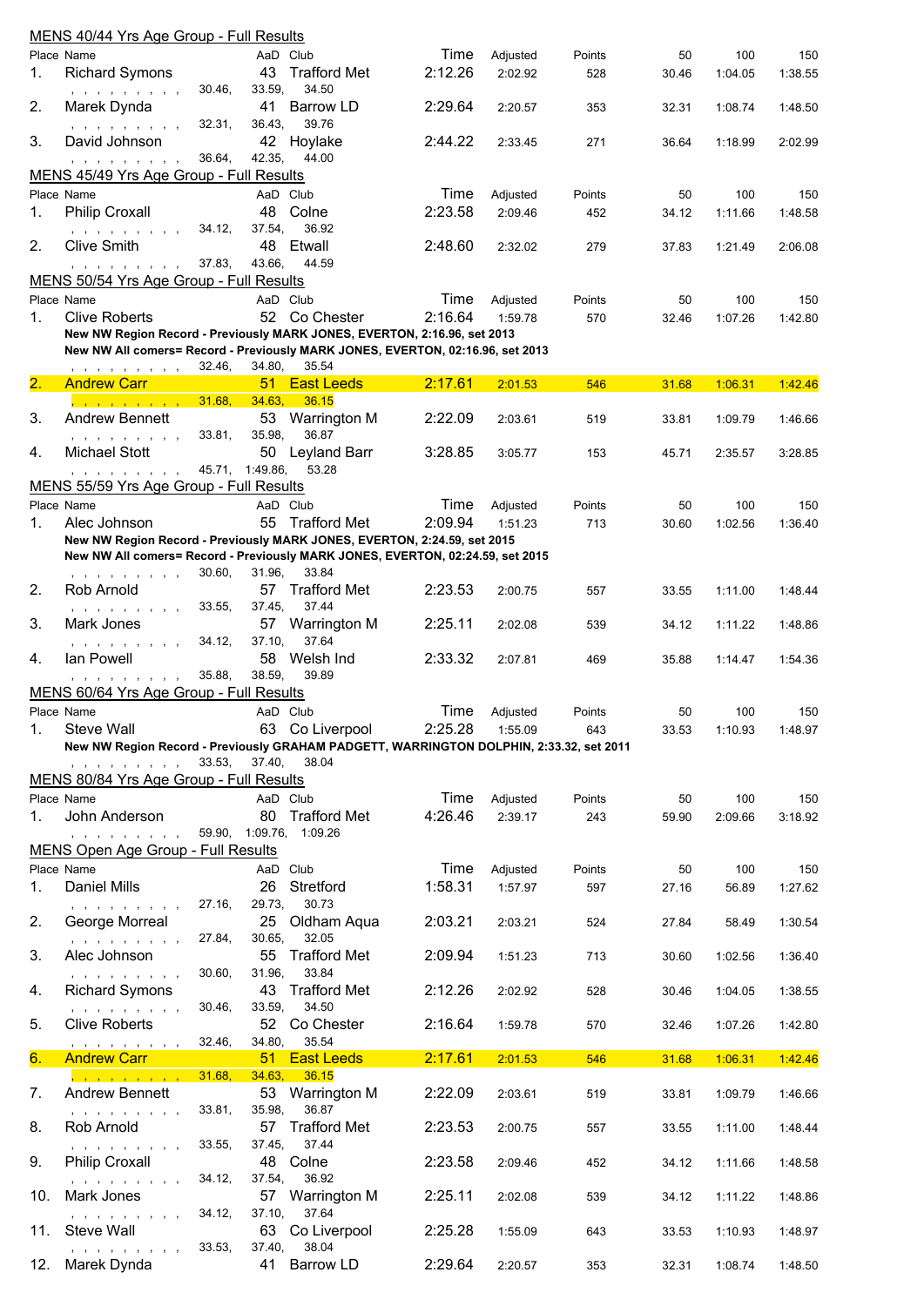## MENS 40/44 Yrs Age Group - Full Results

| Place | Name | AaD | Club | Time | Adjusted | Points | 50 | 100 | 150 |
|---|---|---|---|---|---|---|---|---|---|
| 1. | Richard Symons | 43 | Trafford Met | 2:12.26 | 2:02.92 | 528 | 30.46 | 1:04.05 | 1:38.55 |
| | , , , , , , , , , , 30.46, 33.59, 34.50 | | | | | | | | |
| 2. | Marek Dynda | 41 | Barrow LD | 2:29.64 | 2:20.57 | 353 | 32.31 | 1:08.74 | 1:48.50 |
| | , , , , , , , , , , 32.31, 36.43, 39.76 | | | | | | | | |
| 3. | David Johnson | 42 | Hoylake | 2:44.22 | 2:33.45 | 271 | 36.64 | 1:18.99 | 2:02.99 |
| | , , , , , , , , , , 36.64, 42.35, 44.00 | | | | | | | | |

## MENS 45/49 Yrs Age Group - Full Results

| Place | Name | AaD | Club | Time | Adjusted | Points | 50 | 100 | 150 |
|---|---|---|---|---|---|---|---|---|---|
| 1. | Philip Croxall | 48 | Colne | 2:23.58 | 2:09.46 | 452 | 34.12 | 1:11.66 | 1:48.58 |
| | , , , , , , , , , , 34.12, 37.54, 36.92 | | | | | | | | |
| 2. | Clive Smith | 48 | Etwall | 2:48.60 | 2:32.02 | 279 | 37.83 | 1:21.49 | 2:06.08 |
| | , , , , , , , , , , 37.83, 43.66, 44.59 | | | | | | | | |

## MENS 50/54 Yrs Age Group - Full Results

| Place | Name | AaD | Club | Time | Adjusted | Points | 50 | 100 | 150 |
|---|---|---|---|---|---|---|---|---|---|
| 1. | Clive Roberts | 52 | Co Chester | 2:16.64 | 1:59.78 | 570 | 32.46 | 1:07.26 | 1:42.80 |
| | **New NW Region Record - Previously MARK JONES, EVERTON, 2:16.96, set 2013** | | | | | | | | |
| | **New NW All comers= Record - Previously MARK JONES, EVERTON, 02:16.96, set 2013** | | | | | | | | |
| | , , , , , , , , , , 32.46, 34.80, 35.54 | | | | | | | | |
| 2. | Andrew Carr | 51 | East Leeds | 2:17.61 | 2:01.53 | 546 | 31.68 | 1:06.31 | 1:42.46 |
| | , , , , , , , , , , 31.68, 34.63, 36.15 | | | | | | | | |
| 3. | Andrew Bennett | 53 | Warrington M | 2:22.09 | 2:03.61 | 519 | 33.81 | 1:09.79 | 1:46.66 |
| | , , , , , , , , , , 33.81, 35.98, 36.87 | | | | | | | | |
| 4. | Michael Stott | 50 | Leyland Barr | 3:28.85 | 3:05.77 | 153 | 45.71 | 2:35.57 | 3:28.85 |
| | , , , , , , , , , , 45.71, 1:49.86, 53.28 | | | | | | | | |

## MENS 55/59 Yrs Age Group - Full Results

| Place | Name | AaD | Club | Time | Adjusted | Points | 50 | 100 | 150 |
|---|---|---|---|---|---|---|---|---|---|
| 1. | Alec Johnson | 55 | Trafford Met | 2:09.94 | 1:51.23 | 713 | 30.60 | 1:02.56 | 1:36.40 |
| | **New NW Region Record - Previously MARK JONES, EVERTON, 2:24.59, set 2015** | | | | | | | | |
| | **New NW All comers= Record - Previously MARK JONES, EVERTON, 02:24.59, set 2015** | | | | | | | | |
| | , , , , , , , , , , 30.60, 31.96, 33.84 | | | | | | | | |
| 2. | Rob Arnold | 57 | Trafford Met | 2:23.53 | 2:00.75 | 557 | 33.55 | 1:11.00 | 1:48.44 |
| | , , , , , , , , , , 33.55, 37.45, 37.44 | | | | | | | | |
| 3. | Mark Jones | 57 | Warrington M | 2:25.11 | 2:02.08 | 539 | 34.12 | 1:11.22 | 1:48.86 |
| | , , , , , , , , , , 34.12, 37.10, 37.64 | | | | | | | | |
| 4. | Ian Powell | 58 | Welsh Ind | 2:33.32 | 2:07.81 | 469 | 35.88 | 1:14.47 | 1:54.36 |
| | , , , , , , , , , , 35.88, 38.59, 39.89 | | | | | | | | |

## MENS 60/64 Yrs Age Group - Full Results

| Place | Name | AaD | Club | Time | Adjusted | Points | 50 | 100 | 150 |
|---|---|---|---|---|---|---|---|---|---|
| 1. | Steve Wall | 63 | Co Liverpool | 2:25.28 | 1:55.09 | 643 | 33.53 | 1:10.93 | 1:48.97 |
| | **New NW Region Record - Previously GRAHAM PADGETT, WARRINGTON DOLPHIN, 2:33.32, set 2011** | | | | | | | | |
| | , , , , , , , , , , 33.53, 37.40, 38.04 | | | | | | | | |

## MENS 80/84 Yrs Age Group - Full Results

| Place | Name | AaD | Club | Time | Adjusted | Points | 50 | 100 | 150 |
|---|---|---|---|---|---|---|---|---|---|
| 1. | John Anderson | 80 | Trafford Met | 4:26.46 | 2:39.17 | 243 | 59.90 | 2:09.66 | 3:18.92 |
| | , , , , , , , , , , 59.90, 1:09.76, 1:09.26 | | | | | | | | |

## MENS Open Age Group - Full Results

| Place | Name | AaD | Club | Time | Adjusted | Points | 50 | 100 | 150 |
|---|---|---|---|---|---|---|---|---|---|
| 1. | Daniel Mills | 26 | Stretford | 1:58.31 | 1:57.97 | 597 | 27.16 | 56.89 | 1:27.62 |
| | , , , , , , , , , , 27.16, 29.73, 30.73 | | | | | | | | |
| 2. | George Morreal | 25 | Oldham Aqua | 2:03.21 | 2:03.21 | 524 | 27.84 | 58.49 | 1:30.54 |
| | , , , , , , , , , , 27.84, 30.65, 32.05 | | | | | | | | |
| 3. | Alec Johnson | 55 | Trafford Met | 2:09.94 | 1:51.23 | 713 | 30.60 | 1:02.56 | 1:36.40 |
| | , , , , , , , , , , 30.60, 31.96, 33.84 | | | | | | | | |
| 4. | Richard Symons | 43 | Trafford Met | 2:12.26 | 2:02.92 | 528 | 30.46 | 1:04.05 | 1:38.55 |
| | , , , , , , , , , , 30.46, 33.59, 34.50 | | | | | | | | |
| 5. | Clive Roberts | 52 | Co Chester | 2:16.64 | 1:59.78 | 570 | 32.46 | 1:07.26 | 1:42.80 |
| | , , , , , , , , , , 32.46, 34.80, 35.54 | | | | | | | | |
| 6. | Andrew Carr | 51 | East Leeds | 2:17.61 | 2:01.53 | 546 | 31.68 | 1:06.31 | 1:42.46 |
| | , , , , , , , , , , 31.68, 34.63, 36.15 | | | | | | | | |
| 7. | Andrew Bennett | 53 | Warrington M | 2:22.09 | 2:03.61 | 519 | 33.81 | 1:09.79 | 1:46.66 |
| | , , , , , , , , , , 33.81, 35.98, 36.87 | | | | | | | | |
| 8. | Rob Arnold | 57 | Trafford Met | 2:23.53 | 2:00.75 | 557 | 33.55 | 1:11.00 | 1:48.44 |
| | , , , , , , , , , , 33.55, 37.45, 37.44 | | | | | | | | |
| 9. | Philip Croxall | 48 | Colne | 2:23.58 | 2:09.46 | 452 | 34.12 | 1:11.66 | 1:48.58 |
| | , , , , , , , , , , 34.12, 37.54, 36.92 | | | | | | | | |
| 10. | Mark Jones | 57 | Warrington M | 2:25.11 | 2:02.08 | 539 | 34.12 | 1:11.22 | 1:48.86 |
| | , , , , , , , , , , 34.12, 37.10, 37.64 | | | | | | | | |
| 11. | Steve Wall | 63 | Co Liverpool | 2:25.28 | 1:55.09 | 643 | 33.53 | 1:10.93 | 1:48.97 |
| | , , , , , , , , , , 33.53, 37.40, 38.04 | | | | | | | | |
| 12. | Marek Dynda | 41 | Barrow LD | 2:29.64 | 2:20.57 | 353 | 32.31 | 1:08.74 | 1:48.50 |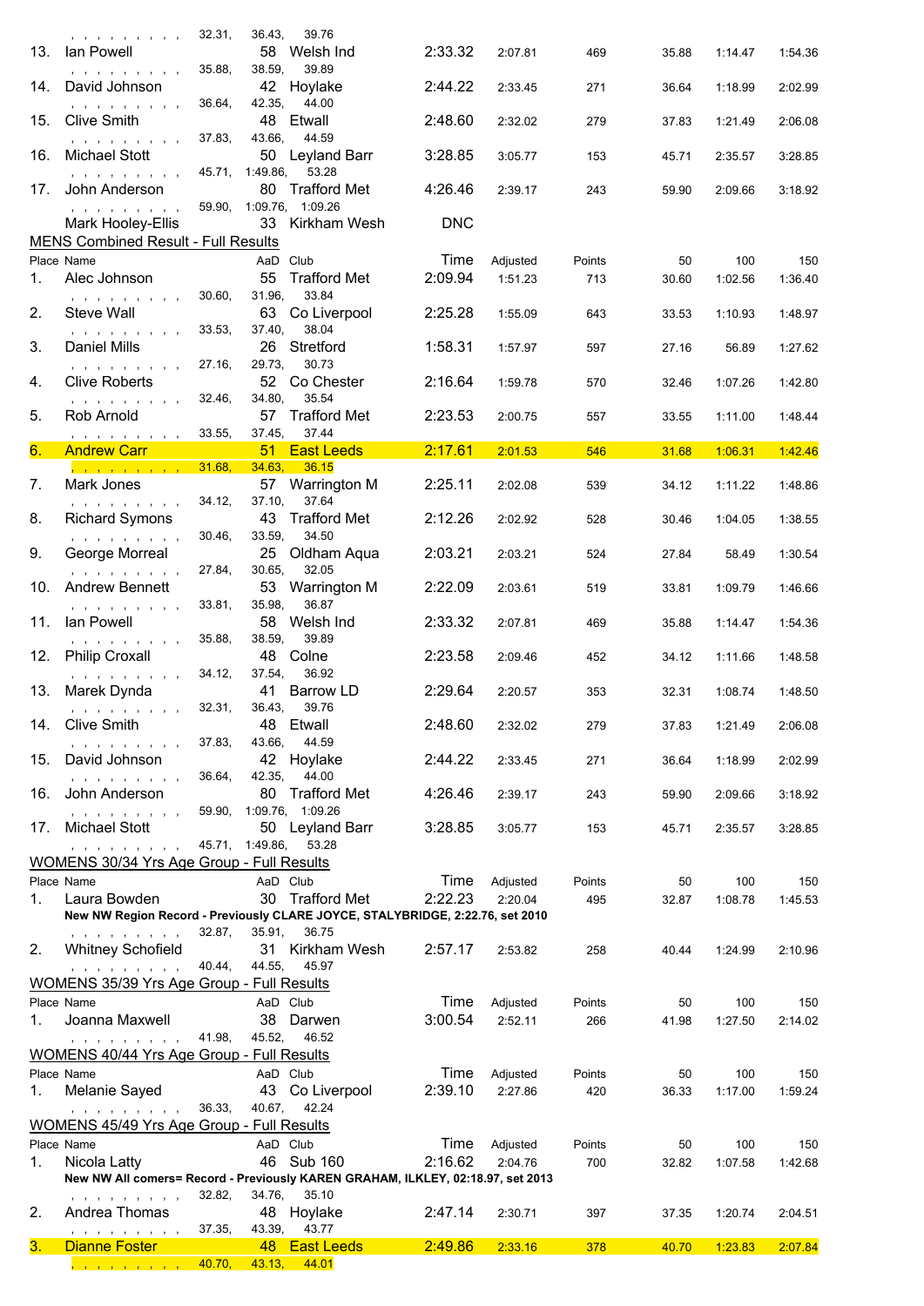| Place | Name | AaD | Club | Time | Adjusted | Points | 50 | 100 | 150 |
|---|---|---|---|---|---|---|---|---|---|
| | , , , , , , , , , 32.31, 36.43, 39.76 | | | | | | | | |
| 13. | Ian Powell | 58 | Welsh Ind | 2:33.32 | 2:07.81 | 469 | 35.88 | 1:14.47 | 1:54.36 |
| | , , , , , , , , , 35.88, 38.59, 39.89 | | | | | | | | |
| 14. | David Johnson | 42 | Hoylake | 2:44.22 | 2:33.45 | 271 | 36.64 | 1:18.99 | 2:02.99 |
| | , , , , , , , , , 36.64, 42.35, 44.00 | | | | | | | | |
| 15. | Clive Smith | 48 | Etwall | 2:48.60 | 2:32.02 | 279 | 37.83 | 1:21.49 | 2:06.08 |
| | , , , , , , , , , 37.83, 43.66, 44.59 | | | | | | | | |
| 16. | Michael Stott | 50 | Leyland Barr | 3:28.85 | 3:05.77 | 153 | 45.71 | 2:35.57 | 3:28.85 |
| | , , , , , , , , , 45.71, 1:49.86, 53.28 | | | | | | | | |
| 17. | John Anderson | 80 | Trafford Met | 4:26.46 | 2:39.17 | 243 | 59.90 | 2:09.66 | 3:18.92 |
| | , , , , , , , , , 59.90, 1:09.76, 1:09.26 | | | | | | | | |
| | Mark Hooley-Ellis | 33 | Kirkham Wesh | DNC | | | | | |

## MENS Combined Result - Full Results

| Place | Name | AaD | Club | Time | Adjusted | Points | 50 | 100 | 150 |
|---|---|---|---|---|---|---|---|---|---|
| 1. | Alec Johnson | 55 | Trafford Met | 2:09.94 | 1:51.23 | 713 | 30.60 | 1:02.56 | 1:36.40 |
| | , , , , , , , , , 30.60, 31.96, 33.84 | | | | | | | | |
| 2. | Steve Wall | 63 | Co Liverpool | 2:25.28 | 1:55.09 | 643 | 33.53 | 1:10.93 | 1:48.97 |
| | , , , , , , , , , 33.53, 37.40, 38.04 | | | | | | | | |
| 3. | Daniel Mills | 26 | Stretford | 1:58.31 | 1:57.97 | 597 | 27.16 | 56.89 | 1:27.62 |
| | , , , , , , , , , 27.16, 29.73, 30.73 | | | | | | | | |
| 4. | Clive Roberts | 52 | Co Chester | 2:16.64 | 1:59.78 | 570 | 32.46 | 1:07.26 | 1:42.80 |
| | , , , , , , , , , 32.46, 34.80, 35.54 | | | | | | | | |
| 5. | Rob Arnold | 57 | Trafford Met | 2:23.53 | 2:00.75 | 557 | 33.55 | 1:11.00 | 1:48.44 |
| | , , , , , , , , , 33.55, 37.45, 37.44 | | | | | | | | |
| 6. | Andrew Carr | 51 | East Leeds | 2:17.61 | 2:01.53 | 546 | 31.68 | 1:06.31 | 1:42.46 |
| | , , , , , , , , , 31.68, 34.63, 36.15 | | | | | | | | |
| 7. | Mark Jones | 57 | Warrington M | 2:25.11 | 2:02.08 | 539 | 34.12 | 1:11.22 | 1:48.86 |
| | , , , , , , , , , 34.12, 37.10, 37.64 | | | | | | | | |
| 8. | Richard Symons | 43 | Trafford Met | 2:12.26 | 2:02.92 | 528 | 30.46 | 1:04.05 | 1:38.55 |
| | , , , , , , , , , 30.46, 33.59, 34.50 | | | | | | | | |
| 9. | George Morreal | 25 | Oldham Aqua | 2:03.21 | 2:03.21 | 524 | 27.84 | 58.49 | 1:30.54 |
| | , , , , , , , , , 27.84, 30.65, 32.05 | | | | | | | | |
| 10. | Andrew Bennett | 53 | Warrington M | 2:22.09 | 2:03.61 | 519 | 33.81 | 1:09.79 | 1:46.66 |
| | , , , , , , , , , 33.81, 35.98, 36.87 | | | | | | | | |
| 11. | Ian Powell | 58 | Welsh Ind | 2:33.32 | 2:07.81 | 469 | 35.88 | 1:14.47 | 1:54.36 |
| | , , , , , , , , , 35.88, 38.59, 39.89 | | | | | | | | |
| 12. | Philip Croxall | 48 | Colne | 2:23.58 | 2:09.46 | 452 | 34.12 | 1:11.66 | 1:48.58 |
| | , , , , , , , , , 34.12, 37.54, 36.92 | | | | | | | | |
| 13. | Marek Dynda | 41 | Barrow LD | 2:29.64 | 2:20.57 | 353 | 32.31 | 1:08.74 | 1:48.50 |
| | , , , , , , , , , 32.31, 36.43, 39.76 | | | | | | | | |
| 14. | Clive Smith | 48 | Etwall | 2:48.60 | 2:32.02 | 279 | 37.83 | 1:21.49 | 2:06.08 |
| | , , , , , , , , , 37.83, 43.66, 44.59 | | | | | | | | |
| 15. | David Johnson | 42 | Hoylake | 2:44.22 | 2:33.45 | 271 | 36.64 | 1:18.99 | 2:02.99 |
| | , , , , , , , , , 36.64, 42.35, 44.00 | | | | | | | | |
| 16. | John Anderson | 80 | Trafford Met | 4:26.46 | 2:39.17 | 243 | 59.90 | 2:09.66 | 3:18.92 |
| | , , , , , , , , , 59.90, 1:09.76, 1:09.26 | | | | | | | | |
| 17. | Michael Stott | 50 | Leyland Barr | 3:28.85 | 3:05.77 | 153 | 45.71 | 2:35.57 | 3:28.85 |
| | , , , , , , , , , 45.71, 1:49.86, 53.28 | | | | | | | | |

## WOMENS 30/34 Yrs Age Group - Full Results

| Place | Name | AaD | Club | Time | Adjusted | Points | 50 | 100 | 150 |
|---|---|---|---|---|---|---|---|---|---|
| 1. | Laura Bowden | 30 | Trafford Met | 2:22.23 | 2:20.04 | 495 | 32.87 | 1:08.78 | 1:45.53 |
| | **New NW Region Record - Previously CLARE JOYCE, STALYBRIDGE, 2:22.76, set 2010** | | | | | | | | |
| | , , , , , , , , , 32.87, 35.91, 36.75 | | | | | | | | |
| 2. | Whitney Schofield | 31 | Kirkham Wesh | 2:57.17 | 2:53.82 | 258 | 40.44 | 1:24.99 | 2:10.96 |
| | , , , , , , , , , 40.44, 44.55, 45.97 | | | | | | | | |

## WOMENS 35/39 Yrs Age Group - Full Results

| Place | Name | AaD | Club | Time | Adjusted | Points | 50 | 100 | 150 |
|---|---|---|---|---|---|---|---|---|---|
| 1. | Joanna Maxwell | 38 | Darwen | 3:00.54 | 2:52.11 | 266 | 41.98 | 1:27.50 | 2:14.02 |
| | , , , , , , , , , 41.98, 45.52, 46.52 | | | | | | | | |

## WOMENS 40/44 Yrs Age Group - Full Results

| Place | Name | AaD | Club | Time | Adjusted | Points | 50 | 100 | 150 |
|---|---|---|---|---|---|---|---|---|---|
| 1. | Melanie Sayed | 43 | Co Liverpool | 2:39.10 | 2:27.86 | 420 | 36.33 | 1:17.00 | 1:59.24 |
| | , , , , , , , , , 36.33, 40.67, 42.24 | | | | | | | | |

## WOMENS 45/49 Yrs Age Group - Full Results

| Place | Name | AaD | Club | Time | Adjusted | Points | 50 | 100 | 150 |
|---|---|---|---|---|---|---|---|---|---|
| 1. | Nicola Latty | 46 | Sub 160 | 2:16.62 | 2:04.76 | 700 | 32.82 | 1:07.58 | 1:42.68 |
| | **New NW All comers= Record - Previously KAREN GRAHAM, ILKLEY, 02:18.97, set 2013** | | | | | | | | |
| | , , , , , , , , , 32.82, 34.76, 35.10 | | | | | | | | |
| 2. | Andrea Thomas | 48 | Hoylake | 2:47.14 | 2:30.71 | 397 | 37.35 | 1:20.74 | 2:04.51 |
| | , , , , , , , , , 37.35, 43.39, 43.77 | | | | | | | | |
| 3. | Dianne Foster | 48 | East Leeds | 2:49.86 | 2:33.16 | 378 | 40.70 | 1:23.83 | 2:07.84 |
| | , , , , , , , , , 40.70, 43.13, 44.01 | | | | | | | | |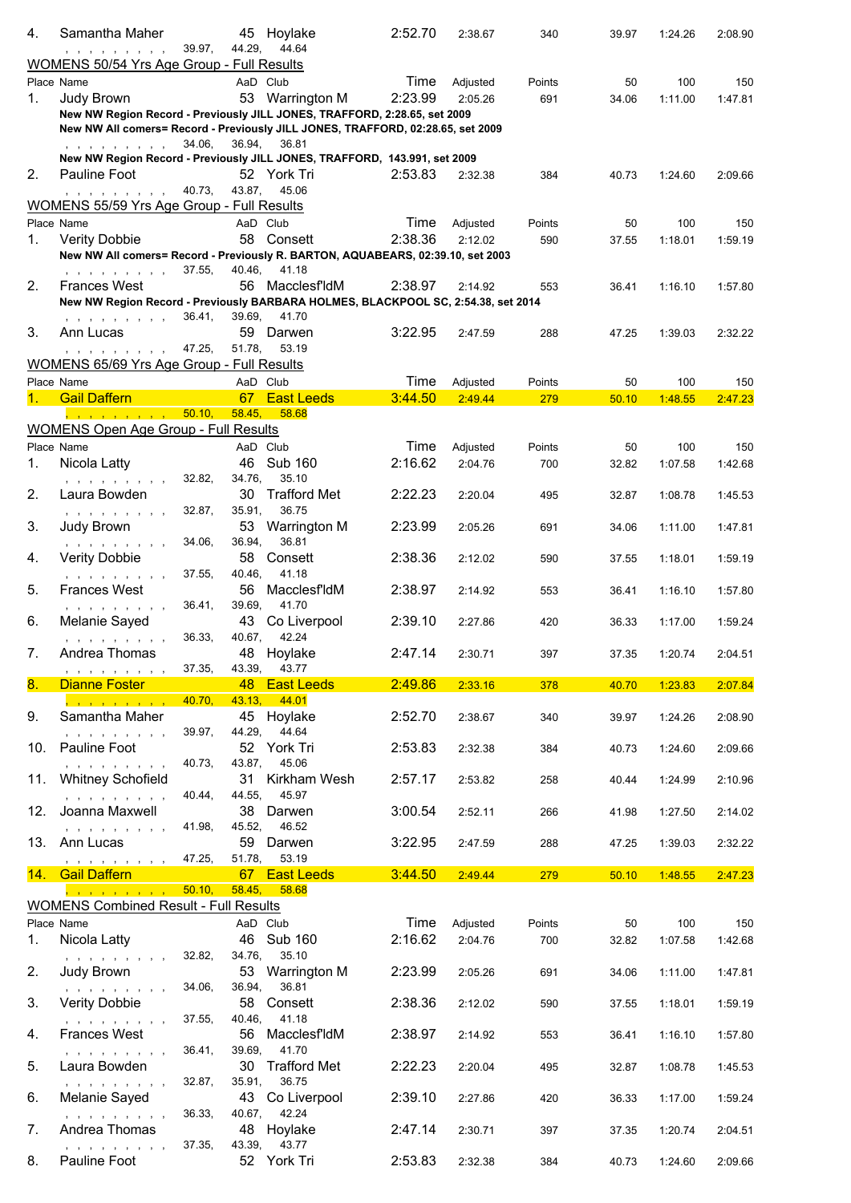| 4. | Samantha Maher | 45 | Hoylake | 2:52.70 | 2:38.67 | 340 | 39.97 | 1:24.26 | 2:08.90 |
|---|---|---|---|---|---|---|---|---|---|
| | , , , , , , , , , , 39.97, 44.29, 44.64 | | | | | | | | |

## WOMENS 50/54 Yrs Age Group - Full Results

| Place | Name | AaD | Club | Time | Adjusted | Points | 50 | 100 | 150 |
|---|---|---|---|---|---|---|---|---|---|
| 1. | Judy Brown | 53 | Warrington M | 2:23.99 | 2:05.26 | 691 | 34.06 | 1:11.00 | 1:47.81 |
| | **New NW Region Record - Previously JILL JONES, TRAFFORD, 2:28.65, set 2009** | | | | | | | | |
| | **New NW All comers= Record - Previously JILL JONES, TRAFFORD, 02:28.65, set 2009** | | | | | | | | |
| | , , , , , , , , , , 34.06, 36.94, 36.81 | | | | | | | | |
| | **New NW Region Record - Previously JILL JONES, TRAFFORD, 143.991, set 2009** | | | | | | | | |
| 2. | Pauline Foot | 52 | York Tri | 2:53.83 | 2:32.38 | 384 | 40.73 | 1:24.60 | 2:09.66 |
| | , , , , , , , , , , 40.73, 43.87, 45.06 | | | | | | | | |

## WOMENS 55/59 Yrs Age Group - Full Results

| Place | Name | AaD | Club | Time | Adjusted | Points | 50 | 100 | 150 |
|---|---|---|---|---|---|---|---|---|---|
| 1. | Verity Dobbie | 58 | Consett | 2:38.36 | 2:12.02 | 590 | 37.55 | 1:18.01 | 1:59.19 |
| | **New NW All comers= Record - Previously R. BARTON, AQUABEARS, 02:39.10, set 2003** | | | | | | | | |
| | , , , , , , , , , , 37.55, 40.46, 41.18 | | | | | | | | |
| 2. | Frances West | 56 | Macclesf'ldM | 2:38.97 | 2:14.92 | 553 | 36.41 | 1:16.10 | 1:57.80 |
| | **New NW Region Record - Previously BARBARA HOLMES, BLACKPOOL SC, 2:54.38, set 2014** | | | | | | | | |
| | , , , , , , , , , , 36.41, 39.69, 41.70 | | | | | | | | |
| 3. | Ann Lucas | 59 | Darwen | 3:22.95 | 2:47.59 | 288 | 47.25 | 1:39.03 | 2:32.22 |
| | , , , , , , , , , , 47.25, 51.78, 53.19 | | | | | | | | |

## WOMENS 65/69 Yrs Age Group - Full Results

| Place | Name | AaD | Club | Time | Adjusted | Points | 50 | 100 | 150 |
|---|---|---|---|---|---|---|---|---|---|
| 1. | Gail Daffern | 67 | East Leeds | 3:44.50 | 2:49.44 | 279 | 50.10 | 1:48.55 | 2:47.23 |
| | , , , , , , , , , , 50.10, 58.45, 58.68 | | | | | | | | |

## WOMENS Open Age Group - Full Results

| Place | Name | AaD | Club | Time | Adjusted | Points | 50 | 100 | 150 |
|---|---|---|---|---|---|---|---|---|---|
| 1. | Nicola Latty | 46 | Sub 160 | 2:16.62 | 2:04.76 | 700 | 32.82 | 1:07.58 | 1:42.68 |
| | , , , , , , , , , , 32.82, 34.76, 35.10 | | | | | | | | |
| 2. | Laura Bowden | 30 | Trafford Met | 2:22.23 | 2:20.04 | 495 | 32.87 | 1:08.78 | 1:45.53 |
| | , , , , , , , , , , 32.87, 35.91, 36.75 | | | | | | | | |
| 3. | Judy Brown | 53 | Warrington M | 2:23.99 | 2:05.26 | 691 | 34.06 | 1:11.00 | 1:47.81 |
| | , , , , , , , , , , 34.06, 36.94, 36.81 | | | | | | | | |
| 4. | Verity Dobbie | 58 | Consett | 2:38.36 | 2:12.02 | 590 | 37.55 | 1:18.01 | 1:59.19 |
| | , , , , , , , , , , 37.55, 40.46, 41.18 | | | | | | | | |
| 5. | Frances West | 56 | Macclesf'ldM | 2:38.97 | 2:14.92 | 553 | 36.41 | 1:16.10 | 1:57.80 |
| | , , , , , , , , , , 36.41, 39.69, 41.70 | | | | | | | | |
| 6. | Melanie Sayed | 43 | Co Liverpool | 2:39.10 | 2:27.86 | 420 | 36.33 | 1:17.00 | 1:59.24 |
| | , , , , , , , , , , 36.33, 40.67, 42.24 | | | | | | | | |
| 7. | Andrea Thomas | 48 | Hoylake | 2:47.14 | 2:30.71 | 397 | 37.35 | 1:20.74 | 2:04.51 |
| | , , , , , , , , , , 37.35, 43.39, 43.77 | | | | | | | | |
| 8. | Dianne Foster | 48 | East Leeds | 2:49.86 | 2:33.16 | 378 | 40.70 | 1:23.83 | 2:07.84 |
| | , , , , , , , , , , 40.70, 43.13, 44.01 | | | | | | | | |
| 9. | Samantha Maher | 45 | Hoylake | 2:52.70 | 2:38.67 | 340 | 39.97 | 1:24.26 | 2:08.90 |
| | , , , , , , , , , , 39.97, 44.29, 44.64 | | | | | | | | |
| 10. | Pauline Foot | 52 | York Tri | 2:53.83 | 2:32.38 | 384 | 40.73 | 1:24.60 | 2:09.66 |
| | , , , , , , , , , , 40.73, 43.87, 45.06 | | | | | | | | |
| 11. | Whitney Schofield | 31 | Kirkham Wesh | 2:57.17 | 2:53.82 | 258 | 40.44 | 1:24.99 | 2:10.96 |
| | , , , , , , , , , , 40.44, 44.55, 45.97 | | | | | | | | |
| 12. | Joanna Maxwell | 38 | Darwen | 3:00.54 | 2:52.11 | 266 | 41.98 | 1:27.50 | 2:14.02 |
| | , , , , , , , , , , 41.98, 45.52, 46.52 | | | | | | | | |
| 13. | Ann Lucas | 59 | Darwen | 3:22.95 | 2:47.59 | 288 | 47.25 | 1:39.03 | 2:32.22 |
| | , , , , , , , , , , 47.25, 51.78, 53.19 | | | | | | | | |
| 14. | Gail Daffern | 67 | East Leeds | 3:44.50 | 2:49.44 | 279 | 50.10 | 1:48.55 | 2:47.23 |
| | , , , , , , , , , , 50.10, 58.45, 58.68 | | | | | | | | |

## WOMENS Combined Result - Full Results

| Place | Name | AaD | Club | Time | Adjusted | Points | 50 | 100 | 150 |
|---|---|---|---|---|---|---|---|---|---|
| 1. | Nicola Latty | 46 | Sub 160 | 2:16.62 | 2:04.76 | 700 | 32.82 | 1:07.58 | 1:42.68 |
| | , , , , , , , , , , 32.82, 34.76, 35.10 | | | | | | | | |
| 2. | Judy Brown | 53 | Warrington M | 2:23.99 | 2:05.26 | 691 | 34.06 | 1:11.00 | 1:47.81 |
| | , , , , , , , , , , 34.06, 36.94, 36.81 | | | | | | | | |
| 3. | Verity Dobbie | 58 | Consett | 2:38.36 | 2:12.02 | 590 | 37.55 | 1:18.01 | 1:59.19 |
| | , , , , , , , , , , 37.55, 40.46, 41.18 | | | | | | | | |
| 4. | Frances West | 56 | Macclesf'ldM | 2:38.97 | 2:14.92 | 553 | 36.41 | 1:16.10 | 1:57.80 |
| | , , , , , , , , , , 36.41, 39.69, 41.70 | | | | | | | | |
| 5. | Laura Bowden | 30 | Trafford Met | 2:22.23 | 2:20.04 | 495 | 32.87 | 1:08.78 | 1:45.53 |
| | , , , , , , , , , , 32.87, 35.91, 36.75 | | | | | | | | |
| 6. | Melanie Sayed | 43 | Co Liverpool | 2:39.10 | 2:27.86 | 420 | 36.33 | 1:17.00 | 1:59.24 |
| | , , , , , , , , , , 36.33, 40.67, 42.24 | | | | | | | | |
| 7. | Andrea Thomas | 48 | Hoylake | 2:47.14 | 2:30.71 | 397 | 37.35 | 1:20.74 | 2:04.51 |
| | , , , , , , , , , , 37.35, 43.39, 43.77 | | | | | | | | |
| 8. | Pauline Foot | 52 | York Tri | 2:53.83 | 2:32.38 | 384 | 40.73 | 1:24.60 | 2:09.66 |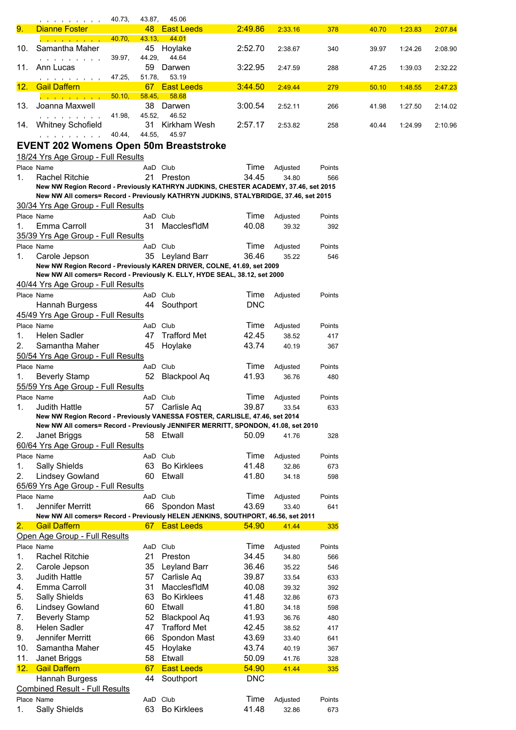| Place | Name | AaD | Club | Time | Adjusted | Points | | | |
|---|---|---|---|---|---|---|---|---|---|
| | , , , , , , , , , , 40.73, 43.87, 45.06 | | | | | | | | |
| 9. | Dianne Foster | 48 | East Leeds | 2:49.86 | 2:33.16 | 378 | 40.70 | 1:23.83 | 2:07.84 |
| | , , , , , , , , , , 40.70, 43.13, 44.01 | | | | | | | | |
| 10. | Samantha Maher | 45 | Hoylake | 2:52.70 | 2:38.67 | 340 | 39.97 | 1:24.26 | 2:08.90 |
| | , , , , , , , , , , 39.97, 44.29, 44.64 | | | | | | | | |
| 11. | Ann Lucas | 59 | Darwen | 3:22.95 | 2:47.59 | 288 | 47.25 | 1:39.03 | 2:32.22 |
| | , , , , , , , , , , 47.25, 51.78, 53.19 | | | | | | | | |
| 12. | Gail Daffern | 67 | East Leeds | 3:44.50 | 2:49.44 | 279 | 50.10 | 1:48.55 | 2:47.23 |
| | , , , , , , , , , , 50.10, 58.45, 58.68 | | | | | | | | |
| 13. | Joanna Maxwell | 38 | Darwen | 3:00.54 | 2:52.11 | 266 | 41.98 | 1:27.50 | 2:14.02 |
| | , , , , , , , , , , 41.98, 45.52, 46.52 | | | | | | | | |
| 14. | Whitney Schofield | 31 | Kirkham Wesh | 2:57.17 | 2:53.82 | 258 | 40.44 | 1:24.99 | 2:10.96 |
| | , , , , , , , , , , 40.44, 44.55, 45.97 | | | | | | | | |

## EVENT 202 Womens Open 50m Breaststroke

### 18/24 Yrs Age Group - Full Results

| Place | Name | AaD | Club | Time | Adjusted | Points |
|---|---|---|---|---|---|---|
| 1. | Rachel Ritchie | 21 | Preston | 34.45 | 34.80 | 566 |

**New NW Region Record - Previously KATHRYN JUDKINS, CHESTER ACADEMY, 37.46, set 2015**
**New NW All comers= Record - Previously KATHRYN JUDKINS, STALYBRIDGE, 37.46, set 2015**

### 30/34 Yrs Age Group - Full Results

| Place | Name | AaD | Club | Time | Adjusted | Points |
|---|---|---|---|---|---|---|
| 1. | Emma Carroll | 31 | Macclesf'ldM | 40.08 | 39.32 | 392 |

### 35/39 Yrs Age Group - Full Results

| Place | Name | AaD | Club | Time | Adjusted | Points |
|---|---|---|---|---|---|---|
| 1. | Carole Jepson | 35 | Leyland Barr | 36.46 | 35.22 | 546 |

**New NW Region Record - Previously KAREN DRIVER, COLNE, 41.69, set 2009**
**New NW All comers= Record - Previously K. ELLY, HYDE SEAL, 38.12, set 2000**

### 40/44 Yrs Age Group - Full Results

| Place | Name | AaD | Club | Time | Adjusted | Points |
|---|---|---|---|---|---|---|
| | Hannah Burgess | 44 | Southport | DNC | | |

### 45/49 Yrs Age Group - Full Results

| Place | Name | AaD | Club | Time | Adjusted | Points |
|---|---|---|---|---|---|---|
| 1. | Helen Sadler | 47 | Trafford Met | 42.45 | 38.52 | 417 |
| 2. | Samantha Maher | 45 | Hoylake | 43.74 | 40.19 | 367 |

### 50/54 Yrs Age Group - Full Results

| Place | Name | AaD | Club | Time | Adjusted | Points |
|---|---|---|---|---|---|---|
| 1. | Beverly Stamp | 52 | Blackpool Aq | 41.93 | 36.76 | 480 |

### 55/59 Yrs Age Group - Full Results

| Place | Name | AaD | Club | Time | Adjusted | Points |
|---|---|---|---|---|---|---|
| 1. | Judith Hattle | 57 | Carlisle Aq | 39.87 | 33.54 | 633 |

**New NW Region Record - Previously VANESSA FOSTER, CARLISLE, 47.46, set 2014**
**New NW All comers= Record - Previously JENNIFER MERRITT, SPONDON, 41.08, set 2010**

| Place | Name | AaD | Club | Time | Adjusted | Points |
|---|---|---|---|---|---|---|
| 2. | Janet Briggs | 58 | Etwall | 50.09 | 41.76 | 328 |

### 60/64 Yrs Age Group - Full Results

| Place | Name | AaD | Club | Time | Adjusted | Points |
|---|---|---|---|---|---|---|
| 1. | Sally Shields | 63 | Bo Kirklees | 41.48 | 32.86 | 673 |
| 2. | Lindsey Gowland | 60 | Etwall | 41.80 | 34.18 | 598 |

### 65/69 Yrs Age Group - Full Results

| Place | Name | AaD | Club | Time | Adjusted | Points |
|---|---|---|---|---|---|---|
| 1. | Jennifer Merritt | 66 | Spondon Mast | 43.69 | 33.40 | 641 |

**New NW All comers= Record - Previously HELEN JENKINS, SOUTHPORT, 46.56, set 2011**

| Place | Name | AaD | Club | Time | Adjusted | Points |
|---|---|---|---|---|---|---|
| 2. | Gail Daffern | 67 | East Leeds | 54.90 | 41.44 | 335 |

### Open Age Group - Full Results

| Place | Name | AaD | Club | Time | Adjusted | Points |
|---|---|---|---|---|---|---|
| 1. | Rachel Ritchie | 21 | Preston | 34.45 | 34.80 | 566 |
| 2. | Carole Jepson | 35 | Leyland Barr | 36.46 | 35.22 | 546 |
| 3. | Judith Hattle | 57 | Carlisle Aq | 39.87 | 33.54 | 633 |
| 4. | Emma Carroll | 31 | Macclesf'ldM | 40.08 | 39.32 | 392 |
| 5. | Sally Shields | 63 | Bo Kirklees | 41.48 | 32.86 | 673 |
| 6. | Lindsey Gowland | 60 | Etwall | 41.80 | 34.18 | 598 |
| 7. | Beverly Stamp | 52 | Blackpool Aq | 41.93 | 36.76 | 480 |
| 8. | Helen Sadler | 47 | Trafford Met | 42.45 | 38.52 | 417 |
| 9. | Jennifer Merritt | 66 | Spondon Mast | 43.69 | 33.40 | 641 |
| 10. | Samantha Maher | 45 | Hoylake | 43.74 | 40.19 | 367 |
| 11. | Janet Briggs | 58 | Etwall | 50.09 | 41.76 | 328 |
| 12. | Gail Daffern | 67 | East Leeds | 54.90 | 41.44 | 335 |
| | Hannah Burgess | 44 | Southport | DNC | | |

### Combined Result - Full Results

| Place | Name | AaD | Club | Time | Adjusted | Points |
|---|---|---|---|---|---|---|
| 1. | Sally Shields | 63 | Bo Kirklees | 41.48 | 32.86 | 673 |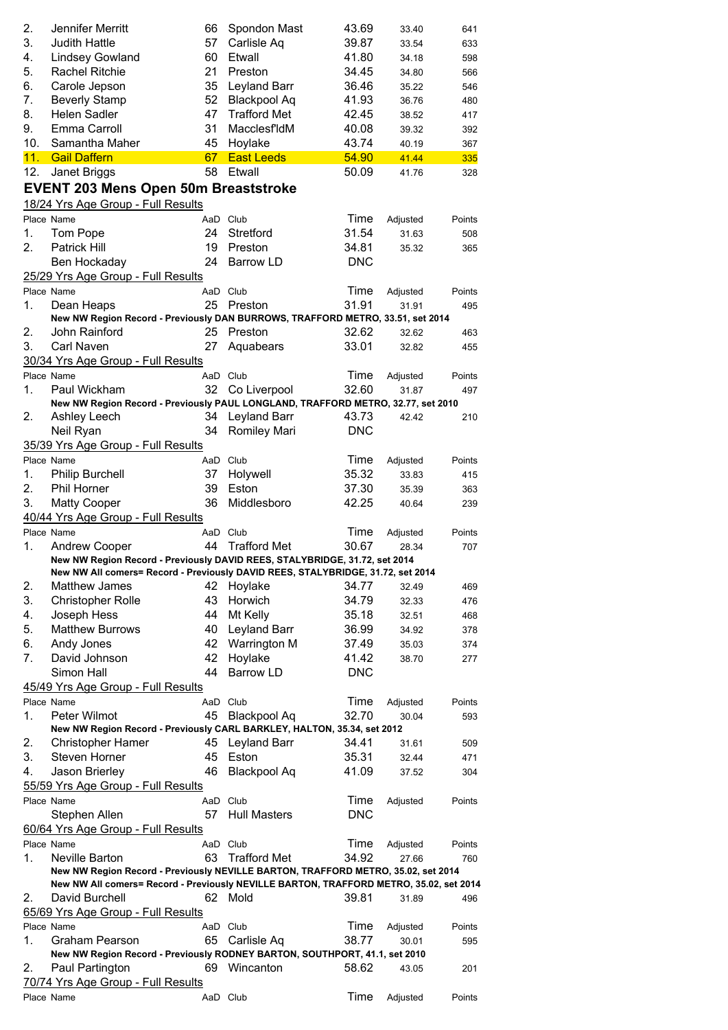| | | | | | | |
|---|---|---|---|---|---|---|
| 2. | Jennifer Merritt | 66 | Spondon Mast | 43.69 | 33.40 | 641 |
| 3. | Judith Hattle | 57 | Carlisle Aq | 39.87 | 33.54 | 633 |
| 4. | Lindsey Gowland | 60 | Etwall | 41.80 | 34.18 | 598 |
| 5. | Rachel Ritchie | 21 | Preston | 34.45 | 34.80 | 566 |
| 6. | Carole Jepson | 35 | Leyland Barr | 36.46 | 35.22 | 546 |
| 7. | Beverly Stamp | 52 | Blackpool Aq | 41.93 | 36.76 | 480 |
| 8. | Helen Sadler | 47 | Trafford Met | 42.45 | 38.52 | 417 |
| 9. | Emma Carroll | 31 | Macclesf'ldM | 40.08 | 39.32 | 392 |
| 10. | Samantha Maher | 45 | Hoylake | 43.74 | 40.19 | 367 |
| 11. | Gail Daffern | 67 | East Leeds | 54.90 | 41.44 | 335 |
| 12. | Janet Briggs | 58 | Etwall | 50.09 | 41.76 | 328 |

## EVENT 203 Mens Open 50m Breaststroke

18/24 Yrs Age Group - Full Results

| Place | Name | AaD | Club | Time | Adjusted | Points |
|---|---|---|---|---|---|---|
| 1. | Tom Pope | 24 | Stretford | 31.54 | 31.63 | 508 |
| 2. | Patrick Hill | 19 | Preston | 34.81 | 35.32 | 365 |
| | Ben Hockaday | 24 | Barrow LD | DNC | | |

25/29 Yrs Age Group - Full Results

| Place | Name | AaD | Club | Time | Adjusted | Points |
|---|---|---|---|---|---|---|
| 1. | Dean Heaps | 25 | Preston | 31.91 | 31.91 | 495 |
| | **New NW Region Record - Previously DAN BURROWS, TRAFFORD METRO, 33.51, set 2014** | | | | | |
| 2. | John Rainford | 25 | Preston | 32.62 | 32.62 | 463 |
| 3. | Carl Naven | 27 | Aquabears | 33.01 | 32.82 | 455 |

30/34 Yrs Age Group - Full Results

| Place | Name | AaD | Club | Time | Adjusted | Points |
|---|---|---|---|---|---|---|
| 1. | Paul Wickham | 32 | Co Liverpool | 32.60 | 31.87 | 497 |
| | **New NW Region Record - Previously PAUL LONGLAND, TRAFFORD METRO, 32.77, set 2010** | | | | | |
| 2. | Ashley Leech | 34 | Leyland Barr | 43.73 | 42.42 | 210 |
| | Neil Ryan | 34 | Romiley Mari | DNC | | |

35/39 Yrs Age Group - Full Results

| Place | Name | AaD | Club | Time | Adjusted | Points |
|---|---|---|---|---|---|---|
| 1. | Philip Burchell | 37 | Holywell | 35.32 | 33.83 | 415 |
| 2. | Phil Horner | 39 | Eston | 37.30 | 35.39 | 363 |
| 3. | Matty Cooper | 36 | Middlesboro | 42.25 | 40.64 | 239 |

40/44 Yrs Age Group - Full Results

| Place | Name | AaD | Club | Time | Adjusted | Points |
|---|---|---|---|---|---|---|
| 1. | Andrew Cooper | 44 | Trafford Met | 30.67 | 28.34 | 707 |
| | **New NW Region Record - Previously DAVID REES, STALYBRIDGE, 31.72, set 2014** | | | | | |
| | **New NW All comers= Record - Previously DAVID REES, STALYBRIDGE, 31.72, set 2014** | | | | | |
| 2. | Matthew James | 42 | Hoylake | 34.77 | 32.49 | 469 |
| 3. | Christopher Rolle | 43 | Horwich | 34.79 | 32.33 | 476 |
| 4. | Joseph Hess | 44 | Mt Kelly | 35.18 | 32.51 | 468 |
| 5. | Matthew Burrows | 40 | Leyland Barr | 36.99 | 34.92 | 378 |
| 6. | Andy Jones | 42 | Warrington M | 37.49 | 35.03 | 374 |
| 7. | David Johnson | 42 | Hoylake | 41.42 | 38.70 | 277 |
| | Simon Hall | 44 | Barrow LD | DNC | | |

45/49 Yrs Age Group - Full Results

| Place | Name | AaD | Club | Time | Adjusted | Points |
|---|---|---|---|---|---|---|
| 1. | Peter Wilmot | 45 | Blackpool Aq | 32.70 | 30.04 | 593 |
| | **New NW Region Record - Previously CARL BARKLEY, HALTON, 35.34, set 2012** | | | | | |
| 2. | Christopher Hamer | 45 | Leyland Barr | 34.41 | 31.61 | 509 |
| 3. | Steven Horner | 45 | Eston | 35.31 | 32.44 | 471 |
| 4. | Jason Brierley | 46 | Blackpool Aq | 41.09 | 37.52 | 304 |

55/59 Yrs Age Group - Full Results

| Place | Name | AaD | Club | Time | Adjusted | Points |
|---|---|---|---|---|---|---|
| | Stephen Allen | 57 | Hull Masters | DNC | | |

60/64 Yrs Age Group - Full Results

| Place | Name | AaD | Club | Time | Adjusted | Points |
|---|---|---|---|---|---|---|
| 1. | Neville Barton | 63 | Trafford Met | 34.92 | 27.66 | 760 |
| | **New NW Region Record - Previously NEVILLE BARTON, TRAFFORD METRO, 35.02, set 2014** | | | | | |
| | **New NW All comers= Record - Previously NEVILLE BARTON, TRAFFORD METRO, 35.02, set 2014** | | | | | |
| 2. | David Burchell | 62 | Mold | 39.81 | 31.89 | 496 |

65/69 Yrs Age Group - Full Results

| Place | Name | AaD | Club | Time | Adjusted | Points |
|---|---|---|---|---|---|---|
| 1. | Graham Pearson | 65 | Carlisle Aq | 38.77 | 30.01 | 595 |
| | **New NW Region Record - Previously RODNEY BARTON, SOUTHPORT, 41.1, set 2010** | | | | | |
| 2. | Paul Partington | 69 | Wincanton | 58.62 | 43.05 | 201 |

70/74 Yrs Age Group - Full Results

| Place | Name | AaD | Club | Time | Adjusted | Points |
|---|---|---|---|---|---|---|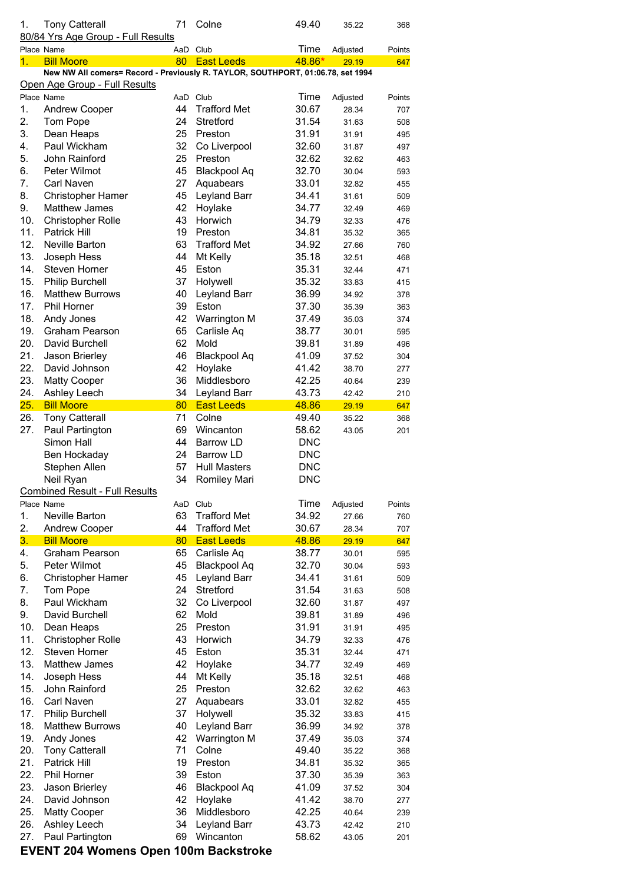| Place | Name | AaD | Club | Time | Adjusted | Points |
|---|---|---|---|---|---|---|
| 1. | Tony Catterall | 71 | Colne | 49.40 | 35.22 | 368 |

80/84 Yrs Age Group - Full Results

| Place | Name | AaD | Club | Time | Adjusted | Points |
|---|---|---|---|---|---|---|
| 1. | Bill Moore | 80 | East Leeds | 48.86* | 29.19 | 647 |

**New NW All comers= Record - Previously R. TAYLOR, SOUTHPORT, 01:06.78, set 1994**

Open Age Group - Full Results

| Place | Name | AaD | Club | Time | Adjusted | Points |
|---|---|---|---|---|---|---|
| 1. | Andrew Cooper | 44 | Trafford Met | 30.67 | 28.34 | 707 |
| 2. | Tom Pope | 24 | Stretford | 31.54 | 31.63 | 508 |
| 3. | Dean Heaps | 25 | Preston | 31.91 | 31.91 | 495 |
| 4. | Paul Wickham | 32 | Co Liverpool | 32.60 | 31.87 | 497 |
| 5. | John Rainford | 25 | Preston | 32.62 | 32.62 | 463 |
| 6. | Peter Wilmot | 45 | Blackpool Aq | 32.70 | 30.04 | 593 |
| 7. | Carl Naven | 27 | Aquabears | 33.01 | 32.82 | 455 |
| 8. | Christopher Hamer | 45 | Leyland Barr | 34.41 | 31.61 | 509 |
| 9. | Matthew James | 42 | Hoylake | 34.77 | 32.49 | 469 |
| 10. | Christopher Rolle | 43 | Horwich | 34.79 | 32.33 | 476 |
| 11. | Patrick Hill | 19 | Preston | 34.81 | 35.32 | 365 |
| 12. | Neville Barton | 63 | Trafford Met | 34.92 | 27.66 | 760 |
| 13. | Joseph Hess | 44 | Mt Kelly | 35.18 | 32.51 | 468 |
| 14. | Steven Horner | 45 | Eston | 35.31 | 32.44 | 471 |
| 15. | Philip Burchell | 37 | Holywell | 35.32 | 33.83 | 415 |
| 16. | Matthew Burrows | 40 | Leyland Barr | 36.99 | 34.92 | 378 |
| 17. | Phil Horner | 39 | Eston | 37.30 | 35.39 | 363 |
| 18. | Andy Jones | 42 | Warrington M | 37.49 | 35.03 | 374 |
| 19. | Graham Pearson | 65 | Carlisle Aq | 38.77 | 30.01 | 595 |
| 20. | David Burchell | 62 | Mold | 39.81 | 31.89 | 496 |
| 21. | Jason Brierley | 46 | Blackpool Aq | 41.09 | 37.52 | 304 |
| 22. | David Johnson | 42 | Hoylake | 41.42 | 38.70 | 277 |
| 23. | Matty Cooper | 36 | Middlesboro | 42.25 | 40.64 | 239 |
| 24. | Ashley Leech | 34 | Leyland Barr | 43.73 | 42.42 | 210 |
| 25. | Bill Moore | 80 | East Leeds | 48.86 | 29.19 | 647 |
| 26. | Tony Catterall | 71 | Colne | 49.40 | 35.22 | 368 |
| 27. | Paul Partington | 69 | Wincanton | 58.62 | 43.05 | 201 |
| | Simon Hall | 44 | Barrow LD | DNC | | |
| | Ben Hockaday | 24 | Barrow LD | DNC | | |
| | Stephen Allen | 57 | Hull Masters | DNC | | |
| | Neil Ryan | 34 | Romiley Mari | DNC | | |

Combined Result - Full Results

| Place | Name | AaD | Club | Time | Adjusted | Points |
|---|---|---|---|---|---|---|
| 1. | Neville Barton | 63 | Trafford Met | 34.92 | 27.66 | 760 |
| 2. | Andrew Cooper | 44 | Trafford Met | 30.67 | 28.34 | 707 |
| 3. | Bill Moore | 80 | East Leeds | 48.86 | 29.19 | 647 |
| 4. | Graham Pearson | 65 | Carlisle Aq | 38.77 | 30.01 | 595 |
| 5. | Peter Wilmot | 45 | Blackpool Aq | 32.70 | 30.04 | 593 |
| 6. | Christopher Hamer | 45 | Leyland Barr | 34.41 | 31.61 | 509 |
| 7. | Tom Pope | 24 | Stretford | 31.54 | 31.63 | 508 |
| 8. | Paul Wickham | 32 | Co Liverpool | 32.60 | 31.87 | 497 |
| 9. | David Burchell | 62 | Mold | 39.81 | 31.89 | 496 |
| 10. | Dean Heaps | 25 | Preston | 31.91 | 31.91 | 495 |
| 11. | Christopher Rolle | 43 | Horwich | 34.79 | 32.33 | 476 |
| 12. | Steven Horner | 45 | Eston | 35.31 | 32.44 | 471 |
| 13. | Matthew James | 42 | Hoylake | 34.77 | 32.49 | 469 |
| 14. | Joseph Hess | 44 | Mt Kelly | 35.18 | 32.51 | 468 |
| 15. | John Rainford | 25 | Preston | 32.62 | 32.62 | 463 |
| 16. | Carl Naven | 27 | Aquabears | 33.01 | 32.82 | 455 |
| 17. | Philip Burchell | 37 | Holywell | 35.32 | 33.83 | 415 |
| 18. | Matthew Burrows | 40 | Leyland Barr | 36.99 | 34.92 | 378 |
| 19. | Andy Jones | 42 | Warrington M | 37.49 | 35.03 | 374 |
| 20. | Tony Catterall | 71 | Colne | 49.40 | 35.22 | 368 |
| 21. | Patrick Hill | 19 | Preston | 34.81 | 35.32 | 365 |
| 22. | Phil Horner | 39 | Eston | 37.30 | 35.39 | 363 |
| 23. | Jason Brierley | 46 | Blackpool Aq | 41.09 | 37.52 | 304 |
| 24. | David Johnson | 42 | Hoylake | 41.42 | 38.70 | 277 |
| 25. | Matty Cooper | 36 | Middlesboro | 42.25 | 40.64 | 239 |
| 26. | Ashley Leech | 34 | Leyland Barr | 43.73 | 42.42 | 210 |
| 27. | Paul Partington | 69 | Wincanton | 58.62 | 43.05 | 201 |

## EVENT 204 Womens Open 100m Backstroke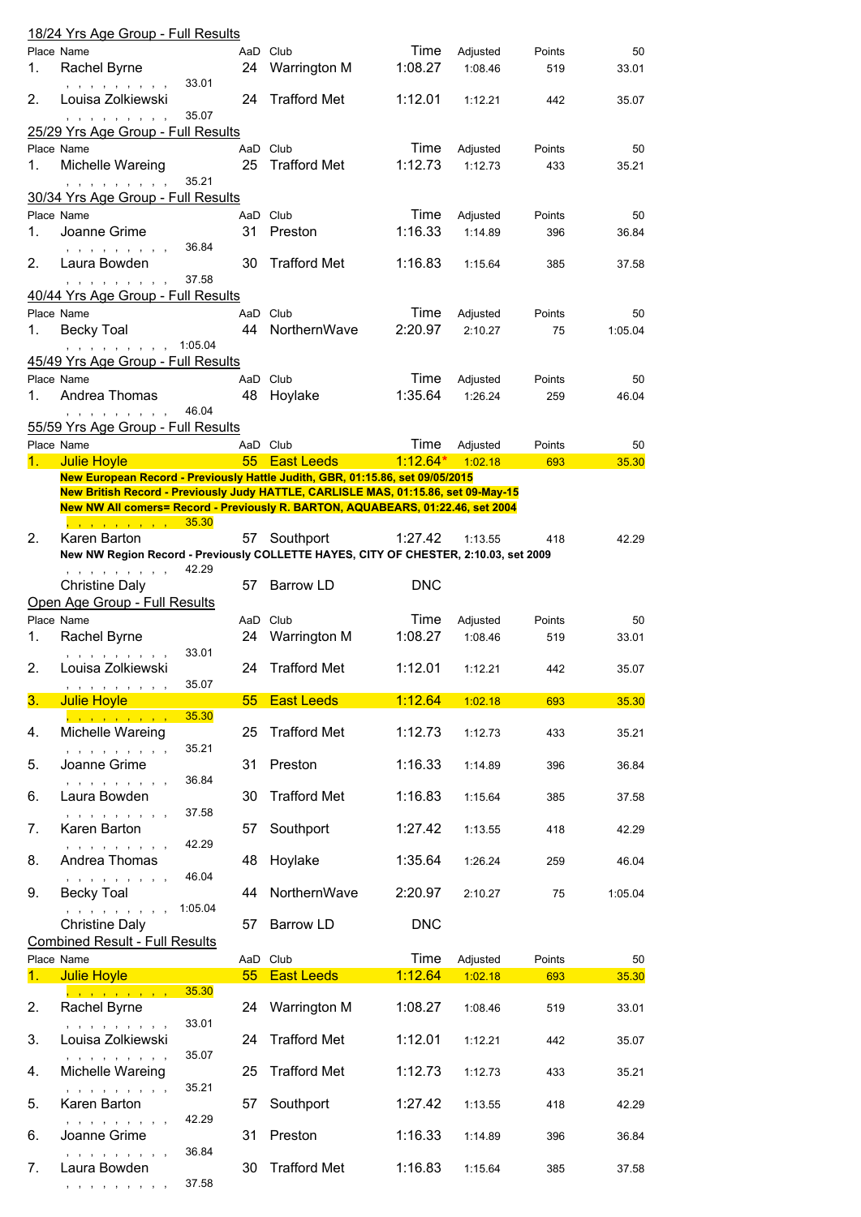## 18/24 Yrs Age Group - Full Results

| Place | Name | AaD | Club | Time | Adjusted | Points | 50 |
|---|---|---|---|---|---|---|---|
| 1. | Rachel Byrne | 24 | Warrington M | 1:08.27 | 1:08.46 | 519 | 33.01 |
| | , , , , , , , , , 33.01 | | | | | | |
| 2. | Louisa Zolkiewski | 24 | Trafford Met | 1:12.01 | 1:12.21 | 442 | 35.07 |
| | , , , , , , , , , 35.07 | | | | | | |

## 25/29 Yrs Age Group - Full Results

| Place | Name | AaD | Club | Time | Adjusted | Points | 50 |
|---|---|---|---|---|---|---|---|
| 1. | Michelle Wareing | 25 | Trafford Met | 1:12.73 | 1:12.73 | 433 | 35.21 |
| | , , , , , , , , , 35.21 | | | | | | |

## 30/34 Yrs Age Group - Full Results

| Place | Name | AaD | Club | Time | Adjusted | Points | 50 |
|---|---|---|---|---|---|---|---|
| 1. | Joanne Grime | 31 | Preston | 1:16.33 | 1:14.89 | 396 | 36.84 |
| | , , , , , , , , , 36.84 | | | | | | |
| 2. | Laura Bowden | 30 | Trafford Met | 1:16.83 | 1:15.64 | 385 | 37.58 |
| | , , , , , , , , , 37.58 | | | | | | |

## 40/44 Yrs Age Group - Full Results

| Place | Name | AaD | Club | Time | Adjusted | Points | 50 |
|---|---|---|---|---|---|---|---|
| 1. | Becky Toal | 44 | NorthernWave | 2:20.97 | 2:10.27 | 75 | 1:05.04 |
| | , , , , , , , , , 1:05.04 | | | | | | |

## 45/49 Yrs Age Group - Full Results

| Place | Name | AaD | Club | Time | Adjusted | Points | 50 |
|---|---|---|---|---|---|---|---|
| 1. | Andrea Thomas | 48 | Hoylake | 1:35.64 | 1:26.24 | 259 | 46.04 |
| | , , , , , , , , , 46.04 | | | | | | |

## 55/59 Yrs Age Group - Full Results

| Place | Name | AaD | Club | Time | Adjusted | Points | 50 |
|---|---|---|---|---|---|---|---|
| 1. | Julie Hoyle | 55 | East Leeds | 1:12.64* | 1:02.18 | 693 | 35.30 |
| | **New European Record - Previously Hattle Judith, GBR, 01:15.86, set 09/05/2015** | | | | | | |
| | **New British Record - Previously Judy HATTLE, CARLISLE MAS, 01:15.86, set 09-May-15** | | | | | | |
| | **New NW All comers= Record - Previously R. BARTON, AQUABEARS, 01:22.46, set 2004** | | | | | | |
| | , , , , , , , , , 35.30 | | | | | | |
| 2. | Karen Barton | 57 | Southport | 1:27.42 | 1:13.55 | 418 | 42.29 |
| | **New NW Region Record - Previously COLLETTE HAYES, CITY OF CHESTER, 2:10.03, set 2009** | | | | | | |
| | , , , , , , , , , 42.29 | | | | | | |
| | Christine Daly | 57 | Barrow LD | DNC | | | |

## Open Age Group - Full Results

| Place | Name | AaD | Club | Time | Adjusted | Points | 50 |
|---|---|---|---|---|---|---|---|
| 1. | Rachel Byrne | 24 | Warrington M | 1:08.27 | 1:08.46 | 519 | 33.01 |
| | , , , , , , , , , 33.01 | | | | | | |
| 2. | Louisa Zolkiewski | 24 | Trafford Met | 1:12.01 | 1:12.21 | 442 | 35.07 |
| | , , , , , , , , , 35.07 | | | | | | |
| 3. | Julie Hoyle | 55 | East Leeds | 1:12.64 | 1:02.18 | 693 | 35.30 |
| | , , , , , , , , , 35.30 | | | | | | |
| 4. | Michelle Wareing | 25 | Trafford Met | 1:12.73 | 1:12.73 | 433 | 35.21 |
| | , , , , , , , , , 35.21 | | | | | | |
| 5. | Joanne Grime | 31 | Preston | 1:16.33 | 1:14.89 | 396 | 36.84 |
| | , , , , , , , , , 36.84 | | | | | | |
| 6. | Laura Bowden | 30 | Trafford Met | 1:16.83 | 1:15.64 | 385 | 37.58 |
| | , , , , , , , , , 37.58 | | | | | | |
| 7. | Karen Barton | 57 | Southport | 1:27.42 | 1:13.55 | 418 | 42.29 |
| | , , , , , , , , , 42.29 | | | | | | |
| 8. | Andrea Thomas | 48 | Hoylake | 1:35.64 | 1:26.24 | 259 | 46.04 |
| | , , , , , , , , , 46.04 | | | | | | |
| 9. | Becky Toal | 44 | NorthernWave | 2:20.97 | 2:10.27 | 75 | 1:05.04 |
| | , , , , , , , , , 1:05.04 | | | | | | |
| | Christine Daly | 57 | Barrow LD | DNC | | | |

## Combined Result - Full Results

| Place | Name | AaD | Club | Time | Adjusted | Points | 50 |
|---|---|---|---|---|---|---|---|
| 1. | Julie Hoyle | 55 | East Leeds | 1:12.64 | 1:02.18 | 693 | 35.30 |
| | , , , , , , , , , 35.30 | | | | | | |
| 2. | Rachel Byrne | 24 | Warrington M | 1:08.27 | 1:08.46 | 519 | 33.01 |
| | , , , , , , , , , 33.01 | | | | | | |
| 3. | Louisa Zolkiewski | 24 | Trafford Met | 1:12.01 | 1:12.21 | 442 | 35.07 |
| | , , , , , , , , , 35.07 | | | | | | |
| 4. | Michelle Wareing | 25 | Trafford Met | 1:12.73 | 1:12.73 | 433 | 35.21 |
| | , , , , , , , , , 35.21 | | | | | | |
| 5. | Karen Barton | 57 | Southport | 1:27.42 | 1:13.55 | 418 | 42.29 |
| | , , , , , , , , , 42.29 | | | | | | |
| 6. | Joanne Grime | 31 | Preston | 1:16.33 | 1:14.89 | 396 | 36.84 |
| | , , , , , , , , , 36.84 | | | | | | |
| 7. | Laura Bowden | 30 | Trafford Met | 1:16.83 | 1:15.64 | 385 | 37.58 |
| | , , , , , , , , , 37.58 | | | | | | |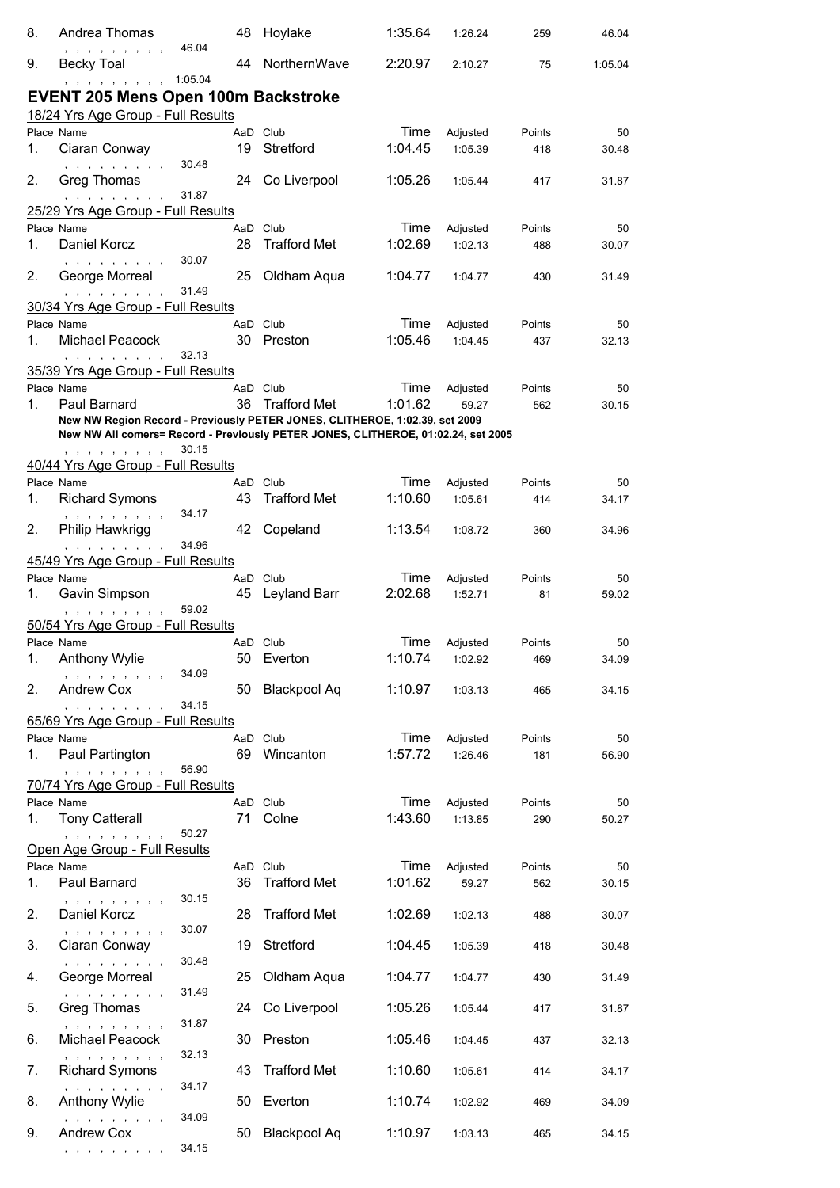| Place | Name | AaD | Club | Time | Adjusted | Points | 50 |
|---|---|---|---|---|---|---|---|
| 8. | Andrea Thomas | 48 | Hoylake | 1:35.64 | 1:26.24 | 259 | 46.04 |
| | , , , , , , , , , , 46.04 | | | | | | |
| 9. | Becky Toal | 44 | NorthernWave | 2:20.97 | 2:10.27 | 75 | 1:05.04 |
| | , , , , , , , , , , 1:05.04 | | | | | | |

## EVENT 205 Mens Open 100m Backstroke

### 18/24 Yrs Age Group - Full Results

| Place | Name | AaD | Club | Time | Adjusted | Points | 50 |
|---|---|---|---|---|---|---|---|
| 1. | Ciaran Conway | 19 | Stretford | 1:04.45 | 1:05.39 | 418 | 30.48 |
| | , , , , , , , , , , 30.48 | | | | | | |
| 2. | Greg Thomas | 24 | Co Liverpool | 1:05.26 | 1:05.44 | 417 | 31.87 |
| | , , , , , , , , , , 31.87 | | | | | | |

### 25/29 Yrs Age Group - Full Results

| Place | Name | AaD | Club | Time | Adjusted | Points | 50 |
|---|---|---|---|---|---|---|---|
| 1. | Daniel Korcz | 28 | Trafford Met | 1:02.69 | 1:02.13 | 488 | 30.07 |
| | , , , , , , , , , , 30.07 | | | | | | |
| 2. | George Morreal | 25 | Oldham Aqua | 1:04.77 | 1:04.77 | 430 | 31.49 |
| | , , , , , , , , , , 31.49 | | | | | | |

### 30/34 Yrs Age Group - Full Results

| Place | Name | AaD | Club | Time | Adjusted | Points | 50 |
|---|---|---|---|---|---|---|---|
| 1. | Michael Peacock | 30 | Preston | 1:05.46 | 1:04.45 | 437 | 32.13 |
| | , , , , , , , , , , 32.13 | | | | | | |

### 35/39 Yrs Age Group - Full Results

| Place | Name | AaD | Club | Time | Adjusted | Points | 50 |
|---|---|---|---|---|---|---|---|
| 1. | Paul Barnard | 36 | Trafford Met | 1:01.62 | 59.27 | 562 | 30.15 |

**New NW Region Record - Previously PETER JONES, CLITHEROE, 1:02.39, set 2009**
**New NW All comers= Record - Previously PETER JONES, CLITHEROE, 01:02.24, set 2005**

, , , , , , , , , , 30.15

### 40/44 Yrs Age Group - Full Results

| Place | Name | AaD | Club | Time | Adjusted | Points | 50 |
|---|---|---|---|---|---|---|---|
| 1. | Richard Symons | 43 | Trafford Met | 1:10.60 | 1:05.61 | 414 | 34.17 |
| | , , , , , , , , , , 34.17 | | | | | | |
| 2. | Philip Hawkrigg | 42 | Copeland | 1:13.54 | 1:08.72 | 360 | 34.96 |
| | , , , , , , , , , , 34.96 | | | | | | |

### 45/49 Yrs Age Group - Full Results

| Place | Name | AaD | Club | Time | Adjusted | Points | 50 |
|---|---|---|---|---|---|---|---|
| 1. | Gavin Simpson | 45 | Leyland Barr | 2:02.68 | 1:52.71 | 81 | 59.02 |
| | , , , , , , , , , , 59.02 | | | | | | |

### 50/54 Yrs Age Group - Full Results

| Place | Name | AaD | Club | Time | Adjusted | Points | 50 |
|---|---|---|---|---|---|---|---|
| 1. | Anthony Wylie | 50 | Everton | 1:10.74 | 1:02.92 | 469 | 34.09 |
| | , , , , , , , , , , 34.09 | | | | | | |
| 2. | Andrew Cox | 50 | Blackpool Aq | 1:10.97 | 1:03.13 | 465 | 34.15 |
| | , , , , , , , , , , 34.15 | | | | | | |

### 65/69 Yrs Age Group - Full Results

| Place | Name | AaD | Club | Time | Adjusted | Points | 50 |
|---|---|---|---|---|---|---|---|
| 1. | Paul Partington | 69 | Wincanton | 1:57.72 | 1:26.46 | 181 | 56.90 |
| | , , , , , , , , , , 56.90 | | | | | | |

### 70/74 Yrs Age Group - Full Results

| Place | Name | AaD | Club | Time | Adjusted | Points | 50 |
|---|---|---|---|---|---|---|---|
| 1. | Tony Catterall | 71 | Colne | 1:43.60 | 1:13.85 | 290 | 50.27 |
| | , , , , , , , , , , 50.27 | | | | | | |

### Open Age Group - Full Results

| Place | Name | AaD | Club | Time | Adjusted | Points | 50 |
|---|---|---|---|---|---|---|---|
| 1. | Paul Barnard | 36 | Trafford Met | 1:01.62 | 59.27 | 562 | 30.15 |
| | , , , , , , , , , , 30.15 | | | | | | |
| 2. | Daniel Korcz | 28 | Trafford Met | 1:02.69 | 1:02.13 | 488 | 30.07 |
| | , , , , , , , , , , 30.07 | | | | | | |
| 3. | Ciaran Conway | 19 | Stretford | 1:04.45 | 1:05.39 | 418 | 30.48 |
| | , , , , , , , , , , 30.48 | | | | | | |
| 4. | George Morreal | 25 | Oldham Aqua | 1:04.77 | 1:04.77 | 430 | 31.49 |
| | , , , , , , , , , , 31.49 | | | | | | |
| 5. | Greg Thomas | 24 | Co Liverpool | 1:05.26 | 1:05.44 | 417 | 31.87 |
| | , , , , , , , , , , 31.87 | | | | | | |
| 6. | Michael Peacock | 30 | Preston | 1:05.46 | 1:04.45 | 437 | 32.13 |
| | , , , , , , , , , , 32.13 | | | | | | |
| 7. | Richard Symons | 43 | Trafford Met | 1:10.60 | 1:05.61 | 414 | 34.17 |
| | , , , , , , , , , , 34.17 | | | | | | |
| 8. | Anthony Wylie | 50 | Everton | 1:10.74 | 1:02.92 | 469 | 34.09 |
| | , , , , , , , , , , 34.09 | | | | | | |
| 9. | Andrew Cox | 50 | Blackpool Aq | 1:10.97 | 1:03.13 | 465 | 34.15 |
| | , , , , , , , , , , 34.15 | | | | | | |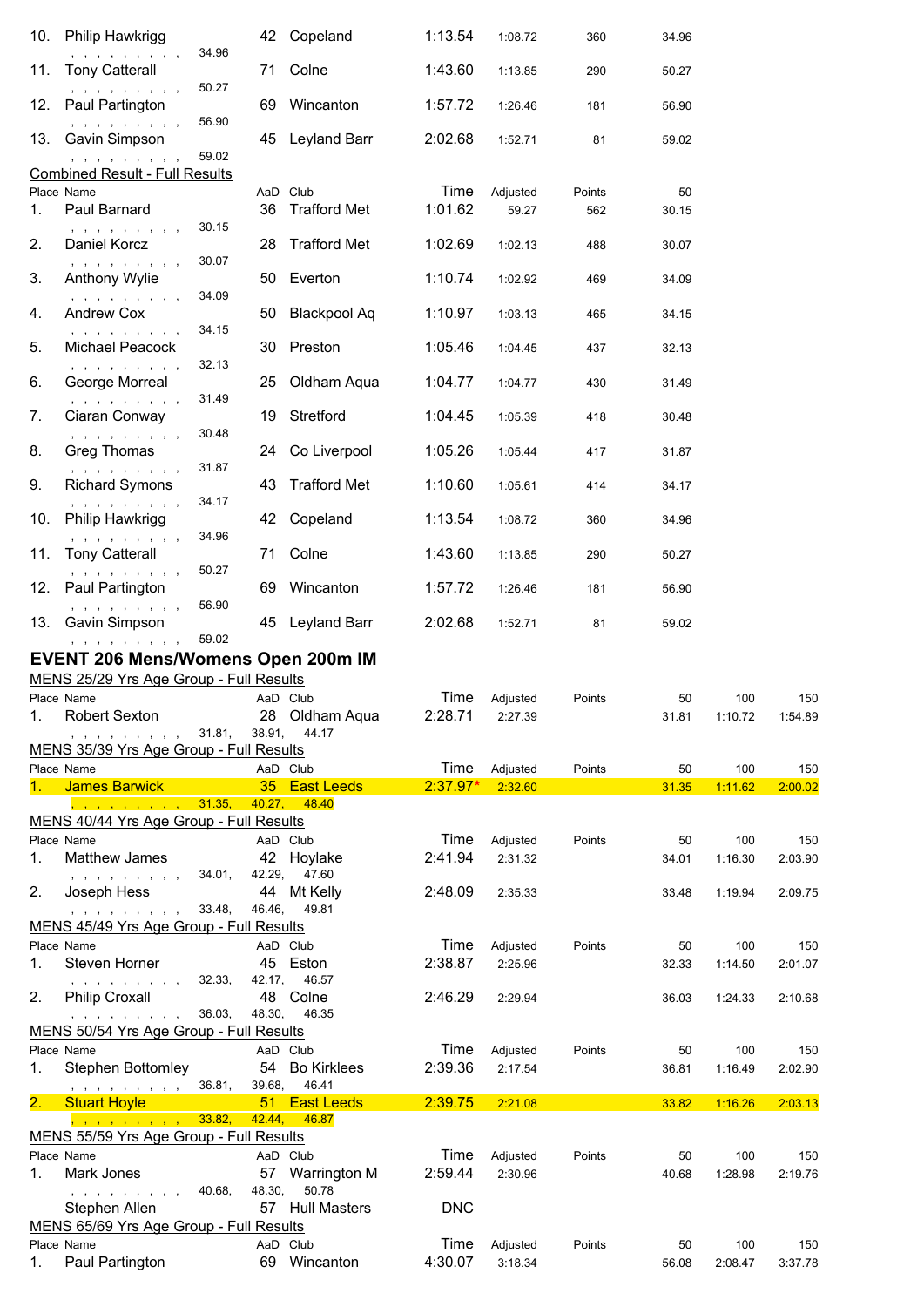| Place | Name | AaD | Club | Time | Adjusted | Points | 50 |
|---|---|---|---|---|---|---|---|
| 10. | Philip Hawkrigg | 42 | Copeland | 1:13.54 | 1:08.72 | 360 | 34.96 |
| | , , , , , , , , , 34.96 | | | | | | |
| 11. | Tony Catterall | 71 | Colne | 1:43.60 | 1:13.85 | 290 | 50.27 |
| | , , , , , , , , , 50.27 | | | | | | |
| 12. | Paul Partington | 69 | Wincanton | 1:57.72 | 1:26.46 | 181 | 56.90 |
| | , , , , , , , , , 56.90 | | | | | | |
| 13. | Gavin Simpson | 45 | Leyland Barr | 2:02.68 | 1:52.71 | 81 | 59.02 |
| | , , , , , , , , , 59.02 | | | | | | |

Combined Result - Full Results

| Place | Name | AaD | Club | Time | Adjusted | Points | 50 |
|---|---|---|---|---|---|---|---|
| 1. | Paul Barnard | 36 | Trafford Met | 1:01.62 | 59.27 | 562 | 30.15 |
| | , , , , , , , , , 30.15 | | | | | | |
| 2. | Daniel Korcz | 28 | Trafford Met | 1:02.69 | 1:02.13 | 488 | 30.07 |
| | , , , , , , , , , 30.07 | | | | | | |
| 3. | Anthony Wylie | 50 | Everton | 1:10.74 | 1:02.92 | 469 | 34.09 |
| | , , , , , , , , , 34.09 | | | | | | |
| 4. | Andrew Cox | 50 | Blackpool Aq | 1:10.97 | 1:03.13 | 465 | 34.15 |
| | , , , , , , , , , 34.15 | | | | | | |
| 5. | Michael Peacock | 30 | Preston | 1:05.46 | 1:04.45 | 437 | 32.13 |
| | , , , , , , , , , 32.13 | | | | | | |
| 6. | George Morreal | 25 | Oldham Aqua | 1:04.77 | 1:04.77 | 430 | 31.49 |
| | , , , , , , , , , 31.49 | | | | | | |
| 7. | Ciaran Conway | 19 | Stretford | 1:04.45 | 1:05.39 | 418 | 30.48 |
| | , , , , , , , , , 30.48 | | | | | | |
| 8. | Greg Thomas | 24 | Co Liverpool | 1:05.26 | 1:05.44 | 417 | 31.87 |
| | , , , , , , , , , 31.87 | | | | | | |
| 9. | Richard Symons | 43 | Trafford Met | 1:10.60 | 1:05.61 | 414 | 34.17 |
| | , , , , , , , , , 34.17 | | | | | | |
| 10. | Philip Hawkrigg | 42 | Copeland | 1:13.54 | 1:08.72 | 360 | 34.96 |
| | , , , , , , , , , 34.96 | | | | | | |
| 11. | Tony Catterall | 71 | Colne | 1:43.60 | 1:13.85 | 290 | 50.27 |
| | , , , , , , , , , 50.27 | | | | | | |
| 12. | Paul Partington | 69 | Wincanton | 1:57.72 | 1:26.46 | 181 | 56.90 |
| | , , , , , , , , , 56.90 | | | | | | |
| 13. | Gavin Simpson | 45 | Leyland Barr | 2:02.68 | 1:52.71 | 81 | 59.02 |
| | , , , , , , , , , 59.02 | | | | | | |

## EVENT 206 Mens/Womens Open 200m IM

MENS 25/29 Yrs Age Group - Full Results

| Place | Name | AaD | Club | Time | Adjusted | Points | 50 | 100 | 150 |
|---|---|---|---|---|---|---|---|---|---|
| 1. | Robert Sexton | 28 | Oldham Aqua | 2:28.71 | 2:27.39 | | 31.81 | 1:10.72 | 1:54.89 |
| | , , , , , , , , , 31.81, 38.91, 44.17 | | | | | | | | |

MENS 35/39 Yrs Age Group - Full Results

| Place | Name | AaD | Club | Time | Adjusted | Points | 50 | 100 | 150 |
|---|---|---|---|---|---|---|---|---|---|
| 1. | James Barwick | 35 | East Leeds | 2:37.97* | 2:32.60 | | 31.35 | 1:11.62 | 2:00.02 |
| | , , , , , , , , , 31.35, 40.27, 48.40 | | | | | | | | |

MENS 40/44 Yrs Age Group - Full Results

| Place | Name | AaD | Club | Time | Adjusted | Points | 50 | 100 | 150 |
|---|---|---|---|---|---|---|---|---|---|
| 1. | Matthew James | 42 | Hoylake | 2:41.94 | 2:31.32 | | 34.01 | 1:16.30 | 2:03.90 |
| | , , , , , , , , , 34.01, 42.29, 47.60 | | | | | | | | |
| 2. | Joseph Hess | 44 | Mt Kelly | 2:48.09 | 2:35.33 | | 33.48 | 1:19.94 | 2:09.75 |
| | , , , , , , , , , 33.48, 46.46, 49.81 | | | | | | | | |

MENS 45/49 Yrs Age Group - Full Results

| Place | Name | AaD | Club | Time | Adjusted | Points | 50 | 100 | 150 |
|---|---|---|---|---|---|---|---|---|---|
| 1. | Steven Horner | 45 | Eston | 2:38.87 | 2:25.96 | | 32.33 | 1:14.50 | 2:01.07 |
| | , , , , , , , , , 32.33, 42.17, 46.57 | | | | | | | | |
| 2. | Philip Croxall | 48 | Colne | 2:46.29 | 2:29.94 | | 36.03 | 1:24.33 | 2:10.68 |
| | , , , , , , , , , 36.03, 48.30, 46.35 | | | | | | | | |

MENS 50/54 Yrs Age Group - Full Results

| Place | Name | AaD | Club | Time | Adjusted | Points | 50 | 100 | 150 |
|---|---|---|---|---|---|---|---|---|---|
| 1. | Stephen Bottomley | 54 | Bo Kirklees | 2:39.36 | 2:17.54 | | 36.81 | 1:16.49 | 2:02.90 |
| | , , , , , , , , , 36.81, 39.68, 46.41 | | | | | | | | |
| 2. | Stuart Hoyle | 51 | East Leeds | 2:39.75 | 2:21.08 | | 33.82 | 1:16.26 | 2:03.13 |
| | , , , , , , , , , 33.82, 42.44, 46.87 | | | | | | | | |

MENS 55/59 Yrs Age Group - Full Results

| Place | Name | AaD | Club | Time | Adjusted | Points | 50 | 100 | 150 |
|---|---|---|---|---|---|---|---|---|---|
| 1. | Mark Jones | 57 | Warrington M | 2:59.44 | 2:30.96 | | 40.68 | 1:28.98 | 2:19.76 |
| | , , , , , , , , , 40.68, 48.30, 50.78 | | | | | | | | |
| | Stephen Allen | 57 | Hull Masters | DNC | | | | | |

MENS 65/69 Yrs Age Group - Full Results

| Place | Name | AaD | Club | Time | Adjusted | Points | 50 | 100 | 150 |
|---|---|---|---|---|---|---|---|---|---|
| 1. | Paul Partington | 69 | Wincanton | 4:30.07 | 3:18.34 | | 56.08 | 2:08.47 | 3:37.78 |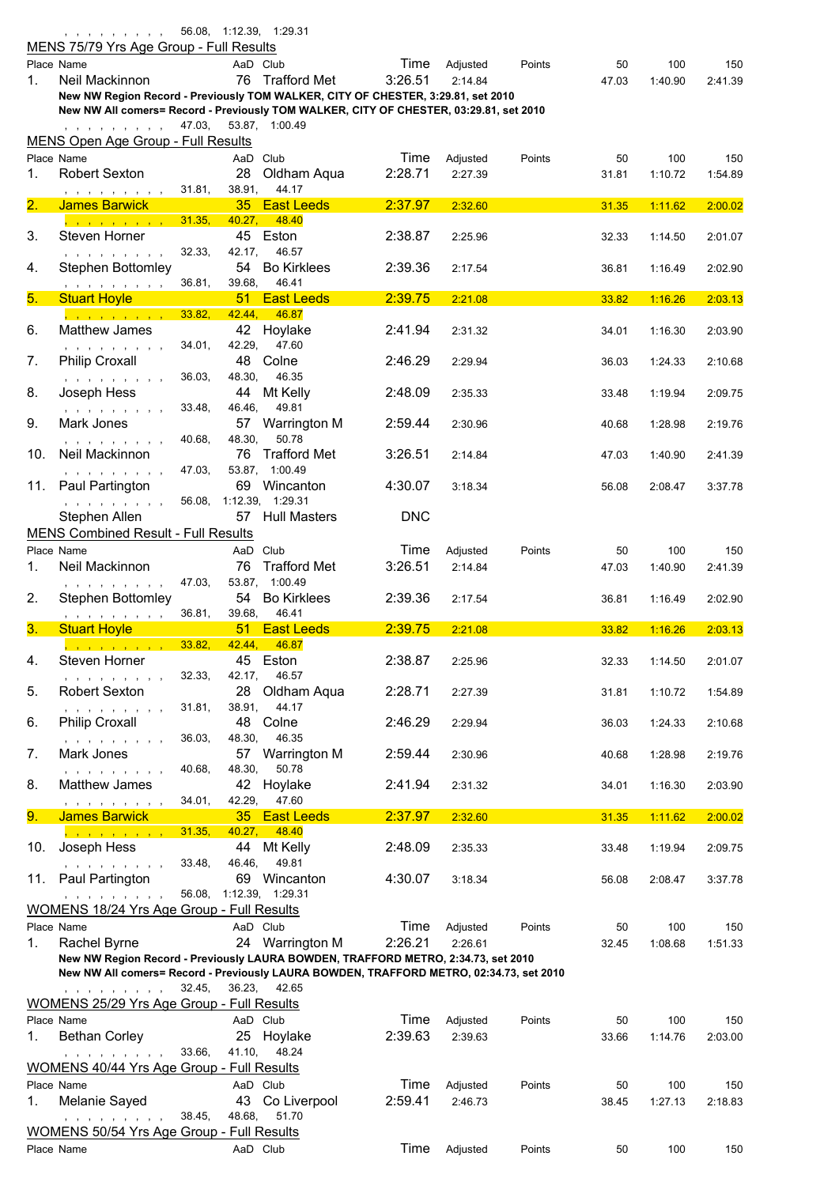, , , , , , , , , , 56.08, 1:12.39, 1:29.31

## MENS 75/79 Yrs Age Group - Full Results

| Place | Name | AaD | Club | Time | Adjusted | Points | 50 | 100 | 150 |
|---|---|---|---|---|---|---|---|---|---|
| 1. | Neil Mackinnon | 76 | Trafford Met | 3:26.51 | 2:14.84 | | 47.03 | 1:40.90 | 2:41.39 |

**New NW Region Record - Previously TOM WALKER, CITY OF CHESTER, 3:29.81, set 2010**
**New NW All comers= Record - Previously TOM WALKER, CITY OF CHESTER, 03:29.81, set 2010**

, , , , , , , , , , 47.03, 53.87, 1:00.49

## MENS Open Age Group - Full Results

| Place | Name | AaD | Club | Time | Adjusted | Points | 50 | 100 | 150 |
|---|---|---|---|---|---|---|---|---|---|
| 1. | Robert Sexton | 28 | Oldham Aqua | 2:28.71 | 2:27.39 | | 31.81 | 1:10.72 | 1:54.89 |
| | , , , , , , , , , , 31.81, 38.91, 44.17 | | | | | | | | |
| 2. | James Barwick | 35 | East Leeds | 2:37.97 | 2:32.60 | | 31.35 | 1:11.62 | 2:00.02 |
| | , , , , , , , , , , 31.35, 40.27, 48.40 | | | | | | | | |
| 3. | Steven Horner | 45 | Eston | 2:38.87 | 2:25.96 | | 32.33 | 1:14.50 | 2:01.07 |
| | , , , , , , , , , , 32.33, 42.17, 46.57 | | | | | | | | |
| 4. | Stephen Bottomley | 54 | Bo Kirklees | 2:39.36 | 2:17.54 | | 36.81 | 1:16.49 | 2:02.90 |
| | , , , , , , , , , , 36.81, 39.68, 46.41 | | | | | | | | |
| 5. | Stuart Hoyle | 51 | East Leeds | 2:39.75 | 2:21.08 | | 33.82 | 1:16.26 | 2:03.13 |
| | , , , , , , , , , , 33.82, 42.44, 46.87 | | | | | | | | |
| 6. | Matthew James | 42 | Hoylake | 2:41.94 | 2:31.32 | | 34.01 | 1:16.30 | 2:03.90 |
| | , , , , , , , , , , 34.01, 42.29, 47.60 | | | | | | | | |
| 7. | Philip Croxall | 48 | Colne | 2:46.29 | 2:29.94 | | 36.03 | 1:24.33 | 2:10.68 |
| | , , , , , , , , , , 36.03, 48.30, 46.35 | | | | | | | | |
| 8. | Joseph Hess | 44 | Mt Kelly | 2:48.09 | 2:35.33 | | 33.48 | 1:19.94 | 2:09.75 |
| | , , , , , , , , , , 33.48, 46.46, 49.81 | | | | | | | | |
| 9. | Mark Jones | 57 | Warrington M | 2:59.44 | 2:30.96 | | 40.68 | 1:28.98 | 2:19.76 |
| | , , , , , , , , , , 40.68, 48.30, 50.78 | | | | | | | | |
| 10. | Neil Mackinnon | 76 | Trafford Met | 3:26.51 | 2:14.84 | | 47.03 | 1:40.90 | 2:41.39 |
| | , , , , , , , , , , 47.03, 53.87, 1:00.49 | | | | | | | | |
| 11. | Paul Partington | 69 | Wincanton | 4:30.07 | 3:18.34 | | 56.08 | 2:08.47 | 3:37.78 |
| | , , , , , , , , , , 56.08, 1:12.39, 1:29.31 | | | | | | | | |
| | Stephen Allen | 57 | Hull Masters | DNC | | | | | |

## MENS Combined Result - Full Results

| Place | Name | AaD | Club | Time | Adjusted | Points | 50 | 100 | 150 |
|---|---|---|---|---|---|---|---|---|---|
| 1. | Neil Mackinnon | 76 | Trafford Met | 3:26.51 | 2:14.84 | | 47.03 | 1:40.90 | 2:41.39 |
| | , , , , , , , , , , 47.03, 53.87, 1:00.49 | | | | | | | | |
| 2. | Stephen Bottomley | 54 | Bo Kirklees | 2:39.36 | 2:17.54 | | 36.81 | 1:16.49 | 2:02.90 |
| | , , , , , , , , , , 36.81, 39.68, 46.41 | | | | | | | | |
| 3. | Stuart Hoyle | 51 | East Leeds | 2:39.75 | 2:21.08 | | 33.82 | 1:16.26 | 2:03.13 |
| | , , , , , , , , , , 33.82, 42.44, 46.87 | | | | | | | | |
| 4. | Steven Horner | 45 | Eston | 2:38.87 | 2:25.96 | | 32.33 | 1:14.50 | 2:01.07 |
| | , , , , , , , , , , 32.33, 42.17, 46.57 | | | | | | | | |
| 5. | Robert Sexton | 28 | Oldham Aqua | 2:28.71 | 2:27.39 | | 31.81 | 1:10.72 | 1:54.89 |
| | , , , , , , , , , , 31.81, 38.91, 44.17 | | | | | | | | |
| 6. | Philip Croxall | 48 | Colne | 2:46.29 | 2:29.94 | | 36.03 | 1:24.33 | 2:10.68 |
| | , , , , , , , , , , 36.03, 48.30, 46.35 | | | | | | | | |
| 7. | Mark Jones | 57 | Warrington M | 2:59.44 | 2:30.96 | | 40.68 | 1:28.98 | 2:19.76 |
| | , , , , , , , , , , 40.68, 48.30, 50.78 | | | | | | | | |
| 8. | Matthew James | 42 | Hoylake | 2:41.94 | 2:31.32 | | 34.01 | 1:16.30 | 2:03.90 |
| | , , , , , , , , , , 34.01, 42.29, 47.60 | | | | | | | | |
| 9. | James Barwick | 35 | East Leeds | 2:37.97 | 2:32.60 | | 31.35 | 1:11.62 | 2:00.02 |
| | , , , , , , , , , , 31.35, 40.27, 48.40 | | | | | | | | |
| 10. | Joseph Hess | 44 | Mt Kelly | 2:48.09 | 2:35.33 | | 33.48 | 1:19.94 | 2:09.75 |
| | , , , , , , , , , , 33.48, 46.46, 49.81 | | | | | | | | |
| 11. | Paul Partington | 69 | Wincanton | 4:30.07 | 3:18.34 | | 56.08 | 2:08.47 | 3:37.78 |
| | , , , , , , , , , , 56.08, 1:12.39, 1:29.31 | | | | | | | | |

## WOMENS 18/24 Yrs Age Group - Full Results

| Place | Name | AaD | Club | Time | Adjusted | Points | 50 | 100 | 150 |
|---|---|---|---|---|---|---|---|---|---|
| 1. | Rachel Byrne | 24 | Warrington M | 2:26.21 | 2:26.61 | | 32.45 | 1:08.68 | 1:51.33 |

**New NW Region Record - Previously LAURA BOWDEN, TRAFFORD METRO, 2:34.73, set 2010**
**New NW All comers= Record - Previously LAURA BOWDEN, TRAFFORD METRO, 02:34.73, set 2010**

, , , , , , , , , , 32.45, 36.23, 42.65

## WOMENS 25/29 Yrs Age Group - Full Results

| Place | Name | AaD | Club | Time | Adjusted | Points | 50 | 100 | 150 |
|---|---|---|---|---|---|---|---|---|---|
| 1. | Bethan Corley | 25 | Hoylake | 2:39.63 | 2:39.63 | | 33.66 | 1:14.76 | 2:03.00 |
| | , , , , , , , , , , 33.66, 41.10, 48.24 | | | | | | | | |

## WOMENS 40/44 Yrs Age Group - Full Results

| Place | Name | AaD | Club | Time | Adjusted | Points | 50 | 100 | 150 |
|---|---|---|---|---|---|---|---|---|---|
| 1. | Melanie Sayed | 43 | Co Liverpool | 2:59.41 | 2:46.73 | | 38.45 | 1:27.13 | 2:18.83 |
| | , , , , , , , , , , 38.45, 48.68, 51.70 | | | | | | | | |

## WOMENS 50/54 Yrs Age Group - Full Results

| Place | Name | AaD | Club | Time | Adjusted | Points | 50 | 100 | 150 |
|---|---|---|---|---|---|---|---|---|---|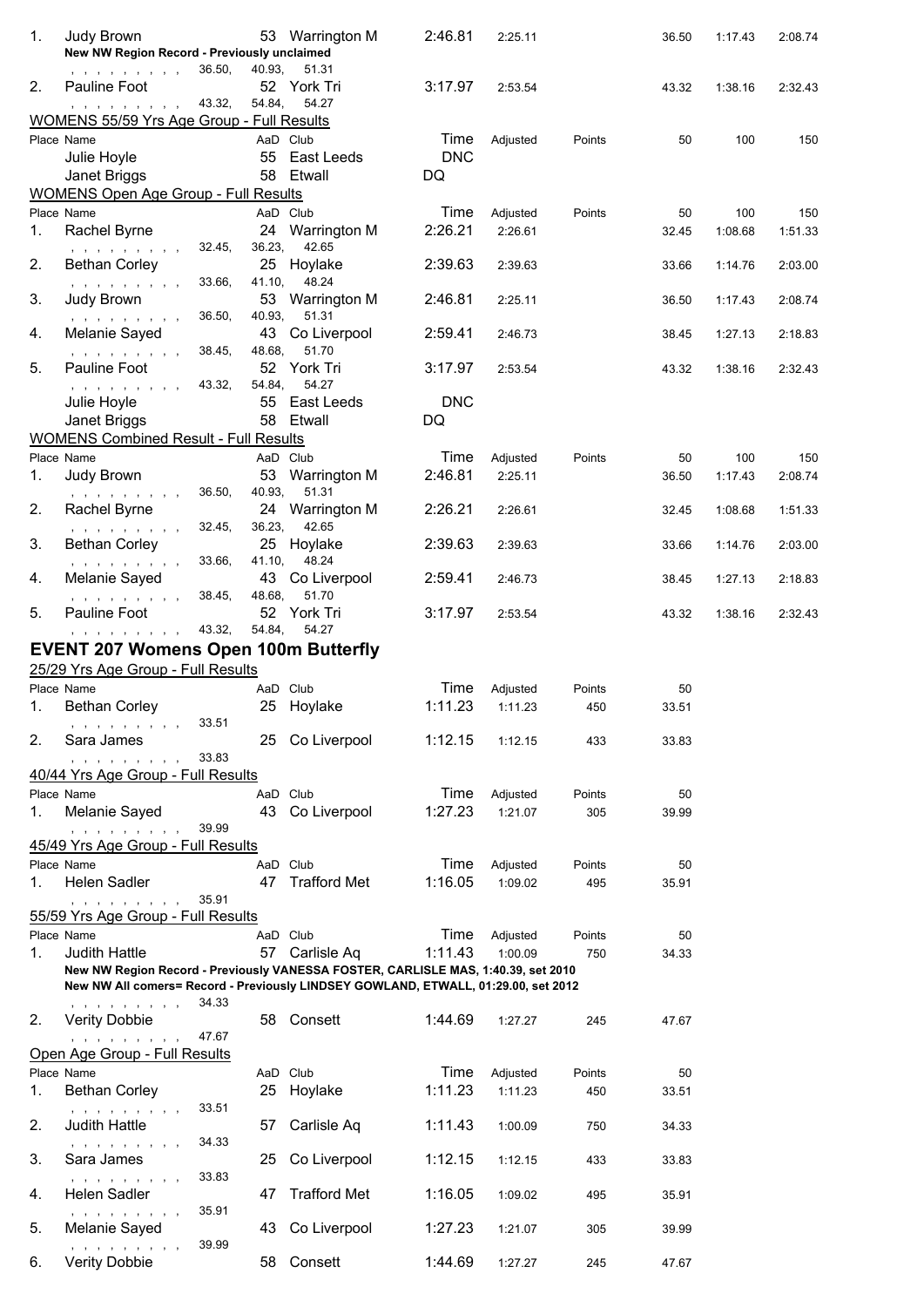| Place | Name | AaD | Club | Time | Adjusted | Points | 50 | 100 | 150 |
|---|---|---|---|---|---|---|---|---|---|
| 1. | Judy Brown | 53 | Warrington M | 2:46.81 | 2:25.11 | | 36.50 | 1:17.43 | 2:08.74 |
| | **New NW Region Record - Previously unclaimed** | | | | | | | | |
| | , , , , , , , , , , 36.50, 40.93, 51.31 | | | | | | | | |
| 2. | Pauline Foot | 52 | York Tri | 3:17.97 | 2:53.54 | | 43.32 | 1:38.16 | 2:32.43 |
| | , , , , , , , , , , 43.32, 54.84, 54.27 | | | | | | | | |

WOMENS 55/59 Yrs Age Group - Full Results

| Place | Name | AaD | Club | Time | Adjusted | Points | 50 | 100 | 150 |
|---|---|---|---|---|---|---|---|---|---|
| | Julie Hoyle | 55 | East Leeds | DNC | | | | | |
| | Janet Briggs | 58 | Etwall | DQ | | | | | |

WOMENS Open Age Group - Full Results

| Place | Name | AaD | Club | Time | Adjusted | Points | 50 | 100 | 150 |
|---|---|---|---|---|---|---|---|---|---|
| 1. | Rachel Byrne | 24 | Warrington M | 2:26.21 | 2:26.61 | | 32.45 | 1:08.68 | 1:51.33 |
| | , , , , , , , , , , 32.45, 36.23, 42.65 | | | | | | | | |
| 2. | Bethan Corley | 25 | Hoylake | 2:39.63 | 2:39.63 | | 33.66 | 1:14.76 | 2:03.00 |
| | , , , , , , , , , , 33.66, 41.10, 48.24 | | | | | | | | |
| 3. | Judy Brown | 53 | Warrington M | 2:46.81 | 2:25.11 | | 36.50 | 1:17.43 | 2:08.74 |
| | , , , , , , , , , , 36.50, 40.93, 51.31 | | | | | | | | |
| 4. | Melanie Sayed | 43 | Co Liverpool | 2:59.41 | 2:46.73 | | 38.45 | 1:27.13 | 2:18.83 |
| | , , , , , , , , , , 38.45, 48.68, 51.70 | | | | | | | | |
| 5. | Pauline Foot | 52 | York Tri | 3:17.97 | 2:53.54 | | 43.32 | 1:38.16 | 2:32.43 |
| | , , , , , , , , , , 43.32, 54.84, 54.27 | | | | | | | | |
| | Julie Hoyle | 55 | East Leeds | DNC | | | | | |
| | Janet Briggs | 58 | Etwall | DQ | | | | | |

WOMENS Combined Result - Full Results

| Place | Name | AaD | Club | Time | Adjusted | Points | 50 | 100 | 150 |
|---|---|---|---|---|---|---|---|---|---|
| 1. | Judy Brown | 53 | Warrington M | 2:46.81 | 2:25.11 | | 36.50 | 1:17.43 | 2:08.74 |
| | , , , , , , , , , , 36.50, 40.93, 51.31 | | | | | | | | |
| 2. | Rachel Byrne | 24 | Warrington M | 2:26.21 | 2:26.61 | | 32.45 | 1:08.68 | 1:51.33 |
| | , , , , , , , , , , 32.45, 36.23, 42.65 | | | | | | | | |
| 3. | Bethan Corley | 25 | Hoylake | 2:39.63 | 2:39.63 | | 33.66 | 1:14.76 | 2:03.00 |
| | , , , , , , , , , , 33.66, 41.10, 48.24 | | | | | | | | |
| 4. | Melanie Sayed | 43 | Co Liverpool | 2:59.41 | 2:46.73 | | 38.45 | 1:27.13 | 2:18.83 |
| | , , , , , , , , , , 38.45, 48.68, 51.70 | | | | | | | | |
| 5. | Pauline Foot | 52 | York Tri | 3:17.97 | 2:53.54 | | 43.32 | 1:38.16 | 2:32.43 |
| | , , , , , , , , , , 43.32, 54.84, 54.27 | | | | | | | | |

## EVENT 207 Womens Open 100m Butterfly

25/29 Yrs Age Group - Full Results

| Place | Name | AaD | Club | Time | Adjusted | Points | 50 |
|---|---|---|---|---|---|---|---|
| 1. | Bethan Corley | 25 | Hoylake | 1:11.23 | 1:11.23 | 450 | 33.51 |
| | , , , , , , , , , , 33.51 | | | | | | |
| 2. | Sara James | 25 | Co Liverpool | 1:12.15 | 1:12.15 | 433 | 33.83 |
| | , , , , , , , , , , 33.83 | | | | | | |

40/44 Yrs Age Group - Full Results

| Place | Name | AaD | Club | Time | Adjusted | Points | 50 |
|---|---|---|---|---|---|---|---|
| 1. | Melanie Sayed | 43 | Co Liverpool | 1:27.23 | 1:21.07 | 305 | 39.99 |
| | , , , , , , , , , , 39.99 | | | | | | |

45/49 Yrs Age Group - Full Results

| Place | Name | AaD | Club | Time | Adjusted | Points | 50 |
|---|---|---|---|---|---|---|---|
| 1. | Helen Sadler | 47 | Trafford Met | 1:16.05 | 1:09.02 | 495 | 35.91 |
| | , , , , , , , , , , 35.91 | | | | | | |

55/59 Yrs Age Group - Full Results

| Place | Name | AaD | Club | Time | Adjusted | Points | 50 |
|---|---|---|---|---|---|---|---|
| 1. | Judith Hattle | 57 | Carlisle Aq | 1:11.43 | 1:00.09 | 750 | 34.33 |
| | **New NW Region Record - Previously VANESSA FOSTER, CARLISLE MAS, 1:40.39, set 2010** | | | | | | |
| | **New NW All comers= Record - Previously LINDSEY GOWLAND, ETWALL, 01:29.00, set 2012** | | | | | | |
| | , , , , , , , , , , 34.33 | | | | | | |
| 2. | Verity Dobbie | 58 | Consett | 1:44.69 | 1:27.27 | 245 | 47.67 |
| | , , , , , , , , , , 47.67 | | | | | | |

Open Age Group - Full Results

| Place | Name | AaD | Club | Time | Adjusted | Points | 50 |
|---|---|---|---|---|---|---|---|
| 1. | Bethan Corley | 25 | Hoylake | 1:11.23 | 1:11.23 | 450 | 33.51 |
| | , , , , , , , , , , 33.51 | | | | | | |
| 2. | Judith Hattle | 57 | Carlisle Aq | 1:11.43 | 1:00.09 | 750 | 34.33 |
| | , , , , , , , , , , 34.33 | | | | | | |
| 3. | Sara James | 25 | Co Liverpool | 1:12.15 | 1:12.15 | 433 | 33.83 |
| | , , , , , , , , , , 33.83 | | | | | | |
| 4. | Helen Sadler | 47 | Trafford Met | 1:16.05 | 1:09.02 | 495 | 35.91 |
| | , , , , , , , , , , 35.91 | | | | | | |
| 5. | Melanie Sayed | 43 | Co Liverpool | 1:27.23 | 1:21.07 | 305 | 39.99 |
| | , , , , , , , , , , 39.99 | | | | | | |
| 6. | Verity Dobbie | 58 | Consett | 1:44.69 | 1:27.27 | 245 | 47.67 |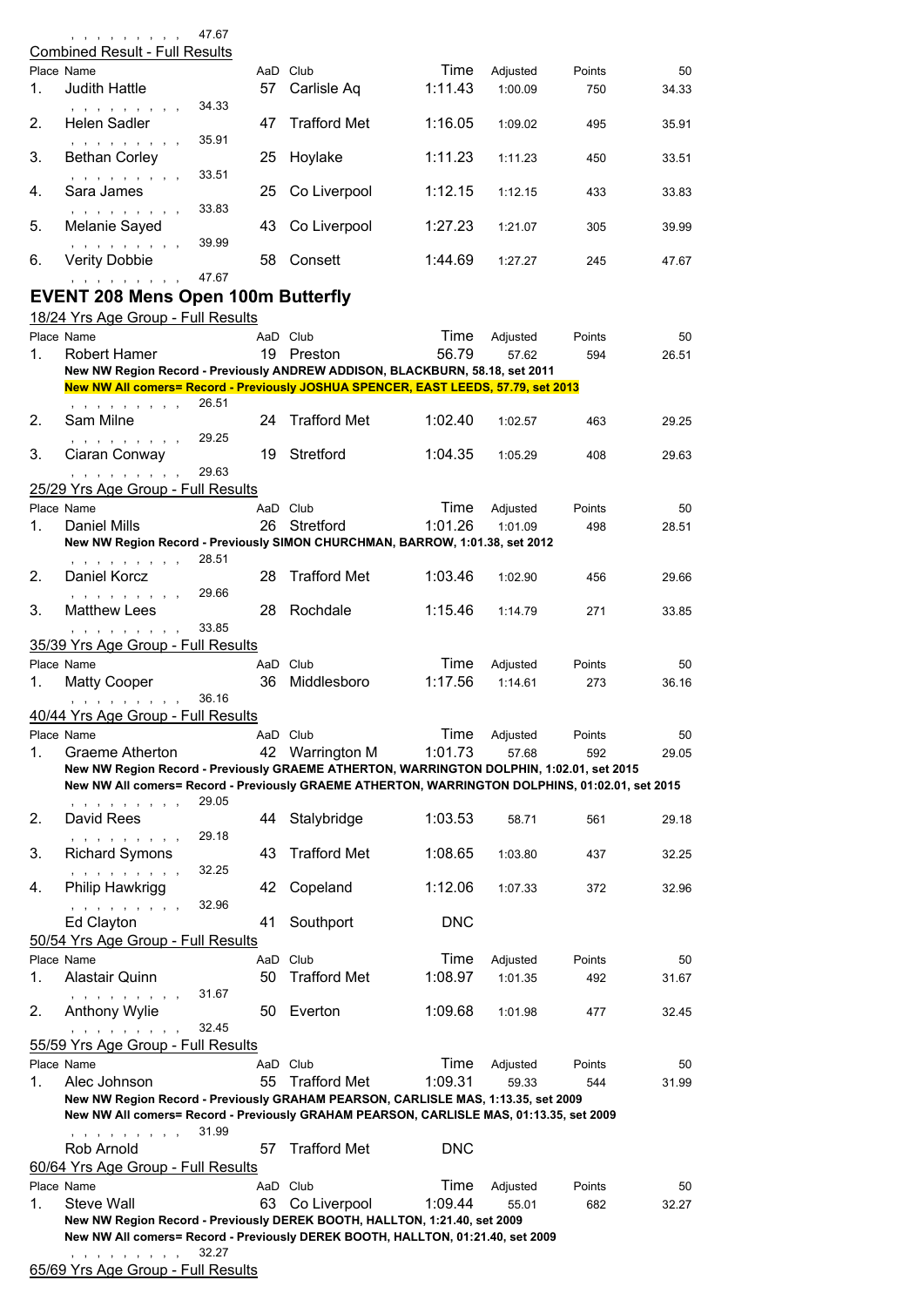, , , , , , , , , 47.67

Combined Result - Full Results

| Place | Name | AaD | Club | Time | Adjusted | Points | 50 |
|---|---|---|---|---|---|---|---|
| 1. | Judith Hattle | 57 | Carlisle Aq | 1:11.43 | 1:00.09 | 750 | 34.33 |
| | , , , , , , , , , 34.33 | | | | | | |
| 2. | Helen Sadler | 47 | Trafford Met | 1:16.05 | 1:09.02 | 495 | 35.91 |
| | , , , , , , , , , 35.91 | | | | | | |
| 3. | Bethan Corley | 25 | Hoylake | 1:11.23 | 1:11.23 | 450 | 33.51 |
| | , , , , , , , , , 33.51 | | | | | | |
| 4. | Sara James | 25 | Co Liverpool | 1:12.15 | 1:12.15 | 433 | 33.83 |
| | , , , , , , , , , 33.83 | | | | | | |
| 5. | Melanie Sayed | 43 | Co Liverpool | 1:27.23 | 1:21.07 | 305 | 39.99 |
| | , , , , , , , , , 39.99 | | | | | | |
| 6. | Verity Dobbie | 58 | Consett | 1:44.69 | 1:27.27 | 245 | 47.67 |
| | , , , , , , , , , 47.67 | | | | | | |

## EVENT 208 Mens Open 100m Butterfly

18/24 Yrs Age Group - Full Results

| Place | Name | AaD | Club | Time | Adjusted | Points | 50 |
|---|---|---|---|---|---|---|---|
| 1. | Robert Hamer | 19 | Preston | 56.79 | 57.62 | 594 | 26.51 |
| | **New NW Region Record - Previously ANDREW ADDISON, BLACKBURN, 58.18, set 2011** | | | | | | |
| | **New NW All comers= Record - Previously JOSHUA SPENCER, EAST LEEDS, 57.79, set 2013** | | | | | | |
| | , , , , , , , , , 26.51 | | | | | | |
| 2. | Sam Milne | 24 | Trafford Met | 1:02.40 | 1:02.57 | 463 | 29.25 |
| | , , , , , , , , , 29.25 | | | | | | |
| 3. | Ciaran Conway | 19 | Stretford | 1:04.35 | 1:05.29 | 408 | 29.63 |
| | , , , , , , , , , 29.63 | | | | | | |

25/29 Yrs Age Group - Full Results

| Place | Name | AaD | Club | Time | Adjusted | Points | 50 |
|---|---|---|---|---|---|---|---|
| 1. | Daniel Mills | 26 | Stretford | 1:01.26 | 1:01.09 | 498 | 28.51 |
| | **New NW Region Record - Previously SIMON CHURCHMAN, BARROW, 1:01.38, set 2012** | | | | | | |
| | , , , , , , , , , 28.51 | | | | | | |
| 2. | Daniel Korcz | 28 | Trafford Met | 1:03.46 | 1:02.90 | 456 | 29.66 |
| | , , , , , , , , , 29.66 | | | | | | |
| 3. | Matthew Lees | 28 | Rochdale | 1:15.46 | 1:14.79 | 271 | 33.85 |
| | , , , , , , , , , 33.85 | | | | | | |

35/39 Yrs Age Group - Full Results

| Place | Name | AaD | Club | Time | Adjusted | Points | 50 |
|---|---|---|---|---|---|---|---|
| 1. | Matty Cooper | 36 | Middlesboro | 1:17.56 | 1:14.61 | 273 | 36.16 |
| | , , , , , , , , , 36.16 | | | | | | |

40/44 Yrs Age Group - Full Results

| Place | Name | AaD | Club | Time | Adjusted | Points | 50 |
|---|---|---|---|---|---|---|---|
| 1. | Graeme Atherton | 42 | Warrington M | 1:01.73 | 57.68 | 592 | 29.05 |
| | **New NW Region Record - Previously GRAEME ATHERTON, WARRINGTON DOLPHIN, 1:02.01, set 2015** | | | | | | |
| | **New NW All comers= Record - Previously GRAEME ATHERTON, WARRINGTON DOLPHINS, 01:02.01, set 2015** | | | | | | |
| | , , , , , , , , , 29.05 | | | | | | |
| 2. | David Rees | 44 | Stalybridge | 1:03.53 | 58.71 | 561 | 29.18 |
| | , , , , , , , , , 29.18 | | | | | | |
| 3. | Richard Symons | 43 | Trafford Met | 1:08.65 | 1:03.80 | 437 | 32.25 |
| | , , , , , , , , , 32.25 | | | | | | |
| 4. | Philip Hawkrigg | 42 | Copeland | 1:12.06 | 1:07.33 | 372 | 32.96 |
| | , , , , , , , , , 32.96 | | | | | | |
| | Ed Clayton | 41 | Southport | DNC | | | |

50/54 Yrs Age Group - Full Results

| Place | Name | AaD | Club | Time | Adjusted | Points | 50 |
|---|---|---|---|---|---|---|---|
| 1. | Alastair Quinn | 50 | Trafford Met | 1:08.97 | 1:01.35 | 492 | 31.67 |
| | , , , , , , , , , 31.67 | | | | | | |
| 2. | Anthony Wylie | 50 | Everton | 1:09.68 | 1:01.98 | 477 | 32.45 |
| | , , , , , , , , , 32.45 | | | | | | |

55/59 Yrs Age Group - Full Results

| Place | Name | AaD | Club | Time | Adjusted | Points | 50 |
|---|---|---|---|---|---|---|---|
| 1. | Alec Johnson | 55 | Trafford Met | 1:09.31 | 59.33 | 544 | 31.99 |
| | **New NW Region Record - Previously GRAHAM PEARSON, CARLISLE MAS, 1:13.35, set 2009** | | | | | | |
| | **New NW All comers= Record - Previously GRAHAM PEARSON, CARLISLE MAS, 01:13.35, set 2009** | | | | | | |
| | , , , , , , , , , 31.99 | | | | | | |
| | Rob Arnold | 57 | Trafford Met | DNC | | | |

60/64 Yrs Age Group - Full Results

| Place | Name | AaD | Club | Time | Adjusted | Points | 50 |
|---|---|---|---|---|---|---|---|
| 1. | Steve Wall | 63 | Co Liverpool | 1:09.44 | 55.01 | 682 | 32.27 |
| | **New NW Region Record - Previously DEREK BOOTH, HALLTON, 1:21.40, set 2009** | | | | | | |
| | **New NW All comers= Record - Previously DEREK BOOTH, HALLTON, 01:21.40, set 2009** | | | | | | |
| | , , , , , , , , , 32.27 | | | | | | |

65/69 Yrs Age Group - Full Results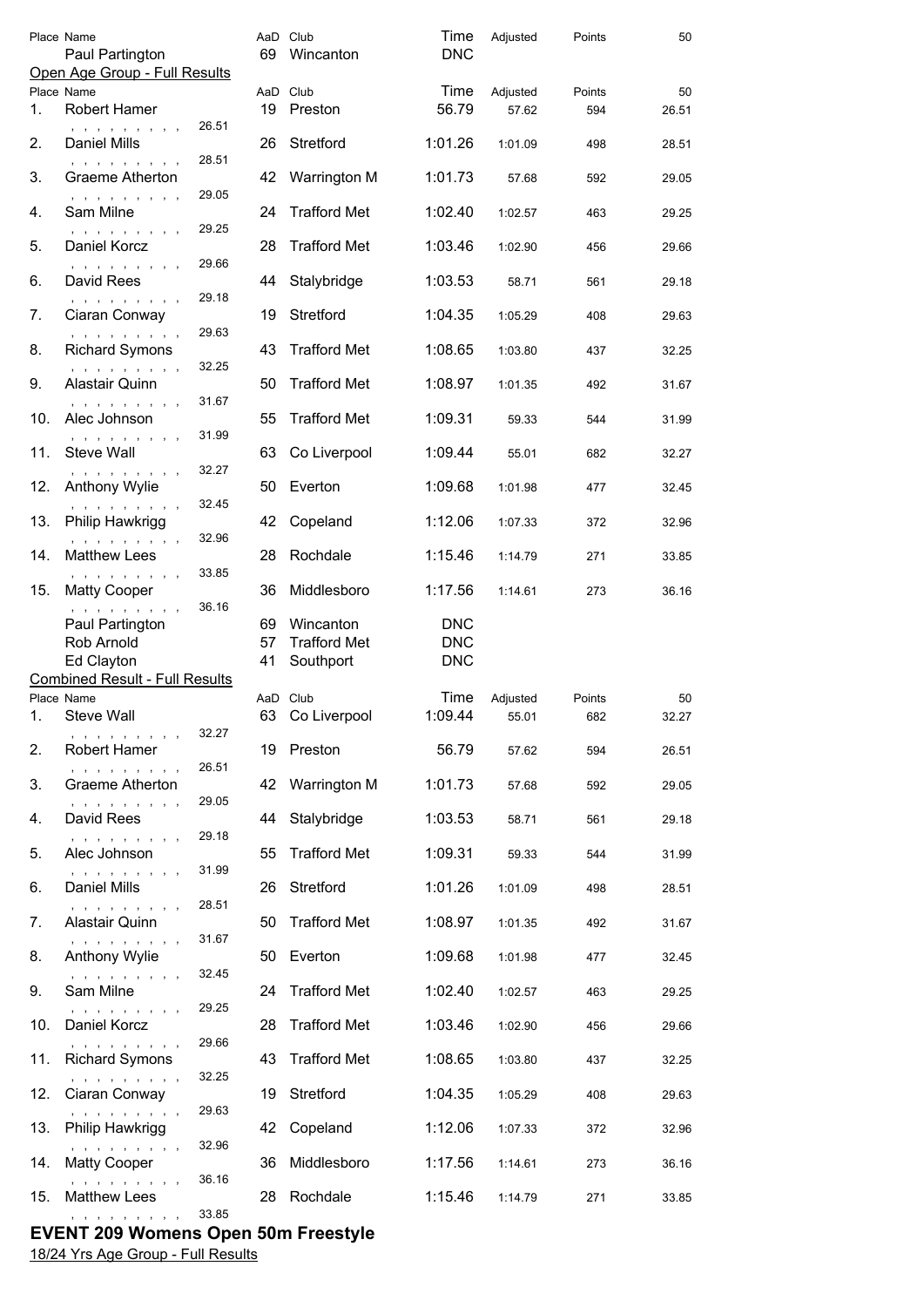| Place | Name | AaD | Club | Time | Adjusted | Points | 50 |
|---|---|---|---|---|---|---|---|
| | Paul Partington | 69 | Wincanton | DNC | | | |

Open Age Group - Full Results

| Place | Name | AaD | Club | Time | Adjusted | Points | 50 |
|---|---|---|---|---|---|---|---|
| 1. | Robert Hamer | 19 | Preston | 56.79 | 57.62 | 594 | 26.51 |
| | , , , , , , , , , 26.51 | | | | | | |
| 2. | Daniel Mills | 26 | Stretford | 1:01.26 | 1:01.09 | 498 | 28.51 |
| | , , , , , , , , , 28.51 | | | | | | |
| 3. | Graeme Atherton | 42 | Warrington M | 1:01.73 | 57.68 | 592 | 29.05 |
| | , , , , , , , , , 29.05 | | | | | | |
| 4. | Sam Milne | 24 | Trafford Met | 1:02.40 | 1:02.57 | 463 | 29.25 |
| | , , , , , , , , , 29.25 | | | | | | |
| 5. | Daniel Korcz | 28 | Trafford Met | 1:03.46 | 1:02.90 | 456 | 29.66 |
| | , , , , , , , , , 29.66 | | | | | | |
| 6. | David Rees | 44 | Stalybridge | 1:03.53 | 58.71 | 561 | 29.18 |
| | , , , , , , , , , 29.18 | | | | | | |
| 7. | Ciaran Conway | 19 | Stretford | 1:04.35 | 1:05.29 | 408 | 29.63 |
| | , , , , , , , , , 29.63 | | | | | | |
| 8. | Richard Symons | 43 | Trafford Met | 1:08.65 | 1:03.80 | 437 | 32.25 |
| | , , , , , , , , , 32.25 | | | | | | |
| 9. | Alastair Quinn | 50 | Trafford Met | 1:08.97 | 1:01.35 | 492 | 31.67 |
| | , , , , , , , , , 31.67 | | | | | | |
| 10. | Alec Johnson | 55 | Trafford Met | 1:09.31 | 59.33 | 544 | 31.99 |
| | , , , , , , , , , 31.99 | | | | | | |
| 11. | Steve Wall | 63 | Co Liverpool | 1:09.44 | 55.01 | 682 | 32.27 |
| | , , , , , , , , , 32.27 | | | | | | |
| 12. | Anthony Wylie | 50 | Everton | 1:09.68 | 1:01.98 | 477 | 32.45 |
| | , , , , , , , , , 32.45 | | | | | | |
| 13. | Philip Hawkrigg | 42 | Copeland | 1:12.06 | 1:07.33 | 372 | 32.96 |
| | , , , , , , , , , 32.96 | | | | | | |
| 14. | Matthew Lees | 28 | Rochdale | 1:15.46 | 1:14.79 | 271 | 33.85 |
| | , , , , , , , , , 33.85 | | | | | | |
| 15. | Matty Cooper | 36 | Middlesboro | 1:17.56 | 1:14.61 | 273 | 36.16 |
| | , , , , , , , , , 36.16 | | | | | | |
| | Paul Partington | 69 | Wincanton | DNC | | | |
| | Rob Arnold | 57 | Trafford Met | DNC | | | |
| | Ed Clayton | 41 | Southport | DNC | | | |

Combined Result - Full Results

| Place | Name | AaD | Club | Time | Adjusted | Points | 50 |
|---|---|---|---|---|---|---|---|
| 1. | Steve Wall | 63 | Co Liverpool | 1:09.44 | 55.01 | 682 | 32.27 |
| | , , , , , , , , , 32.27 | | | | | | |
| 2. | Robert Hamer | 19 | Preston | 56.79 | 57.62 | 594 | 26.51 |
| | , , , , , , , , , 26.51 | | | | | | |
| 3. | Graeme Atherton | 42 | Warrington M | 1:01.73 | 57.68 | 592 | 29.05 |
| | , , , , , , , , , 29.05 | | | | | | |
| 4. | David Rees | 44 | Stalybridge | 1:03.53 | 58.71 | 561 | 29.18 |
| | , , , , , , , , , 29.18 | | | | | | |
| 5. | Alec Johnson | 55 | Trafford Met | 1:09.31 | 59.33 | 544 | 31.99 |
| | , , , , , , , , , 31.99 | | | | | | |
| 6. | Daniel Mills | 26 | Stretford | 1:01.26 | 1:01.09 | 498 | 28.51 |
| | , , , , , , , , , 28.51 | | | | | | |
| 7. | Alastair Quinn | 50 | Trafford Met | 1:08.97 | 1:01.35 | 492 | 31.67 |
| | , , , , , , , , , 31.67 | | | | | | |
| 8. | Anthony Wylie | 50 | Everton | 1:09.68 | 1:01.98 | 477 | 32.45 |
| | , , , , , , , , , 32.45 | | | | | | |
| 9. | Sam Milne | 24 | Trafford Met | 1:02.40 | 1:02.57 | 463 | 29.25 |
| | , , , , , , , , , 29.25 | | | | | | |
| 10. | Daniel Korcz | 28 | Trafford Met | 1:03.46 | 1:02.90 | 456 | 29.66 |
| | , , , , , , , , , 29.66 | | | | | | |
| 11. | Richard Symons | 43 | Trafford Met | 1:08.65 | 1:03.80 | 437 | 32.25 |
| | , , , , , , , , , 32.25 | | | | | | |
| 12. | Ciaran Conway | 19 | Stretford | 1:04.35 | 1:05.29 | 408 | 29.63 |
| | , , , , , , , , , 29.63 | | | | | | |
| 13. | Philip Hawkrigg | 42 | Copeland | 1:12.06 | 1:07.33 | 372 | 32.96 |
| | , , , , , , , , , 32.96 | | | | | | |
| 14. | Matty Cooper | 36 | Middlesboro | 1:17.56 | 1:14.61 | 273 | 36.16 |
| | , , , , , , , , , 36.16 | | | | | | |
| 15. | Matthew Lees | 28 | Rochdale | 1:15.46 | 1:14.79 | 271 | 33.85 |
| | , , , , , , , , , 33.85 | | | | | | |

## EVENT 209 Womens Open 50m Freestyle

18/24 Yrs Age Group - Full Results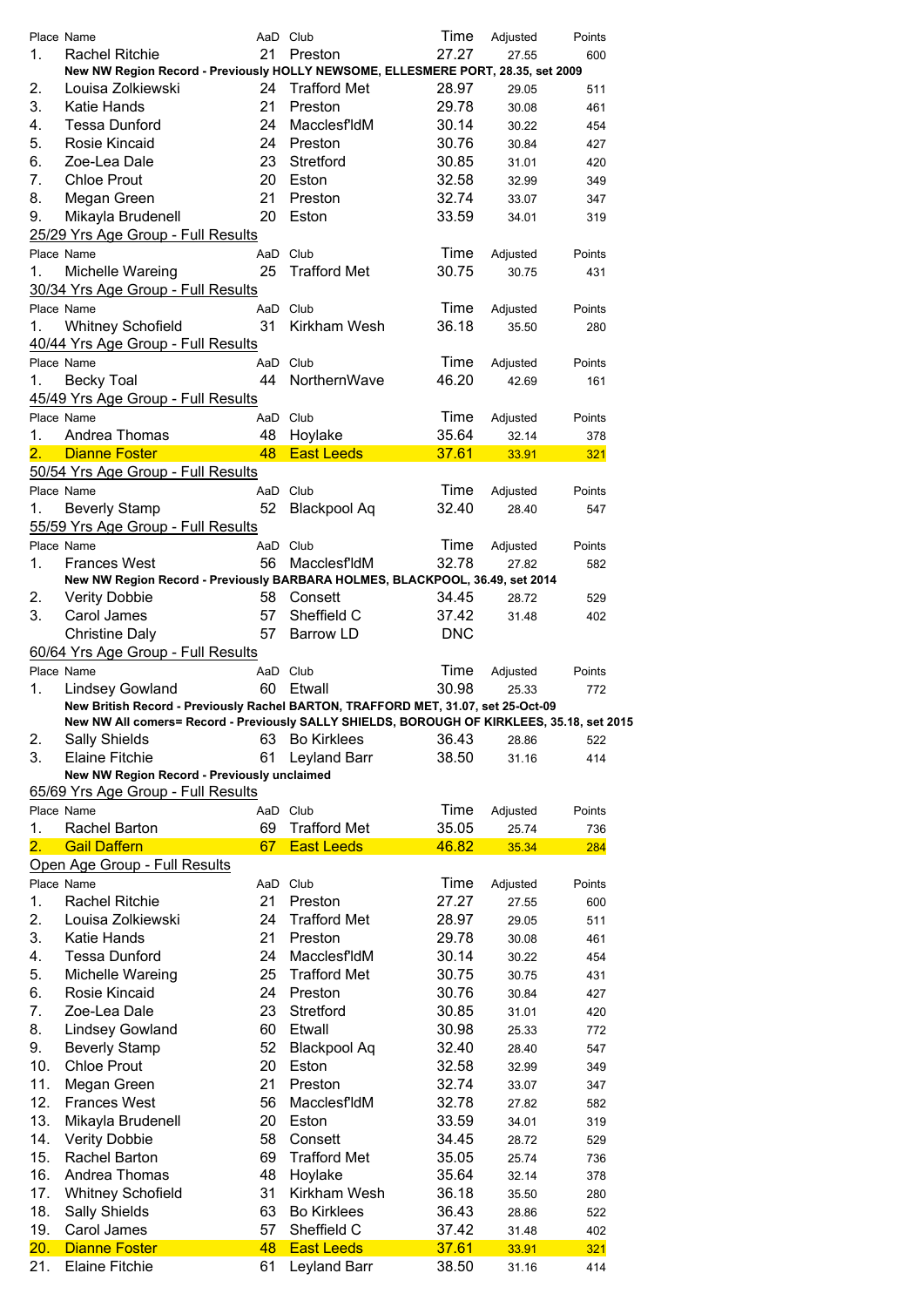| Place | Name | AaD | Club | Time | Adjusted | Points |
|---|---|---|---|---|---|---|
| 1. | Rachel Ritchie | 21 | Preston | 27.27 | 27.55 | 600 |
| | **New NW Region Record - Previously HOLLY NEWSOME, ELLESMERE PORT, 28.35, set 2009** | | | | | |
| 2. | Louisa Zolkiewski | 24 | Trafford Met | 28.97 | 29.05 | 511 |
| 3. | Katie Hands | 21 | Preston | 29.78 | 30.08 | 461 |
| 4. | Tessa Dunford | 24 | Macclesf'ldM | 30.14 | 30.22 | 454 |
| 5. | Rosie Kincaid | 24 | Preston | 30.76 | 30.84 | 427 |
| 6. | Zoe-Lea Dale | 23 | Stretford | 30.85 | 31.01 | 420 |
| 7. | Chloe Prout | 20 | Eston | 32.58 | 32.99 | 349 |
| 8. | Megan Green | 21 | Preston | 32.74 | 33.07 | 347 |
| 9. | Mikayla Brudenell | 20 | Eston | 33.59 | 34.01 | 319 |

25/29 Yrs Age Group - Full Results

| Place | Name | AaD | Club | Time | Adjusted | Points |
|---|---|---|---|---|---|---|
| 1. | Michelle Wareing | 25 | Trafford Met | 30.75 | 30.75 | 431 |

30/34 Yrs Age Group - Full Results

| Place | Name | AaD | Club | Time | Adjusted | Points |
|---|---|---|---|---|---|---|
| 1. | Whitney Schofield | 31 | Kirkham Wesh | 36.18 | 35.50 | 280 |

40/44 Yrs Age Group - Full Results

| Place | Name | AaD | Club | Time | Adjusted | Points |
|---|---|---|---|---|---|---|
| 1. | Becky Toal | 44 | NorthernWave | 46.20 | 42.69 | 161 |

45/49 Yrs Age Group - Full Results

| Place | Name | AaD | Club | Time | Adjusted | Points |
|---|---|---|---|---|---|---|
| 1. | Andrea Thomas | 48 | Hoylake | 35.64 | 32.14 | 378 |
| 2. | Dianne Foster | 48 | East Leeds | 37.61 | 33.91 | 321 |

50/54 Yrs Age Group - Full Results

| Place | Name | AaD | Club | Time | Adjusted | Points |
|---|---|---|---|---|---|---|
| 1. | Beverly Stamp | 52 | Blackpool Aq | 32.40 | 28.40 | 547 |

55/59 Yrs Age Group - Full Results

| Place | Name | AaD | Club | Time | Adjusted | Points |
|---|---|---|---|---|---|---|
| 1. | Frances West | 56 | Macclesf'ldM | 32.78 | 27.82 | 582 |
| | **New NW Region Record - Previously BARBARA HOLMES, BLACKPOOL, 36.49, set 2014** | | | | | |
| 2. | Verity Dobbie | 58 | Consett | 34.45 | 28.72 | 529 |
| 3. | Carol James | 57 | Sheffield C | 37.42 | 31.48 | 402 |
| | Christine Daly | 57 | Barrow LD | DNC | | |

60/64 Yrs Age Group - Full Results

| Place | Name | AaD | Club | Time | Adjusted | Points |
|---|---|---|---|---|---|---|
| 1. | Lindsey Gowland | 60 | Etwall | 30.98 | 25.33 | 772 |
| | **New British Record - Previously Rachel BARTON, TRAFFORD MET, 31.07, set 25-Oct-09** | | | | | |
| | **New NW All comers= Record - Previously SALLY SHIELDS, BOROUGH OF KIRKLEES, 35.18, set 2015** | | | | | |
| 2. | Sally Shields | 63 | Bo Kirklees | 36.43 | 28.86 | 522 |
| 3. | Elaine Fitchie | 61 | Leyland Barr | 38.50 | 31.16 | 414 |
| | **New NW Region Record - Previously unclaimed** | | | | | |

65/69 Yrs Age Group - Full Results

| Place | Name | AaD | Club | Time | Adjusted | Points |
|---|---|---|---|---|---|---|
| 1. | Rachel Barton | 69 | Trafford Met | 35.05 | 25.74 | 736 |
| 2. | Gail Daffern | 67 | East Leeds | 46.82 | 35.34 | 284 |

Open Age Group - Full Results

| Place | Name | AaD | Club | Time | Adjusted | Points |
|---|---|---|---|---|---|---|
| 1. | Rachel Ritchie | 21 | Preston | 27.27 | 27.55 | 600 |
| 2. | Louisa Zolkiewski | 24 | Trafford Met | 28.97 | 29.05 | 511 |
| 3. | Katie Hands | 21 | Preston | 29.78 | 30.08 | 461 |
| 4. | Tessa Dunford | 24 | Macclesf'ldM | 30.14 | 30.22 | 454 |
| 5. | Michelle Wareing | 25 | Trafford Met | 30.75 | 30.75 | 431 |
| 6. | Rosie Kincaid | 24 | Preston | 30.76 | 30.84 | 427 |
| 7. | Zoe-Lea Dale | 23 | Stretford | 30.85 | 31.01 | 420 |
| 8. | Lindsey Gowland | 60 | Etwall | 30.98 | 25.33 | 772 |
| 9. | Beverly Stamp | 52 | Blackpool Aq | 32.40 | 28.40 | 547 |
| 10. | Chloe Prout | 20 | Eston | 32.58 | 32.99 | 349 |
| 11. | Megan Green | 21 | Preston | 32.74 | 33.07 | 347 |
| 12. | Frances West | 56 | Macclesf'ldM | 32.78 | 27.82 | 582 |
| 13. | Mikayla Brudenell | 20 | Eston | 33.59 | 34.01 | 319 |
| 14. | Verity Dobbie | 58 | Consett | 34.45 | 28.72 | 529 |
| 15. | Rachel Barton | 69 | Trafford Met | 35.05 | 25.74 | 736 |
| 16. | Andrea Thomas | 48 | Hoylake | 35.64 | 32.14 | 378 |
| 17. | Whitney Schofield | 31 | Kirkham Wesh | 36.18 | 35.50 | 280 |
| 18. | Sally Shields | 63 | Bo Kirklees | 36.43 | 28.86 | 522 |
| 19. | Carol James | 57 | Sheffield C | 37.42 | 31.48 | 402 |
| 20. | Dianne Foster | 48 | East Leeds | 37.61 | 33.91 | 321 |
| 21. | Elaine Fitchie | 61 | Leyland Barr | 38.50 | 31.16 | 414 |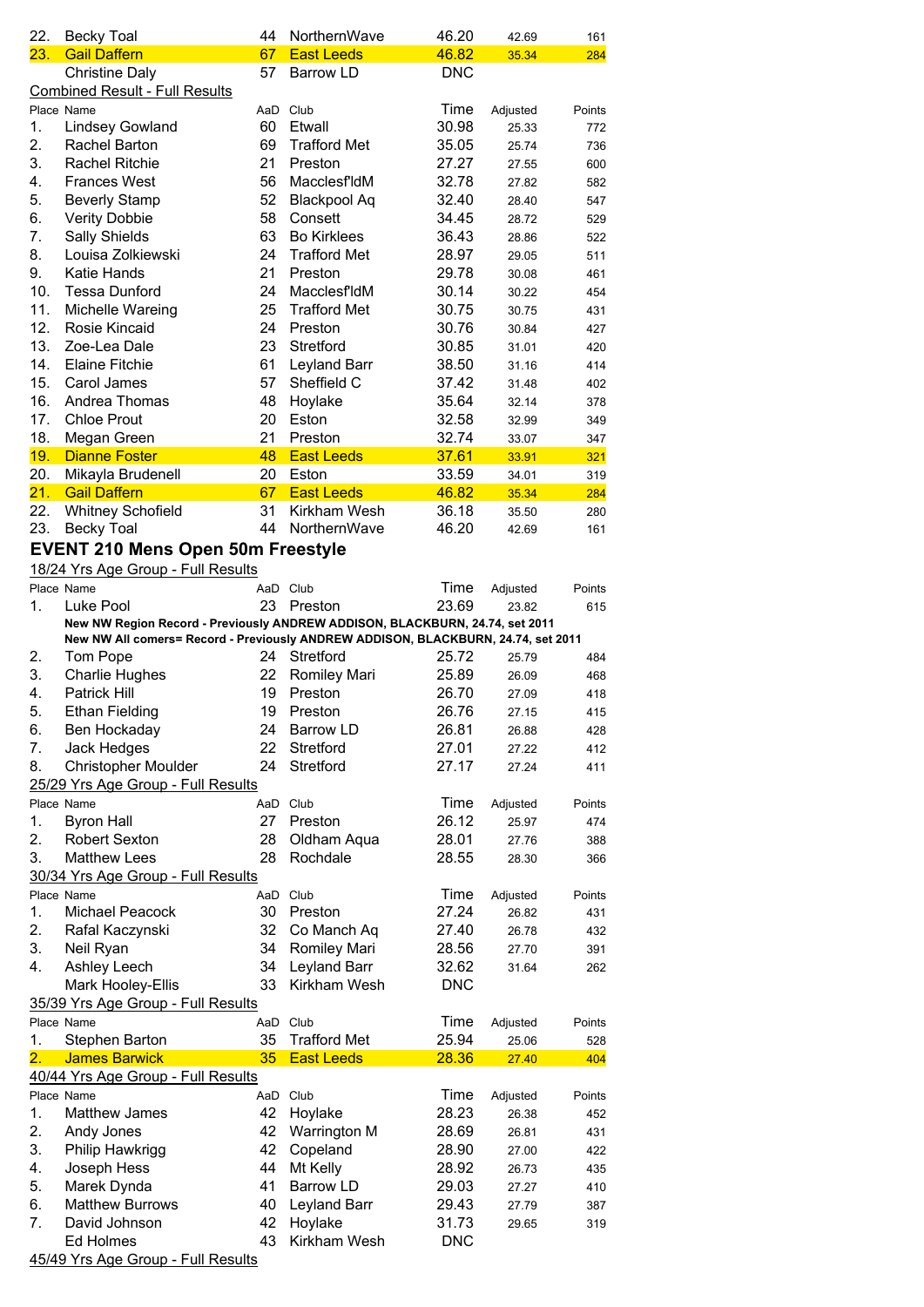| Place | Name | AaD | Club | Time | Adjusted | Points |
|---|---|---|---|---|---|---|
| 22. | Becky Toal | 44 | NorthernWave | 46.20 | 42.69 | 161 |
| 23. | Gail Daffern | 67 | East Leeds | 46.82 | 35.34 | 284 |
| | Christine Daly | 57 | Barrow LD | DNC | | |

Combined Result - Full Results

| Place | Name | AaD | Club | Time | Adjusted | Points |
|---|---|---|---|---|---|---|
| 1. | Lindsey Gowland | 60 | Etwall | 30.98 | 25.33 | 772 |
| 2. | Rachel Barton | 69 | Trafford Met | 35.05 | 25.74 | 736 |
| 3. | Rachel Ritchie | 21 | Preston | 27.27 | 27.55 | 600 |
| 4. | Frances West | 56 | Macclesf'ldM | 32.78 | 27.82 | 582 |
| 5. | Beverly Stamp | 52 | Blackpool Aq | 32.40 | 28.40 | 547 |
| 6. | Verity Dobbie | 58 | Consett | 34.45 | 28.72 | 529 |
| 7. | Sally Shields | 63 | Bo Kirklees | 36.43 | 28.86 | 522 |
| 8. | Louisa Zolkiewski | 24 | Trafford Met | 28.97 | 29.05 | 511 |
| 9. | Katie Hands | 21 | Preston | 29.78 | 30.08 | 461 |
| 10. | Tessa Dunford | 24 | Macclesf'ldM | 30.14 | 30.22 | 454 |
| 11. | Michelle Wareing | 25 | Trafford Met | 30.75 | 30.75 | 431 |
| 12. | Rosie Kincaid | 24 | Preston | 30.76 | 30.84 | 427 |
| 13. | Zoe-Lea Dale | 23 | Stretford | 30.85 | 31.01 | 420 |
| 14. | Elaine Fitchie | 61 | Leyland Barr | 38.50 | 31.16 | 414 |
| 15. | Carol James | 57 | Sheffield C | 37.42 | 31.48 | 402 |
| 16. | Andrea Thomas | 48 | Hoylake | 35.64 | 32.14 | 378 |
| 17. | Chloe Prout | 20 | Eston | 32.58 | 32.99 | 349 |
| 18. | Megan Green | 21 | Preston | 32.74 | 33.07 | 347 |
| 19. | Dianne Foster | 48 | East Leeds | 37.61 | 33.91 | 321 |
| 20. | Mikayla Brudenell | 20 | Eston | 33.59 | 34.01 | 319 |
| 21. | Gail Daffern | 67 | East Leeds | 46.82 | 35.34 | 284 |
| 22. | Whitney Schofield | 31 | Kirkham Wesh | 36.18 | 35.50 | 280 |
| 23. | Becky Toal | 44 | NorthernWave | 46.20 | 42.69 | 161 |

## EVENT 210 Mens Open 50m Freestyle

18/24 Yrs Age Group - Full Results

| Place | Name | AaD | Club | Time | Adjusted | Points |
|---|---|---|---|---|---|---|
| 1. | Luke Pool | 23 | Preston | 23.69 | 23.82 | 615 |
| | **New NW Region Record - Previously ANDREW ADDISON, BLACKBURN, 24.74, set 2011** | | | | | |
| | **New NW All comers= Record - Previously ANDREW ADDISON, BLACKBURN, 24.74, set 2011** | | | | | |
| 2. | Tom Pope | 24 | Stretford | 25.72 | 25.79 | 484 |
| 3. | Charlie Hughes | 22 | Romiley Mari | 25.89 | 26.09 | 468 |
| 4. | Patrick Hill | 19 | Preston | 26.70 | 27.09 | 418 |
| 5. | Ethan Fielding | 19 | Preston | 26.76 | 27.15 | 415 |
| 6. | Ben Hockaday | 24 | Barrow LD | 26.81 | 26.88 | 428 |
| 7. | Jack Hedges | 22 | Stretford | 27.01 | 27.22 | 412 |
| 8. | Christopher Moulder | 24 | Stretford | 27.17 | 27.24 | 411 |

25/29 Yrs Age Group - Full Results

| Place | Name | AaD | Club | Time | Adjusted | Points |
|---|---|---|---|---|---|---|
| 1. | Byron Hall | 27 | Preston | 26.12 | 25.97 | 474 |
| 2. | Robert Sexton | 28 | Oldham Aqua | 28.01 | 27.76 | 388 |
| 3. | Matthew Lees | 28 | Rochdale | 28.55 | 28.30 | 366 |

30/34 Yrs Age Group - Full Results

| Place | Name | AaD | Club | Time | Adjusted | Points |
|---|---|---|---|---|---|---|
| 1. | Michael Peacock | 30 | Preston | 27.24 | 26.82 | 431 |
| 2. | Rafal Kaczynski | 32 | Co Manch Aq | 27.40 | 26.78 | 432 |
| 3. | Neil Ryan | 34 | Romiley Mari | 28.56 | 27.70 | 391 |
| 4. | Ashley Leech | 34 | Leyland Barr | 32.62 | 31.64 | 262 |
| | Mark Hooley-Ellis | 33 | Kirkham Wesh | DNC | | |

35/39 Yrs Age Group - Full Results

| Place | Name | AaD | Club | Time | Adjusted | Points |
|---|---|---|---|---|---|---|
| 1. | Stephen Barton | 35 | Trafford Met | 25.94 | 25.06 | 528 |
| 2. | James Barwick | 35 | East Leeds | 28.36 | 27.40 | 404 |

40/44 Yrs Age Group - Full Results

| Place | Name | AaD | Club | Time | Adjusted | Points |
|---|---|---|---|---|---|---|
| 1. | Matthew James | 42 | Hoylake | 28.23 | 26.38 | 452 |
| 2. | Andy Jones | 42 | Warrington M | 28.69 | 26.81 | 431 |
| 3. | Philip Hawkrigg | 42 | Copeland | 28.90 | 27.00 | 422 |
| 4. | Joseph Hess | 44 | Mt Kelly | 28.92 | 26.73 | 435 |
| 5. | Marek Dynda | 41 | Barrow LD | 29.03 | 27.27 | 410 |
| 6. | Matthew Burrows | 40 | Leyland Barr | 29.43 | 27.79 | 387 |
| 7. | David Johnson | 42 | Hoylake | 31.73 | 29.65 | 319 |
| | Ed Holmes | 43 | Kirkham Wesh | DNC | | |

45/49 Yrs Age Group - Full Results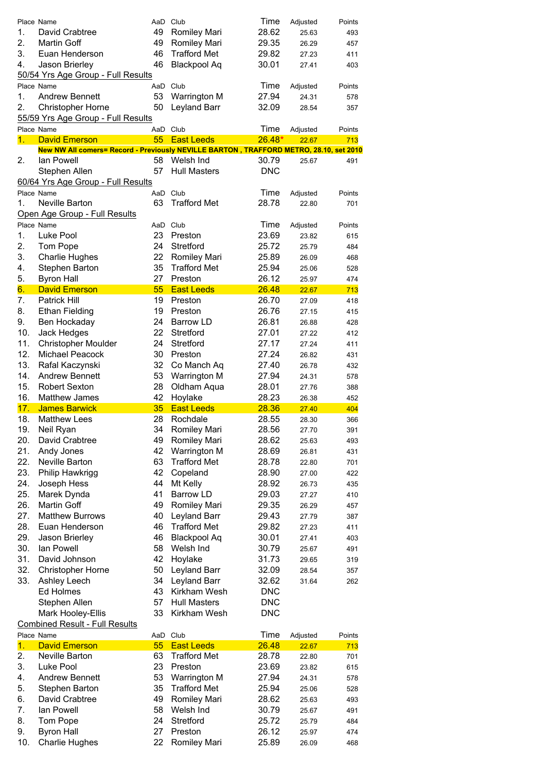| Place | Name | AaD | Club | Time | Adjusted | Points |
|---|---|---|---|---|---|---|
| 1. | David Crabtree | 49 | Romiley Mari | 28.62 | 25.63 | 493 |
| 2. | Martin Goff | 49 | Romiley Mari | 29.35 | 26.29 | 457 |
| 3. | Euan Henderson | 46 | Trafford Met | 29.82 | 27.23 | 411 |
| 4. | Jason Brierley | 46 | Blackpool Aq | 30.01 | 27.41 | 403 |

50/54 Yrs Age Group - Full Results

| Place | Name | AaD | Club | Time | Adjusted | Points |
|---|---|---|---|---|---|---|
| 1. | Andrew Bennett | 53 | Warrington M | 27.94 | 24.31 | 578 |
| 2. | Christopher Horne | 50 | Leyland Barr | 32.09 | 28.54 | 357 |

55/59 Yrs Age Group - Full Results

| Place | Name | AaD | Club | Time | Adjusted | Points |
|---|---|---|---|---|---|---|
| 1. | David Emerson | 55 | East Leeds | 26.48* | 22.67 | 713 |
| | **New NW All comers= Record - Previously NEVILLE BARTON , TRAFFORD METRO, 28.10, set 2010** | | | | | |
| 2. | Ian Powell | 58 | Welsh Ind | 30.79 | 25.67 | 491 |
| | Stephen Allen | 57 | Hull Masters | DNC | | |

60/64 Yrs Age Group - Full Results

| Place | Name | AaD | Club | Time | Adjusted | Points |
|---|---|---|---|---|---|---|
| 1. | Neville Barton | 63 | Trafford Met | 28.78 | 22.80 | 701 |

Open Age Group - Full Results

| Place | Name | AaD | Club | Time | Adjusted | Points |
|---|---|---|---|---|---|---|
| 1. | Luke Pool | 23 | Preston | 23.69 | 23.82 | 615 |
| 2. | Tom Pope | 24 | Stretford | 25.72 | 25.79 | 484 |
| 3. | Charlie Hughes | 22 | Romiley Mari | 25.89 | 26.09 | 468 |
| 4. | Stephen Barton | 35 | Trafford Met | 25.94 | 25.06 | 528 |
| 5. | Byron Hall | 27 | Preston | 26.12 | 25.97 | 474 |
| 6. | David Emerson | 55 | East Leeds | 26.48 | 22.67 | 713 |
| 7. | Patrick Hill | 19 | Preston | 26.70 | 27.09 | 418 |
| 8. | Ethan Fielding | 19 | Preston | 26.76 | 27.15 | 415 |
| 9. | Ben Hockaday | 24 | Barrow LD | 26.81 | 26.88 | 428 |
| 10. | Jack Hedges | 22 | Stretford | 27.01 | 27.22 | 412 |
| 11. | Christopher Moulder | 24 | Stretford | 27.17 | 27.24 | 411 |
| 12. | Michael Peacock | 30 | Preston | 27.24 | 26.82 | 431 |
| 13. | Rafal Kaczynski | 32 | Co Manch Aq | 27.40 | 26.78 | 432 |
| 14. | Andrew Bennett | 53 | Warrington M | 27.94 | 24.31 | 578 |
| 15. | Robert Sexton | 28 | Oldham Aqua | 28.01 | 27.76 | 388 |
| 16. | Matthew James | 42 | Hoylake | 28.23 | 26.38 | 452 |
| 17. | James Barwick | 35 | East Leeds | 28.36 | 27.40 | 404 |
| 18. | Matthew Lees | 28 | Rochdale | 28.55 | 28.30 | 366 |
| 19. | Neil Ryan | 34 | Romiley Mari | 28.56 | 27.70 | 391 |
| 20. | David Crabtree | 49 | Romiley Mari | 28.62 | 25.63 | 493 |
| 21. | Andy Jones | 42 | Warrington M | 28.69 | 26.81 | 431 |
| 22. | Neville Barton | 63 | Trafford Met | 28.78 | 22.80 | 701 |
| 23. | Philip Hawkrigg | 42 | Copeland | 28.90 | 27.00 | 422 |
| 24. | Joseph Hess | 44 | Mt Kelly | 28.92 | 26.73 | 435 |
| 25. | Marek Dynda | 41 | Barrow LD | 29.03 | 27.27 | 410 |
| 26. | Martin Goff | 49 | Romiley Mari | 29.35 | 26.29 | 457 |
| 27. | Matthew Burrows | 40 | Leyland Barr | 29.43 | 27.79 | 387 |
| 28. | Euan Henderson | 46 | Trafford Met | 29.82 | 27.23 | 411 |
| 29. | Jason Brierley | 46 | Blackpool Aq | 30.01 | 27.41 | 403 |
| 30. | Ian Powell | 58 | Welsh Ind | 30.79 | 25.67 | 491 |
| 31. | David Johnson | 42 | Hoylake | 31.73 | 29.65 | 319 |
| 32. | Christopher Horne | 50 | Leyland Barr | 32.09 | 28.54 | 357 |
| 33. | Ashley Leech | 34 | Leyland Barr | 32.62 | 31.64 | 262 |
| | Ed Holmes | 43 | Kirkham Wesh | DNC | | |
| | Stephen Allen | 57 | Hull Masters | DNC | | |
| | Mark Hooley-Ellis | 33 | Kirkham Wesh | DNC | | |

Combined Result - Full Results

| Place | Name | AaD | Club | Time | Adjusted | Points |
|---|---|---|---|---|---|---|
| 1. | David Emerson | 55 | East Leeds | 26.48 | 22.67 | 713 |
| 2. | Neville Barton | 63 | Trafford Met | 28.78 | 22.80 | 701 |
| 3. | Luke Pool | 23 | Preston | 23.69 | 23.82 | 615 |
| 4. | Andrew Bennett | 53 | Warrington M | 27.94 | 24.31 | 578 |
| 5. | Stephen Barton | 35 | Trafford Met | 25.94 | 25.06 | 528 |
| 6. | David Crabtree | 49 | Romiley Mari | 28.62 | 25.63 | 493 |
| 7. | Ian Powell | 58 | Welsh Ind | 30.79 | 25.67 | 491 |
| 8. | Tom Pope | 24 | Stretford | 25.72 | 25.79 | 484 |
| 9. | Byron Hall | 27 | Preston | 26.12 | 25.97 | 474 |
| 10. | Charlie Hughes | 22 | Romiley Mari | 25.89 | 26.09 | 468 |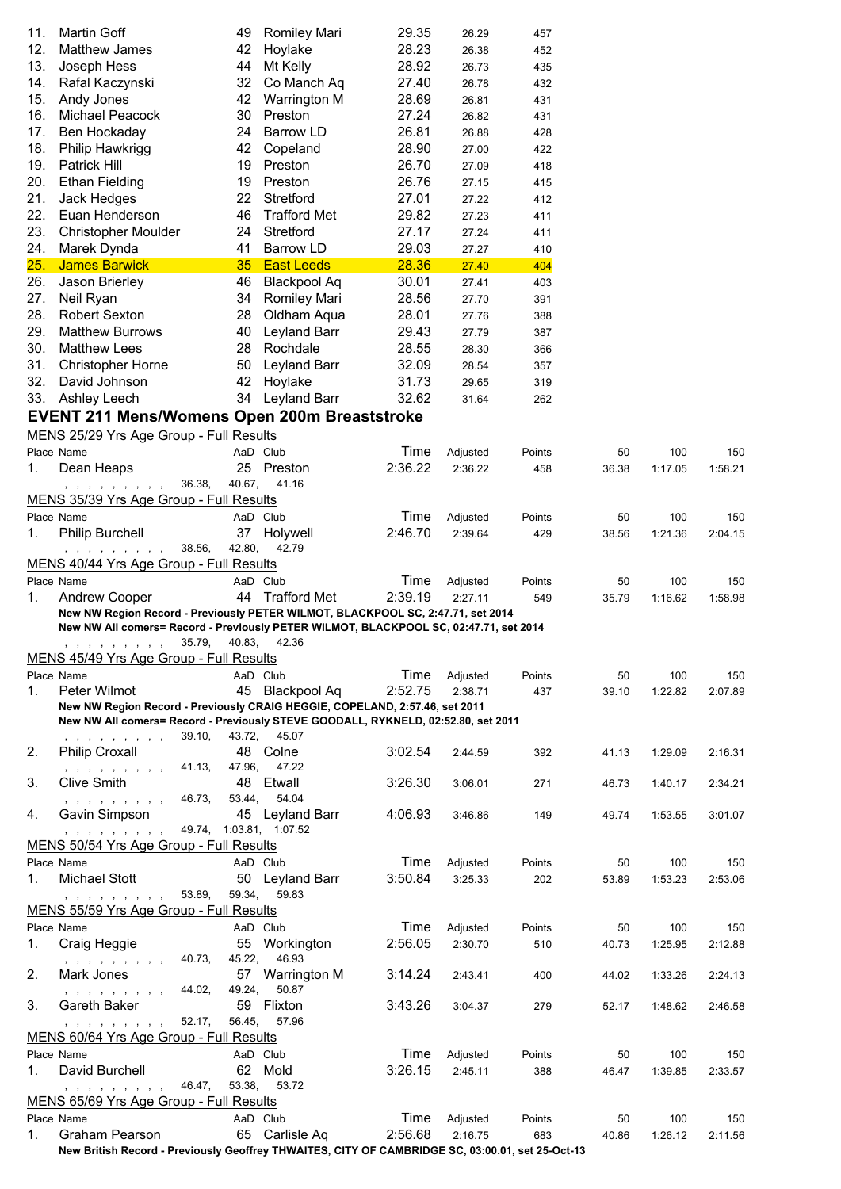| Place | Name | AaD | Club | Time | Adjusted | Points |
|---|---|---|---|---|---|---|
| 11. | Martin Goff | 49 | Romiley Mari | 29.35 | 26.29 | 457 |
| 12. | Matthew James | 42 | Hoylake | 28.23 | 26.38 | 452 |
| 13. | Joseph Hess | 44 | Mt Kelly | 28.92 | 26.73 | 435 |
| 14. | Rafal Kaczynski | 32 | Co Manch Aq | 27.40 | 26.78 | 432 |
| 15. | Andy Jones | 42 | Warrington M | 28.69 | 26.81 | 431 |
| 16. | Michael Peacock | 30 | Preston | 27.24 | 26.82 | 431 |
| 17. | Ben Hockaday | 24 | Barrow LD | 26.81 | 26.88 | 428 |
| 18. | Philip Hawkrigg | 42 | Copeland | 28.90 | 27.00 | 422 |
| 19. | Patrick Hill | 19 | Preston | 26.70 | 27.09 | 418 |
| 20. | Ethan Fielding | 19 | Preston | 26.76 | 27.15 | 415 |
| 21. | Jack Hedges | 22 | Stretford | 27.01 | 27.22 | 412 |
| 22. | Euan Henderson | 46 | Trafford Met | 29.82 | 27.23 | 411 |
| 23. | Christopher Moulder | 24 | Stretford | 27.17 | 27.24 | 411 |
| 24. | Marek Dynda | 41 | Barrow LD | 29.03 | 27.27 | 410 |
| 25. | James Barwick | 35 | East Leeds | 28.36 | 27.40 | 404 |
| 26. | Jason Brierley | 46 | Blackpool Aq | 30.01 | 27.41 | 403 |
| 27. | Neil Ryan | 34 | Romiley Mari | 28.56 | 27.70 | 391 |
| 28. | Robert Sexton | 28 | Oldham Aqua | 28.01 | 27.76 | 388 |
| 29. | Matthew Burrows | 40 | Leyland Barr | 29.43 | 27.79 | 387 |
| 30. | Matthew Lees | 28 | Rochdale | 28.55 | 28.30 | 366 |
| 31. | Christopher Horne | 50 | Leyland Barr | 32.09 | 28.54 | 357 |
| 32. | David Johnson | 42 | Hoylake | 31.73 | 29.65 | 319 |
| 33. | Ashley Leech | 34 | Leyland Barr | 32.62 | 31.64 | 262 |

## EVENT 211 Mens/Womens Open 200m Breaststroke

### MENS 25/29 Yrs Age Group - Full Results

| Place | Name | AaD | Club | Time | Adjusted | Points | 50 | 100 | 150 |
|---|---|---|---|---|---|---|---|---|---|
| 1. | Dean Heaps | 25 | Preston | 2:36.22 | 2:36.22 | 458 | 36.38 | 1:17.05 | 1:58.21 |
| | 36.38, 40.67, 41.16 | | | | | | | | |

### MENS 35/39 Yrs Age Group - Full Results

| Place | Name | AaD | Club | Time | Adjusted | Points | 50 | 100 | 150 |
|---|---|---|---|---|---|---|---|---|---|
| 1. | Philip Burchell | 37 | Holywell | 2:46.70 | 2:39.64 | 429 | 38.56 | 1:21.36 | 2:04.15 |
| | 38.56, 42.80, 42.79 | | | | | | | | |

### MENS 40/44 Yrs Age Group - Full Results

| Place | Name | AaD | Club | Time | Adjusted | Points | 50 | 100 | 150 |
|---|---|---|---|---|---|---|---|---|---|
| 1. | Andrew Cooper | 44 | Trafford Met | 2:39.19 | 2:27.11 | 549 | 35.79 | 1:16.62 | 1:58.98 |
| | New NW Region Record - Previously PETER WILMOT, BLACKPOOL SC, 2:47.71, set 2014 | | | | | | | | |
| | New NW All comers= Record - Previously PETER WILMOT, BLACKPOOL SC, 02:47.71, set 2014 | | | | | | | | |
| | 35.79, 40.83, 42.36 | | | | | | | | |

### MENS 45/49 Yrs Age Group - Full Results

| Place | Name | AaD | Club | Time | Adjusted | Points | 50 | 100 | 150 |
|---|---|---|---|---|---|---|---|---|---|
| 1. | Peter Wilmot | 45 | Blackpool Aq | 2:52.75 | 2:38.71 | 437 | 39.10 | 1:22.82 | 2:07.89 |
| | New NW Region Record - Previously CRAIG HEGGIE, COPELAND, 2:57.46, set 2011 | | | | | | | | |
| | New NW All comers= Record - Previously STEVE GOODALL, RYKNELD, 02:52.80, set 2011 | | | | | | | | |
| | 39.10, 43.72, 45.07 | | | | | | | | |
| 2. | Philip Croxall | 48 | Colne | 3:02.54 | 2:44.59 | 392 | 41.13 | 1:29.09 | 2:16.31 |
| | 41.13, 47.96, 47.22 | | | | | | | | |
| 3. | Clive Smith | 48 | Etwall | 3:26.30 | 3:06.01 | 271 | 46.73 | 1:40.17 | 2:34.21 |
| | 46.73, 53.44, 54.04 | | | | | | | | |
| 4. | Gavin Simpson | 45 | Leyland Barr | 4:06.93 | 3:46.86 | 149 | 49.74 | 1:53.55 | 3:01.07 |
| | 49.74, 1:03.81, 1:07.52 | | | | | | | | |

### MENS 50/54 Yrs Age Group - Full Results

| Place | Name | AaD | Club | Time | Adjusted | Points | 50 | 100 | 150 |
|---|---|---|---|---|---|---|---|---|---|
| 1. | Michael Stott | 50 | Leyland Barr | 3:50.84 | 3:25.33 | 202 | 53.89 | 1:53.23 | 2:53.06 |
| | 53.89, 59.34, 59.83 | | | | | | | | |

### MENS 55/59 Yrs Age Group - Full Results

| Place | Name | AaD | Club | Time | Adjusted | Points | 50 | 100 | 150 |
|---|---|---|---|---|---|---|---|---|---|
| 1. | Craig Heggie | 55 | Workington | 2:56.05 | 2:30.70 | 510 | 40.73 | 1:25.95 | 2:12.88 |
| | 40.73, 45.22, 46.93 | | | | | | | | |
| 2. | Mark Jones | 57 | Warrington M | 3:14.24 | 2:43.41 | 400 | 44.02 | 1:33.26 | 2:24.13 |
| | 44.02, 49.24, 50.87 | | | | | | | | |
| 3. | Gareth Baker | 59 | Flixton | 3:43.26 | 3:04.37 | 279 | 52.17 | 1:48.62 | 2:46.58 |
| | 52.17, 56.45, 57.96 | | | | | | | | |

### MENS 60/64 Yrs Age Group - Full Results

| Place | Name | AaD | Club | Time | Adjusted | Points | 50 | 100 | 150 |
|---|---|---|---|---|---|---|---|---|---|
| 1. | David Burchell | 62 | Mold | 3:26.15 | 2:45.11 | 388 | 46.47 | 1:39.85 | 2:33.57 |
| | 46.47, 53.38, 53.72 | | | | | | | | |

### MENS 65/69 Yrs Age Group - Full Results

| Place | Name | AaD | Club | Time | Adjusted | Points | 50 | 100 | 150 |
|---|---|---|---|---|---|---|---|---|---|
| 1. | Graham Pearson | 65 | Carlisle Aq | 2:56.68 | 2:16.75 | 683 | 40.86 | 1:26.12 | 2:11.56 |
| | New British Record - Previously Geoffrey THWAITES, CITY OF CAMBRIDGE SC, 03:00.01, set 25-Oct-13 | | | | | | | | |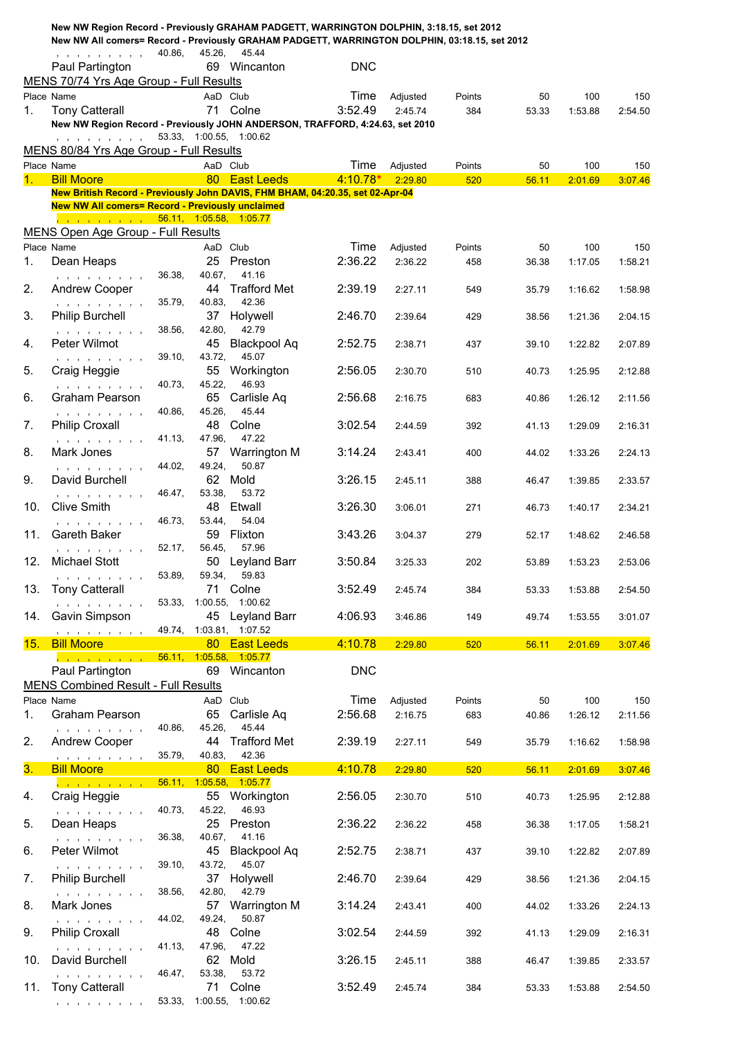New NW Region Record - Previously GRAHAM PADGETT, WARRINGTON DOLPHIN, 3:18.15, set 2012
New NW All comers= Record - Previously GRAHAM PADGETT, WARRINGTON DOLPHIN, 03:18.15, set 2012

, , , , , , , , , , 40.86, 45.26, 45.44

| Place | Name | AaD | Club | Time | Adjusted | Points | 50 | 100 | 150 |
|---|---|---|---|---|---|---|---|---|---|
| | Paul Partington | 69 | Wincanton | DNC | | | | | |

## MENS 70/74 Yrs Age Group - Full Results

| Place | Name | AaD | Club | Time | Adjusted | Points | 50 | 100 | 150 |
|---|---|---|---|---|---|---|---|---|---|
| 1. | Tony Catterall | 71 | Colne | 3:52.49 | 2:45.74 | 384 | 53.33 | 1:53.88 | 2:54.50 |

New NW Region Record - Previously JOHN ANDERSON, TRAFFORD, 4:24.63, set 2010

, , , , , , , , , , 53.33, 1:00.55, 1:00.62

## MENS 80/84 Yrs Age Group - Full Results

| Place | Name | AaD | Club | Time | Adjusted | Points | 50 | 100 | 150 |
|---|---|---|---|---|---|---|---|---|---|
| 1. | Bill Moore | 80 | East Leeds | 4:10.78* | 2:29.80 | 520 | 56.11 | 2:01.69 | 3:07.46 |

New British Record - Previously John DAVIS, FHM BHAM, 04:20.35, set 02-Apr-04
New NW All comers= Record - Previously unclaimed

, , , , , , , , , , 56.11, 1:05.58, 1:05.77

## MENS Open Age Group - Full Results

| Place | Name | AaD | Club | Time | Adjusted | Points | 50 | 100 | 150 |
|---|---|---|---|---|---|---|---|---|---|
| 1. | Dean Heaps | 25 | Preston | 2:36.22 | 2:36.22 | 458 | 36.38 | 1:17.05 | 1:58.21 |
| | , , , , , , , , , , 36.38, 40.67, 41.16 | | | | | | | | |
| 2. | Andrew Cooper | 44 | Trafford Met | 2:39.19 | 2:27.11 | 549 | 35.79 | 1:16.62 | 1:58.98 |
| | , , , , , , , , , , 35.79, 40.83, 42.36 | | | | | | | | |
| 3. | Philip Burchell | 37 | Holywell | 2:46.70 | 2:39.64 | 429 | 38.56 | 1:21.36 | 2:04.15 |
| | , , , , , , , , , , 38.56, 42.80, 42.79 | | | | | | | | |
| 4. | Peter Wilmot | 45 | Blackpool Aq | 2:52.75 | 2:38.71 | 437 | 39.10 | 1:22.82 | 2:07.89 |
| | , , , , , , , , , , 39.10, 43.72, 45.07 | | | | | | | | |
| 5. | Craig Heggie | 55 | Workington | 2:56.05 | 2:30.70 | 510 | 40.73 | 1:25.95 | 2:12.88 |
| | , , , , , , , , , , 40.73, 45.22, 46.93 | | | | | | | | |
| 6. | Graham Pearson | 65 | Carlisle Aq | 2:56.68 | 2:16.75 | 683 | 40.86 | 1:26.12 | 2:11.56 |
| | , , , , , , , , , , 40.86, 45.26, 45.44 | | | | | | | | |
| 7. | Philip Croxall | 48 | Colne | 3:02.54 | 2:44.59 | 392 | 41.13 | 1:29.09 | 2:16.31 |
| | , , , , , , , , , , 41.13, 47.96, 47.22 | | | | | | | | |
| 8. | Mark Jones | 57 | Warrington M | 3:14.24 | 2:43.41 | 400 | 44.02 | 1:33.26 | 2:24.13 |
| | , , , , , , , , , , 44.02, 49.24, 50.87 | | | | | | | | |
| 9. | David Burchell | 62 | Mold | 3:26.15 | 2:45.11 | 388 | 46.47 | 1:39.85 | 2:33.57 |
| | , , , , , , , , , , 46.47, 53.38, 53.72 | | | | | | | | |
| 10. | Clive Smith | 48 | Etwall | 3:26.30 | 3:06.01 | 271 | 46.73 | 1:40.17 | 2:34.21 |
| | , , , , , , , , , , 46.73, 53.44, 54.04 | | | | | | | | |
| 11. | Gareth Baker | 59 | Flixton | 3:43.26 | 3:04.37 | 279 | 52.17 | 1:48.62 | 2:46.58 |
| | , , , , , , , , , , 52.17, 56.45, 57.96 | | | | | | | | |
| 12. | Michael Stott | 50 | Leyland Barr | 3:50.84 | 3:25.33 | 202 | 53.89 | 1:53.23 | 2:53.06 |
| | , , , , , , , , , , 53.89, 59.34, 59.83 | | | | | | | | |
| 13. | Tony Catterall | 71 | Colne | 3:52.49 | 2:45.74 | 384 | 53.33 | 1:53.88 | 2:54.50 |
| | , , , , , , , , , , 53.33, 1:00.55, 1:00.62 | | | | | | | | |
| 14. | Gavin Simpson | 45 | Leyland Barr | 4:06.93 | 3:46.86 | 149 | 49.74 | 1:53.55 | 3:01.07 |
| | , , , , , , , , , , 49.74, 1:03.81, 1:07.52 | | | | | | | | |
| 15. | Bill Moore | 80 | East Leeds | 4:10.78 | 2:29.80 | 520 | 56.11 | 2:01.69 | 3:07.46 |
| | , , , , , , , , , , 56.11, 1:05.58, 1:05.77 | | | | | | | | |
| | Paul Partington | 69 | Wincanton | DNC | | | | | |

## MENS Combined Result - Full Results

| Place | Name | AaD | Club | Time | Adjusted | Points | 50 | 100 | 150 |
|---|---|---|---|---|---|---|---|---|---|
| 1. | Graham Pearson | 65 | Carlisle Aq | 2:56.68 | 2:16.75 | 683 | 40.86 | 1:26.12 | 2:11.56 |
| | , , , , , , , , , , 40.86, 45.26, 45.44 | | | | | | | | |
| 2. | Andrew Cooper | 44 | Trafford Met | 2:39.19 | 2:27.11 | 549 | 35.79 | 1:16.62 | 1:58.98 |
| | , , , , , , , , , , 35.79, 40.83, 42.36 | | | | | | | | |
| 3. | Bill Moore | 80 | East Leeds | 4:10.78 | 2:29.80 | 520 | 56.11 | 2:01.69 | 3:07.46 |
| | , , , , , , , , , , 56.11, 1:05.58, 1:05.77 | | | | | | | | |
| 4. | Craig Heggie | 55 | Workington | 2:56.05 | 2:30.70 | 510 | 40.73 | 1:25.95 | 2:12.88 |
| | , , , , , , , , , , 40.73, 45.22, 46.93 | | | | | | | | |
| 5. | Dean Heaps | 25 | Preston | 2:36.22 | 2:36.22 | 458 | 36.38 | 1:17.05 | 1:58.21 |
| | , , , , , , , , , , 36.38, 40.67, 41.16 | | | | | | | | |
| 6. | Peter Wilmot | 45 | Blackpool Aq | 2:52.75 | 2:38.71 | 437 | 39.10 | 1:22.82 | 2:07.89 |
| | , , , , , , , , , , 39.10, 43.72, 45.07 | | | | | | | | |
| 7. | Philip Burchell | 37 | Holywell | 2:46.70 | 2:39.64 | 429 | 38.56 | 1:21.36 | 2:04.15 |
| | , , , , , , , , , , 38.56, 42.80, 42.79 | | | | | | | | |
| 8. | Mark Jones | 57 | Warrington M | 3:14.24 | 2:43.41 | 400 | 44.02 | 1:33.26 | 2:24.13 |
| | , , , , , , , , , , 44.02, 49.24, 50.87 | | | | | | | | |
| 9. | Philip Croxall | 48 | Colne | 3:02.54 | 2:44.59 | 392 | 41.13 | 1:29.09 | 2:16.31 |
| | , , , , , , , , , , 41.13, 47.96, 47.22 | | | | | | | | |
| 10. | David Burchell | 62 | Mold | 3:26.15 | 2:45.11 | 388 | 46.47 | 1:39.85 | 2:33.57 |
| | , , , , , , , , , , 46.47, 53.38, 53.72 | | | | | | | | |
| 11. | Tony Catterall | 71 | Colne | 3:52.49 | 2:45.74 | 384 | 53.33 | 1:53.88 | 2:54.50 |
| | , , , , , , , , , , 53.33, 1:00.55, 1:00.62 | | | | | | | | |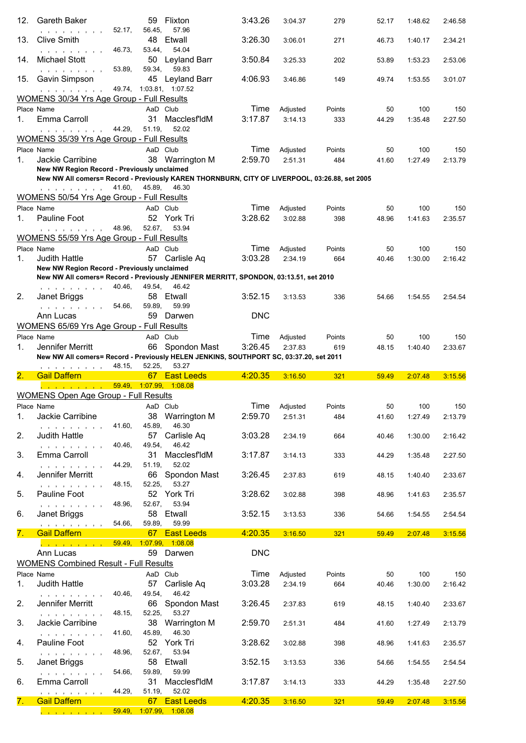| Place | Name | AaD | Club | Time | Adjusted | Points | 50 | 100 | 150 |
|---|---|---|---|---|---|---|---|---|---|
| 12. | Gareth Baker | 59 | Flixton | 3:43.26 | 3:04.37 | 279 | 52.17 | 1:48.62 | 2:46.58 |
| | , , , , , , , , , , 52.17, 56.45, 57.96 | | | | | | | | |
| 13. | Clive Smith | 48 | Etwall | 3:26.30 | 3:06.01 | 271 | 46.73 | 1:40.17 | 2:34.21 |
| | , , , , , , , , , , 46.73, 53.44, 54.04 | | | | | | | | |
| 14. | Michael Stott | 50 | Leyland Barr | 3:50.84 | 3:25.33 | 202 | 53.89 | 1:53.23 | 2:53.06 |
| | , , , , , , , , , , 53.89, 59.34, 59.83 | | | | | | | | |
| 15. | Gavin Simpson | 45 | Leyland Barr | 4:06.93 | 3:46.86 | 149 | 49.74 | 1:53.55 | 3:01.07 |
| | , , , , , , , , , , 49.74, 1:03.81, 1:07.52 | | | | | | | | |

## WOMENS 30/34 Yrs Age Group - Full Results

| Place | Name | AaD | Club | Time | Adjusted | Points | 50 | 100 | 150 |
|---|---|---|---|---|---|---|---|---|---|
| 1. | Emma Carroll | 31 | Macclesf'ldM | 3:17.87 | 3:14.13 | 333 | 44.29 | 1:35.48 | 2:27.50 |
| | , , , , , , , , , , 44.29, 51.19, 52.02 | | | | | | | | |

## WOMENS 35/39 Yrs Age Group - Full Results

| Place | Name | AaD | Club | Time | Adjusted | Points | 50 | 100 | 150 |
|---|---|---|---|---|---|---|---|---|---|
| 1. | Jackie Carribine | 38 | Warrington M | 2:59.70 | 2:51.31 | 484 | 41.60 | 1:27.49 | 2:13.79 |

**New NW Region Record - Previously unclaimed**
**New NW All comers= Record - Previously KAREN THORNBURN, CITY OF LIVERPOOL, 03:26.88, set 2005**

, , , , , , , , , , 41.60, 45.89, 46.30

## WOMENS 50/54 Yrs Age Group - Full Results

| Place | Name | AaD | Club | Time | Adjusted | Points | 50 | 100 | 150 |
|---|---|---|---|---|---|---|---|---|---|
| 1. | Pauline Foot | 52 | York Tri | 3:28.62 | 3:02.88 | 398 | 48.96 | 1:41.63 | 2:35.57 |
| | , , , , , , , , , , 48.96, 52.67, 53.94 | | | | | | | | |

## WOMENS 55/59 Yrs Age Group - Full Results

| Place | Name | AaD | Club | Time | Adjusted | Points | 50 | 100 | 150 |
|---|---|---|---|---|---|---|---|---|---|
| 1. | Judith Hattle | 57 | Carlisle Aq | 3:03.28 | 2:34.19 | 664 | 40.46 | 1:30.00 | 2:16.42 |

**New NW Region Record - Previously unclaimed**
**New NW All comers= Record - Previously JENNIFER MERRITT, SPONDON, 03:13.51, set 2010**

, , , , , , , , , , 40.46, 49.54, 46.42

| Place | Name | AaD | Club | Time | Adjusted | Points | 50 | 100 | 150 |
|---|---|---|---|---|---|---|---|---|---|
| 2. | Janet Briggs | 58 | Etwall | 3:52.15 | 3:13.53 | 336 | 54.66 | 1:54.55 | 2:54.54 |
| | , , , , , , , , , , 54.66, 59.89, 59.99 | | | | | | | | |
| | Ann Lucas | 59 | Darwen | DNC | | | | | |

## WOMENS 65/69 Yrs Age Group - Full Results

| Place | Name | AaD | Club | Time | Adjusted | Points | 50 | 100 | 150 |
|---|---|---|---|---|---|---|---|---|---|
| 1. | Jennifer Merritt | 66 | Spondon Mast | 3:26.45 | 2:37.83 | 619 | 48.15 | 1:40.40 | 2:33.67 |

**New NW All comers= Record - Previously HELEN JENKINS, SOUTHPORT SC, 03:37.20, set 2011**

, , , , , , , , , , 48.15, 52.25, 53.27

| Place | Name | AaD | Club | Time | Adjusted | Points | 50 | 100 | 150 |
|---|---|---|---|---|---|---|---|---|---|
| 2. | Gail Daffern | 67 | East Leeds | 4:20.35 | 3:16.50 | 321 | 59.49 | 2:07.48 | 3:15.56 |
| | , , , , , , , , , , 59.49, 1:07.99, 1:08.08 | | | | | | | | |

## WOMENS Open Age Group - Full Results

| Place | Name | AaD | Club | Time | Adjusted | Points | 50 | 100 | 150 |
|---|---|---|---|---|---|---|---|---|---|
| 1. | Jackie Carribine | 38 | Warrington M | 2:59.70 | 2:51.31 | 484 | 41.60 | 1:27.49 | 2:13.79 |
| | , , , , , , , , , , 41.60, 45.89, 46.30 | | | | | | | | |
| 2. | Judith Hattle | 57 | Carlisle Aq | 3:03.28 | 2:34.19 | 664 | 40.46 | 1:30.00 | 2:16.42 |
| | , , , , , , , , , , 40.46, 49.54, 46.42 | | | | | | | | |
| 3. | Emma Carroll | 31 | Macclesf'ldM | 3:17.87 | 3:14.13 | 333 | 44.29 | 1:35.48 | 2:27.50 |
| | , , , , , , , , , , 44.29, 51.19, 52.02 | | | | | | | | |
| 4. | Jennifer Merritt | 66 | Spondon Mast | 3:26.45 | 2:37.83 | 619 | 48.15 | 1:40.40 | 2:33.67 |
| | , , , , , , , , , , 48.15, 52.25, 53.27 | | | | | | | | |
| 5. | Pauline Foot | 52 | York Tri | 3:28.62 | 3:02.88 | 398 | 48.96 | 1:41.63 | 2:35.57 |
| | , , , , , , , , , , 48.96, 52.67, 53.94 | | | | | | | | |
| 6. | Janet Briggs | 58 | Etwall | 3:52.15 | 3:13.53 | 336 | 54.66 | 1:54.55 | 2:54.54 |
| | , , , , , , , , , , 54.66, 59.89, 59.99 | | | | | | | | |
| 7. | Gail Daffern | 67 | East Leeds | 4:20.35 | 3:16.50 | 321 | 59.49 | 2:07.48 | 3:15.56 |
| | , , , , , , , , , , 59.49, 1:07.99, 1:08.08 | | | | | | | | |
| | Ann Lucas | 59 | Darwen | DNC | | | | | |

## WOMENS Combined Result - Full Results

| Place | Name | AaD | Club | Time | Adjusted | Points | 50 | 100 | 150 |
|---|---|---|---|---|---|---|---|---|---|
| 1. | Judith Hattle | 57 | Carlisle Aq | 3:03.28 | 2:34.19 | 664 | 40.46 | 1:30.00 | 2:16.42 |
| | , , , , , , , , , , 40.46, 49.54, 46.42 | | | | | | | | |
| 2. | Jennifer Merritt | 66 | Spondon Mast | 3:26.45 | 2:37.83 | 619 | 48.15 | 1:40.40 | 2:33.67 |
| | , , , , , , , , , , 48.15, 52.25, 53.27 | | | | | | | | |
| 3. | Jackie Carribine | 38 | Warrington M | 2:59.70 | 2:51.31 | 484 | 41.60 | 1:27.49 | 2:13.79 |
| | , , , , , , , , , , 41.60, 45.89, 46.30 | | | | | | | | |
| 4. | Pauline Foot | 52 | York Tri | 3:28.62 | 3:02.88 | 398 | 48.96 | 1:41.63 | 2:35.57 |
| | , , , , , , , , , , 48.96, 52.67, 53.94 | | | | | | | | |
| 5. | Janet Briggs | 58 | Etwall | 3:52.15 | 3:13.53 | 336 | 54.66 | 1:54.55 | 2:54.54 |
| | , , , , , , , , , , 54.66, 59.89, 59.99 | | | | | | | | |
| 6. | Emma Carroll | 31 | Macclesf'ldM | 3:17.87 | 3:14.13 | 333 | 44.29 | 1:35.48 | 2:27.50 |
| | , , , , , , , , , , 44.29, 51.19, 52.02 | | | | | | | | |
| 7. | Gail Daffern | 67 | East Leeds | 4:20.35 | 3:16.50 | 321 | 59.49 | 2:07.48 | 3:15.56 |
| | , , , , , , , , , , 59.49, 1:07.99, 1:08.08 | | | | | | | | |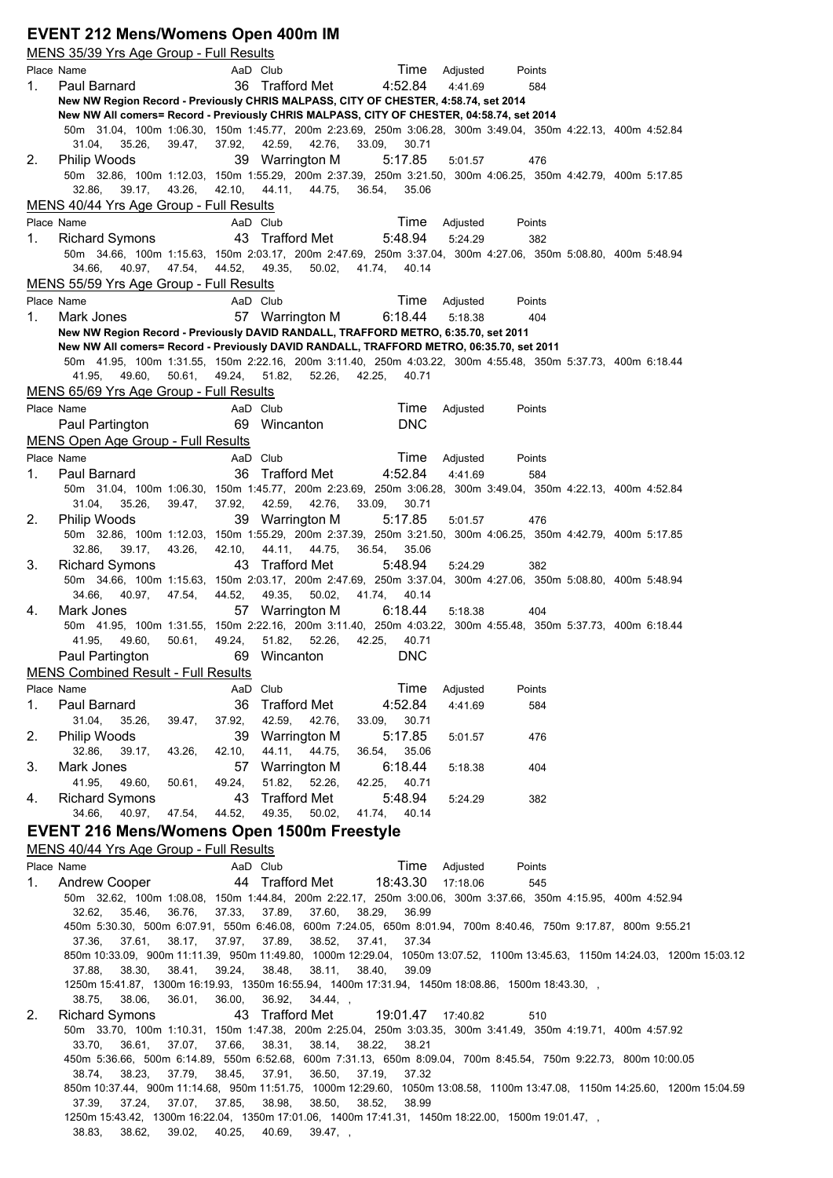## EVENT 212 Mens/Womens Open 400m IM

### MENS 35/39 Yrs Age Group - Full Results

| Place | Name | AaD | Club | Time | Adjusted | Points |
|---|---|---|---|---|---|---|
| 1. | Paul Barnard | 36 | Trafford Met | 4:52.84 | 4:41.69 | 584 |

**New NW Region Record - Previously CHRIS MALPASS, CITY OF CHESTER, 4:58.74, set 2014**
**New NW All comers= Record - Previously CHRIS MALPASS, CITY OF CHESTER, 04:58.74, set 2014**

50m 31.04, 100m 1:06.30, 150m 1:45.77, 200m 2:23.69, 250m 3:06.28, 300m 3:49.04, 350m 4:22.13, 400m 4:52.84
31.04, 35.26, 39.47, 37.92, 42.59, 42.76, 33.09, 30.71

| Place | Name | AaD | Club | Time | Adjusted | Points |
|---|---|---|---|---|---|---|
| 2. | Philip Woods | 39 | Warrington M | 5:17.85 | 5:01.57 | 476 |

50m 32.86, 100m 1:12.03, 150m 1:55.29, 200m 2:37.39, 250m 3:21.50, 300m 4:06.25, 350m 4:42.79, 400m 5:17.85
32.86, 39.17, 43.26, 42.10, 44.11, 44.75, 36.54, 35.06

### MENS 40/44 Yrs Age Group - Full Results

| Place | Name | AaD | Club | Time | Adjusted | Points |
|---|---|---|---|---|---|---|
| 1. | Richard Symons | 43 | Trafford Met | 5:48.94 | 5:24.29 | 382 |

50m 34.66, 100m 1:15.63, 150m 2:03.17, 200m 2:47.69, 250m 3:37.04, 300m 4:27.06, 350m 5:08.80, 400m 5:48.94
34.66, 40.97, 47.54, 44.52, 49.35, 50.02, 41.74, 40.14

### MENS 55/59 Yrs Age Group - Full Results

| Place | Name | AaD | Club | Time | Adjusted | Points |
|---|---|---|---|---|---|---|
| 1. | Mark Jones | 57 | Warrington M | 6:18.44 | 5:18.38 | 404 |

**New NW Region Record - Previously DAVID RANDALL, TRAFFORD METRO, 6:35.70, set 2011**
**New NW All comers= Record - Previously DAVID RANDALL, TRAFFORD METRO, 06:35.70, set 2011**

50m 41.95, 100m 1:31.55, 150m 2:22.16, 200m 3:11.40, 250m 4:03.22, 300m 4:55.48, 350m 5:37.73, 400m 6:18.44
41.95, 49.60, 50.61, 49.24, 51.82, 52.26, 42.25, 40.71

### MENS 65/69 Yrs Age Group - Full Results

| Place | Name | AaD | Club | Time | Adjusted | Points |
|---|---|---|---|---|---|---|
| | Paul Partington | 69 | Wincanton | DNC | | |

### MENS Open Age Group - Full Results

| Place | Name | AaD | Club | Time | Adjusted | Points |
|---|---|---|---|---|---|---|
| 1. | Paul Barnard | 36 | Trafford Met | 4:52.84 | 4:41.69 | 584 |

50m 31.04, 100m 1:06.30, 150m 1:45.77, 200m 2:23.69, 250m 3:06.28, 300m 3:49.04, 350m 4:22.13, 400m 4:52.84
31.04, 35.26, 39.47, 37.92, 42.59, 42.76, 33.09, 30.71

| Place | Name | AaD | Club | Time | Adjusted | Points |
|---|---|---|---|---|---|---|
| 2. | Philip Woods | 39 | Warrington M | 5:17.85 | 5:01.57 | 476 |

50m 32.86, 100m 1:12.03, 150m 1:55.29, 200m 2:37.39, 250m 3:21.50, 300m 4:06.25, 350m 4:42.79, 400m 5:17.85
32.86, 39.17, 43.26, 42.10, 44.11, 44.75, 36.54, 35.06

| Place | Name | AaD | Club | Time | Adjusted | Points |
|---|---|---|---|---|---|---|
| 3. | Richard Symons | 43 | Trafford Met | 5:48.94 | 5:24.29 | 382 |

50m 34.66, 100m 1:15.63, 150m 2:03.17, 200m 2:47.69, 250m 3:37.04, 300m 4:27.06, 350m 5:08.80, 400m 5:48.94
34.66, 40.97, 47.54, 44.52, 49.35, 50.02, 41.74, 40.14

| Place | Name | AaD | Club | Time | Adjusted | Points |
|---|---|---|---|---|---|---|
| 4. | Mark Jones | 57 | Warrington M | 6:18.44 | 5:18.38 | 404 |

50m 41.95, 100m 1:31.55, 150m 2:22.16, 200m 3:11.40, 250m 4:03.22, 300m 4:55.48, 350m 5:37.73, 400m 6:18.44
41.95, 49.60, 50.61, 49.24, 51.82, 52.26, 42.25, 40.71

| Place | Name | AaD | Club | Time | Adjusted | Points |
|---|---|---|---|---|---|---|
| | Paul Partington | 69 | Wincanton | DNC | | |

### MENS Combined Result - Full Results

| Place | Name | AaD | Club | Time | Adjusted | Points |
|---|---|---|---|---|---|---|
| 1. | Paul Barnard | 36 | Trafford Met | 4:52.84 | 4:41.69 | 584 |
| | 31.04, 35.26, 39.47, 37.92, 42.59, 42.76, 33.09, 30.71 | | | | | |
| 2. | Philip Woods | 39 | Warrington M | 5:17.85 | 5:01.57 | 476 |
| | 32.86, 39.17, 43.26, 42.10, 44.11, 44.75, 36.54, 35.06 | | | | | |
| 3. | Mark Jones | 57 | Warrington M | 6:18.44 | 5:18.38 | 404 |
| | 41.95, 49.60, 50.61, 49.24, 51.82, 52.26, 42.25, 40.71 | | | | | |
| 4. | Richard Symons | 43 | Trafford Met | 5:48.94 | 5:24.29 | 382 |
| | 34.66, 40.97, 47.54, 44.52, 49.35, 50.02, 41.74, 40.14 | | | | | |

## EVENT 216 Mens/Womens Open 1500m Freestyle

### MENS 40/44 Yrs Age Group - Full Results

| Place | Name | AaD | Club | Time | Adjusted | Points |
|---|---|---|---|---|---|---|
| 1. | Andrew Cooper | 44 | Trafford Met | 18:43.30 | 17:18.06 | 545 |

50m 32.62, 100m 1:08.08, 150m 1:44.84, 200m 2:22.17, 250m 3:00.06, 300m 3:37.66, 350m 4:15.95, 400m 4:52.94
32.62, 35.46, 36.76, 37.33, 37.89, 37.60, 38.29, 36.99
450m 5:30.30, 500m 6:07.91, 550m 6:46.08, 600m 7:24.05, 650m 8:01.94, 700m 8:40.46, 750m 9:17.87, 800m 9:55.21
37.36, 37.61, 38.17, 37.97, 37.89, 38.52, 37.41, 37.34
850m 10:33.09, 900m 11:11.39, 950m 11:49.80, 1000m 12:29.04, 1050m 13:07.52, 1100m 13:45.63, 1150m 14:24.03, 1200m 15:03.12
37.88, 38.30, 38.41, 39.24, 38.48, 38.11, 38.40, 39.09
1250m 15:41.87, 1300m 16:19.93, 1350m 16:55.94, 1400m 17:31.94, 1450m 18:08.86, 1500m 18:43.30, ,
38.75, 38.06, 36.01, 36.00, 36.92, 34.44, ,

| Place | Name | AaD | Club | Time | Adjusted | Points |
|---|---|---|---|---|---|---|
| 2. | Richard Symons | 43 | Trafford Met | 19:01.47 | 17:40.82 | 510 |

50m 33.70, 100m 1:10.31, 150m 1:47.38, 200m 2:25.04, 250m 3:03.35, 300m 3:41.49, 350m 4:19.71, 400m 4:57.92
33.70, 36.61, 37.07, 37.66, 38.31, 38.14, 38.22, 38.21
450m 5:36.66, 500m 6:14.89, 550m 6:52.68, 600m 7:31.13, 650m 8:09.04, 700m 8:45.54, 750m 9:22.73, 800m 10:00.05
38.74, 38.23, 37.79, 38.45, 37.91, 36.50, 37.19, 37.32
850m 10:37.44, 900m 11:14.68, 950m 11:51.75, 1000m 12:29.60, 1050m 13:08.58, 1100m 13:47.08, 1150m 14:25.60, 1200m 15:04.59
37.39, 37.24, 37.07, 37.85, 38.98, 38.50, 38.52, 38.99
1250m 15:43.42, 1300m 16:22.04, 1350m 17:01.06, 1400m 17:41.31, 1450m 18:22.00, 1500m 19:01.47, ,
38.83, 38.62, 39.02, 40.25, 40.69, 39.47, ,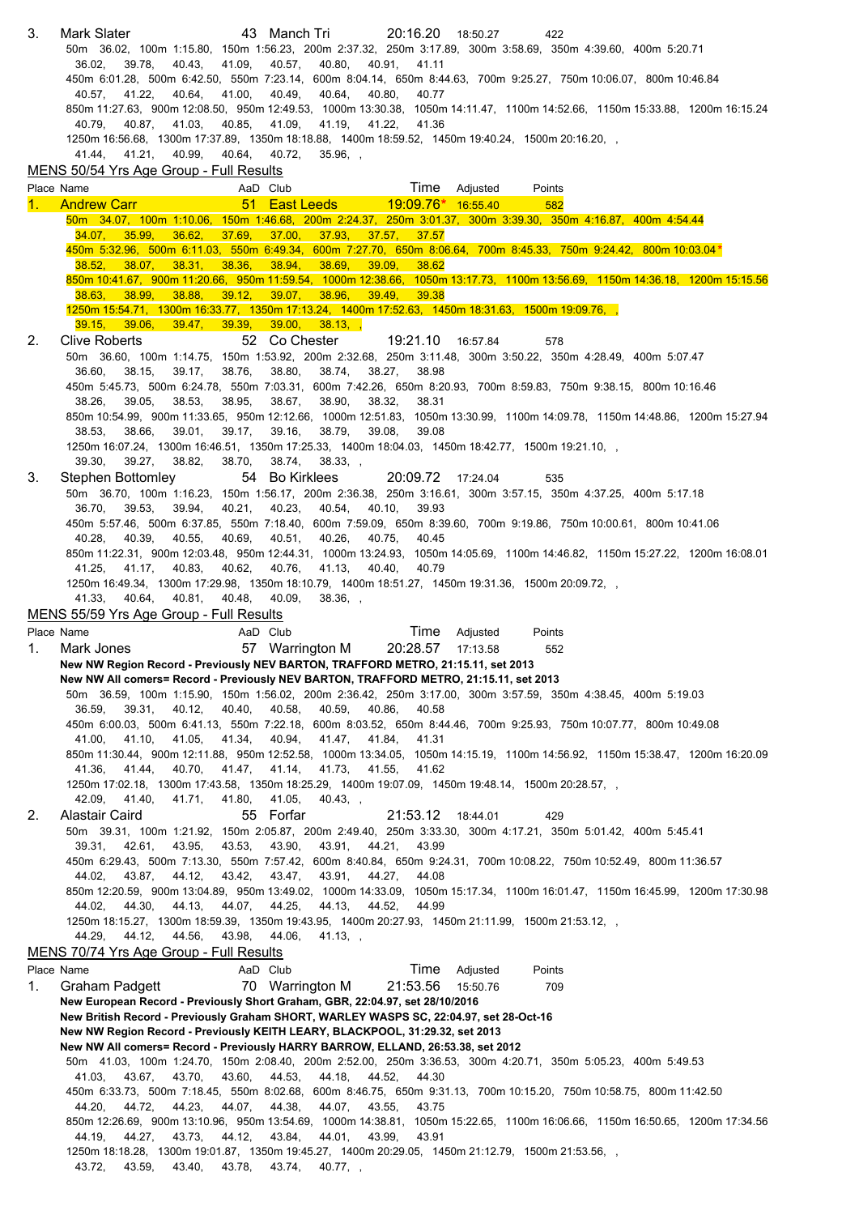3. Mark Slater 43 Manch Tri 20:16.20 18:50.27 422

50m 36.02, 100m 1:15.80, 150m 1:56.23, 200m 2:37.32, 250m 3:17.89, 300m 3:58.69, 350m 4:39.60, 400m 5:20.71
36.02, 39.78, 40.43, 41.09, 40.57, 40.80, 40.91, 41.11
450m 6:01.28, 500m 6:42.50, 550m 7:23.14, 600m 8:04.14, 650m 8:44.63, 700m 9:25.27, 750m 10:06.07, 800m 10:46.84
40.57, 41.22, 40.64, 41.00, 40.49, 40.64, 40.80, 40.77
850m 11:27.63, 900m 12:08.50, 950m 12:49.53, 1000m 13:30.38, 1050m 14:11.47, 1100m 14:52.66, 1150m 15:33.88, 1200m 16:15.24
40.79, 40.87, 41.03, 40.85, 41.09, 41.19, 41.22, 41.36
1250m 16:56.68, 1300m 17:37.89, 1350m 18:18.88, 1400m 18:59.52, 1450m 19:40.24, 1500m 20:16.20, ,
41.44, 41.21, 40.99, 40.64, 40.72, 35.96, ,

## MENS 50/54 Yrs Age Group - Full Results

| Place | Name | AaD | Club | Time | Adjusted | Points |
|---|---|---|---|---|---|---|
| 1. | Andrew Carr | 51 | East Leeds | 19:09.76* | 16:55.40 | 582 |

50m 34.07, 100m 1:10.06, 150m 1:46.68, 200m 2:24.37, 250m 3:01.37, 300m 3:39.30, 350m 4:16.87, 400m 4:54.44
34.07, 35.99, 36.62, 37.69, 37.00, 37.93, 37.57, 37.57
450m 5:32.96, 500m 6:11.03, 550m 6:49.34, 600m 7:27.70, 650m 8:06.64, 700m 8:45.33, 750m 9:24.42, 800m 10:03.04*
38.52, 38.07, 38.31, 38.36, 38.94, 38.69, 39.09, 38.62
850m 10:41.67, 900m 11:20.66, 950m 11:59.54, 1000m 12:38.66, 1050m 13:17.73, 1100m 13:56.69, 1150m 14:36.18, 1200m 15:15.56
38.63, 38.99, 38.88, 39.12, 39.07, 38.96, 39.49, 39.38
1250m 15:54.71, 1300m 16:33.77, 1350m 17:13.24, 1400m 17:52.63, 1450m 18:31.63, 1500m 19:09.76, ,
39.15, 39.06, 39.47, 39.39, 39.00, 38.13, ,

| Place | Name | AaD | Club | Time | Adjusted | Points |
|---|---|---|---|---|---|---|
| 2. | Clive Roberts | 52 | Co Chester | 19:21.10 | 16:57.84 | 578 |

50m 36.60, 100m 1:14.75, 150m 1:53.92, 200m 2:32.68, 250m 3:11.48, 300m 3:50.22, 350m 4:28.49, 400m 5:07.47
36.60, 38.15, 39.17, 38.76, 38.80, 38.74, 38.27, 38.98
450m 5:45.73, 500m 6:24.78, 550m 7:03.31, 600m 7:42.26, 650m 8:20.93, 700m 8:59.83, 750m 9:38.15, 800m 10:16.46
38.26, 39.05, 38.53, 38.95, 38.67, 38.90, 38.32, 38.31
850m 10:54.99, 900m 11:33.65, 950m 12:12.66, 1000m 12:51.83, 1050m 13:30.99, 1100m 14:09.78, 1150m 14:48.86, 1200m 15:27.94
38.53, 38.66, 39.01, 39.17, 39.16, 38.79, 39.08, 39.08
1250m 16:07.24, 1300m 16:46.51, 1350m 17:25.33, 1400m 18:04.03, 1450m 18:42.77, 1500m 19:21.10, ,
39.30, 39.27, 38.82, 38.70, 38.74, 38.33, ,

| Place | Name | AaD | Club | Time | Adjusted | Points |
|---|---|---|---|---|---|---|
| 3. | Stephen Bottomley | 54 | Bo Kirklees | 20:09.72 | 17:24.04 | 535 |

50m 36.70, 100m 1:16.23, 150m 1:56.17, 200m 2:36.38, 250m 3:16.61, 300m 3:57.15, 350m 4:37.25, 400m 5:17.18
36.70, 39.53, 39.94, 40.21, 40.23, 40.54, 40.10, 39.93
450m 5:57.46, 500m 6:37.85, 550m 7:18.40, 600m 7:59.09, 650m 8:39.60, 700m 9:19.86, 750m 10:00.61, 800m 10:41.06
40.28, 40.39, 40.55, 40.69, 40.51, 40.26, 40.75, 40.45
850m 11:22.31, 900m 12:03.48, 950m 12:44.31, 1000m 13:24.93, 1050m 14:05.69, 1100m 14:46.82, 1150m 15:27.22, 1200m 16:08.01
41.25, 41.17, 40.83, 40.62, 40.76, 41.13, 40.40, 40.79
1250m 16:49.34, 1300m 17:29.98, 1350m 18:10.79, 1400m 18:51.27, 1450m 19:31.36, 1500m 20:09.72, ,
41.33, 40.64, 40.81, 40.48, 40.09, 38.36, ,

## MENS 55/59 Yrs Age Group - Full Results

| Place | Name | AaD | Club | Time | Adjusted | Points |
|---|---|---|---|---|---|---|
| 1. | Mark Jones | 57 | Warrington M | 20:28.57 | 17:13.58 | 552 |

**New NW Region Record - Previously NEV BARTON, TRAFFORD METRO, 21:15.11, set 2013**
**New NW All comers= Record - Previously NEV BARTON, TRAFFORD METRO, 21:15.11, set 2013**

50m 36.59, 100m 1:15.90, 150m 1:56.02, 200m 2:36.42, 250m 3:17.00, 300m 3:57.59, 350m 4:38.45, 400m 5:19.03
36.59, 39.31, 40.12, 40.40, 40.58, 40.59, 40.86, 40.58
450m 6:00.03, 500m 6:41.13, 550m 7:22.18, 600m 8:03.52, 650m 8:44.46, 700m 9:25.93, 750m 10:07.77, 800m 10:49.08
41.00, 41.10, 41.05, 41.34, 40.94, 41.47, 41.84, 41.31
850m 11:30.44, 900m 12:11.88, 950m 12:52.58, 1000m 13:34.05, 1050m 14:15.19, 1100m 14:56.92, 1150m 15:38.47, 1200m 16:20.09
41.36, 41.44, 40.70, 41.47, 41.14, 41.73, 41.55, 41.62
1250m 17:02.18, 1300m 17:43.58, 1350m 18:25.29, 1400m 19:07.09, 1450m 19:48.14, 1500m 20:28.57, ,
42.09, 41.40, 41.71, 41.80, 41.05, 40.43, ,

| Place | Name | AaD | Club | Time | Adjusted | Points |
|---|---|---|---|---|---|---|
| 2. | Alastair Caird | 55 | Forfar | 21:53.12 | 18:44.01 | 429 |

50m 39.31, 100m 1:21.92, 150m 2:05.87, 200m 2:49.40, 250m 3:33.30, 300m 4:17.21, 350m 5:01.42, 400m 5:45.41
39.31, 42.61, 43.95, 43.53, 43.90, 43.91, 44.21, 43.99
450m 6:29.43, 500m 7:13.30, 550m 7:57.42, 600m 8:40.84, 650m 9:24.31, 700m 10:08.22, 750m 10:52.49, 800m 11:36.57
44.02, 43.87, 44.12, 43.42, 43.47, 43.91, 44.27, 44.08
850m 12:20.59, 900m 13:04.89, 950m 13:49.02, 1000m 14:33.09, 1050m 15:17.34, 1100m 16:01.47, 1150m 16:45.99, 1200m 17:30.98
44.02, 44.30, 44.13, 44.07, 44.25, 44.13, 44.52, 44.99
1250m 18:15.27, 1300m 18:59.39, 1350m 19:43.95, 1400m 20:27.93, 1450m 21:11.99, 1500m 21:53.12, ,
44.29, 44.12, 44.56, 43.98, 44.06, 41.13, ,

## MENS 70/74 Yrs Age Group - Full Results

| Place | Name | AaD | Club | Time | Adjusted | Points |
|---|---|---|---|---|---|---|
| 1. | Graham Padgett | 70 | Warrington M | 21:53.56 | 15:50.76 | 709 |

**New European Record - Previously Short Graham, GBR, 22:04.97, set 28/10/2016**
**New British Record - Previously Graham SHORT, WARLEY WASPS SC, 22:04.97, set 28-Oct-16**
**New NW Region Record - Previously KEITH LEARY, BLACKPOOL, 31:29.32, set 2013**
**New NW All comers= Record - Previously HARRY BARROW, ELLAND, 26:53.38, set 2012**

50m 41.03, 100m 1:24.70, 150m 2:08.40, 200m 2:52.00, 250m 3:36.53, 300m 4:20.71, 350m 5:05.23, 400m 5:49.53
41.03, 43.67, 43.70, 43.60, 44.53, 44.18, 44.52, 44.30
450m 6:33.73, 500m 7:18.45, 550m 8:02.68, 600m 8:46.75, 650m 9:31.13, 700m 10:15.20, 750m 10:58.75, 800m 11:42.50
44.20, 44.72, 44.23, 44.07, 44.38, 44.07, 43.55, 43.75
850m 12:26.69, 900m 13:10.96, 950m 13:54.69, 1000m 14:38.81, 1050m 15:22.65, 1100m 16:06.66, 1150m 16:50.65, 1200m 17:34.56
44.19, 44.27, 43.73, 44.12, 43.84, 44.01, 43.99, 43.91
1250m 18:18.28, 1300m 19:01.87, 1350m 19:45.27, 1400m 20:29.05, 1450m 21:12.79, 1500m 21:53.56, ,
43.72, 43.59, 43.40, 43.78, 43.74, 40.77, ,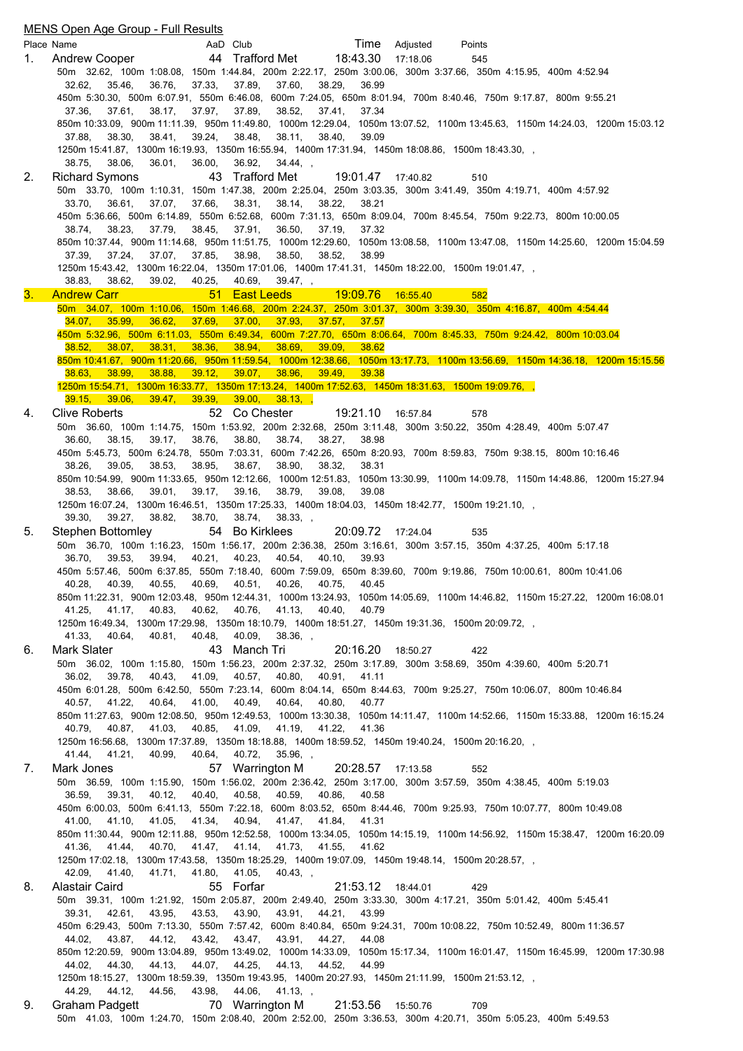MENS Open Age Group - Full Results

| Place | Name | AaD | Club | Time | Adjusted | Points |
|---|---|---|---|---|---|---|
| 1. | Andrew Cooper | 44 | Trafford Met | 18:43.30 | 17:18.06 | 545 |

50m 32.62, 100m 1:08.08, 150m 1:44.84, 200m 2:22.17, 250m 3:00.06, 300m 3:37.66, 350m 4:15.95, 400m 4:52.94
32.62, 35.46, 36.76, 37.33, 37.89, 37.60, 38.29, 36.99
450m 5:30.30, 500m 6:07.91, 550m 6:46.08, 600m 7:24.05, 650m 8:01.94, 700m 8:40.46, 750m 9:17.87, 800m 9:55.21
37.36, 37.61, 38.17, 37.97, 37.89, 38.52, 37.41, 37.34
850m 10:33.09, 900m 11:11.39, 950m 11:49.80, 1000m 12:29.04, 1050m 13:07.52, 1100m 13:45.63, 1150m 14:24.03, 1200m 15:03.12
37.88, 38.30, 38.41, 39.24, 38.48, 38.11, 38.40, 39.09
1250m 15:41.87, 1300m 16:19.93, 1350m 16:55.94, 1400m 17:31.94, 1450m 18:08.86, 1500m 18:43.30, ,
38.75, 38.06, 36.01, 36.00, 36.92, 34.44, ,

| Place | Name | AaD | Club | Time | Adjusted | Points |
|---|---|---|---|---|---|---|
| 2. | Richard Symons | 43 | Trafford Met | 19:01.47 | 17:40.82 | 510 |

50m 33.70, 100m 1:10.31, 150m 1:47.38, 200m 2:25.04, 250m 3:03.35, 300m 3:41.49, 350m 4:19.71, 400m 4:57.92
33.70, 36.61, 37.07, 37.66, 38.31, 38.14, 38.22, 38.21
450m 5:36.66, 500m 6:14.89, 550m 6:52.68, 600m 7:31.13, 650m 8:09.04, 700m 8:45.54, 750m 9:22.73, 800m 10:00.05
38.74, 38.23, 37.79, 38.45, 37.91, 36.50, 37.19, 37.32
850m 10:37.44, 900m 11:14.68, 950m 11:51.75, 1000m 12:29.60, 1050m 13:08.58, 1100m 13:47.08, 1150m 14:25.60, 1200m 15:04.59
37.39, 37.24, 37.07, 37.85, 38.98, 38.50, 38.52, 38.99
1250m 15:43.42, 1300m 16:22.04, 1350m 17:01.06, 1400m 17:41.31, 1450m 18:22.00, 1500m 19:01.47, ,
38.83, 38.62, 39.02, 40.25, 40.69, 39.47, ,

| Place | Name | AaD | Club | Time | Adjusted | Points |
|---|---|---|---|---|---|---|
| 3. | Andrew Carr | 51 | East Leeds | 19:09.76 | 16:55.40 | 582 |

50m 34.07, 100m 1:10.06, 150m 1:46.68, 200m 2:24.37, 250m 3:01.37, 300m 3:39.30, 350m 4:16.87, 400m 4:54.44
34.07, 35.99, 36.62, 37.69, 37.00, 37.93, 37.57, 37.57
450m 5:32.96, 500m 6:11.03, 550m 6:49.34, 600m 7:27.70, 650m 8:06.64, 700m 8:45.33, 750m 9:24.42, 800m 10:03.04
38.52, 38.07, 38.31, 38.36, 38.94, 38.69, 39.09, 38.62
850m 10:41.67, 900m 11:20.66, 950m 11:59.54, 1000m 12:38.66, 1050m 13:17.73, 1100m 13:56.69, 1150m 14:36.18, 1200m 15:15.56
38.63, 38.99, 38.88, 39.12, 39.07, 38.96, 39.49, 39.38
1250m 15:54.71, 1300m 16:33.77, 1350m 17:13.24, 1400m 17:52.63, 1450m 18:31.63, 1500m 19:09.76, ,
39.15, 39.06, 39.47, 39.39, 39.00, 38.13, ,

| Place | Name | AaD | Club | Time | Adjusted | Points |
|---|---|---|---|---|---|---|
| 4. | Clive Roberts | 52 | Co Chester | 19:21.10 | 16:57.84 | 578 |

50m 36.60, 100m 1:14.75, 150m 1:53.92, 200m 2:32.68, 250m 3:11.48, 300m 3:50.22, 350m 4:28.49, 400m 5:07.47
36.60, 38.15, 39.17, 38.76, 38.80, 38.74, 38.27, 38.98
450m 5:45.73, 500m 6:24.78, 550m 7:03.31, 600m 7:42.26, 650m 8:20.93, 700m 8:59.83, 750m 9:38.15, 800m 10:16.46
38.26, 39.05, 38.53, 38.95, 38.67, 38.90, 38.32, 38.31
850m 10:54.99, 900m 11:33.65, 950m 12:12.66, 1000m 12:51.83, 1050m 13:30.99, 1100m 14:09.78, 1150m 14:48.86, 1200m 15:27.94
38.53, 38.66, 39.01, 39.17, 39.16, 38.79, 39.08, 39.08
1250m 16:07.24, 1300m 16:46.51, 1350m 17:25.33, 1400m 18:04.03, 1450m 18:42.77, 1500m 19:21.10, ,
39.30, 39.27, 38.82, 38.70, 38.74, 38.33, ,

| Place | Name | AaD | Club | Time | Adjusted | Points |
|---|---|---|---|---|---|---|
| 5. | Stephen Bottomley | 54 | Bo Kirklees | 20:09.72 | 17:24.04 | 535 |

50m 36.70, 100m 1:16.23, 150m 1:56.17, 200m 2:36.38, 250m 3:16.61, 300m 3:57.15, 350m 4:37.25, 400m 5:17.18
36.70, 39.53, 39.94, 40.21, 40.23, 40.54, 40.10, 39.93
450m 5:57.46, 500m 6:37.85, 550m 7:18.40, 600m 7:59.09, 650m 8:39.60, 700m 9:19.86, 750m 10:00.61, 800m 10:41.06
40.28, 40.39, 40.55, 40.69, 40.51, 40.26, 40.75, 40.45
850m 11:22.31, 900m 12:03.48, 950m 12:44.31, 1000m 13:24.93, 1050m 14:05.69, 1100m 14:46.82, 1150m 15:27.22, 1200m 16:08.01
41.25, 41.17, 40.83, 40.62, 40.76, 41.13, 40.40, 40.79
1250m 16:49.34, 1300m 17:29.98, 1350m 18:10.79, 1400m 18:51.27, 1450m 19:31.36, 1500m 20:09.72, ,
41.33, 40.64, 40.81, 40.48, 40.09, 38.36, ,

| Place | Name | AaD | Club | Time | Adjusted | Points |
|---|---|---|---|---|---|---|
| 6. | Mark Slater | 43 | Manch Tri | 20:16.20 | 18:50.27 | 422 |

50m 36.02, 100m 1:15.80, 150m 1:56.23, 200m 2:37.32, 250m 3:17.89, 300m 3:58.69, 350m 4:39.60, 400m 5:20.71
36.02, 39.78, 40.43, 41.09, 40.57, 40.80, 40.91, 41.11
450m 6:01.28, 500m 6:42.50, 550m 7:23.14, 600m 8:04.14, 650m 8:44.63, 700m 9:25.27, 750m 10:06.07, 800m 10:46.84
40.57, 41.22, 40.64, 41.00, 40.49, 40.64, 40.80, 40.77
850m 11:27.63, 900m 12:08.50, 950m 12:49.53, 1000m 13:30.38, 1050m 14:11.47, 1100m 14:52.66, 1150m 15:33.88, 1200m 16:15.24
40.79, 40.87, 41.03, 40.85, 41.09, 41.19, 41.22, 41.36
1250m 16:56.68, 1300m 17:37.89, 1350m 18:18.88, 1400m 18:59.52, 1450m 19:40.24, 1500m 20:16.20, ,
41.44, 41.21, 40.99, 40.64, 40.72, 35.96, ,

| Place | Name | AaD | Club | Time | Adjusted | Points |
|---|---|---|---|---|---|---|
| 7. | Mark Jones | 57 | Warrington M | 20:28.57 | 17:13.58 | 552 |

50m 36.59, 100m 1:15.90, 150m 1:56.02, 200m 2:36.42, 250m 3:17.00, 300m 3:57.59, 350m 4:38.45, 400m 5:19.03
36.59, 39.31, 40.12, 40.40, 40.58, 40.59, 40.86, 40.58
450m 6:00.03, 500m 6:41.13, 550m 7:22.18, 600m 8:03.52, 650m 8:44.46, 700m 9:25.93, 750m 10:07.77, 800m 10:49.08
41.00, 41.10, 41.05, 41.34, 40.94, 41.47, 41.84, 41.31
850m 11:30.44, 900m 12:11.88, 950m 12:52.58, 1000m 13:34.05, 1050m 14:15.19, 1100m 14:56.92, 1150m 15:38.47, 1200m 16:20.09
41.36, 41.44, 40.70, 41.47, 41.14, 41.73, 41.55, 41.62
1250m 17:02.18, 1300m 17:43.58, 1350m 18:25.29, 1400m 19:07.09, 1450m 19:48.14, 1500m 20:28.57, ,
42.09, 41.40, 41.71, 41.80, 41.05, 40.43, ,

| Place | Name | AaD | Club | Time | Adjusted | Points |
|---|---|---|---|---|---|---|
| 8. | Alastair Caird | 55 | Forfar | 21:53.12 | 18:44.01 | 429 |

50m 39.31, 100m 1:21.92, 150m 2:05.87, 200m 2:49.40, 250m 3:33.30, 300m 4:17.21, 350m 5:01.42, 400m 5:45.41
39.31, 42.61, 43.95, 43.53, 43.90, 43.91, 44.21, 43.99
450m 6:29.43, 500m 7:13.30, 550m 7:57.42, 600m 8:40.84, 650m 9:24.31, 700m 10:08.22, 750m 10:52.49, 800m 11:36.57
44.02, 43.87, 44.12, 43.42, 43.47, 43.91, 44.27, 44.08
850m 12:20.59, 900m 13:04.89, 950m 13:49.02, 1000m 14:33.09, 1050m 15:17.34, 1100m 16:01.47, 1150m 16:45.99, 1200m 17:30.98
44.02, 44.30, 44.13, 44.07, 44.25, 44.13, 44.52, 44.99
1250m 18:15.27, 1300m 18:59.39, 1350m 19:43.95, 1400m 20:27.93, 1450m 21:11.99, 1500m 21:53.12, ,
44.29, 44.12, 44.56, 43.98, 44.06, 41.13, ,

| Place | Name | AaD | Club | Time | Adjusted | Points |
|---|---|---|---|---|---|---|
| 9. | Graham Padgett | 70 | Warrington M | 21:53.56 | 15:50.76 | 709 |

50m 41.03, 100m 1:24.70, 150m 2:08.40, 200m 2:52.00, 250m 3:36.53, 300m 4:20.71, 350m 5:05.23, 400m 5:49.53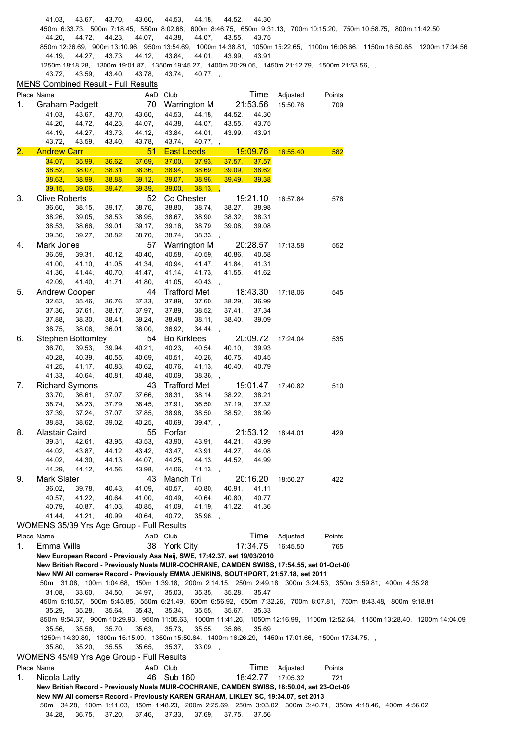41.03, 43.67, 43.70, 43.60, 44.53, 44.18, 44.52, 44.30
450m 6:33.73, 500m 7:18.45, 550m 8:02.68, 600m 8:46.75, 650m 9:31.13, 700m 10:15.20, 750m 10:58.75, 800m 11:42.50
44.20, 44.72, 44.23, 44.07, 44.38, 44.07, 43.55, 43.75
850m 12:26.69, 900m 13:10.96, 950m 13:54.69, 1000m 14:38.81, 1050m 15:22.65, 1100m 16:06.66, 1150m 16:50.65, 1200m 17:34.56
44.19, 44.27, 43.73, 44.12, 43.84, 44.01, 43.99, 43.91
1250m 18:18.28, 1300m 19:01.87, 1350m 19:45.27, 1400m 20:29.05, 1450m 21:12.79, 1500m 21:53.56, ,
43.72, 43.59, 43.40, 43.78, 43.74, 40.77, ,

## MENS Combined Result - Full Results

| Place | Name | AaD | Club | Time | Adjusted | Points |
|---|---|---|---|---|---|---|
| 1. | Graham Padgett | 70 | Warrington M | 21:53.56 | 15:50.76 | 709 |
| | 41.03, 43.67, 43.70, 43.60, 44.53, 44.18, 44.52, 44.30 | | | | | |
| | 44.20, 44.72, 44.23, 44.07, 44.38, 44.07, 43.55, 43.75 | | | | | |
| | 44.19, 44.27, 43.73, 44.12, 43.84, 44.01, 43.99, 43.91 | | | | | |
| | 43.72, 43.59, 43.40, 43.78, 43.74, 40.77, , | | | | | |
| 2. | Andrew Carr | 51 | East Leeds | 19:09.76 | 16:55.40 | 582 |
| | 34.07, 35.99, 36.62, 37.69, 37.00, 37.93, 37.57, 37.57 | | | | | |
| | 38.52, 38.07, 38.31, 38.36, 38.94, 38.69, 39.09, 38.62 | | | | | |
| | 38.63, 38.99, 38.88, 39.12, 39.07, 38.96, 39.49, 39.38 | | | | | |
| | 39.15, 39.06, 39.47, 39.39, 39.00, 38.13, , | | | | | |
| 3. | Clive Roberts | 52 | Co Chester | 19:21.10 | 16:57.84 | 578 |
| | 36.60, 38.15, 39.17, 38.76, 38.80, 38.74, 38.27, 38.98 | | | | | |
| | 38.26, 39.05, 38.53, 38.95, 38.67, 38.90, 38.32, 38.31 | | | | | |
| | 38.53, 38.66, 39.01, 39.17, 39.16, 38.79, 39.08, 39.08 | | | | | |
| | 39.30, 39.27, 38.82, 38.70, 38.74, 38.33, , | | | | | |
| 4. | Mark Jones | 57 | Warrington M | 20:28.57 | 17:13.58 | 552 |
| | 36.59, 39.31, 40.12, 40.40, 40.58, 40.59, 40.86, 40.58 | | | | | |
| | 41.00, 41.10, 41.05, 41.34, 40.94, 41.47, 41.84, 41.31 | | | | | |
| | 41.36, 41.44, 40.70, 41.47, 41.14, 41.73, 41.55, 41.62 | | | | | |
| | 42.09, 41.40, 41.71, 41.80, 41.05, 40.43, , | | | | | |
| 5. | Andrew Cooper | 44 | Trafford Met | 18:43.30 | 17:18.06 | 545 |
| | 32.62, 35.46, 36.76, 37.33, 37.89, 37.60, 38.29, 36.99 | | | | | |
| | 37.36, 37.61, 38.17, 37.97, 37.89, 38.52, 37.41, 37.34 | | | | | |
| | 37.88, 38.30, 38.41, 39.24, 38.48, 38.11, 38.40, 39.09 | | | | | |
| | 38.75, 38.06, 36.01, 36.00, 36.92, 34.44, , | | | | | |
| 6. | Stephen Bottomley | 54 | Bo Kirklees | 20:09.72 | 17:24.04 | 535 |
| | 36.70, 39.53, 39.94, 40.21, 40.23, 40.54, 40.10, 39.93 | | | | | |
| | 40.28, 40.39, 40.55, 40.69, 40.51, 40.26, 40.75, 40.45 | | | | | |
| | 41.25, 41.17, 40.83, 40.62, 40.76, 41.13, 40.40, 40.79 | | | | | |
| | 41.33, 40.64, 40.81, 40.48, 40.09, 38.36, , | | | | | |
| 7. | Richard Symons | 43 | Trafford Met | 19:01.47 | 17:40.82 | 510 |
| | 33.70, 36.61, 37.07, 37.66, 38.31, 38.14, 38.22, 38.21 | | | | | |
| | 38.74, 38.23, 37.79, 38.45, 37.91, 36.50, 37.19, 37.32 | | | | | |
| | 37.39, 37.24, 37.07, 37.85, 38.98, 38.50, 38.52, 38.99 | | | | | |
| | 38.83, 38.62, 39.02, 40.25, 40.69, 39.47, , | | | | | |
| 8. | Alastair Caird | 55 | Forfar | 21:53.12 | 18:44.01 | 429 |
| | 39.31, 42.61, 43.95, 43.53, 43.90, 43.91, 44.21, 43.99 | | | | | |
| | 44.02, 43.87, 44.12, 43.42, 43.47, 43.91, 44.27, 44.08 | | | | | |
| | 44.02, 44.30, 44.13, 44.07, 44.25, 44.13, 44.52, 44.99 | | | | | |
| | 44.29, 44.12, 44.56, 43.98, 44.06, 41.13, , | | | | | |
| 9. | Mark Slater | 43 | Manch Tri | 20:16.20 | 18:50.27 | 422 |
| | 36.02, 39.78, 40.43, 41.09, 40.57, 40.80, 40.91, 41.11 | | | | | |
| | 40.57, 41.22, 40.64, 41.00, 40.49, 40.64, 40.80, 40.77 | | | | | |
| | 40.79, 40.87, 41.03, 40.85, 41.09, 41.19, 41.22, 41.36 | | | | | |
| | 41.44, 41.21, 40.99, 40.64, 40.72, 35.96, , | | | | | |

## WOMENS 35/39 Yrs Age Group - Full Results

| Place | Name | AaD | Club | Time | Adjusted | Points |
|---|---|---|---|---|---|---|
| 1. | Emma Wills | 38 | York City | 17:34.75 | 16:45.50 | 765 |

**New European Record - Previously Asa Neij, SWE, 17:42.37, set 19/03/2010**
**New British Record - Previously Nuala MUIR-COCHRANE, CAMDEN SWISS, 17:54.55, set 01-Oct-00**
**New NW All comers= Record - Previously EMMA JENKINS, SOUTHPORT, 21:57.18, set 2011**

50m 31.08, 100m 1:04.68, 150m 1:39.18, 200m 2:14.15, 250m 2:49.18, 300m 3:24.53, 350m 3:59.81, 400m 4:35.28
31.08, 33.60, 34.50, 34.97, 35.03, 35.35, 35.28, 35.47
450m 5:10.57, 500m 5:45.85, 550m 6:21.49, 600m 6:56.92, 650m 7:32.26, 700m 8:07.81, 750m 8:43.48, 800m 9:18.81
35.29, 35.28, 35.64, 35.43, 35.34, 35.55, 35.67, 35.33
850m 9:54.37, 900m 10:29.93, 950m 11:05.63, 1000m 11:41.26, 1050m 12:16.99, 1100m 12:52.54, 1150m 13:28.40, 1200m 14:04.09
35.56, 35.56, 35.70, 35.63, 35.73, 35.55, 35.86, 35.69
1250m 14:39.89, 1300m 15:15.09, 1350m 15:50.64, 1400m 16:26.29, 1450m 17:01.66, 1500m 17:34.75, ,
35.80, 35.20, 35.55, 35.65, 35.37, 33.09, ,

## WOMENS 45/49 Yrs Age Group - Full Results

| Place | Name | AaD | Club | Time | Adjusted | Points |
|---|---|---|---|---|---|---|
| 1. | Nicola Latty | 46 | Sub 160 | 18:42.77 | 17:05.32 | 721 |

**New British Record - Previously Nuala MUIR-COCHRANE, CAMDEN SWISS, 18:50.04, set 23-Oct-09**
**New NW All comers= Record - Previously KAREN GRAHAM, LIKLEY SC, 19:34.07, set 2013**

50m 34.28, 100m 1:11.03, 150m 1:48.23, 200m 2:25.69, 250m 3:03.02, 300m 3:40.71, 350m 4:18.46, 400m 4:56.02
34.28, 36.75, 37.20, 37.46, 37.33, 37.69, 37.75, 37.56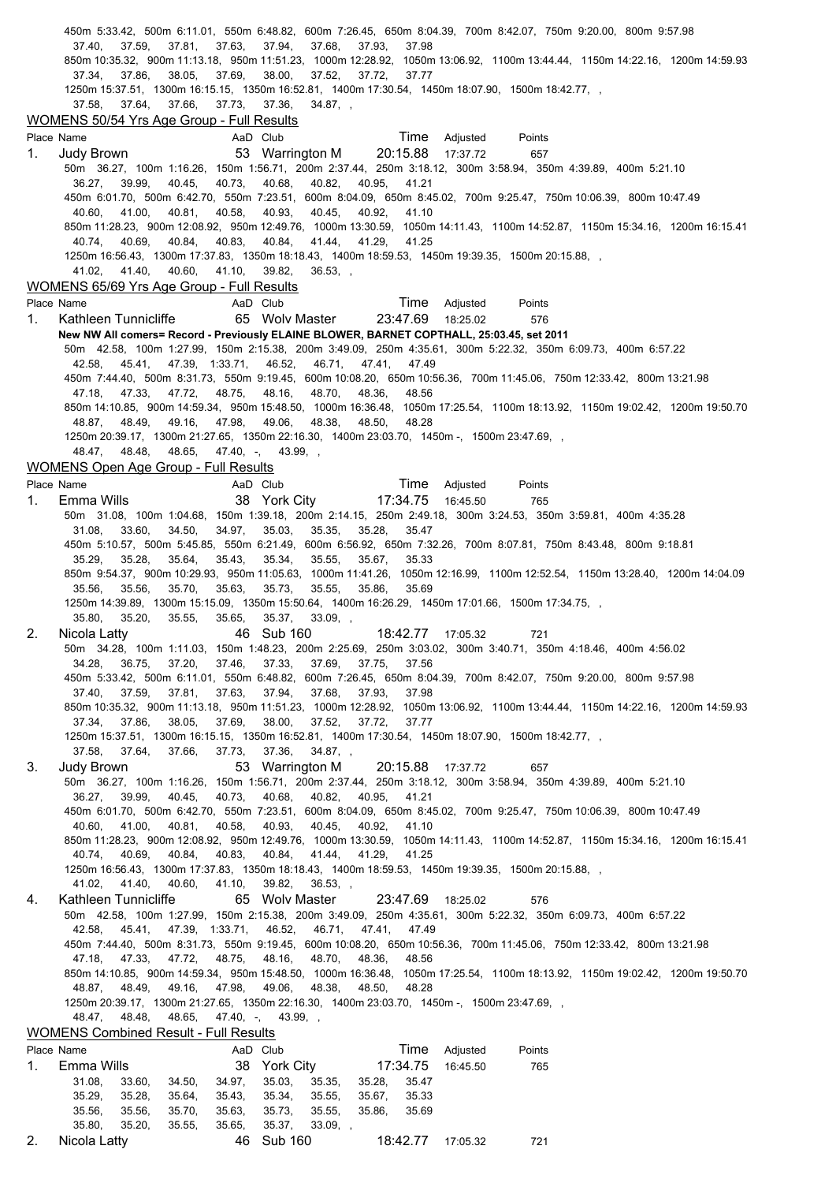450m 5:33.42, 500m 6:11.01, 550m 6:48.82, 600m 7:26.45, 650m 8:04.39, 700m 8:42.07, 750m 9:20.00, 800m 9:57.98
37.40, 37.59, 37.81, 37.63, 37.94, 37.68, 37.93, 37.98
850m 10:35.32, 900m 11:13.18, 950m 11:51.23, 1000m 12:28.92, 1050m 13:06.92, 1100m 13:44.44, 1150m 14:22.16, 1200m 14:59.93
37.34, 37.86, 38.05, 37.69, 38.00, 37.52, 37.72, 37.77
1250m 15:37.51, 1300m 16:15.15, 1350m 16:52.81, 1400m 17:30.54, 1450m 18:07.90, 1500m 18:42.77, ,
37.58, 37.64, 37.66, 37.73, 37.36, 34.87, ,

## WOMENS 50/54 Yrs Age Group - Full Results

| Place | Name | AaD | Club | Time | Adjusted | Points |
|---|---|---|---|---|---|---|
| 1. | Judy Brown | 53 | Warrington M | 20:15.88 | 17:37.72 | 657 |

50m 36.27, 100m 1:16.26, 150m 1:56.71, 200m 2:37.44, 250m 3:18.12, 300m 3:58.94, 350m 4:39.89, 400m 5:21.10
36.27, 39.99, 40.45, 40.73, 40.68, 40.82, 40.95, 41.21
450m 6:01.70, 500m 6:42.70, 550m 7:23.51, 600m 8:04.09, 650m 8:45.02, 700m 9:25.47, 750m 10:06.39, 800m 10:47.49
40.60, 41.00, 40.81, 40.58, 40.93, 40.45, 40.92, 41.10
850m 11:28.23, 900m 12:08.92, 950m 12:49.76, 1000m 13:30.59, 1050m 14:11.43, 1100m 14:52.87, 1150m 15:34.16, 1200m 16:15.41
40.74, 40.69, 40.84, 40.83, 40.84, 41.44, 41.29, 41.25
1250m 16:56.43, 1300m 17:37.83, 1350m 18:18.43, 1400m 18:59.53, 1450m 19:39.35, 1500m 20:15.88, ,
41.02, 41.40, 40.60, 41.10, 39.82, 36.53, ,

## WOMENS 65/69 Yrs Age Group - Full Results

| Place | Name | AaD | Club | Time | Adjusted | Points |
|---|---|---|---|---|---|---|
| 1. | Kathleen Tunnicliffe | 65 | Wolv Master | 23:47.69 | 18:25.02 | 576 |

**New NW All comers= Record - Previously ELAINE BLOWER, BARNET COPTHALL, 25:03.45, set 2011**

50m 42.58, 100m 1:27.99, 150m 2:15.38, 200m 3:49.09, 250m 4:35.61, 300m 5:22.32, 350m 6:09.73, 400m 6:57.22
42.58, 45.41, 47.39, 1:33.71, 46.52, 46.71, 47.41, 47.49
450m 7:44.40, 500m 8:31.73, 550m 9:19.45, 600m 10:08.20, 650m 10:56.36, 700m 11:45.06, 750m 12:33.42, 800m 13:21.98
47.18, 47.33, 47.72, 48.75, 48.16, 48.70, 48.36, 48.56
850m 14:10.85, 900m 14:59.34, 950m 15:48.50, 1000m 16:36.48, 1050m 17:25.54, 1100m 18:13.92, 1150m 19:02.42, 1200m 19:50.70
48.87, 48.49, 49.16, 47.98, 49.06, 48.38, 48.50, 48.28
1250m 20:39.17, 1300m 21:27.65, 1350m 22:16.30, 1400m 23:03.70, 1450m -, 1500m 23:47.69, ,
48.47, 48.48, 48.65, 47.40, -, 43.99, ,

## WOMENS Open Age Group - Full Results

| Place | Name | AaD | Club | Time | Adjusted | Points |
|---|---|---|---|---|---|---|
| 1. | Emma Wills | 38 | York City | 17:34.75 | 16:45.50 | 765 |

50m 31.08, 100m 1:04.68, 150m 1:39.18, 200m 2:14.15, 250m 2:49.18, 300m 3:24.53, 350m 3:59.81, 400m 4:35.28
31.08, 33.60, 34.50, 34.97, 35.03, 35.35, 35.28, 35.47
450m 5:10.57, 500m 5:45.85, 550m 6:21.49, 600m 6:56.92, 650m 7:32.26, 700m 8:07.81, 750m 8:43.48, 800m 9:18.81
35.29, 35.28, 35.64, 35.43, 35.34, 35.55, 35.67, 35.33
850m 9:54.37, 900m 10:29.93, 950m 11:05.63, 1000m 11:41.26, 1050m 12:16.99, 1100m 12:52.54, 1150m 13:28.40, 1200m 14:04.09
35.56, 35.56, 35.70, 35.63, 35.73, 35.55, 35.86, 35.69
1250m 14:39.89, 1300m 15:15.09, 1350m 15:50.64, 1400m 16:26.29, 1450m 17:01.66, 1500m 17:34.75, ,
35.80, 35.20, 35.55, 35.65, 35.37, 33.09, ,

| Place | Name | AaD | Club | Time | Adjusted | Points |
|---|---|---|---|---|---|---|
| 2. | Nicola Latty | 46 | Sub 160 | 18:42.77 | 17:05.32 | 721 |

50m 34.28, 100m 1:11.03, 150m 1:48.23, 200m 2:25.69, 250m 3:03.02, 300m 3:40.71, 350m 4:18.46, 400m 4:56.02
34.28, 36.75, 37.20, 37.46, 37.33, 37.69, 37.75, 37.56
450m 5:33.42, 500m 6:11.01, 550m 6:48.82, 600m 7:26.45, 650m 8:04.39, 700m 8:42.07, 750m 9:20.00, 800m 9:57.98
37.40, 37.59, 37.81, 37.63, 37.94, 37.68, 37.93, 37.98
850m 10:35.32, 900m 11:13.18, 950m 11:51.23, 1000m 12:28.92, 1050m 13:06.92, 1100m 13:44.44, 1150m 14:22.16, 1200m 14:59.93
37.34, 37.86, 38.05, 37.69, 38.00, 37.52, 37.72, 37.77
1250m 15:37.51, 1300m 16:15.15, 1350m 16:52.81, 1400m 17:30.54, 1450m 18:07.90, 1500m 18:42.77, ,
37.58, 37.64, 37.66, 37.73, 37.36, 34.87, ,

| Place | Name | AaD | Club | Time | Adjusted | Points |
|---|---|---|---|---|---|---|
| 3. | Judy Brown | 53 | Warrington M | 20:15.88 | 17:37.72 | 657 |

50m 36.27, 100m 1:16.26, 150m 1:56.71, 200m 2:37.44, 250m 3:18.12, 300m 3:58.94, 350m 4:39.89, 400m 5:21.10
36.27, 39.99, 40.45, 40.73, 40.68, 40.82, 40.95, 41.21
450m 6:01.70, 500m 6:42.70, 550m 7:23.51, 600m 8:04.09, 650m 8:45.02, 700m 9:25.47, 750m 10:06.39, 800m 10:47.49
40.60, 41.00, 40.81, 40.58, 40.93, 40.45, 40.92, 41.10
850m 11:28.23, 900m 12:08.92, 950m 12:49.76, 1000m 13:30.59, 1050m 14:11.43, 1100m 14:52.87, 1150m 15:34.16, 1200m 16:15.41
40.74, 40.69, 40.84, 40.83, 40.84, 41.44, 41.29, 41.25
1250m 16:56.43, 1300m 17:37.83, 1350m 18:18.43, 1400m 18:59.53, 1450m 19:39.35, 1500m 20:15.88, ,
41.02, 41.40, 40.60, 41.10, 39.82, 36.53, ,

| Place | Name | AaD | Club | Time | Adjusted | Points |
|---|---|---|---|---|---|---|
| 4. | Kathleen Tunnicliffe | 65 | Wolv Master | 23:47.69 | 18:25.02 | 576 |

50m 42.58, 100m 1:27.99, 150m 2:15.38, 200m 3:49.09, 250m 4:35.61, 300m 5:22.32, 350m 6:09.73, 400m 6:57.22
42.58, 45.41, 47.39, 1:33.71, 46.52, 46.71, 47.41, 47.49
450m 7:44.40, 500m 8:31.73, 550m 9:19.45, 600m 10:08.20, 650m 10:56.36, 700m 11:45.06, 750m 12:33.42, 800m 13:21.98
47.18, 47.33, 47.72, 48.75, 48.16, 48.70, 48.36, 48.56
850m 14:10.85, 900m 14:59.34, 950m 15:48.50, 1000m 16:36.48, 1050m 17:25.54, 1100m 18:13.92, 1150m 19:02.42, 1200m 19:50.70
48.87, 48.49, 49.16, 47.98, 49.06, 48.38, 48.50, 48.28
1250m 20:39.17, 1300m 21:27.65, 1350m 22:16.30, 1400m 23:03.70, 1450m -, 1500m 23:47.69, ,
48.47, 48.48, 48.65, 47.40, -, 43.99, ,

## WOMENS Combined Result - Full Results

| Place | Name | AaD | Club | Time | Adjusted | Points |
|---|---|---|---|---|---|---|
| 1. | Emma Wills | 38 | York City | 17:34.75 | 16:45.50 | 765 |

31.08, 33.60, 34.50, 34.97, 35.03, 35.35, 35.28, 35.47
35.29, 35.28, 35.64, 35.43, 35.34, 35.55, 35.67, 35.33
35.56, 35.56, 35.70, 35.63, 35.73, 35.55, 35.86, 35.69
35.80, 35.20, 35.55, 35.65, 35.37, 33.09, ,

| Place | Name | AaD | Club | Time | Adjusted | Points |
|---|---|---|---|---|---|---|
| 2. | Nicola Latty | 46 | Sub 160 | 18:42.77 | 17:05.32 | 721 |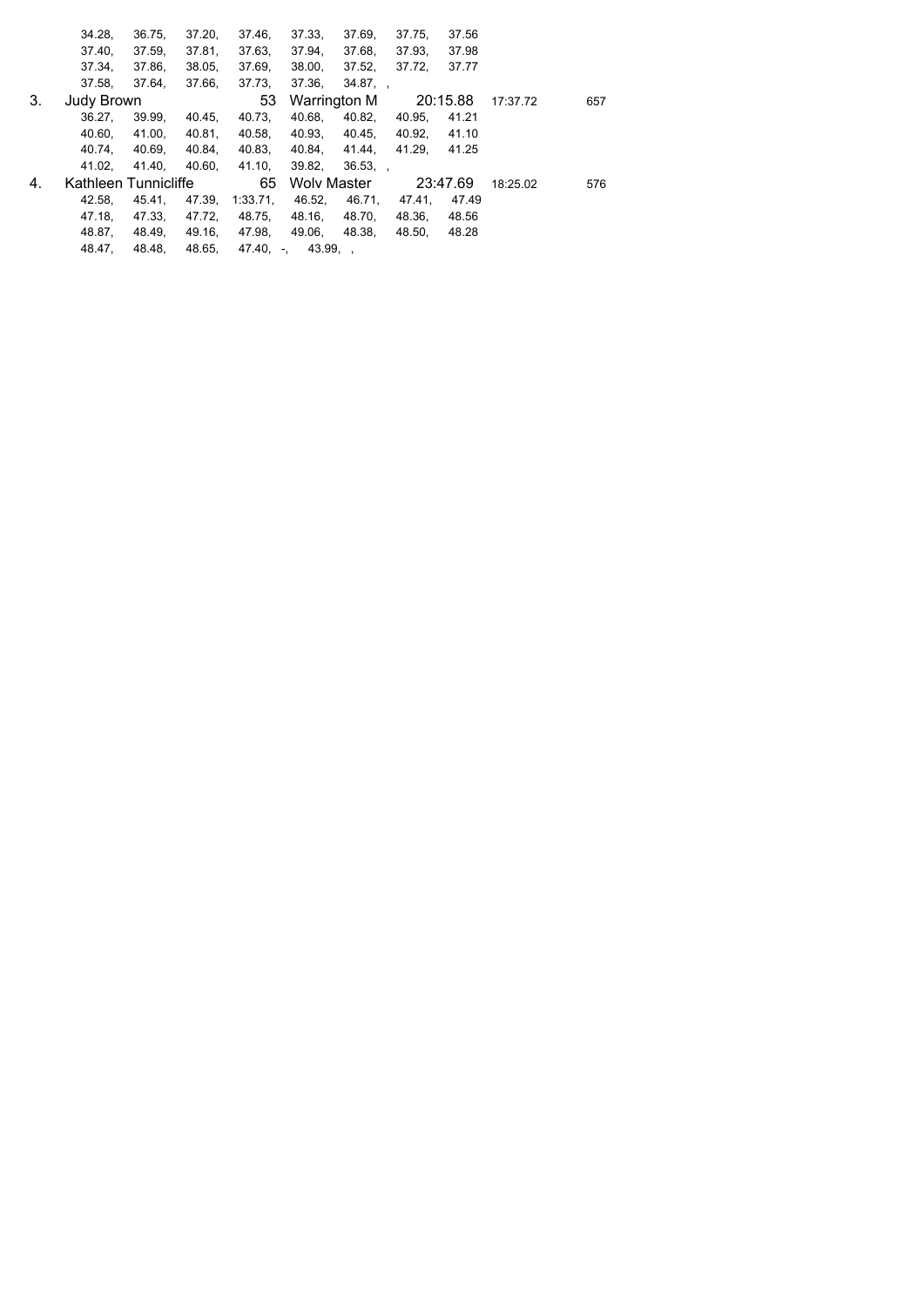34.28, 36.75, 37.20, 37.46, 37.33, 37.69, 37.75, 37.56
37.40, 37.59, 37.81, 37.63, 37.94, 37.68, 37.93, 37.98
37.34, 37.86, 38.05, 37.69, 38.00, 37.52, 37.72, 37.77
37.58, 37.64, 37.66, 37.73, 37.36, 34.87, ,

3. Judy Brown 53 Warrington M 20:15.88 17:37.72 657

36.27, 39.99, 40.45, 40.73, 40.68, 40.82, 40.95, 41.21
40.60, 41.00, 40.81, 40.58, 40.93, 40.45, 40.92, 41.10
40.74, 40.69, 40.84, 40.83, 40.84, 41.44, 41.29, 41.25
41.02, 41.40, 40.60, 41.10, 39.82, 36.53, ,

4. Kathleen Tunnicliffe 65 Wolv Master 23:47.69 18:25.02 576

42.58, 45.41, 47.39, 1:33.71, 46.52, 46.71, 47.41, 47.49
47.18, 47.33, 47.72, 48.75, 48.16, 48.70, 48.36, 48.56
48.87, 48.49, 49.16, 47.98, 49.06, 48.38, 48.50, 48.28
48.47, 48.48, 48.65, 47.40, -, 43.99, ,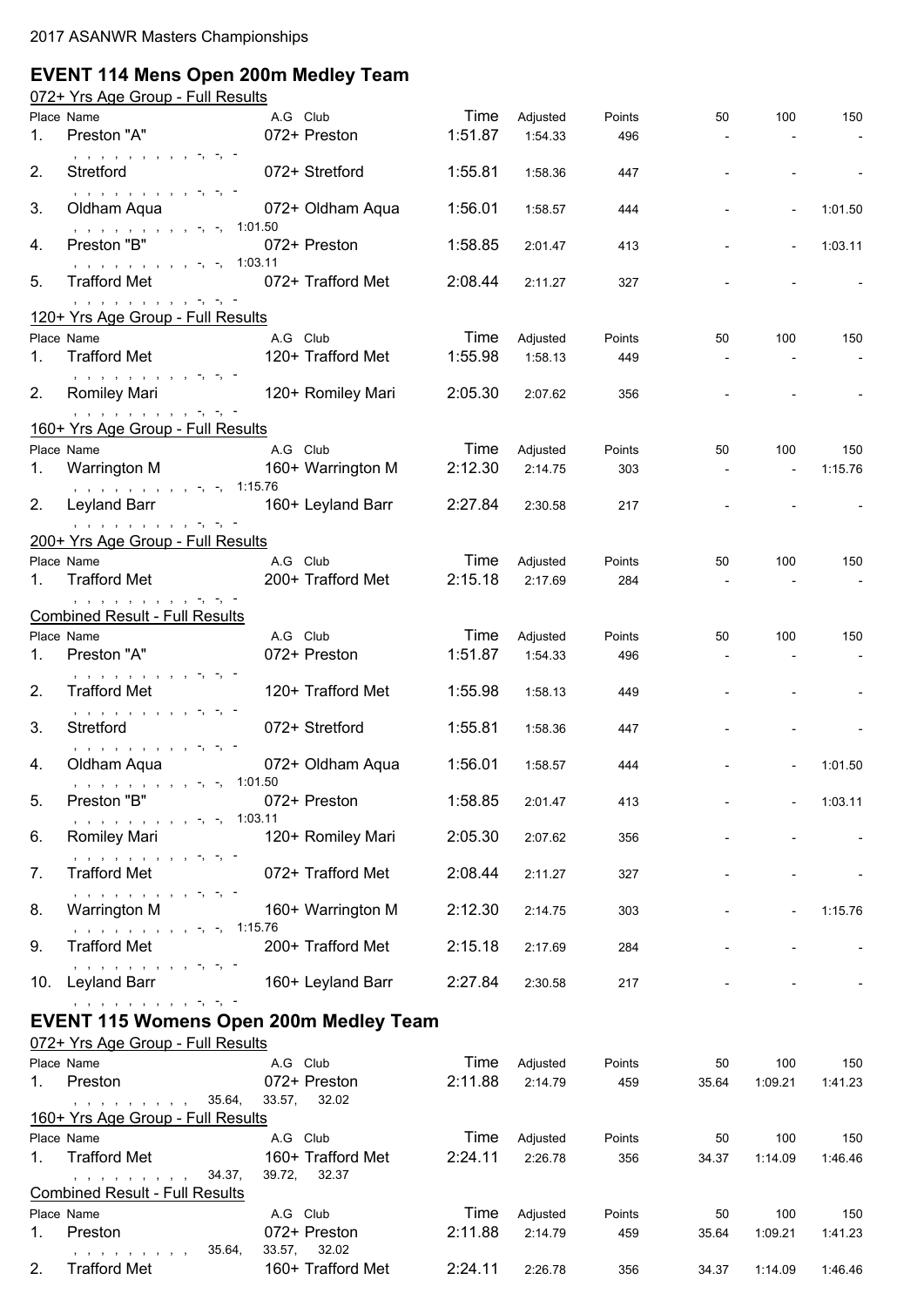2017 ASANWR Masters Championships

## EVENT 114 Mens Open 200m Medley Team

072+ Yrs Age Group - Full Results

| Place | Name | A.G | Club | Time | Adjusted | Points | 50 | 100 | 150 |
|---|---|---|---|---|---|---|---|---|---|
| 1. | Preston "A" | 072+ | Preston | 1:51.87 | 1:54.33 | 496 | - | - | - |
| | , , , , , , , , , , -, -, - | | | | | | | | |
| 2. | Stretford | 072+ | Stretford | 1:55.81 | 1:58.36 | 447 | - | - | - |
| | , , , , , , , , , , -, -, - | | | | | | | | |
| 3. | Oldham Aqua | 072+ | Oldham Aqua | 1:56.01 | 1:58.57 | 444 | - | - | 1:01.50 |
| | , , , , , , , , , , -, -, 1:01.50 | | | | | | | | |
| 4. | Preston "B" | 072+ | Preston | 1:58.85 | 2:01.47 | 413 | - | - | 1:03.11 |
| | , , , , , , , , , , -, -, 1:03.11 | | | | | | | | |
| 5. | Trafford Met | 072+ | Trafford Met | 2:08.44 | 2:11.27 | 327 | - | - | - |
| | , , , , , , , , , , -, -, - | | | | | | | | |

120+ Yrs Age Group - Full Results

| Place | Name | A.G | Club | Time | Adjusted | Points | 50 | 100 | 150 |
|---|---|---|---|---|---|---|---|---|---|
| 1. | Trafford Met | 120+ | Trafford Met | 1:55.98 | 1:58.13 | 449 | - | - | - |
| | , , , , , , , , , , -, -, - | | | | | | | | |
| 2. | Romiley Mari | 120+ | Romiley Mari | 2:05.30 | 2:07.62 | 356 | - | - | - |
| | , , , , , , , , , , -, -, - | | | | | | | | |

160+ Yrs Age Group - Full Results

| Place | Name | A.G | Club | Time | Adjusted | Points | 50 | 100 | 150 |
|---|---|---|---|---|---|---|---|---|---|
| 1. | Warrington M | 160+ | Warrington M | 2:12.30 | 2:14.75 | 303 | - | - | 1:15.76 |
| | , , , , , , , , , , -, -, 1:15.76 | | | | | | | | |
| 2. | Leyland Barr | 160+ | Leyland Barr | 2:27.84 | 2:30.58 | 217 | - | - | - |
| | , , , , , , , , , , -, -, - | | | | | | | | |

200+ Yrs Age Group - Full Results

| Place | Name | A.G | Club | Time | Adjusted | Points | 50 | 100 | 150 |
|---|---|---|---|---|---|---|---|---|---|
| 1. | Trafford Met | 200+ | Trafford Met | 2:15.18 | 2:17.69 | 284 | - | - | - |
| | , , , , , , , , , , -, -, - | | | | | | | | |

Combined Result - Full Results

| Place | Name | A.G | Club | Time | Adjusted | Points | 50 | 100 | 150 |
|---|---|---|---|---|---|---|---|---|---|
| 1. | Preston "A" | 072+ | Preston | 1:51.87 | 1:54.33 | 496 | - | - | - |
| | , , , , , , , , , , -, -, - | | | | | | | | |
| 2. | Trafford Met | 120+ | Trafford Met | 1:55.98 | 1:58.13 | 449 | - | - | - |
| | , , , , , , , , , , -, -, - | | | | | | | | |
| 3. | Stretford | 072+ | Stretford | 1:55.81 | 1:58.36 | 447 | - | - | - |
| | , , , , , , , , , , -, -, - | | | | | | | | |
| 4. | Oldham Aqua | 072+ | Oldham Aqua | 1:56.01 | 1:58.57 | 444 | - | - | 1:01.50 |
| | , , , , , , , , , , -, -, 1:01.50 | | | | | | | | |
| 5. | Preston "B" | 072+ | Preston | 1:58.85 | 2:01.47 | 413 | - | - | 1:03.11 |
| | , , , , , , , , , , -, -, 1:03.11 | | | | | | | | |
| 6. | Romiley Mari | 120+ | Romiley Mari | 2:05.30 | 2:07.62 | 356 | - | - | - |
| | , , , , , , , , , , -, -, - | | | | | | | | |
| 7. | Trafford Met | 072+ | Trafford Met | 2:08.44 | 2:11.27 | 327 | - | - | - |
| | , , , , , , , , , , -, -, - | | | | | | | | |
| 8. | Warrington M | 160+ | Warrington M | 2:12.30 | 2:14.75 | 303 | - | - | 1:15.76 |
| | , , , , , , , , , , -, -, 1:15.76 | | | | | | | | |
| 9. | Trafford Met | 200+ | Trafford Met | 2:15.18 | 2:17.69 | 284 | - | - | - |
| | , , , , , , , , , , -, -, - | | | | | | | | |
| 10. | Leyland Barr | 160+ | Leyland Barr | 2:27.84 | 2:30.58 | 217 | - | - | - |
| | , , , , , , , , , , -, -, - | | | | | | | | |

## EVENT 115 Womens Open 200m Medley Team

072+ Yrs Age Group - Full Results

| Place | Name | A.G | Club | Time | Adjusted | Points | 50 | 100 | 150 |
|---|---|---|---|---|---|---|---|---|---|
| 1. | Preston | 072+ | Preston | 2:11.88 | 2:14.79 | 459 | 35.64 | 1:09.21 | 1:41.23 |
| | , , , , , , , , , 35.64, 33.57, 32.02 | | | | | | | | |

160+ Yrs Age Group - Full Results

| Place | Name | A.G | Club | Time | Adjusted | Points | 50 | 100 | 150 |
|---|---|---|---|---|---|---|---|---|---|
| 1. | Trafford Met | 160+ | Trafford Met | 2:24.11 | 2:26.78 | 356 | 34.37 | 1:14.09 | 1:46.46 |
| | , , , , , , , , , 34.37, 39.72, 32.37 | | | | | | | | |

Combined Result - Full Results

| Place | Name | A.G | Club | Time | Adjusted | Points | 50 | 100 | 150 |
|---|---|---|---|---|---|---|---|---|---|
| 1. | Preston | 072+ | Preston | 2:11.88 | 2:14.79 | 459 | 35.64 | 1:09.21 | 1:41.23 |
| | , , , , , , , , , 35.64, 33.57, 32.02 | | | | | | | | |
| 2. | Trafford Met | 160+ | Trafford Met | 2:24.11 | 2:26.78 | 356 | 34.37 | 1:14.09 | 1:46.46 |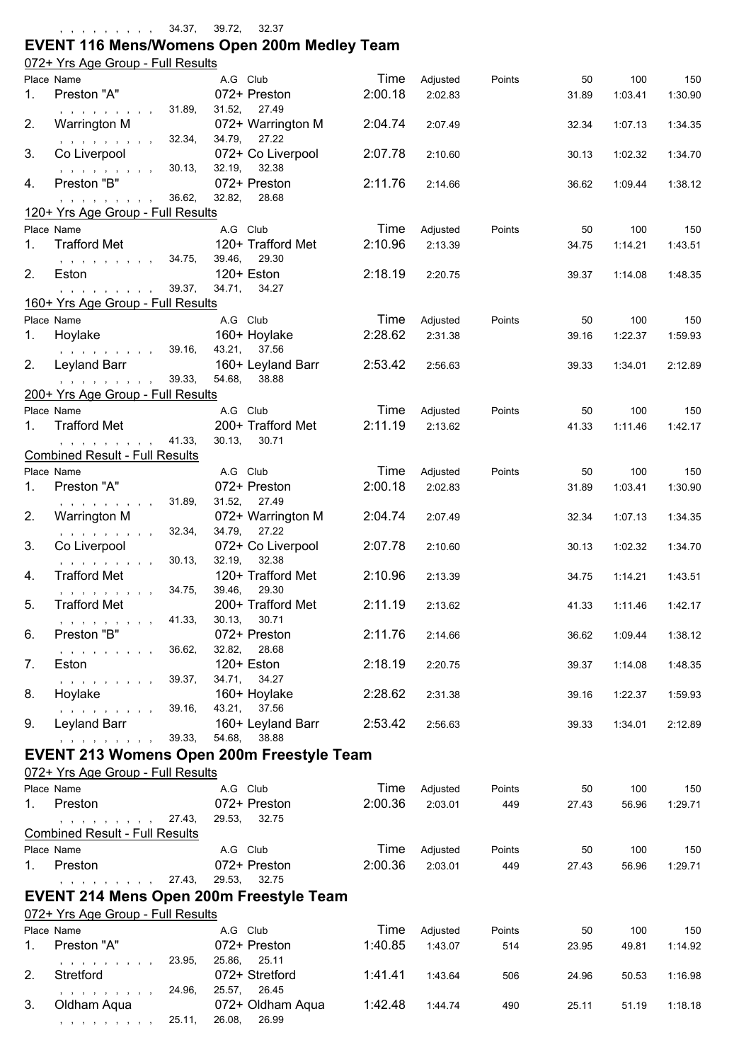, , , , , , , , , , 34.37, 39.72, 32.37

## EVENT 116 Mens/Womens Open 200m Medley Team

072+ Yrs Age Group - Full Results

| Place | Name | A.G | Club | Time | Adjusted | Points | 50 | 100 | 150 |
|---|---|---|---|---|---|---|---|---|---|
| 1. | Preston "A" | 072+ | Preston | 2:00.18 | 2:02.83 | | 31.89 | 1:03.41 | 1:30.90 |
| | , , , , , , , , , , 31.89, 31.52, 27.49 | | | | | | | | |
| 2. | Warrington M | 072+ | Warrington M | 2:04.74 | 2:07.49 | | 32.34 | 1:07.13 | 1:34.35 |
| | , , , , , , , , , , 32.34, 34.79, 27.22 | | | | | | | | |
| 3. | Co Liverpool | 072+ | Co Liverpool | 2:07.78 | 2:10.60 | | 30.13 | 1:02.32 | 1:34.70 |
| | , , , , , , , , , , 30.13, 32.19, 32.38 | | | | | | | | |
| 4. | Preston "B" | 072+ | Preston | 2:11.76 | 2:14.66 | | 36.62 | 1:09.44 | 1:38.12 |
| | , , , , , , , , , , 36.62, 32.82, 28.68 | | | | | | | | |

120+ Yrs Age Group - Full Results

| Place | Name | A.G | Club | Time | Adjusted | Points | 50 | 100 | 150 |
|---|---|---|---|---|---|---|---|---|---|
| 1. | Trafford Met | 120+ | Trafford Met | 2:10.96 | 2:13.39 | | 34.75 | 1:14.21 | 1:43.51 |
| | , , , , , , , , , , 34.75, 39.46, 29.30 | | | | | | | | |
| 2. | Eston | 120+ | Eston | 2:18.19 | 2:20.75 | | 39.37 | 1:14.08 | 1:48.35 |
| | , , , , , , , , , , 39.37, 34.71, 34.27 | | | | | | | | |

160+ Yrs Age Group - Full Results

| Place | Name | A.G | Club | Time | Adjusted | Points | 50 | 100 | 150 |
|---|---|---|---|---|---|---|---|---|---|
| 1. | Hoylake | 160+ | Hoylake | 2:28.62 | 2:31.38 | | 39.16 | 1:22.37 | 1:59.93 |
| | , , , , , , , , , , 39.16, 43.21, 37.56 | | | | | | | | |
| 2. | Leyland Barr | 160+ | Leyland Barr | 2:53.42 | 2:56.63 | | 39.33 | 1:34.01 | 2:12.89 |
| | , , , , , , , , , , 39.33, 54.68, 38.88 | | | | | | | | |

200+ Yrs Age Group - Full Results

| Place | Name | A.G | Club | Time | Adjusted | Points | 50 | 100 | 150 |
|---|---|---|---|---|---|---|---|---|---|
| 1. | Trafford Met | 200+ | Trafford Met | 2:11.19 | 2:13.62 | | 41.33 | 1:11.46 | 1:42.17 |
| | , , , , , , , , , , 41.33, 30.13, 30.71 | | | | | | | | |

Combined Result - Full Results

| Place | Name | A.G | Club | Time | Adjusted | Points | 50 | 100 | 150 |
|---|---|---|---|---|---|---|---|---|---|
| 1. | Preston "A" | 072+ | Preston | 2:00.18 | 2:02.83 | | 31.89 | 1:03.41 | 1:30.90 |
| | , , , , , , , , , , 31.89, 31.52, 27.49 | | | | | | | | |
| 2. | Warrington M | 072+ | Warrington M | 2:04.74 | 2:07.49 | | 32.34 | 1:07.13 | 1:34.35 |
| | , , , , , , , , , , 32.34, 34.79, 27.22 | | | | | | | | |
| 3. | Co Liverpool | 072+ | Co Liverpool | 2:07.78 | 2:10.60 | | 30.13 | 1:02.32 | 1:34.70 |
| | , , , , , , , , , , 30.13, 32.19, 32.38 | | | | | | | | |
| 4. | Trafford Met | 120+ | Trafford Met | 2:10.96 | 2:13.39 | | 34.75 | 1:14.21 | 1:43.51 |
| | , , , , , , , , , , 34.75, 39.46, 29.30 | | | | | | | | |
| 5. | Trafford Met | 200+ | Trafford Met | 2:11.19 | 2:13.62 | | 41.33 | 1:11.46 | 1:42.17 |
| | , , , , , , , , , , 41.33, 30.13, 30.71 | | | | | | | | |
| 6. | Preston "B" | 072+ | Preston | 2:11.76 | 2:14.66 | | 36.62 | 1:09.44 | 1:38.12 |
| | , , , , , , , , , , 36.62, 32.82, 28.68 | | | | | | | | |
| 7. | Eston | 120+ | Eston | 2:18.19 | 2:20.75 | | 39.37 | 1:14.08 | 1:48.35 |
| | , , , , , , , , , , 39.37, 34.71, 34.27 | | | | | | | | |
| 8. | Hoylake | 160+ | Hoylake | 2:28.62 | 2:31.38 | | 39.16 | 1:22.37 | 1:59.93 |
| | , , , , , , , , , , 39.16, 43.21, 37.56 | | | | | | | | |
| 9. | Leyland Barr | 160+ | Leyland Barr | 2:53.42 | 2:56.63 | | 39.33 | 1:34.01 | 2:12.89 |
| | , , , , , , , , , , 39.33, 54.68, 38.88 | | | | | | | | |

## EVENT 213 Womens Open 200m Freestyle Team

072+ Yrs Age Group - Full Results

| Place | Name | A.G | Club | Time | Adjusted | Points | 50 | 100 | 150 |
|---|---|---|---|---|---|---|---|---|---|
| 1. | Preston | 072+ | Preston | 2:00.36 | 2:03.01 | 449 | 27.43 | 56.96 | 1:29.71 |
| | , , , , , , , , , , 27.43, 29.53, 32.75 | | | | | | | | |

Combined Result - Full Results

| Place | Name | A.G | Club | Time | Adjusted | Points | 50 | 100 | 150 |
|---|---|---|---|---|---|---|---|---|---|
| 1. | Preston | 072+ | Preston | 2:00.36 | 2:03.01 | 449 | 27.43 | 56.96 | 1:29.71 |
| | , , , , , , , , , , 27.43, 29.53, 32.75 | | | | | | | | |

## EVENT 214 Mens Open 200m Freestyle Team

072+ Yrs Age Group - Full Results

| Place | Name | A.G | Club | Time | Adjusted | Points | 50 | 100 | 150 |
|---|---|---|---|---|---|---|---|---|---|
| 1. | Preston "A" | 072+ | Preston | 1:40.85 | 1:43.07 | 514 | 23.95 | 49.81 | 1:14.92 |
| | , , , , , , , , , , 23.95, 25.86, 25.11 | | | | | | | | |
| 2. | Stretford | 072+ | Stretford | 1:41.41 | 1:43.64 | 506 | 24.96 | 50.53 | 1:16.98 |
| | , , , , , , , , , , 24.96, 25.57, 26.45 | | | | | | | | |
| 3. | Oldham Aqua | 072+ | Oldham Aqua | 1:42.48 | 1:44.74 | 490 | 25.11 | 51.19 | 1:18.18 |
| | , , , , , , , , , , 25.11, 26.08, 26.99 | | | | | | | | |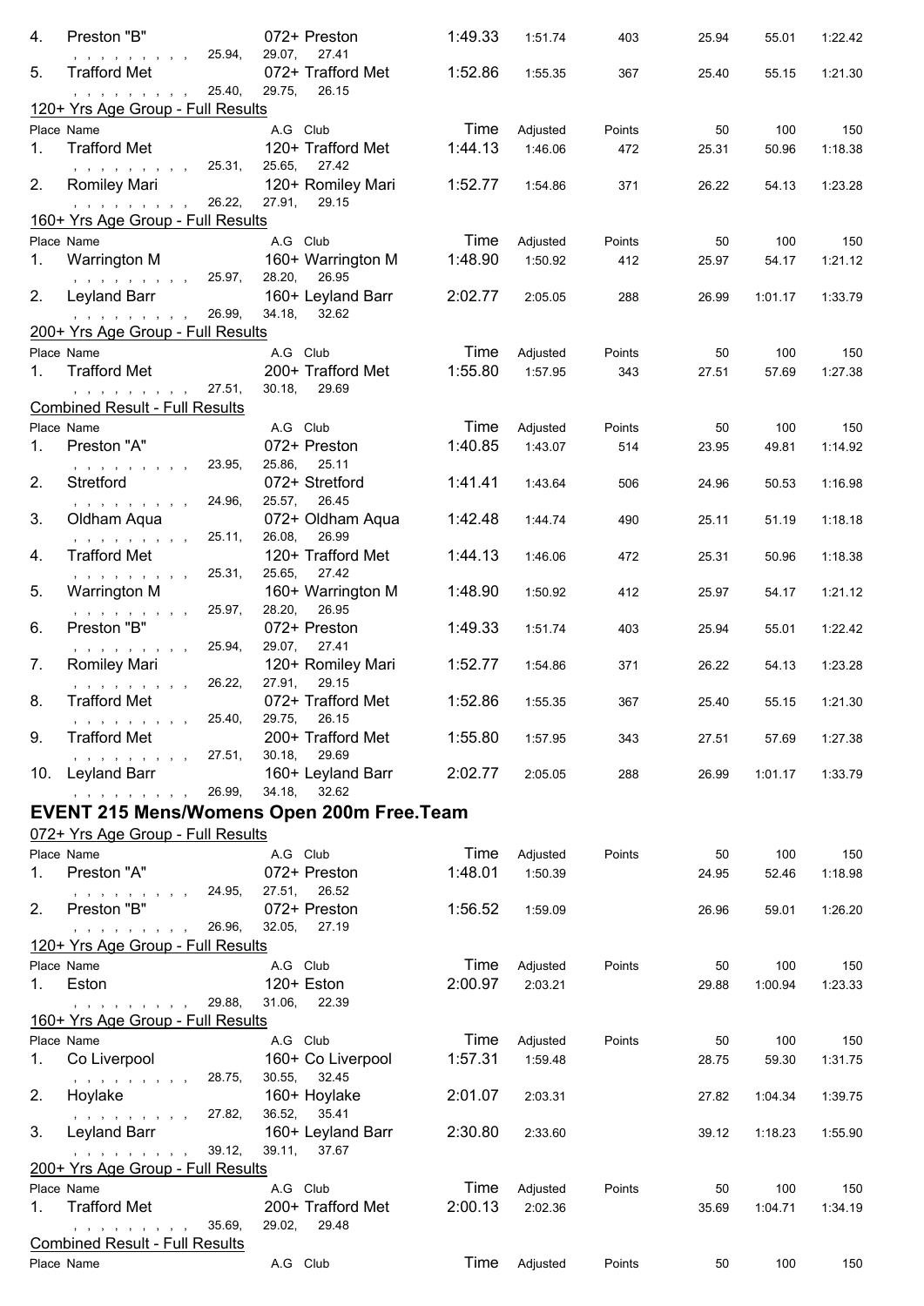| Place | Name | A.G | Club | Time | Adjusted | Points | 50 | 100 | 150 |
|---|---|---|---|---|---|---|---|---|---|
| 4. | Preston "B" | 072+ | Preston | 1:49.33 | 1:51.74 | 403 | 25.94 | 55.01 | 1:22.42 |
| | , , , , , , , , , , 25.94, 29.07, 27.41 | | | | | | | | |
| 5. | Trafford Met | 072+ | Trafford Met | 1:52.86 | 1:55.35 | 367 | 25.40 | 55.15 | 1:21.30 |
| | , , , , , , , , , , 25.40, 29.75, 26.15 | | | | | | | | |

120+ Yrs Age Group - Full Results

| Place | Name | A.G | Club | Time | Adjusted | Points | 50 | 100 | 150 |
|---|---|---|---|---|---|---|---|---|---|
| 1. | Trafford Met | 120+ | Trafford Met | 1:44.13 | 1:46.06 | 472 | 25.31 | 50.96 | 1:18.38 |
| | , , , , , , , , , , 25.31, 25.65, 27.42 | | | | | | | | |
| 2. | Romiley Mari | 120+ | Romiley Mari | 1:52.77 | 1:54.86 | 371 | 26.22 | 54.13 | 1:23.28 |
| | , , , , , , , , , , 26.22, 27.91, 29.15 | | | | | | | | |

160+ Yrs Age Group - Full Results

| Place | Name | A.G | Club | Time | Adjusted | Points | 50 | 100 | 150 |
|---|---|---|---|---|---|---|---|---|---|
| 1. | Warrington M | 160+ | Warrington M | 1:48.90 | 1:50.92 | 412 | 25.97 | 54.17 | 1:21.12 |
| | , , , , , , , , , , 25.97, 28.20, 26.95 | | | | | | | | |
| 2. | Leyland Barr | 160+ | Leyland Barr | 2:02.77 | 2:05.05 | 288 | 26.99 | 1:01.17 | 1:33.79 |
| | , , , , , , , , , , 26.99, 34.18, 32.62 | | | | | | | | |

200+ Yrs Age Group - Full Results

| Place | Name | A.G | Club | Time | Adjusted | Points | 50 | 100 | 150 |
|---|---|---|---|---|---|---|---|---|---|
| 1. | Trafford Met | 200+ | Trafford Met | 1:55.80 | 1:57.95 | 343 | 27.51 | 57.69 | 1:27.38 |
| | , , , , , , , , , , 27.51, 30.18, 29.69 | | | | | | | | |

Combined Result - Full Results

| Place | Name | A.G | Club | Time | Adjusted | Points | 50 | 100 | 150 |
|---|---|---|---|---|---|---|---|---|---|
| 1. | Preston "A" | 072+ | Preston | 1:40.85 | 1:43.07 | 514 | 23.95 | 49.81 | 1:14.92 |
| | , , , , , , , , , , 23.95, 25.86, 25.11 | | | | | | | | |
| 2. | Stretford | 072+ | Stretford | 1:41.41 | 1:43.64 | 506 | 24.96 | 50.53 | 1:16.98 |
| | , , , , , , , , , , 24.96, 25.57, 26.45 | | | | | | | | |
| 3. | Oldham Aqua | 072+ | Oldham Aqua | 1:42.48 | 1:44.74 | 490 | 25.11 | 51.19 | 1:18.18 |
| | , , , , , , , , , , 25.11, 26.08, 26.99 | | | | | | | | |
| 4. | Trafford Met | 120+ | Trafford Met | 1:44.13 | 1:46.06 | 472 | 25.31 | 50.96 | 1:18.38 |
| | , , , , , , , , , , 25.31, 25.65, 27.42 | | | | | | | | |
| 5. | Warrington M | 160+ | Warrington M | 1:48.90 | 1:50.92 | 412 | 25.97 | 54.17 | 1:21.12 |
| | , , , , , , , , , , 25.97, 28.20, 26.95 | | | | | | | | |
| 6. | Preston "B" | 072+ | Preston | 1:49.33 | 1:51.74 | 403 | 25.94 | 55.01 | 1:22.42 |
| | , , , , , , , , , , 25.94, 29.07, 27.41 | | | | | | | | |
| 7. | Romiley Mari | 120+ | Romiley Mari | 1:52.77 | 1:54.86 | 371 | 26.22 | 54.13 | 1:23.28 |
| | , , , , , , , , , , 26.22, 27.91, 29.15 | | | | | | | | |
| 8. | Trafford Met | 072+ | Trafford Met | 1:52.86 | 1:55.35 | 367 | 25.40 | 55.15 | 1:21.30 |
| | , , , , , , , , , , 25.40, 29.75, 26.15 | | | | | | | | |
| 9. | Trafford Met | 200+ | Trafford Met | 1:55.80 | 1:57.95 | 343 | 27.51 | 57.69 | 1:27.38 |
| | , , , , , , , , , , 27.51, 30.18, 29.69 | | | | | | | | |
| 10. | Leyland Barr | 160+ | Leyland Barr | 2:02.77 | 2:05.05 | 288 | 26.99 | 1:01.17 | 1:33.79 |
| | , , , , , , , , , , 26.99, 34.18, 32.62 | | | | | | | | |

## EVENT 215 Mens/Womens Open 200m Free.Team

072+ Yrs Age Group - Full Results

| Place | Name | A.G | Club | Time | Adjusted | Points | 50 | 100 | 150 |
|---|---|---|---|---|---|---|---|---|---|
| 1. | Preston "A" | 072+ | Preston | 1:48.01 | 1:50.39 | | 24.95 | 52.46 | 1:18.98 |
| | , , , , , , , , , , 24.95, 27.51, 26.52 | | | | | | | | |
| 2. | Preston "B" | 072+ | Preston | 1:56.52 | 1:59.09 | | 26.96 | 59.01 | 1:26.20 |
| | , , , , , , , , , , 26.96, 32.05, 27.19 | | | | | | | | |

120+ Yrs Age Group - Full Results

| Place | Name | A.G | Club | Time | Adjusted | Points | 50 | 100 | 150 |
|---|---|---|---|---|---|---|---|---|---|
| 1. | Eston | 120+ | Eston | 2:00.97 | 2:03.21 | | 29.88 | 1:00.94 | 1:23.33 |
| | , , , , , , , , , , 29.88, 31.06, 22.39 | | | | | | | | |

160+ Yrs Age Group - Full Results

| Place | Name | A.G | Club | Time | Adjusted | Points | 50 | 100 | 150 |
|---|---|---|---|---|---|---|---|---|---|
| 1. | Co Liverpool | 160+ | Co Liverpool | 1:57.31 | 1:59.48 | | 28.75 | 59.30 | 1:31.75 |
| | , , , , , , , , , , 28.75, 30.55, 32.45 | | | | | | | | |
| 2. | Hoylake | 160+ | Hoylake | 2:01.07 | 2:03.31 | | 27.82 | 1:04.34 | 1:39.75 |
| | , , , , , , , , , , 27.82, 36.52, 35.41 | | | | | | | | |
| 3. | Leyland Barr | 160+ | Leyland Barr | 2:30.80 | 2:33.60 | | 39.12 | 1:18.23 | 1:55.90 |
| | , , , , , , , , , , 39.12, 39.11, 37.67 | | | | | | | | |

200+ Yrs Age Group - Full Results

| Place | Name | A.G | Club | Time | Adjusted | Points | 50 | 100 | 150 |
|---|---|---|---|---|---|---|---|---|---|
| 1. | Trafford Met | 200+ | Trafford Met | 2:00.13 | 2:02.36 | | 35.69 | 1:04.71 | 1:34.19 |
| | , , , , , , , , , , 35.69, 29.02, 29.48 | | | | | | | | |

Combined Result - Full Results

| Place | Name | A.G | Club | Time | Adjusted | Points | 50 | 100 | 150 |
|---|---|---|---|---|---|---|---|---|---|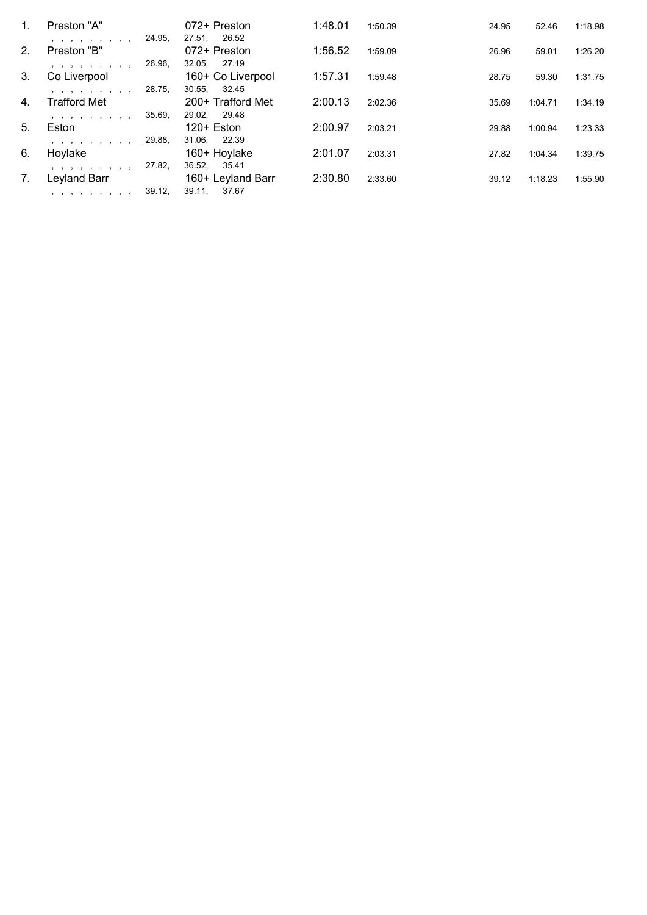| | | | | | | | |
|---|---|---|---|---|---|---|---|
| 1. | Preston "A" | 072+ Preston | 1:48.01 | 1:50.39 | 24.95 | 52.46 | 1:18.98 |
| | , , , , , , , , , , 24.95, | 27.51, 26.52 | | | | | |
| 2. | Preston "B" | 072+ Preston | 1:56.52 | 1:59.09 | 26.96 | 59.01 | 1:26.20 |
| | , , , , , , , , , , 26.96, | 32.05, 27.19 | | | | | |
| 3. | Co Liverpool | 160+ Co Liverpool | 1:57.31 | 1:59.48 | 28.75 | 59.30 | 1:31.75 |
| | , , , , , , , , , , 28.75, | 30.55, 32.45 | | | | | |
| 4. | Trafford Met | 200+ Trafford Met | 2:00.13 | 2:02.36 | 35.69 | 1:04.71 | 1:34.19 |
| | , , , , , , , , , , 35.69, | 29.02, 29.48 | | | | | |
| 5. | Eston | 120+ Eston | 2:00.97 | 2:03.21 | 29.88 | 1:00.94 | 1:23.33 |
| | , , , , , , , , , , 29.88, | 31.06, 22.39 | | | | | |
| 6. | Hoylake | 160+ Hoylake | 2:01.07 | 2:03.31 | 27.82 | 1:04.34 | 1:39.75 |
| | , , , , , , , , , , 27.82, | 36.52, 35.41 | | | | | |
| 7. | Leyland Barr | 160+ Leyland Barr | 2:30.80 | 2:33.60 | 39.12 | 1:18.23 | 1:55.90 |
| | , , , , , , , , , , 39.12, | 39.11, 37.67 | | | | | |